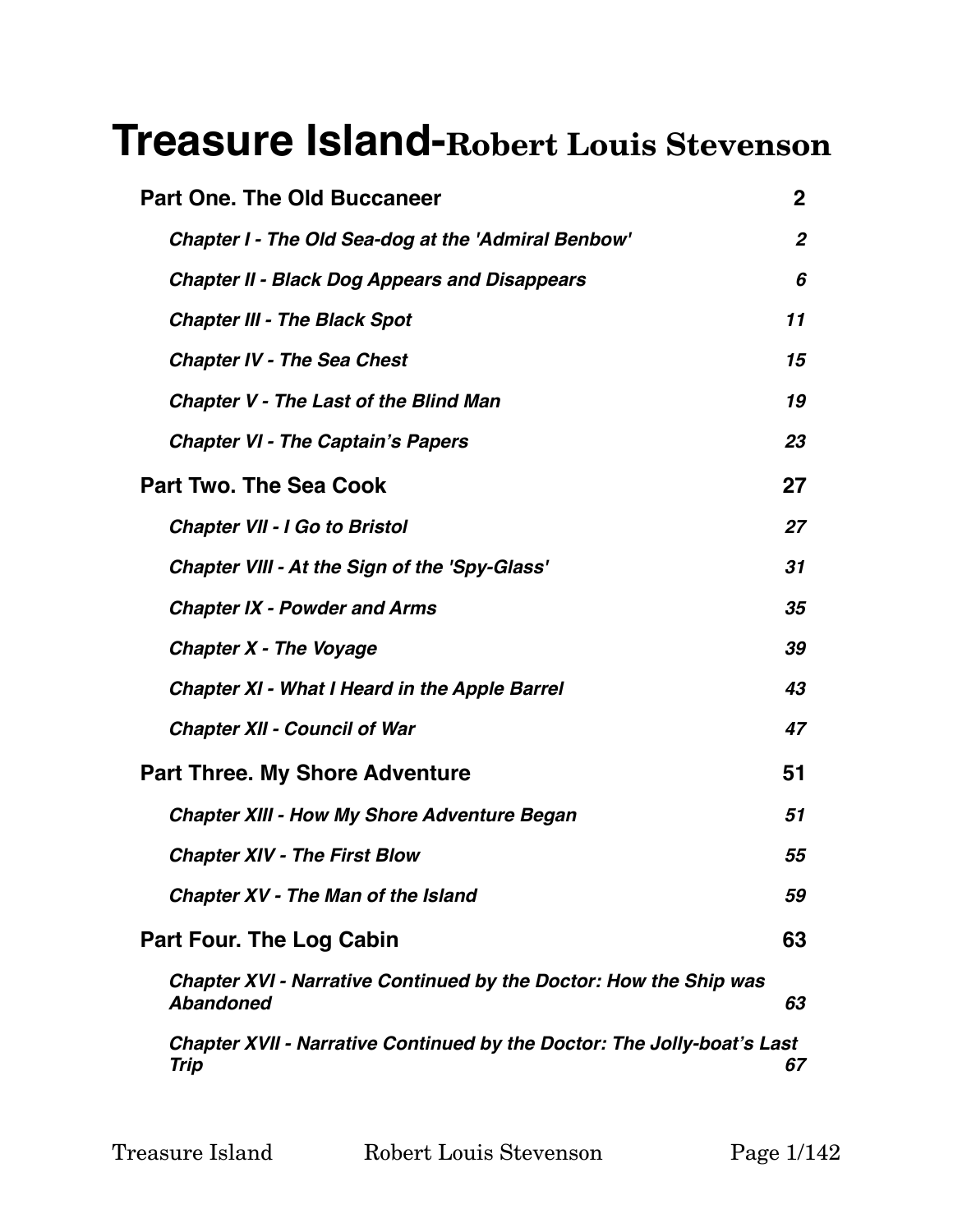# Treasure Island-Robert Louis Stevenson

| | |
|---|---|
| **Part One. The Old Buccaneer** | **2** |
| ***Chapter I - The Old Sea-dog at the 'Admiral Benbow'*** | ***2*** |
| ***Chapter II - Black Dog Appears and Disappears*** | ***6*** |
| ***Chapter III - The Black Spot*** | ***11*** |
| ***Chapter IV - The Sea Chest*** | ***15*** |
| ***Chapter V - The Last of the Blind Man*** | ***19*** |
| ***Chapter VI - The Captain's Papers*** | ***23*** |
| **Part Two. The Sea Cook** | **27** |
| ***Chapter VII - I Go to Bristol*** | ***27*** |
| ***Chapter VIII - At the Sign of the 'Spy-Glass'*** | ***31*** |
| ***Chapter IX - Powder and Arms*** | ***35*** |
| ***Chapter X - The Voyage*** | ***39*** |
| ***Chapter XI - What I Heard in the Apple Barrel*** | ***43*** |
| ***Chapter XII - Council of War*** | ***47*** |
| **Part Three. My Shore Adventure** | **51** |
| ***Chapter XIII - How My Shore Adventure Began*** | ***51*** |
| ***Chapter XIV - The First Blow*** | ***55*** |
| ***Chapter XV - The Man of the Island*** | ***59*** |
| **Part Four. The Log Cabin** | **63** |
| ***Chapter XVI - Narrative Continued by the Doctor: How the Ship was Abandoned*** | ***63*** |
| ***Chapter XVII - Narrative Continued by the Doctor: The Jolly-boat's Last Trip*** | ***67*** |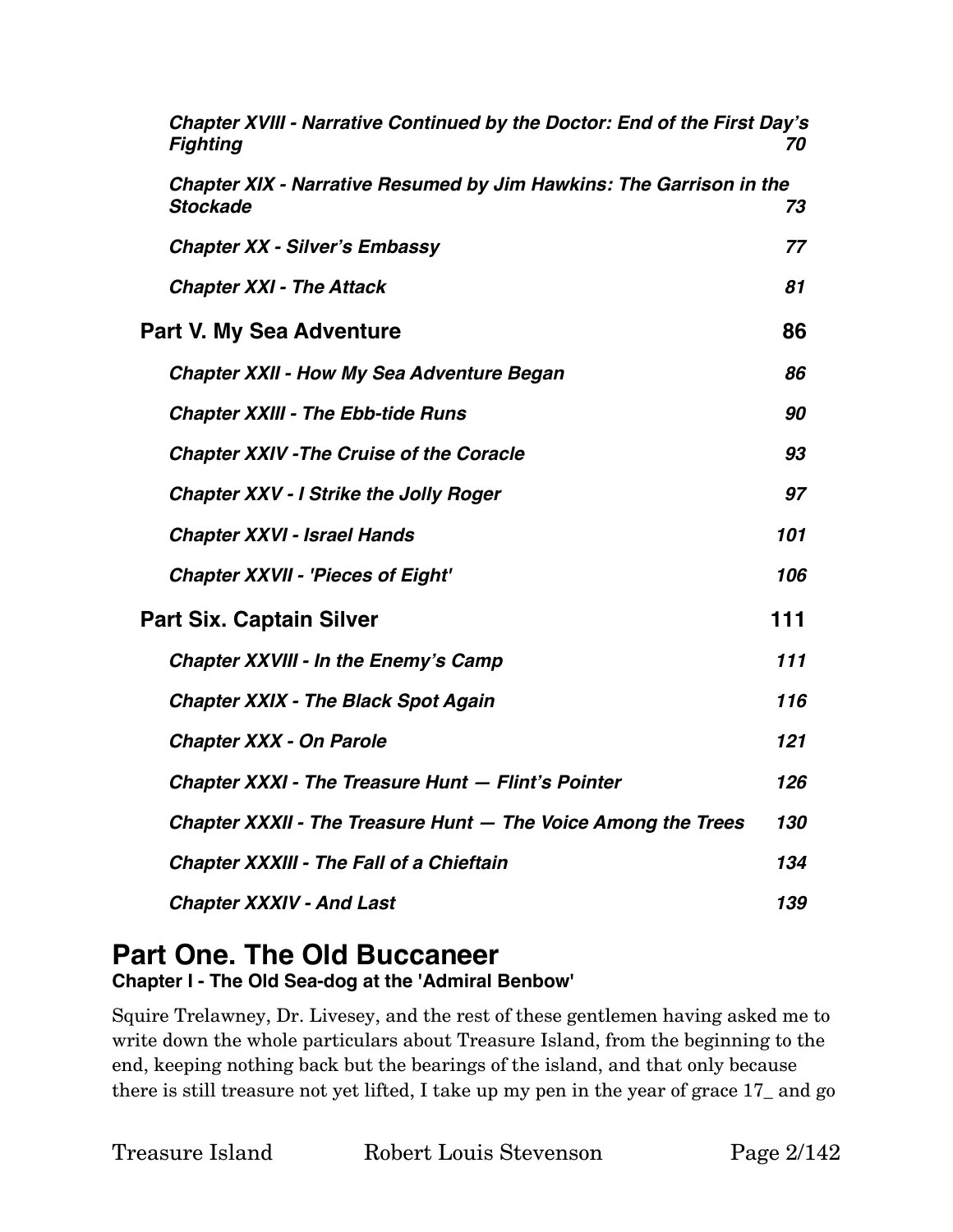*Chapter XVIII - Narrative Continued by the Doctor: End of the First Day's Fighting* 70

*Chapter XIX - Narrative Resumed by Jim Hawkins: The Garrison in the Stockade* 73

*Chapter XX - Silver's Embassy* 77

*Chapter XXI - The Attack* 81

**Part V. My Sea Adventure** 86

*Chapter XXII - How My Sea Adventure Began* 86

*Chapter XXIII - The Ebb-tide Runs* 90

*Chapter XXIV -The Cruise of the Coracle* 93

*Chapter XXV - I Strike the Jolly Roger* 97

*Chapter XXVI - Israel Hands* 101

*Chapter XXVII - 'Pieces of Eight'* 106

**Part Six. Captain Silver** 111

*Chapter XXVIII - In the Enemy's Camp* 111

*Chapter XXIX - The Black Spot Again* 116

*Chapter XXX - On Parole* 121

*Chapter XXXI - The Treasure Hunt — Flint's Pointer* 126

*Chapter XXXII - The Treasure Hunt — The Voice Among the Trees* 130

*Chapter XXXIII - The Fall of a Chieftain* 134

*Chapter XXXIV - And Last* 139

# Part One. The Old Buccaneer

## Chapter I - The Old Sea-dog at the 'Admiral Benbow'

Squire Trelawney, Dr. Livesey, and the rest of these gentlemen having asked me to write down the whole particulars about Treasure Island, from the beginning to the end, keeping nothing back but the bearings of the island, and that only because there is still treasure not yet lifted, I take up my pen in the year of grace 17_ and go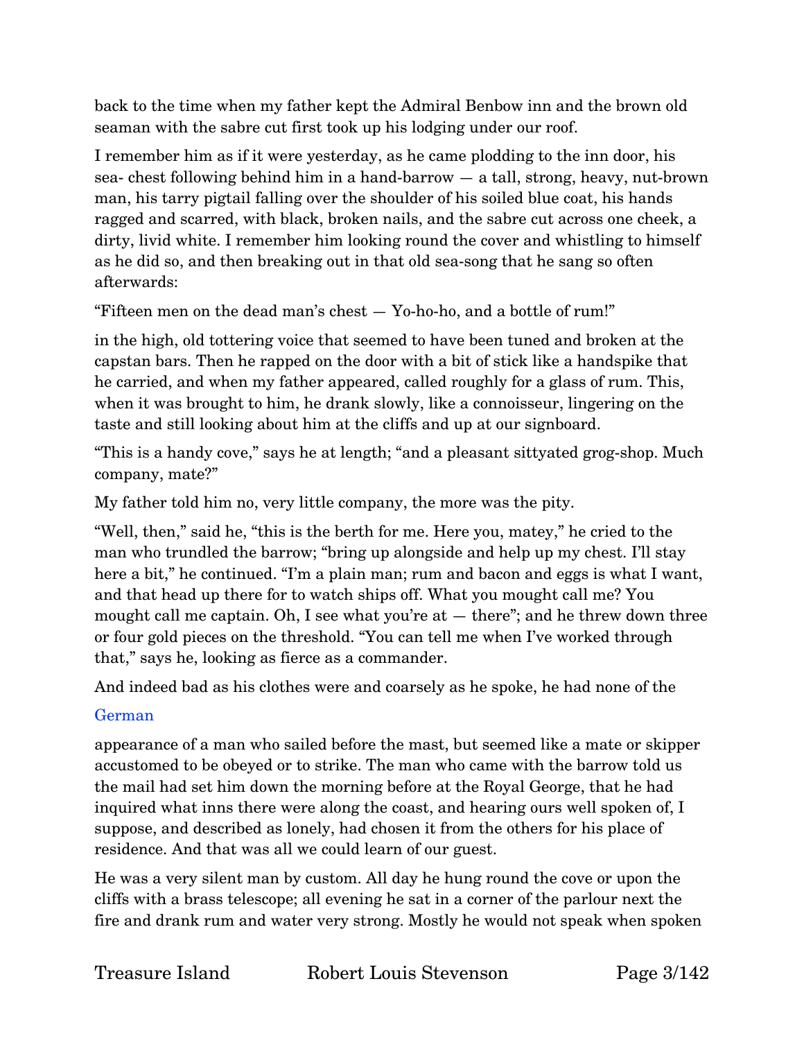back to the time when my father kept the Admiral Benbow inn and the brown old seaman with the sabre cut first took up his lodging under our roof.

I remember him as if it were yesterday, as he came plodding to the inn door, his sea- chest following behind him in a hand-barrow — a tall, strong, heavy, nut-brown man, his tarry pigtail falling over the shoulder of his soiled blue coat, his hands ragged and scarred, with black, broken nails, and the sabre cut across one cheek, a dirty, livid white. I remember him looking round the cover and whistling to himself as he did so, and then breaking out in that old sea-song that he sang so often afterwards:

"Fifteen men on the dead man's chest — Yo-ho-ho, and a bottle of rum!"

in the high, old tottering voice that seemed to have been tuned and broken at the capstan bars. Then he rapped on the door with a bit of stick like a handspike that he carried, and when my father appeared, called roughly for a glass of rum. This, when it was brought to him, he drank slowly, like a connoisseur, lingering on the taste and still looking about him at the cliffs and up at our signboard.

"This is a handy cove," says he at length; "and a pleasant sittyated grog-shop. Much company, mate?"

My father told him no, very little company, the more was the pity.

"Well, then," said he, "this is the berth for me. Here you, matey," he cried to the man who trundled the barrow; "bring up alongside and help up my chest. I'll stay here a bit," he continued. "I'm a plain man; rum and bacon and eggs is what I want, and that head up there for to watch ships off. What you mought call me? You mought call me captain. Oh, I see what you're at — there"; and he threw down three or four gold pieces on the threshold. "You can tell me when I've worked through that," says he, looking as fierce as a commander.

And indeed bad as his clothes were and coarsely as he spoke, he had none of the

German

appearance of a man who sailed before the mast, but seemed like a mate or skipper accustomed to be obeyed or to strike. The man who came with the barrow told us the mail had set him down the morning before at the Royal George, that he had inquired what inns there were along the coast, and hearing ours well spoken of, I suppose, and described as lonely, had chosen it from the others for his place of residence. And that was all we could learn of our guest.

He was a very silent man by custom. All day he hung round the cove or upon the cliffs with a brass telescope; all evening he sat in a corner of the parlour next the fire and drank rum and water very strong. Mostly he would not speak when spoken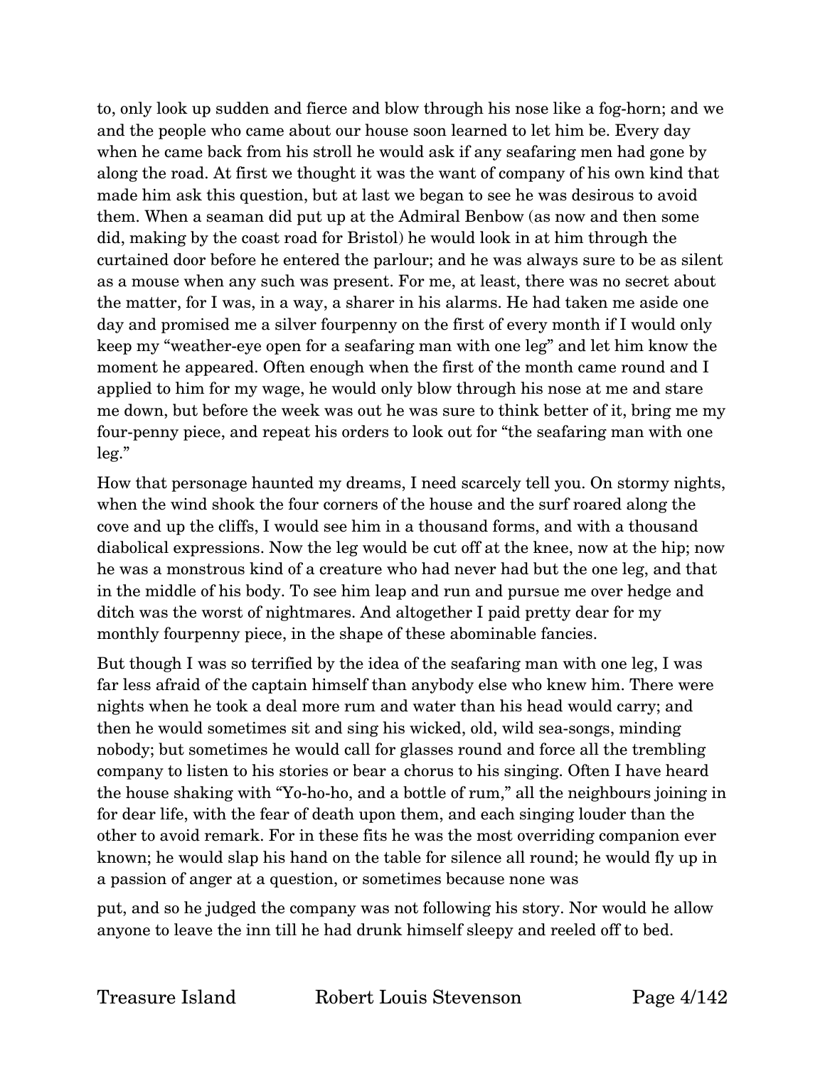to, only look up sudden and fierce and blow through his nose like a fog-horn; and we and the people who came about our house soon learned to let him be. Every day when he came back from his stroll he would ask if any seafaring men had gone by along the road. At first we thought it was the want of company of his own kind that made him ask this question, but at last we began to see he was desirous to avoid them. When a seaman did put up at the Admiral Benbow (as now and then some did, making by the coast road for Bristol) he would look in at him through the curtained door before he entered the parlour; and he was always sure to be as silent as a mouse when any such was present. For me, at least, there was no secret about the matter, for I was, in a way, a sharer in his alarms. He had taken me aside one day and promised me a silver fourpenny on the first of every month if I would only keep my "weather-eye open for a seafaring man with one leg" and let him know the moment he appeared. Often enough when the first of the month came round and I applied to him for my wage, he would only blow through his nose at me and stare me down, but before the week was out he was sure to think better of it, bring me my four-penny piece, and repeat his orders to look out for "the seafaring man with one leg."

How that personage haunted my dreams, I need scarcely tell you. On stormy nights, when the wind shook the four corners of the house and the surf roared along the cove and up the cliffs, I would see him in a thousand forms, and with a thousand diabolical expressions. Now the leg would be cut off at the knee, now at the hip; now he was a monstrous kind of a creature who had never had but the one leg, and that in the middle of his body. To see him leap and run and pursue me over hedge and ditch was the worst of nightmares. And altogether I paid pretty dear for my monthly fourpenny piece, in the shape of these abominable fancies.

But though I was so terrified by the idea of the seafaring man with one leg, I was far less afraid of the captain himself than anybody else who knew him. There were nights when he took a deal more rum and water than his head would carry; and then he would sometimes sit and sing his wicked, old, wild sea-songs, minding nobody; but sometimes he would call for glasses round and force all the trembling company to listen to his stories or bear a chorus to his singing. Often I have heard the house shaking with "Yo-ho-ho, and a bottle of rum," all the neighbours joining in for dear life, with the fear of death upon them, and each singing louder than the other to avoid remark. For in these fits he was the most overriding companion ever known; he would slap his hand on the table for silence all round; he would fly up in a passion of anger at a question, or sometimes because none was put, and so he judged the company was not following his story. Nor would he allow anyone to leave the inn till he had drunk himself sleepy and reeled off to bed.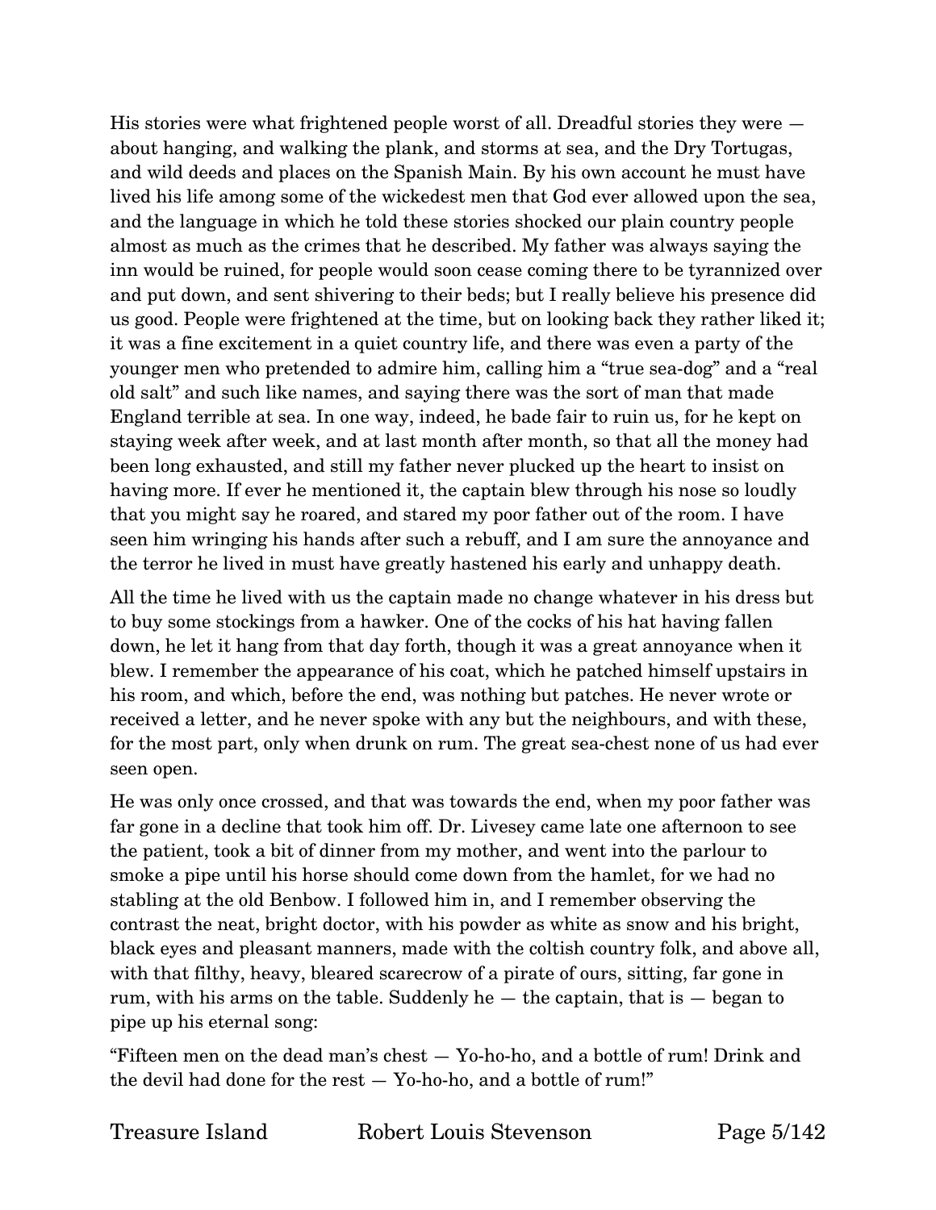His stories were what frightened people worst of all. Dreadful stories they were — about hanging, and walking the plank, and storms at sea, and the Dry Tortugas, and wild deeds and places on the Spanish Main. By his own account he must have lived his life among some of the wickedest men that God ever allowed upon the sea, and the language in which he told these stories shocked our plain country people almost as much as the crimes that he described. My father was always saying the inn would be ruined, for people would soon cease coming there to be tyrannized over and put down, and sent shivering to their beds; but I really believe his presence did us good. People were frightened at the time, but on looking back they rather liked it; it was a fine excitement in a quiet country life, and there was even a party of the younger men who pretended to admire him, calling him a "true sea-dog" and a "real old salt" and such like names, and saying there was the sort of man that made England terrible at sea. In one way, indeed, he bade fair to ruin us, for he kept on staying week after week, and at last month after month, so that all the money had been long exhausted, and still my father never plucked up the heart to insist on having more. If ever he mentioned it, the captain blew through his nose so loudly that you might say he roared, and stared my poor father out of the room. I have seen him wringing his hands after such a rebuff, and I am sure the annoyance and the terror he lived in must have greatly hastened his early and unhappy death.

All the time he lived with us the captain made no change whatever in his dress but to buy some stockings from a hawker. One of the cocks of his hat having fallen down, he let it hang from that day forth, though it was a great annoyance when it blew. I remember the appearance of his coat, which he patched himself upstairs in his room, and which, before the end, was nothing but patches. He never wrote or received a letter, and he never spoke with any but the neighbours, and with these, for the most part, only when drunk on rum. The great sea-chest none of us had ever seen open.

He was only once crossed, and that was towards the end, when my poor father was far gone in a decline that took him off. Dr. Livesey came late one afternoon to see the patient, took a bit of dinner from my mother, and went into the parlour to smoke a pipe until his horse should come down from the hamlet, for we had no stabling at the old Benbow. I followed him in, and I remember observing the contrast the neat, bright doctor, with his powder as white as snow and his bright, black eyes and pleasant manners, made with the coltish country folk, and above all, with that filthy, heavy, bleared scarecrow of a pirate of ours, sitting, far gone in rum, with his arms on the table. Suddenly he — the captain, that is — began to pipe up his eternal song:

"Fifteen men on the dead man's chest — Yo-ho-ho, and a bottle of rum! Drink and the devil had done for the rest — Yo-ho-ho, and a bottle of rum!"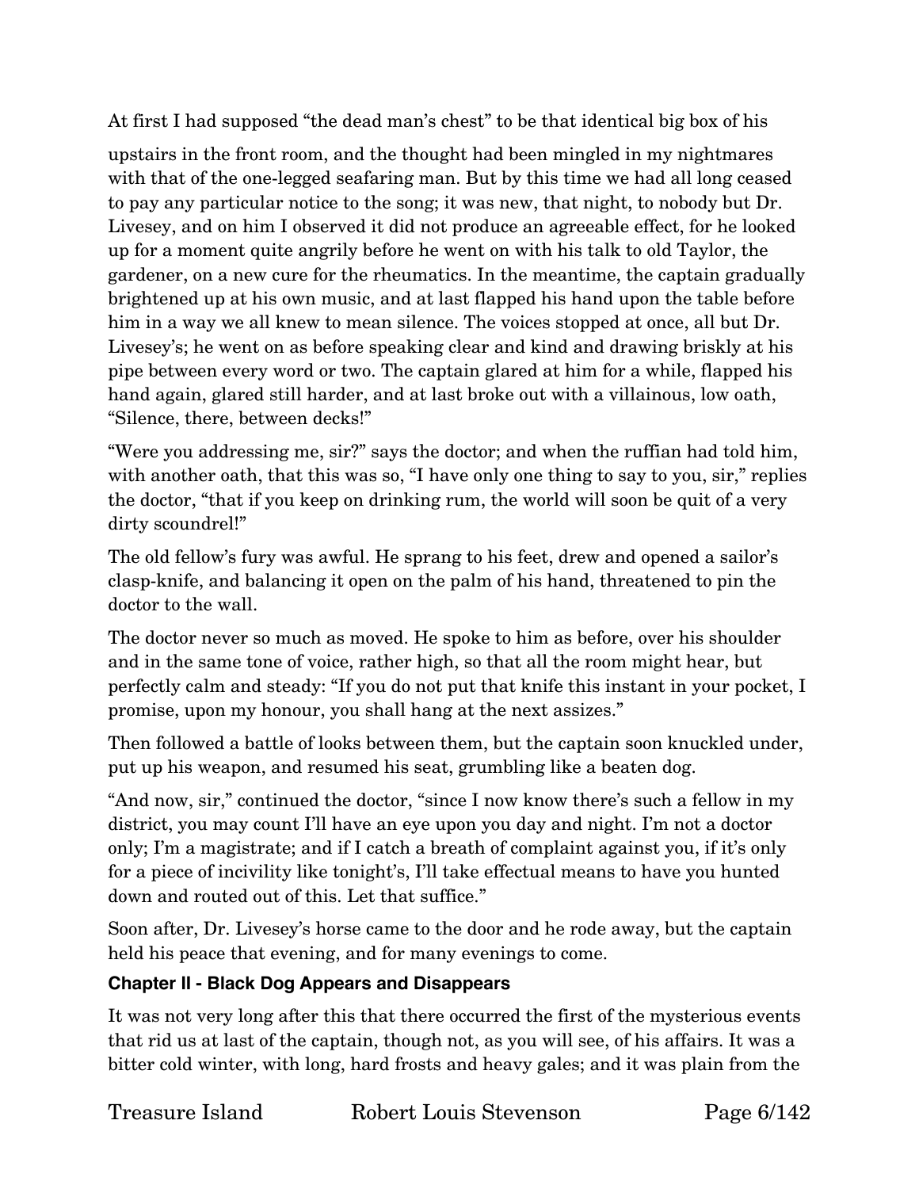At first I had supposed "the dead man's chest" to be that identical big box of his upstairs in the front room, and the thought had been mingled in my nightmares with that of the one-legged seafaring man. But by this time we had all long ceased to pay any particular notice to the song; it was new, that night, to nobody but Dr. Livesey, and on him I observed it did not produce an agreeable effect, for he looked up for a moment quite angrily before he went on with his talk to old Taylor, the gardener, on a new cure for the rheumatics. In the meantime, the captain gradually brightened up at his own music, and at last flapped his hand upon the table before him in a way we all knew to mean silence. The voices stopped at once, all but Dr. Livesey's; he went on as before speaking clear and kind and drawing briskly at his pipe between every word or two. The captain glared at him for a while, flapped his hand again, glared still harder, and at last broke out with a villainous, low oath, "Silence, there, between decks!"

"Were you addressing me, sir?" says the doctor; and when the ruffian had told him, with another oath, that this was so, "I have only one thing to say to you, sir," replies the doctor, "that if you keep on drinking rum, the world will soon be quit of a very dirty scoundrel!"

The old fellow's fury was awful. He sprang to his feet, drew and opened a sailor's clasp-knife, and balancing it open on the palm of his hand, threatened to pin the doctor to the wall.

The doctor never so much as moved. He spoke to him as before, over his shoulder and in the same tone of voice, rather high, so that all the room might hear, but perfectly calm and steady: "If you do not put that knife this instant in your pocket, I promise, upon my honour, you shall hang at the next assizes."

Then followed a battle of looks between them, but the captain soon knuckled under, put up his weapon, and resumed his seat, grumbling like a beaten dog.

"And now, sir," continued the doctor, "since I now know there's such a fellow in my district, you may count I'll have an eye upon you day and night. I'm not a doctor only; I'm a magistrate; and if I catch a breath of complaint against you, if it's only for a piece of incivility like tonight's, I'll take effectual means to have you hunted down and routed out of this. Let that suffice."

Soon after, Dr. Livesey's horse came to the door and he rode away, but the captain held his peace that evening, and for many evenings to come.

### Chapter II - Black Dog Appears and Disappears

It was not very long after this that there occurred the first of the mysterious events that rid us at last of the captain, though not, as you will see, of his affairs. It was a bitter cold winter, with long, hard frosts and heavy gales; and it was plain from the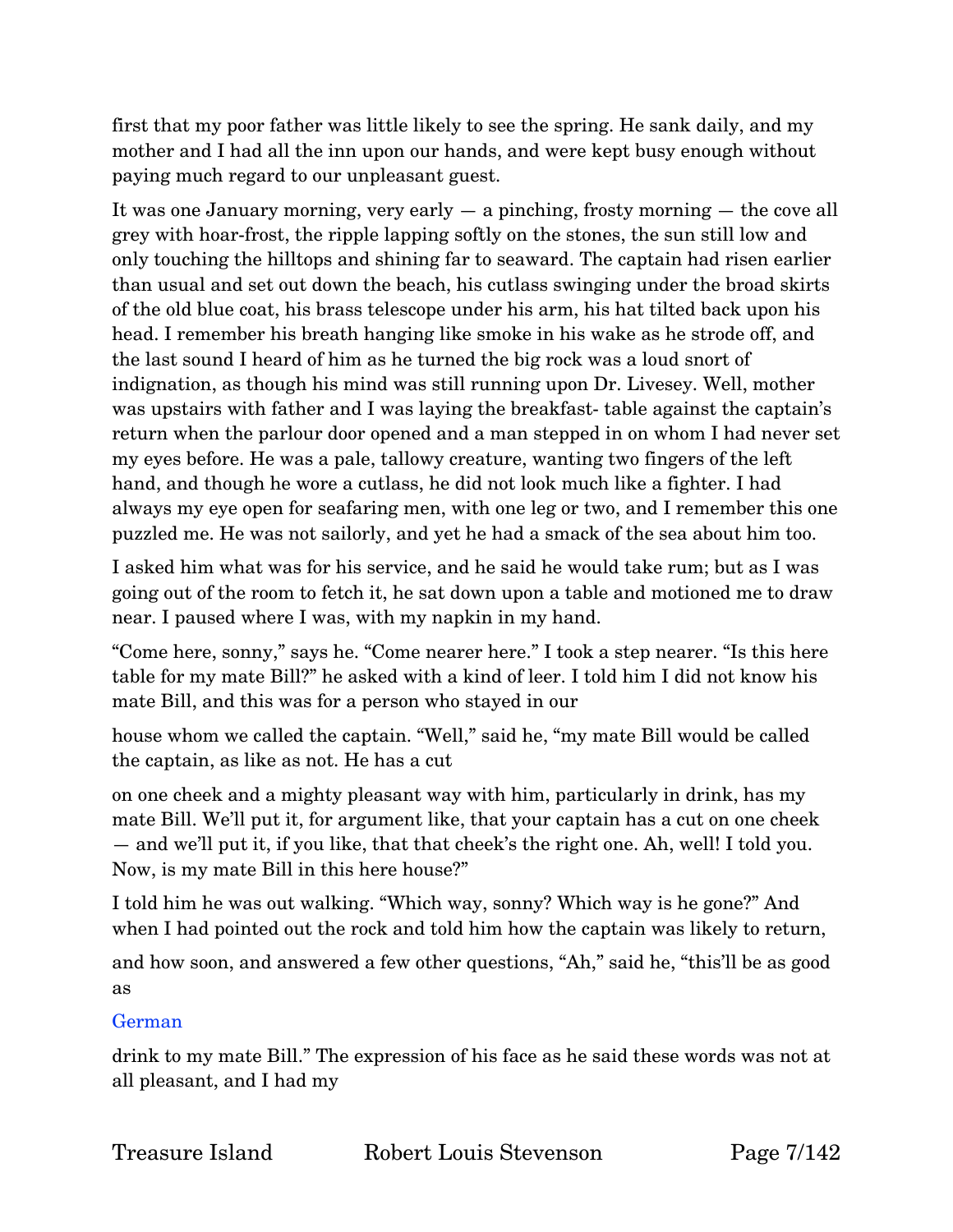first that my poor father was little likely to see the spring. He sank daily, and my mother and I had all the inn upon our hands, and were kept busy enough without paying much regard to our unpleasant guest.

It was one January morning, very early — a pinching, frosty morning — the cove all grey with hoar-frost, the ripple lapping softly on the stones, the sun still low and only touching the hilltops and shining far to seaward. The captain had risen earlier than usual and set out down the beach, his cutlass swinging under the broad skirts of the old blue coat, his brass telescope under his arm, his hat tilted back upon his head. I remember his breath hanging like smoke in his wake as he strode off, and the last sound I heard of him as he turned the big rock was a loud snort of indignation, as though his mind was still running upon Dr. Livesey. Well, mother was upstairs with father and I was laying the breakfast- table against the captain's return when the parlour door opened and a man stepped in on whom I had never set my eyes before. He was a pale, tallowy creature, wanting two fingers of the left hand, and though he wore a cutlass, he did not look much like a fighter. I had always my eye open for seafaring men, with one leg or two, and I remember this one puzzled me. He was not sailorly, and yet he had a smack of the sea about him too.

I asked him what was for his service, and he said he would take rum; but as I was going out of the room to fetch it, he sat down upon a table and motioned me to draw near. I paused where I was, with my napkin in my hand.

"Come here, sonny," says he. "Come nearer here." I took a step nearer. "Is this here table for my mate Bill?" he asked with a kind of leer. I told him I did not know his mate Bill, and this was for a person who stayed in our house whom we called the captain. "Well," said he, "my mate Bill would be called the captain, as like as not. He has a cut on one cheek and a mighty pleasant way with him, particularly in drink, has my mate Bill. We'll put it, for argument like, that your captain has a cut on one cheek — and we'll put it, if you like, that that cheek's the right one. Ah, well! I told you. Now, is my mate Bill in this here house?"

I told him he was out walking. "Which way, sonny? Which way is he gone?" And when I had pointed out the rock and told him how the captain was likely to return, and how soon, and answered a few other questions, "Ah," said he, "this'll be as good as

German

drink to my mate Bill." The expression of his face as he said these words was not at all pleasant, and I had my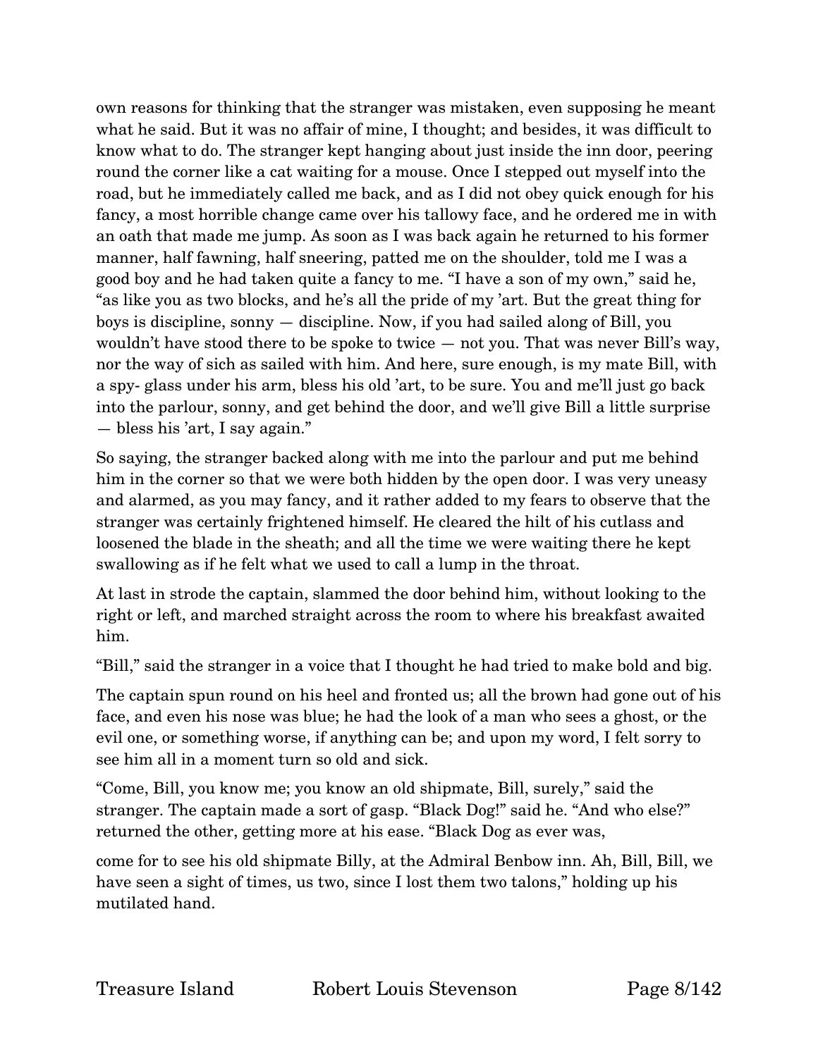own reasons for thinking that the stranger was mistaken, even supposing he meant what he said. But it was no affair of mine, I thought; and besides, it was difficult to know what to do. The stranger kept hanging about just inside the inn door, peering round the corner like a cat waiting for a mouse. Once I stepped out myself into the road, but he immediately called me back, and as I did not obey quick enough for his fancy, a most horrible change came over his tallowy face, and he ordered me in with an oath that made me jump. As soon as I was back again he returned to his former manner, half fawning, half sneering, patted me on the shoulder, told me I was a good boy and he had taken quite a fancy to me. "I have a son of my own," said he, "as like you as two blocks, and he's all the pride of my 'art. But the great thing for boys is discipline, sonny — discipline. Now, if you had sailed along of Bill, you wouldn't have stood there to be spoke to twice — not you. That was never Bill's way, nor the way of sich as sailed with him. And here, sure enough, is my mate Bill, with a spy- glass under his arm, bless his old 'art, to be sure. You and me'll just go back into the parlour, sonny, and get behind the door, and we'll give Bill a little surprise — bless his 'art, I say again."

So saying, the stranger backed along with me into the parlour and put me behind him in the corner so that we were both hidden by the open door. I was very uneasy and alarmed, as you may fancy, and it rather added to my fears to observe that the stranger was certainly frightened himself. He cleared the hilt of his cutlass and loosened the blade in the sheath; and all the time we were waiting there he kept swallowing as if he felt what we used to call a lump in the throat.

At last in strode the captain, slammed the door behind him, without looking to the right or left, and marched straight across the room to where his breakfast awaited him.

"Bill," said the stranger in a voice that I thought he had tried to make bold and big.

The captain spun round on his heel and fronted us; all the brown had gone out of his face, and even his nose was blue; he had the look of a man who sees a ghost, or the evil one, or something worse, if anything can be; and upon my word, I felt sorry to see him all in a moment turn so old and sick.

"Come, Bill, you know me; you know an old shipmate, Bill, surely," said the stranger. The captain made a sort of gasp. "Black Dog!" said he. "And who else?" returned the other, getting more at his ease. "Black Dog as ever was,

come for to see his old shipmate Billy, at the Admiral Benbow inn. Ah, Bill, Bill, we have seen a sight of times, us two, since I lost them two talons," holding up his mutilated hand.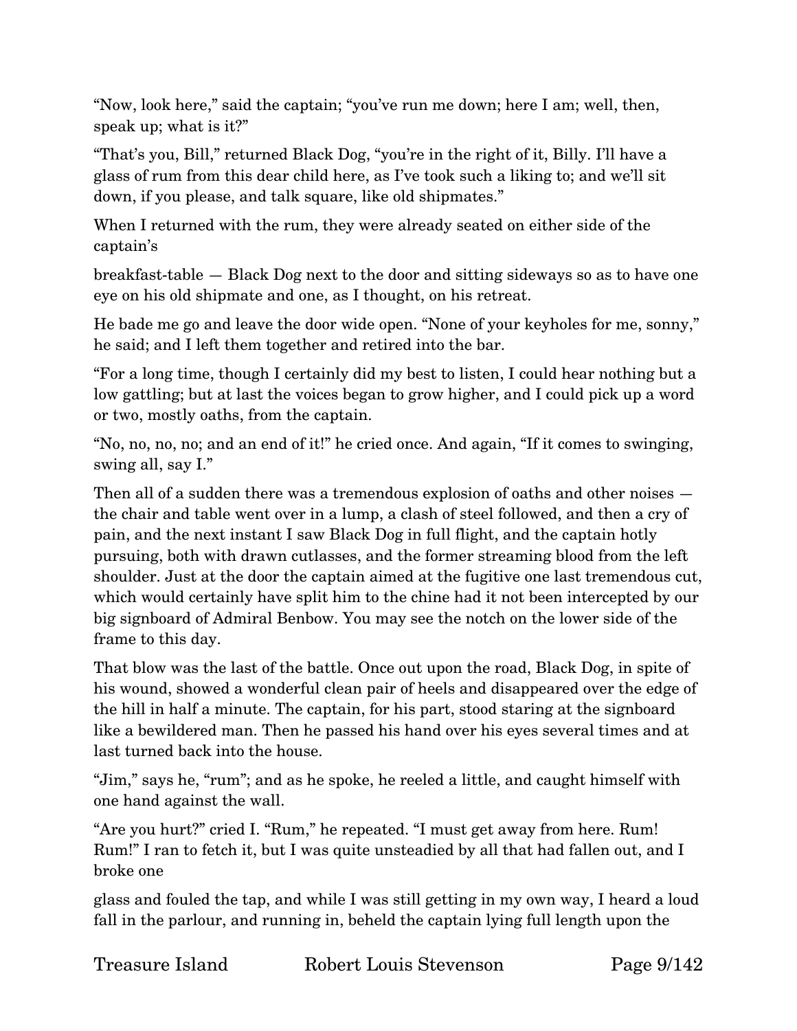"Now, look here," said the captain; "you've run me down; here I am; well, then, speak up; what is it?"

"That's you, Bill," returned Black Dog, "you're in the right of it, Billy. I'll have a glass of rum from this dear child here, as I've took such a liking to; and we'll sit down, if you please, and talk square, like old shipmates."

When I returned with the rum, they were already seated on either side of the captain's

breakfast-table — Black Dog next to the door and sitting sideways so as to have one eye on his old shipmate and one, as I thought, on his retreat.

He bade me go and leave the door wide open. "None of your keyholes for me, sonny," he said; and I left them together and retired into the bar.

"For a long time, though I certainly did my best to listen, I could hear nothing but a low gattling; but at last the voices began to grow higher, and I could pick up a word or two, mostly oaths, from the captain.

"No, no, no, no; and an end of it!" he cried once. And again, "If it comes to swinging, swing all, say I."

Then all of a sudden there was a tremendous explosion of oaths and other noises — the chair and table went over in a lump, a clash of steel followed, and then a cry of pain, and the next instant I saw Black Dog in full flight, and the captain hotly pursuing, both with drawn cutlasses, and the former streaming blood from the left shoulder. Just at the door the captain aimed at the fugitive one last tremendous cut, which would certainly have split him to the chine had it not been intercepted by our big signboard of Admiral Benbow. You may see the notch on the lower side of the frame to this day.

That blow was the last of the battle. Once out upon the road, Black Dog, in spite of his wound, showed a wonderful clean pair of heels and disappeared over the edge of the hill in half a minute. The captain, for his part, stood staring at the signboard like a bewildered man. Then he passed his hand over his eyes several times and at last turned back into the house.

"Jim," says he, "rum"; and as he spoke, he reeled a little, and caught himself with one hand against the wall.

"Are you hurt?" cried I. "Rum," he repeated. "I must get away from here. Rum! Rum!" I ran to fetch it, but I was quite unsteadied by all that had fallen out, and I broke one

glass and fouled the tap, and while I was still getting in my own way, I heard a loud fall in the parlour, and running in, beheld the captain lying full length upon the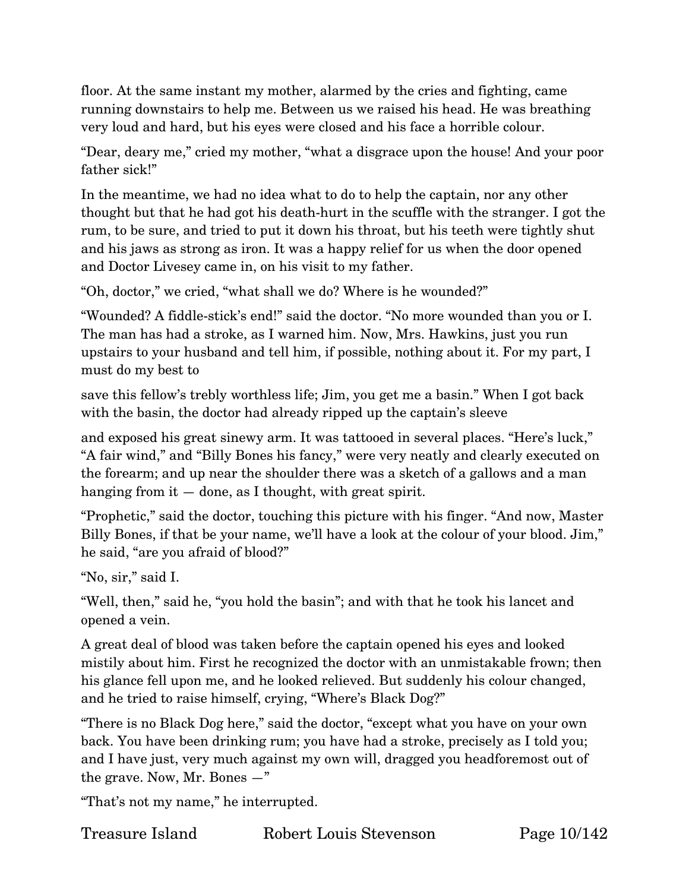floor. At the same instant my mother, alarmed by the cries and fighting, came running downstairs to help me. Between us we raised his head. He was breathing very loud and hard, but his eyes were closed and his face a horrible colour.

"Dear, deary me," cried my mother, "what a disgrace upon the house! And your poor father sick!"

In the meantime, we had no idea what to do to help the captain, nor any other thought but that he had got his death-hurt in the scuffle with the stranger. I got the rum, to be sure, and tried to put it down his throat, but his teeth were tightly shut and his jaws as strong as iron. It was a happy relief for us when the door opened and Doctor Livesey came in, on his visit to my father.

"Oh, doctor," we cried, "what shall we do? Where is he wounded?"

"Wounded? A fiddle-stick's end!" said the doctor. "No more wounded than you or I. The man has had a stroke, as I warned him. Now, Mrs. Hawkins, just you run upstairs to your husband and tell him, if possible, nothing about it. For my part, I must do my best to save this fellow's trebly worthless life; Jim, you get me a basin." When I got back with the basin, the doctor had already ripped up the captain's sleeve and exposed his great sinewy arm. It was tattooed in several places. "Here's luck," "A fair wind," and "Billy Bones his fancy," were very neatly and clearly executed on the forearm; and up near the shoulder there was a sketch of a gallows and a man hanging from it — done, as I thought, with great spirit.

"Prophetic," said the doctor, touching this picture with his finger. "And now, Master Billy Bones, if that be your name, we'll have a look at the colour of your blood. Jim," he said, "are you afraid of blood?"

"No, sir," said I.

"Well, then," said he, "you hold the basin"; and with that he took his lancet and opened a vein.

A great deal of blood was taken before the captain opened his eyes and looked mistily about him. First he recognized the doctor with an unmistakable frown; then his glance fell upon me, and he looked relieved. But suddenly his colour changed, and he tried to raise himself, crying, "Where's Black Dog?"

"There is no Black Dog here," said the doctor, "except what you have on your own back. You have been drinking rum; you have had a stroke, precisely as I told you; and I have just, very much against my own will, dragged you headforemost out of the grave. Now, Mr. Bones —"

"That's not my name," he interrupted.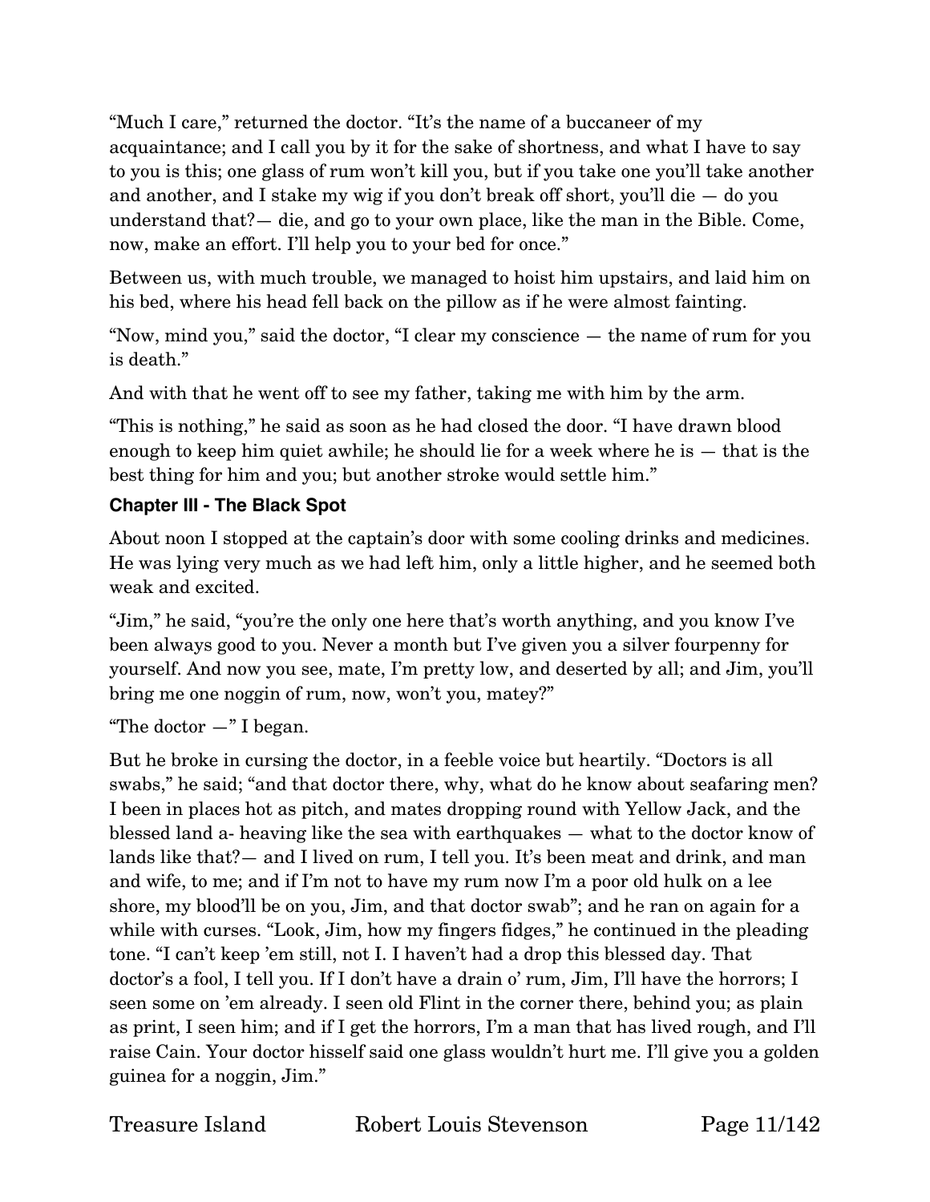"Much I care," returned the doctor. "It's the name of a buccaneer of my acquaintance; and I call you by it for the sake of shortness, and what I have to say to you is this; one glass of rum won't kill you, but if you take one you'll take another and another, and I stake my wig if you don't break off short, you'll die — do you understand that?— die, and go to your own place, like the man in the Bible. Come, now, make an effort. I'll help you to your bed for once."

Between us, with much trouble, we managed to hoist him upstairs, and laid him on his bed, where his head fell back on the pillow as if he were almost fainting.

"Now, mind you," said the doctor, "I clear my conscience — the name of rum for you is death."

And with that he went off to see my father, taking me with him by the arm.

"This is nothing," he said as soon as he had closed the door. "I have drawn blood enough to keep him quiet awhile; he should lie for a week where he is — that is the best thing for him and you; but another stroke would settle him."

## Chapter III - The Black Spot

About noon I stopped at the captain's door with some cooling drinks and medicines. He was lying very much as we had left him, only a little higher, and he seemed both weak and excited.

"Jim," he said, "you're the only one here that's worth anything, and you know I've been always good to you. Never a month but I've given you a silver fourpenny for yourself. And now you see, mate, I'm pretty low, and deserted by all; and Jim, you'll bring me one noggin of rum, now, won't you, matey?"

"The doctor —" I began.

But he broke in cursing the doctor, in a feeble voice but heartily. "Doctors is all swabs," he said; "and that doctor there, why, what do he know about seafaring men? I been in places hot as pitch, and mates dropping round with Yellow Jack, and the blessed land a- heaving like the sea with earthquakes — what to the doctor know of lands like that?— and I lived on rum, I tell you. It's been meat and drink, and man and wife, to me; and if I'm not to have my rum now I'm a poor old hulk on a lee shore, my blood'll be on you, Jim, and that doctor swab"; and he ran on again for a while with curses. "Look, Jim, how my fingers fidges," he continued in the pleading tone. "I can't keep 'em still, not I. I haven't had a drop this blessed day. That doctor's a fool, I tell you. If I don't have a drain o' rum, Jim, I'll have the horrors; I seen some on 'em already. I seen old Flint in the corner there, behind you; as plain as print, I seen him; and if I get the horrors, I'm a man that has lived rough, and I'll raise Cain. Your doctor hisself said one glass wouldn't hurt me. I'll give you a golden guinea for a noggin, Jim."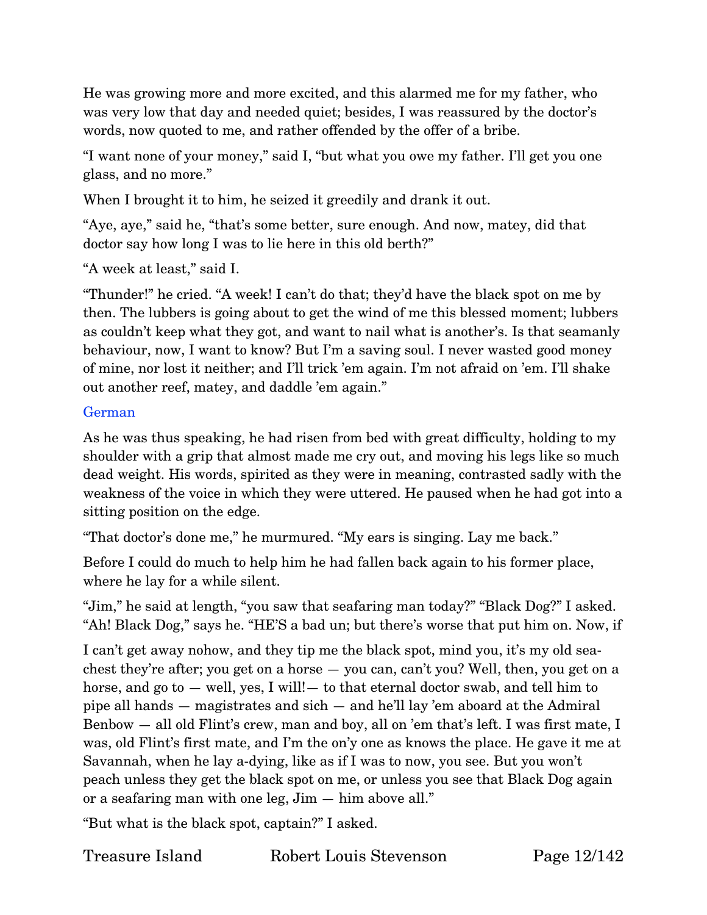He was growing more and more excited, and this alarmed me for my father, who was very low that day and needed quiet; besides, I was reassured by the doctor's words, now quoted to me, and rather offended by the offer of a bribe.

"I want none of your money," said I, "but what you owe my father. I'll get you one glass, and no more."

When I brought it to him, he seized it greedily and drank it out.

"Aye, aye," said he, "that's some better, sure enough. And now, matey, did that doctor say how long I was to lie here in this old berth?"

"A week at least," said I.

"Thunder!" he cried. "A week! I can't do that; they'd have the black spot on me by then. The lubbers is going about to get the wind of me this blessed moment; lubbers as couldn't keep what they got, and want to nail what is another's. Is that seamanly behaviour, now, I want to know? But I'm a saving soul. I never wasted good money of mine, nor lost it neither; and I'll trick 'em again. I'm not afraid on 'em. I'll shake out another reef, matey, and daddle 'em again."

German

As he was thus speaking, he had risen from bed with great difficulty, holding to my shoulder with a grip that almost made me cry out, and moving his legs like so much dead weight. His words, spirited as they were in meaning, contrasted sadly with the weakness of the voice in which they were uttered. He paused when he had got into a sitting position on the edge.

"That doctor's done me," he murmured. "My ears is singing. Lay me back."

Before I could do much to help him he had fallen back again to his former place, where he lay for a while silent.

"Jim," he said at length, "you saw that seafaring man today?" "Black Dog?" I asked. "Ah! Black Dog," says he. "HE'S a bad un; but there's worse that put him on. Now, if I can't get away nohow, and they tip me the black spot, mind you, it's my old sea-chest they're after; you get on a horse — you can, can't you? Well, then, you get on a horse, and go to — well, yes, I will!— to that eternal doctor swab, and tell him to pipe all hands — magistrates and sich — and he'll lay 'em aboard at the Admiral Benbow — all old Flint's crew, man and boy, all on 'em that's left. I was first mate, I was, old Flint's first mate, and I'm the on'y one as knows the place. He gave it me at Savannah, when he lay a-dying, like as if I was to now, you see. But you won't peach unless they get the black spot on me, or unless you see that Black Dog again or a seafaring man with one leg, Jim — him above all."

"But what is the black spot, captain?" I asked.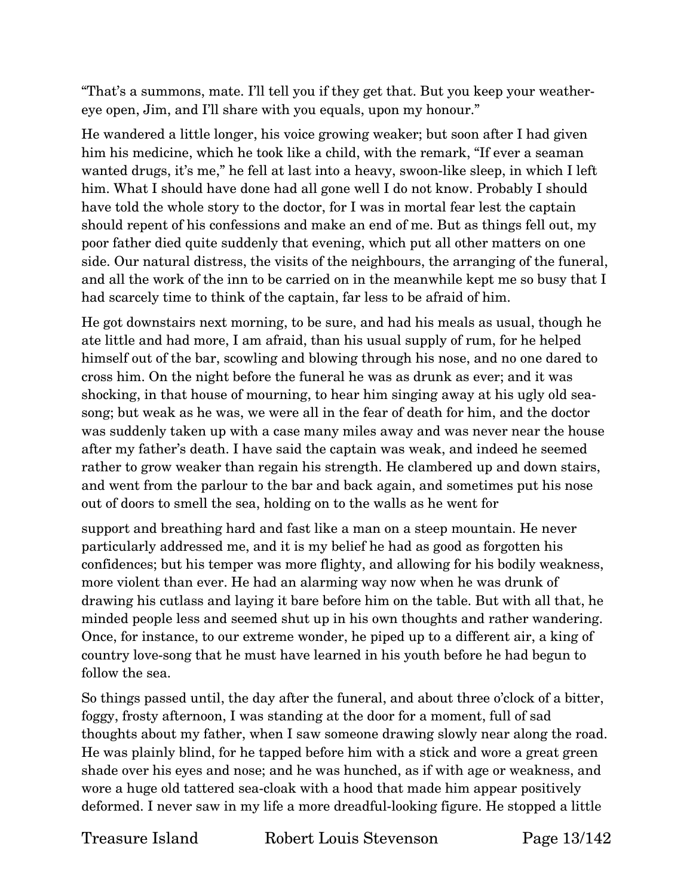"That's a summons, mate. I'll tell you if they get that. But you keep your weather-eye open, Jim, and I'll share with you equals, upon my honour."

He wandered a little longer, his voice growing weaker; but soon after I had given him his medicine, which he took like a child, with the remark, "If ever a seaman wanted drugs, it's me," he fell at last into a heavy, swoon-like sleep, in which I left him. What I should have done had all gone well I do not know. Probably I should have told the whole story to the doctor, for I was in mortal fear lest the captain should repent of his confessions and make an end of me. But as things fell out, my poor father died quite suddenly that evening, which put all other matters on one side. Our natural distress, the visits of the neighbours, the arranging of the funeral, and all the work of the inn to be carried on in the meanwhile kept me so busy that I had scarcely time to think of the captain, far less to be afraid of him.

He got downstairs next morning, to be sure, and had his meals as usual, though he ate little and had more, I am afraid, than his usual supply of rum, for he helped himself out of the bar, scowling and blowing through his nose, and no one dared to cross him. On the night before the funeral he was as drunk as ever; and it was shocking, in that house of mourning, to hear him singing away at his ugly old sea-song; but weak as he was, we were all in the fear of death for him, and the doctor was suddenly taken up with a case many miles away and was never near the house after my father's death. I have said the captain was weak, and indeed he seemed rather to grow weaker than regain his strength. He clambered up and down stairs, and went from the parlour to the bar and back again, and sometimes put his nose out of doors to smell the sea, holding on to the walls as he went for support and breathing hard and fast like a man on a steep mountain. He never particularly addressed me, and it is my belief he had as good as forgotten his confidences; but his temper was more flighty, and allowing for his bodily weakness, more violent than ever. He had an alarming way now when he was drunk of drawing his cutlass and laying it bare before him on the table. But with all that, he minded people less and seemed shut up in his own thoughts and rather wandering. Once, for instance, to our extreme wonder, he piped up to a different air, a king of country love-song that he must have learned in his youth before he had begun to follow the sea.

So things passed until, the day after the funeral, and about three o'clock of a bitter, foggy, frosty afternoon, I was standing at the door for a moment, full of sad thoughts about my father, when I saw someone drawing slowly near along the road. He was plainly blind, for he tapped before him with a stick and wore a great green shade over his eyes and nose; and he was hunched, as if with age or weakness, and wore a huge old tattered sea-cloak with a hood that made him appear positively deformed. I never saw in my life a more dreadful-looking figure. He stopped a little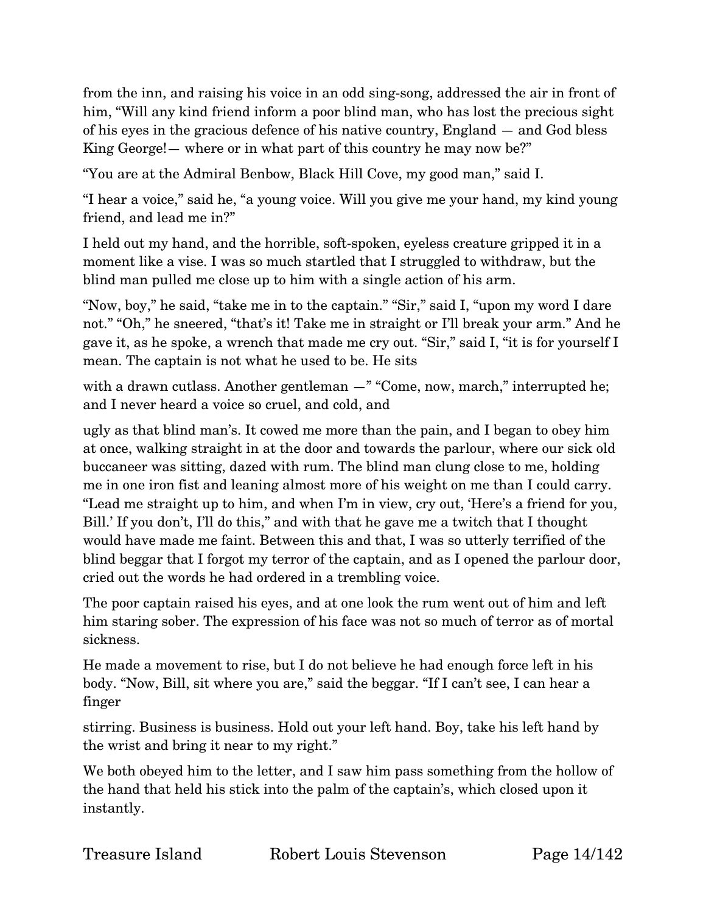from the inn, and raising his voice in an odd sing-song, addressed the air in front of him, “Will any kind friend inform a poor blind man, who has lost the precious sight of his eyes in the gracious defence of his native country, England — and God bless King George!— where or in what part of this country he may now be?”

“You are at the Admiral Benbow, Black Hill Cove, my good man,” said I.

“I hear a voice,” said he, “a young voice. Will you give me your hand, my kind young friend, and lead me in?”

I held out my hand, and the horrible, soft-spoken, eyeless creature gripped it in a moment like a vise. I was so much startled that I struggled to withdraw, but the blind man pulled me close up to him with a single action of his arm.

“Now, boy,” he said, “take me in to the captain.” “Sir,” said I, “upon my word I dare not.” “Oh,” he sneered, “that’s it! Take me in straight or I’ll break your arm.” And he gave it, as he spoke, a wrench that made me cry out. “Sir,” said I, “it is for yourself I mean. The captain is not what he used to be. He sits with a drawn cutlass. Another gentleman —” “Come, now, march,” interrupted he; and I never heard a voice so cruel, and cold, and ugly as that blind man’s. It cowed me more than the pain, and I began to obey him at once, walking straight in at the door and towards the parlour, where our sick old buccaneer was sitting, dazed with rum. The blind man clung close to me, holding me in one iron fist and leaning almost more of his weight on me than I could carry. “Lead me straight up to him, and when I’m in view, cry out, ‘Here’s a friend for you, Bill.’ If you don’t, I’ll do this,” and with that he gave me a twitch that I thought would have made me faint. Between this and that, I was so utterly terrified of the blind beggar that I forgot my terror of the captain, and as I opened the parlour door, cried out the words he had ordered in a trembling voice.

The poor captain raised his eyes, and at one look the rum went out of him and left him staring sober. The expression of his face was not so much of terror as of mortal sickness.

He made a movement to rise, but I do not believe he had enough force left in his body. “Now, Bill, sit where you are,” said the beggar. “If I can’t see, I can hear a finger stirring. Business is business. Hold out your left hand. Boy, take his left hand by the wrist and bring it near to my right.”

We both obeyed him to the letter, and I saw him pass something from the hollow of the hand that held his stick into the palm of the captain’s, which closed upon it instantly.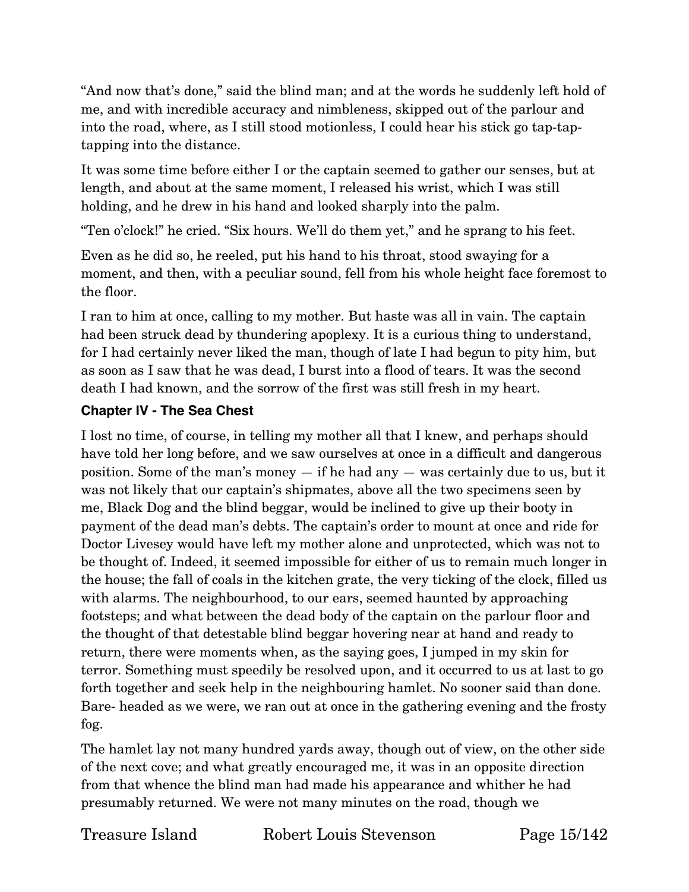"And now that's done," said the blind man; and at the words he suddenly left hold of me, and with incredible accuracy and nimbleness, skipped out of the parlour and into the road, where, as I still stood motionless, I could hear his stick go tap-tap-tapping into the distance.

It was some time before either I or the captain seemed to gather our senses, but at length, and about at the same moment, I released his wrist, which I was still holding, and he drew in his hand and looked sharply into the palm.

"Ten o'clock!" he cried. "Six hours. We'll do them yet," and he sprang to his feet.

Even as he did so, he reeled, put his hand to his throat, stood swaying for a moment, and then, with a peculiar sound, fell from his whole height face foremost to the floor.

I ran to him at once, calling to my mother. But haste was all in vain. The captain had been struck dead by thundering apoplexy. It is a curious thing to understand, for I had certainly never liked the man, though of late I had begun to pity him, but as soon as I saw that he was dead, I burst into a flood of tears. It was the second death I had known, and the sorrow of the first was still fresh in my heart.

## Chapter IV - The Sea Chest

I lost no time, of course, in telling my mother all that I knew, and perhaps should have told her long before, and we saw ourselves at once in a difficult and dangerous position. Some of the man's money — if he had any — was certainly due to us, but it was not likely that our captain's shipmates, above all the two specimens seen by me, Black Dog and the blind beggar, would be inclined to give up their booty in payment of the dead man's debts. The captain's order to mount at once and ride for Doctor Livesey would have left my mother alone and unprotected, which was not to be thought of. Indeed, it seemed impossible for either of us to remain much longer in the house; the fall of coals in the kitchen grate, the very ticking of the clock, filled us with alarms. The neighbourhood, to our ears, seemed haunted by approaching footsteps; and what between the dead body of the captain on the parlour floor and the thought of that detestable blind beggar hovering near at hand and ready to return, there were moments when, as the saying goes, I jumped in my skin for terror. Something must speedily be resolved upon, and it occurred to us at last to go forth together and seek help in the neighbouring hamlet. No sooner said than done. Bare- headed as we were, we ran out at once in the gathering evening and the frosty fog.

The hamlet lay not many hundred yards away, though out of view, on the other side of the next cove; and what greatly encouraged me, it was in an opposite direction from that whence the blind man had made his appearance and whither he had presumably returned. We were not many minutes on the road, though we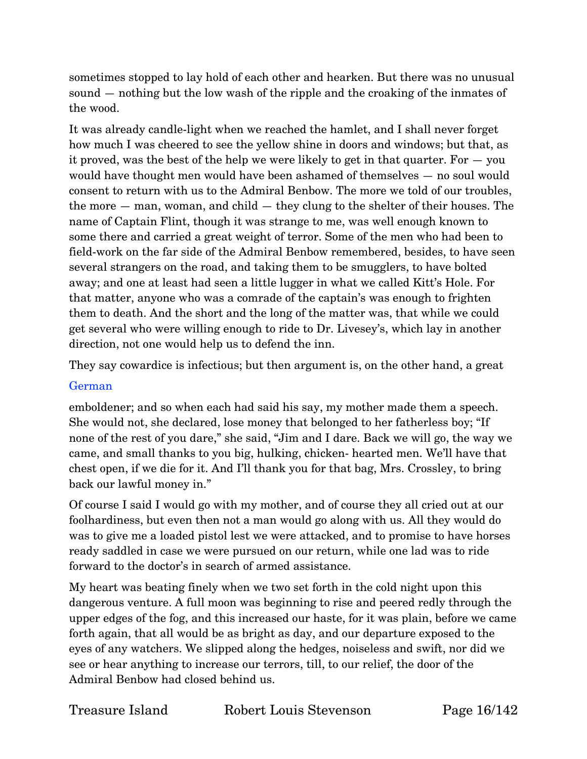sometimes stopped to lay hold of each other and hearken. But there was no unusual sound — nothing but the low wash of the ripple and the croaking of the inmates of the wood.

It was already candle-light when we reached the hamlet, and I shall never forget how much I was cheered to see the yellow shine in doors and windows; but that, as it proved, was the best of the help we were likely to get in that quarter. For — you would have thought men would have been ashamed of themselves — no soul would consent to return with us to the Admiral Benbow. The more we told of our troubles, the more — man, woman, and child — they clung to the shelter of their houses. The name of Captain Flint, though it was strange to me, was well enough known to some there and carried a great weight of terror. Some of the men who had been to field-work on the far side of the Admiral Benbow remembered, besides, to have seen several strangers on the road, and taking them to be smugglers, to have bolted away; and one at least had seen a little lugger in what we called Kitt's Hole. For that matter, anyone who was a comrade of the captain's was enough to frighten them to death. And the short and the long of the matter was, that while we could get several who were willing enough to ride to Dr. Livesey's, which lay in another direction, not one would help us to defend the inn.

They say cowardice is infectious; but then argument is, on the other hand, a great

German

emboldener; and so when each had said his say, my mother made them a speech. She would not, she declared, lose money that belonged to her fatherless boy; "If none of the rest of you dare," she said, "Jim and I dare. Back we will go, the way we came, and small thanks to you big, hulking, chicken- hearted men. We'll have that chest open, if we die for it. And I'll thank you for that bag, Mrs. Crossley, to bring back our lawful money in."

Of course I said I would go with my mother, and of course they all cried out at our foolhardiness, but even then not a man would go along with us. All they would do was to give me a loaded pistol lest we were attacked, and to promise to have horses ready saddled in case we were pursued on our return, while one lad was to ride forward to the doctor's in search of armed assistance.

My heart was beating finely when we two set forth in the cold night upon this dangerous venture. A full moon was beginning to rise and peered redly through the upper edges of the fog, and this increased our haste, for it was plain, before we came forth again, that all would be as bright as day, and our departure exposed to the eyes of any watchers. We slipped along the hedges, noiseless and swift, nor did we see or hear anything to increase our terrors, till, to our relief, the door of the Admiral Benbow had closed behind us.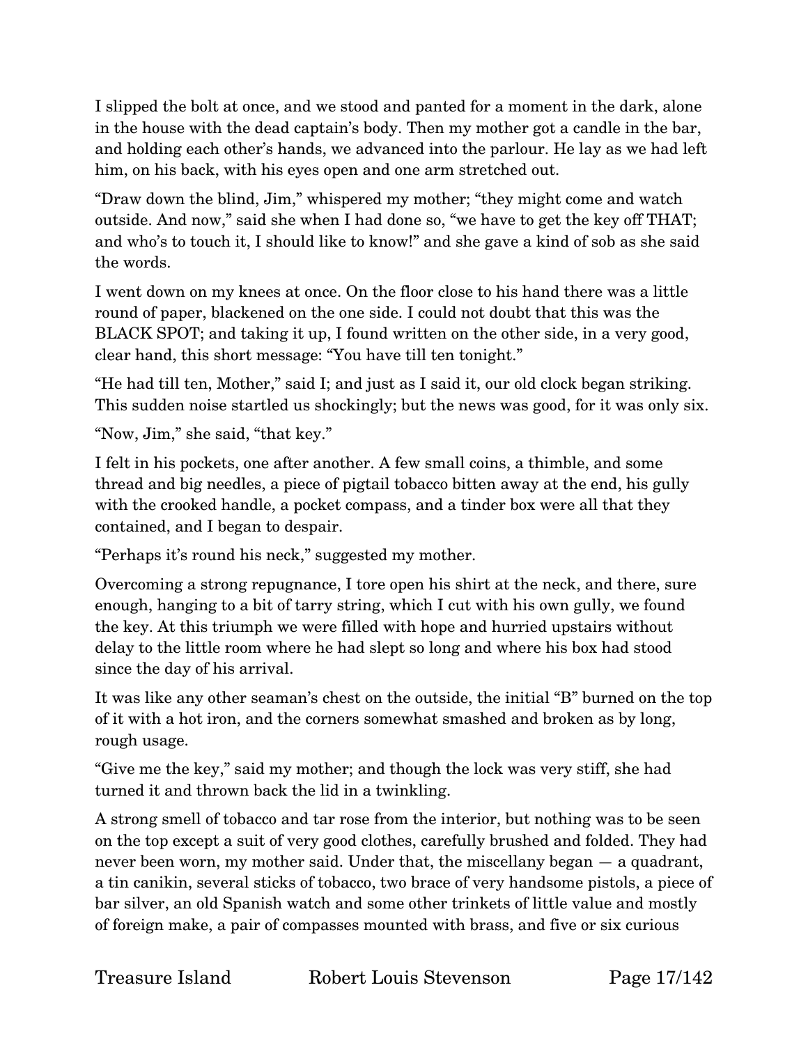I slipped the bolt at once, and we stood and panted for a moment in the dark, alone in the house with the dead captain's body. Then my mother got a candle in the bar, and holding each other's hands, we advanced into the parlour. He lay as we had left him, on his back, with his eyes open and one arm stretched out.

"Draw down the blind, Jim," whispered my mother; "they might come and watch outside. And now," said she when I had done so, "we have to get the key off THAT; and who's to touch it, I should like to know!" and she gave a kind of sob as she said the words.

I went down on my knees at once. On the floor close to his hand there was a little round of paper, blackened on the one side. I could not doubt that this was the BLACK SPOT; and taking it up, I found written on the other side, in a very good, clear hand, this short message: "You have till ten tonight."

"He had till ten, Mother," said I; and just as I said it, our old clock began striking. This sudden noise startled us shockingly; but the news was good, for it was only six.

"Now, Jim," she said, "that key."

I felt in his pockets, one after another. A few small coins, a thimble, and some thread and big needles, a piece of pigtail tobacco bitten away at the end, his gully with the crooked handle, a pocket compass, and a tinder box were all that they contained, and I began to despair.

"Perhaps it's round his neck," suggested my mother.

Overcoming a strong repugnance, I tore open his shirt at the neck, and there, sure enough, hanging to a bit of tarry string, which I cut with his own gully, we found the key. At this triumph we were filled with hope and hurried upstairs without delay to the little room where he had slept so long and where his box had stood since the day of his arrival.

It was like any other seaman's chest on the outside, the initial "B" burned on the top of it with a hot iron, and the corners somewhat smashed and broken as by long, rough usage.

"Give me the key," said my mother; and though the lock was very stiff, she had turned it and thrown back the lid in a twinkling.

A strong smell of tobacco and tar rose from the interior, but nothing was to be seen on the top except a suit of very good clothes, carefully brushed and folded. They had never been worn, my mother said. Under that, the miscellany began — a quadrant, a tin canikin, several sticks of tobacco, two brace of very handsome pistols, a piece of bar silver, an old Spanish watch and some other trinkets of little value and mostly of foreign make, a pair of compasses mounted with brass, and five or six curious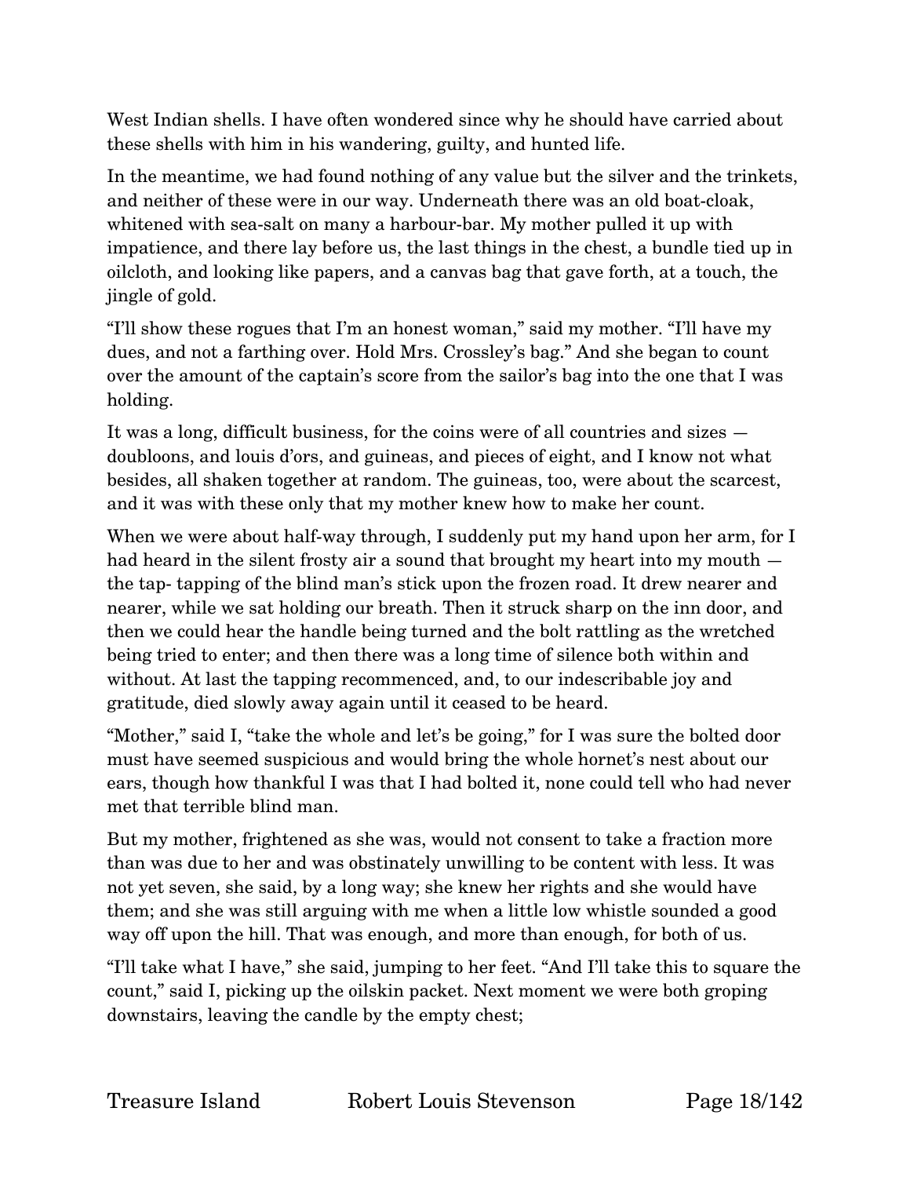West Indian shells. I have often wondered since why he should have carried about these shells with him in his wandering, guilty, and hunted life.

In the meantime, we had found nothing of any value but the silver and the trinkets, and neither of these were in our way. Underneath there was an old boat-cloak, whitened with sea-salt on many a harbour-bar. My mother pulled it up with impatience, and there lay before us, the last things in the chest, a bundle tied up in oilcloth, and looking like papers, and a canvas bag that gave forth, at a touch, the jingle of gold.

"I'll show these rogues that I'm an honest woman," said my mother. "I'll have my dues, and not a farthing over. Hold Mrs. Crossley's bag." And she began to count over the amount of the captain's score from the sailor's bag into the one that I was holding.

It was a long, difficult business, for the coins were of all countries and sizes — doubloons, and louis d'ors, and guineas, and pieces of eight, and I know not what besides, all shaken together at random. The guineas, too, were about the scarcest, and it was with these only that my mother knew how to make her count.

When we were about half-way through, I suddenly put my hand upon her arm, for I had heard in the silent frosty air a sound that brought my heart into my mouth — the tap- tapping of the blind man's stick upon the frozen road. It drew nearer and nearer, while we sat holding our breath. Then it struck sharp on the inn door, and then we could hear the handle being turned and the bolt rattling as the wretched being tried to enter; and then there was a long time of silence both within and without. At last the tapping recommenced, and, to our indescribable joy and gratitude, died slowly away again until it ceased to be heard.

"Mother," said I, "take the whole and let's be going," for I was sure the bolted door must have seemed suspicious and would bring the whole hornet's nest about our ears, though how thankful I was that I had bolted it, none could tell who had never met that terrible blind man.

But my mother, frightened as she was, would not consent to take a fraction more than was due to her and was obstinately unwilling to be content with less. It was not yet seven, she said, by a long way; she knew her rights and she would have them; and she was still arguing with me when a little low whistle sounded a good way off upon the hill. That was enough, and more than enough, for both of us.

"I'll take what I have," she said, jumping to her feet. "And I'll take this to square the count," said I, picking up the oilskin packet. Next moment we were both groping downstairs, leaving the candle by the empty chest;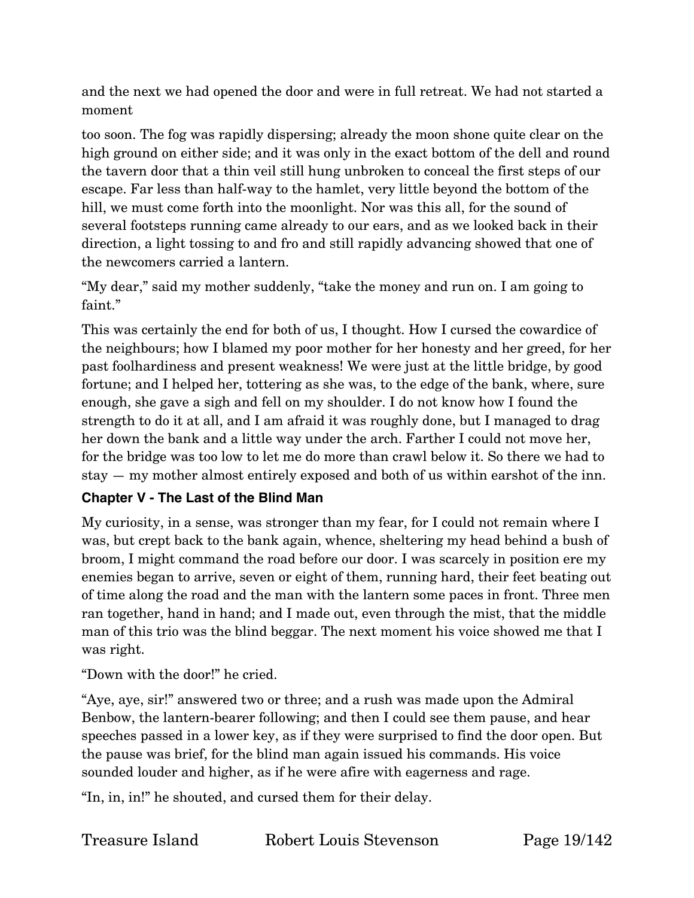and the next we had opened the door and were in full retreat. We had not started a moment

too soon. The fog was rapidly dispersing; already the moon shone quite clear on the high ground on either side; and it was only in the exact bottom of the dell and round the tavern door that a thin veil still hung unbroken to conceal the first steps of our escape. Far less than half-way to the hamlet, very little beyond the bottom of the hill, we must come forth into the moonlight. Nor was this all, for the sound of several footsteps running came already to our ears, and as we looked back in their direction, a light tossing to and fro and still rapidly advancing showed that one of the newcomers carried a lantern.

“My dear,” said my mother suddenly, “take the money and run on. I am going to faint.”

This was certainly the end for both of us, I thought. How I cursed the cowardice of the neighbours; how I blamed my poor mother for her honesty and her greed, for her past foolhardiness and present weakness! We were just at the little bridge, by good fortune; and I helped her, tottering as she was, to the edge of the bank, where, sure enough, she gave a sigh and fell on my shoulder. I do not know how I found the strength to do it at all, and I am afraid it was roughly done, but I managed to drag her down the bank and a little way under the arch. Farther I could not move her, for the bridge was too low to let me do more than crawl below it. So there we had to stay — my mother almost entirely exposed and both of us within earshot of the inn.

### Chapter V - The Last of the Blind Man

My curiosity, in a sense, was stronger than my fear, for I could not remain where I was, but crept back to the bank again, whence, sheltering my head behind a bush of broom, I might command the road before our door. I was scarcely in position ere my enemies began to arrive, seven or eight of them, running hard, their feet beating out of time along the road and the man with the lantern some paces in front. Three men ran together, hand in hand; and I made out, even through the mist, that the middle man of this trio was the blind beggar. The next moment his voice showed me that I was right.

“Down with the door!” he cried.

“Aye, aye, sir!” answered two or three; and a rush was made upon the Admiral Benbow, the lantern-bearer following; and then I could see them pause, and hear speeches passed in a lower key, as if they were surprised to find the door open. But the pause was brief, for the blind man again issued his commands. His voice sounded louder and higher, as if he were afire with eagerness and rage.

“In, in, in!” he shouted, and cursed them for their delay.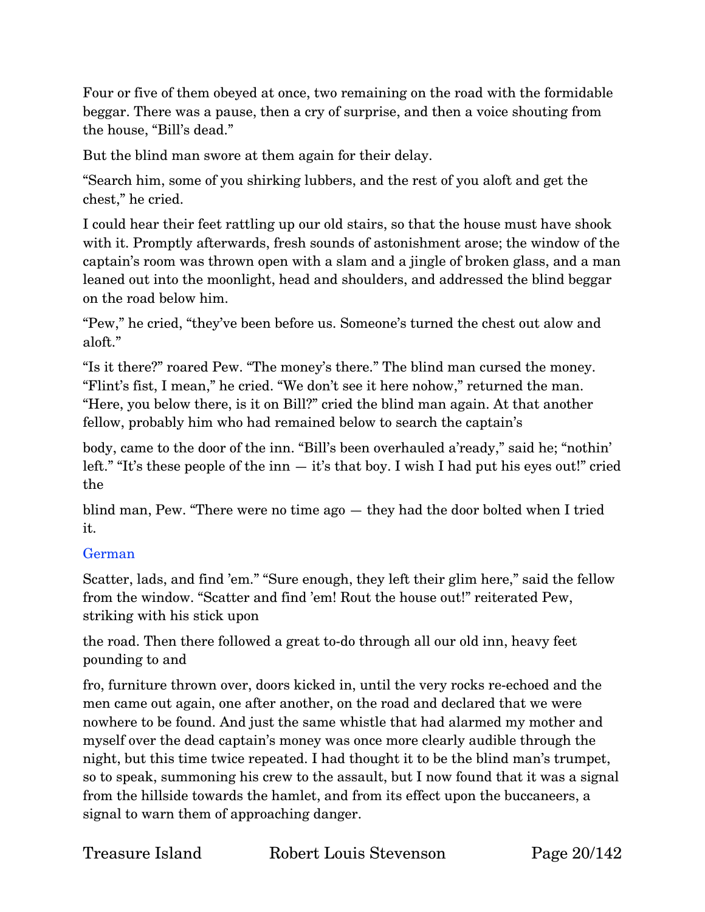Four or five of them obeyed at once, two remaining on the road with the formidable beggar. There was a pause, then a cry of surprise, and then a voice shouting from the house, "Bill's dead."

But the blind man swore at them again for their delay.

"Search him, some of you shirking lubbers, and the rest of you aloft and get the chest," he cried.

I could hear their feet rattling up our old stairs, so that the house must have shook with it. Promptly afterwards, fresh sounds of astonishment arose; the window of the captain's room was thrown open with a slam and a jingle of broken glass, and a man leaned out into the moonlight, head and shoulders, and addressed the blind beggar on the road below him.

"Pew," he cried, "they've been before us. Someone's turned the chest out alow and aloft."

"Is it there?" roared Pew. "The money's there." The blind man cursed the money. "Flint's fist, I mean," he cried. "We don't see it here nohow," returned the man. "Here, you below there, is it on Bill?" cried the blind man again. At that another fellow, probably him who had remained below to search the captain's body, came to the door of the inn. "Bill's been overhauled a'ready," said he; "nothin' left." "It's these people of the inn — it's that boy. I wish I had put his eyes out!" cried the blind man, Pew. "There were no time ago — they had the door bolted when I tried it.

German

Scatter, lads, and find 'em." "Sure enough, they left their glim here," said the fellow from the window. "Scatter and find 'em! Rout the house out!" reiterated Pew, striking with his stick upon the road. Then there followed a great to-do through all our old inn, heavy feet pounding to and fro, furniture thrown over, doors kicked in, until the very rocks re-echoed and the men came out again, one after another, on the road and declared that we were nowhere to be found. And just the same whistle that had alarmed my mother and myself over the dead captain's money was once more clearly audible through the night, but this time twice repeated. I had thought it to be the blind man's trumpet, so to speak, summoning his crew to the assault, but I now found that it was a signal from the hillside towards the hamlet, and from its effect upon the buccaneers, a signal to warn them of approaching danger.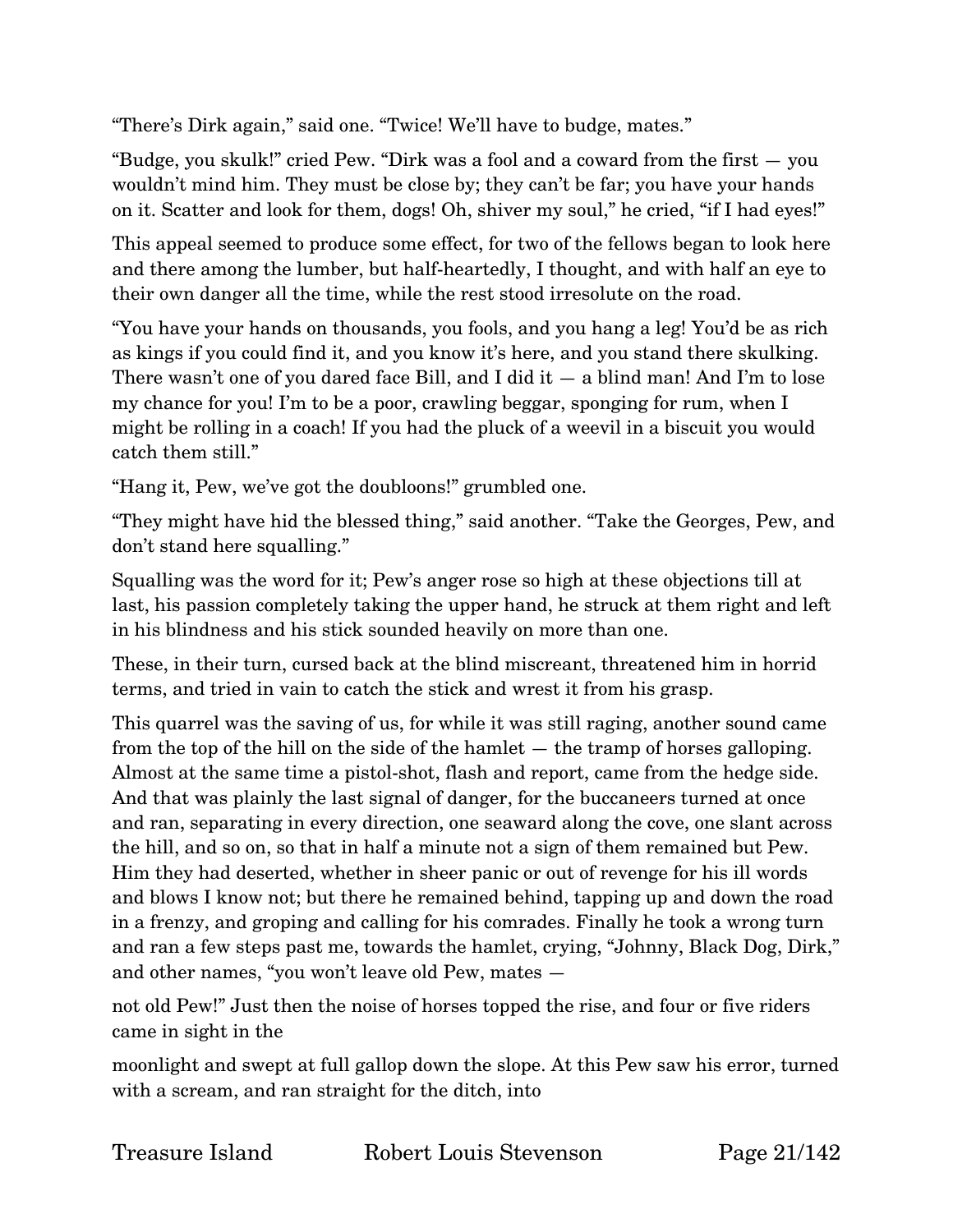"There's Dirk again," said one. "Twice! We'll have to budge, mates."

"Budge, you skulk!" cried Pew. "Dirk was a fool and a coward from the first — you wouldn't mind him. They must be close by; they can't be far; you have your hands on it. Scatter and look for them, dogs! Oh, shiver my soul," he cried, "if I had eyes!"

This appeal seemed to produce some effect, for two of the fellows began to look here and there among the lumber, but half-heartedly, I thought, and with half an eye to their own danger all the time, while the rest stood irresolute on the road.

"You have your hands on thousands, you fools, and you hang a leg! You'd be as rich as kings if you could find it, and you know it's here, and you stand there skulking. There wasn't one of you dared face Bill, and I did it — a blind man! And I'm to lose my chance for you! I'm to be a poor, crawling beggar, sponging for rum, when I might be rolling in a coach! If you had the pluck of a weevil in a biscuit you would catch them still."

"Hang it, Pew, we've got the doubloons!" grumbled one.

"They might have hid the blessed thing," said another. "Take the Georges, Pew, and don't stand here squalling."

Squalling was the word for it; Pew's anger rose so high at these objections till at last, his passion completely taking the upper hand, he struck at them right and left in his blindness and his stick sounded heavily on more than one.

These, in their turn, cursed back at the blind miscreant, threatened him in horrid terms, and tried in vain to catch the stick and wrest it from his grasp.

This quarrel was the saving of us, for while it was still raging, another sound came from the top of the hill on the side of the hamlet — the tramp of horses galloping. Almost at the same time a pistol-shot, flash and report, came from the hedge side. And that was plainly the last signal of danger, for the buccaneers turned at once and ran, separating in every direction, one seaward along the cove, one slant across the hill, and so on, so that in half a minute not a sign of them remained but Pew. Him they had deserted, whether in sheer panic or out of revenge for his ill words and blows I know not; but there he remained behind, tapping up and down the road in a frenzy, and groping and calling for his comrades. Finally he took a wrong turn and ran a few steps past me, towards the hamlet, crying, "Johnny, Black Dog, Dirk," and other names, "you won't leave old Pew, mates — not old Pew!" Just then the noise of horses topped the rise, and four or five riders came in sight in the moonlight and swept at full gallop down the slope. At this Pew saw his error, turned with a scream, and ran straight for the ditch, into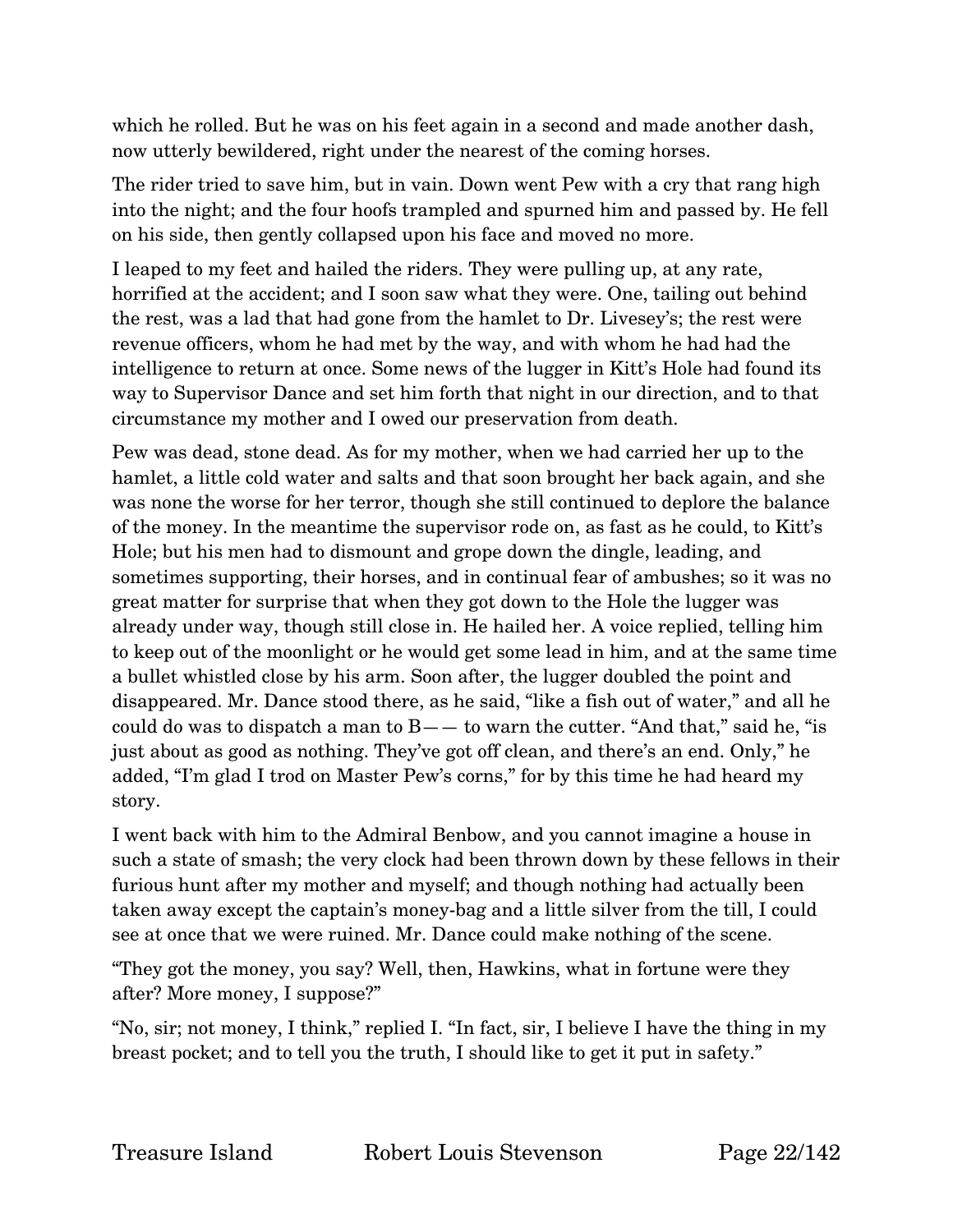which he rolled. But he was on his feet again in a second and made another dash, now utterly bewildered, right under the nearest of the coming horses.

The rider tried to save him, but in vain. Down went Pew with a cry that rang high into the night; and the four hoofs trampled and spurned him and passed by. He fell on his side, then gently collapsed upon his face and moved no more.

I leaped to my feet and hailed the riders. They were pulling up, at any rate, horrified at the accident; and I soon saw what they were. One, tailing out behind the rest, was a lad that had gone from the hamlet to Dr. Livesey's; the rest were revenue officers, whom he had met by the way, and with whom he had had the intelligence to return at once. Some news of the lugger in Kitt's Hole had found its way to Supervisor Dance and set him forth that night in our direction, and to that circumstance my mother and I owed our preservation from death.

Pew was dead, stone dead. As for my mother, when we had carried her up to the hamlet, a little cold water and salts and that soon brought her back again, and she was none the worse for her terror, though she still continued to deplore the balance of the money. In the meantime the supervisor rode on, as fast as he could, to Kitt's Hole; but his men had to dismount and grope down the dingle, leading, and sometimes supporting, their horses, and in continual fear of ambushes; so it was no great matter for surprise that when they got down to the Hole the lugger was already under way, though still close in. He hailed her. A voice replied, telling him to keep out of the moonlight or he would get some lead in him, and at the same time a bullet whistled close by his arm. Soon after, the lugger doubled the point and disappeared. Mr. Dance stood there, as he said, "like a fish out of water," and all he could do was to dispatch a man to B—— to warn the cutter. "And that," said he, "is just about as good as nothing. They've got off clean, and there's an end. Only," he added, "I'm glad I trod on Master Pew's corns," for by this time he had heard my story.

I went back with him to the Admiral Benbow, and you cannot imagine a house in such a state of smash; the very clock had been thrown down by these fellows in their furious hunt after my mother and myself; and though nothing had actually been taken away except the captain's money-bag and a little silver from the till, I could see at once that we were ruined. Mr. Dance could make nothing of the scene.

"They got the money, you say? Well, then, Hawkins, what in fortune were they after? More money, I suppose?"

"No, sir; not money, I think," replied I. "In fact, sir, I believe I have the thing in my breast pocket; and to tell you the truth, I should like to get it put in safety."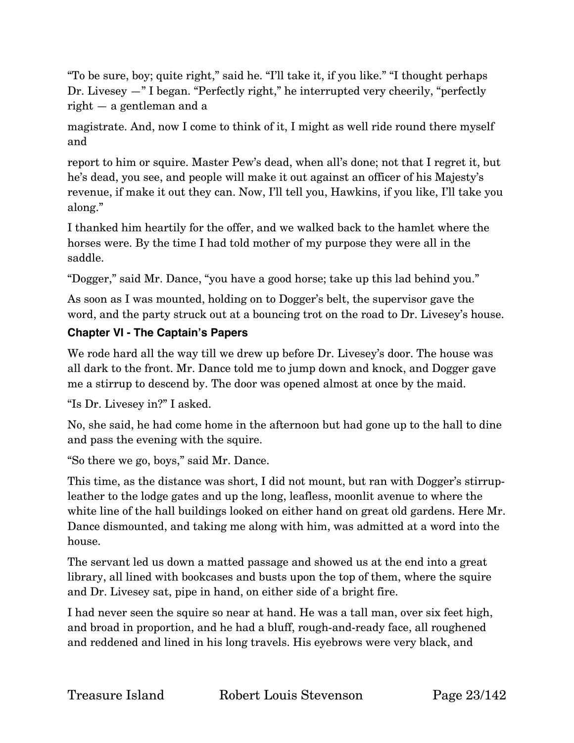"To be sure, boy; quite right," said he. "I'll take it, if you like." "I thought perhaps Dr. Livesey —" I began. "Perfectly right," he interrupted very cheerily, "perfectly right — a gentleman and a magistrate. And, now I come to think of it, I might as well ride round there myself and report to him or squire. Master Pew's dead, when all's done; not that I regret it, but he's dead, you see, and people will make it out against an officer of his Majesty's revenue, if make it out they can. Now, I'll tell you, Hawkins, if you like, I'll take you along."

I thanked him heartily for the offer, and we walked back to the hamlet where the horses were. By the time I had told mother of my purpose they were all in the saddle.

"Dogger," said Mr. Dance, "you have a good horse; take up this lad behind you."

As soon as I was mounted, holding on to Dogger's belt, the supervisor gave the word, and the party struck out at a bouncing trot on the road to Dr. Livesey's house.

## Chapter VI - The Captain's Papers

We rode hard all the way till we drew up before Dr. Livesey's door. The house was all dark to the front. Mr. Dance told me to jump down and knock, and Dogger gave me a stirrup to descend by. The door was opened almost at once by the maid.

"Is Dr. Livesey in?" I asked.

No, she said, he had come home in the afternoon but had gone up to the hall to dine and pass the evening with the squire.

"So there we go, boys," said Mr. Dance.

This time, as the distance was short, I did not mount, but ran with Dogger's stirrup-leather to the lodge gates and up the long, leafless, moonlit avenue to where the white line of the hall buildings looked on either hand on great old gardens. Here Mr. Dance dismounted, and taking me along with him, was admitted at a word into the house.

The servant led us down a matted passage and showed us at the end into a great library, all lined with bookcases and busts upon the top of them, where the squire and Dr. Livesey sat, pipe in hand, on either side of a bright fire.

I had never seen the squire so near at hand. He was a tall man, over six feet high, and broad in proportion, and he had a bluff, rough-and-ready face, all roughened and reddened and lined in his long travels. His eyebrows were very black, and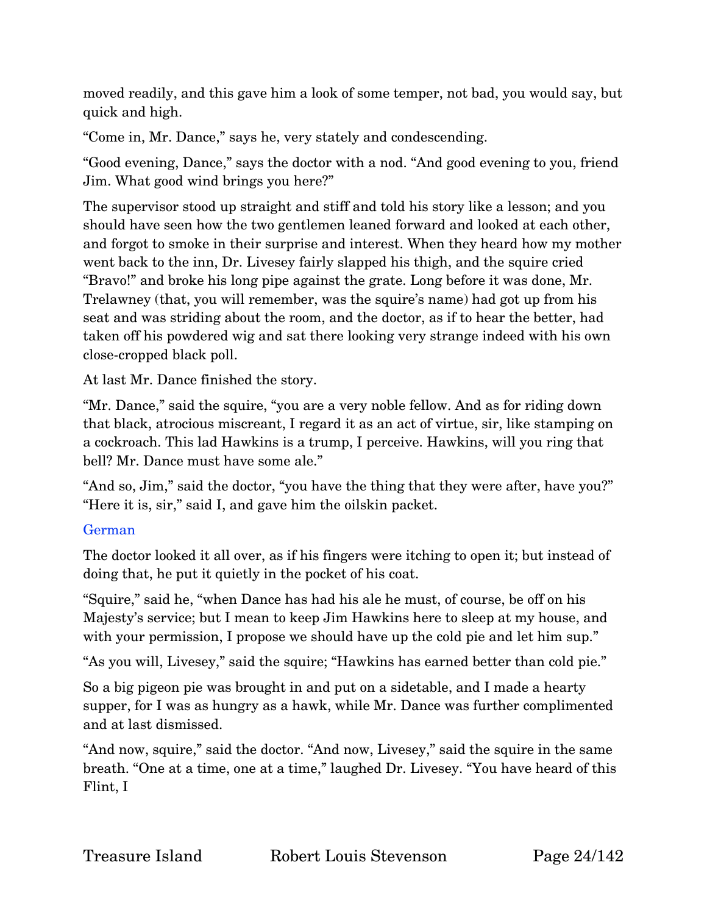moved readily, and this gave him a look of some temper, not bad, you would say, but quick and high.

"Come in, Mr. Dance," says he, very stately and condescending.

"Good evening, Dance," says the doctor with a nod. "And good evening to you, friend Jim. What good wind brings you here?"

The supervisor stood up straight and stiff and told his story like a lesson; and you should have seen how the two gentlemen leaned forward and looked at each other, and forgot to smoke in their surprise and interest. When they heard how my mother went back to the inn, Dr. Livesey fairly slapped his thigh, and the squire cried "Bravo!" and broke his long pipe against the grate. Long before it was done, Mr. Trelawney (that, you will remember, was the squire's name) had got up from his seat and was striding about the room, and the doctor, as if to hear the better, had taken off his powdered wig and sat there looking very strange indeed with his own close-cropped black poll.

At last Mr. Dance finished the story.

"Mr. Dance," said the squire, "you are a very noble fellow. And as for riding down that black, atrocious miscreant, I regard it as an act of virtue, sir, like stamping on a cockroach. This lad Hawkins is a trump, I perceive. Hawkins, will you ring that bell? Mr. Dance must have some ale."

"And so, Jim," said the doctor, "you have the thing that they were after, have you?" "Here it is, sir," said I, and gave him the oilskin packet.

German

The doctor looked it all over, as if his fingers were itching to open it; but instead of doing that, he put it quietly in the pocket of his coat.

"Squire," said he, "when Dance has had his ale he must, of course, be off on his Majesty's service; but I mean to keep Jim Hawkins here to sleep at my house, and with your permission, I propose we should have up the cold pie and let him sup."

"As you will, Livesey," said the squire; "Hawkins has earned better than cold pie."

So a big pigeon pie was brought in and put on a sidetable, and I made a hearty supper, for I was as hungry as a hawk, while Mr. Dance was further complimented and at last dismissed.

"And now, squire," said the doctor. "And now, Livesey," said the squire in the same breath. "One at a time, one at a time," laughed Dr. Livesey. "You have heard of this Flint, I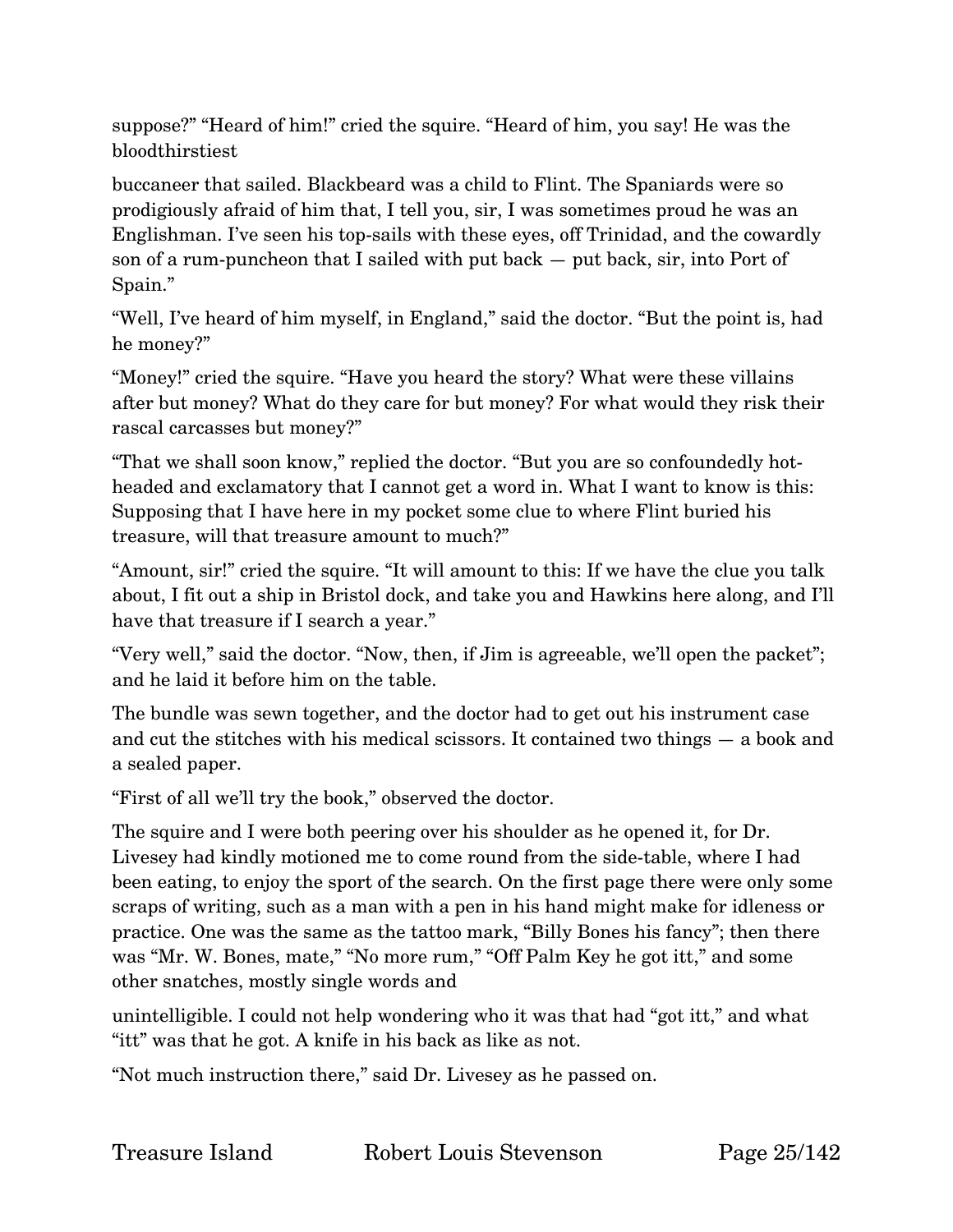suppose?" "Heard of him!" cried the squire. "Heard of him, you say! He was the bloodthirstiest buccaneer that sailed. Blackbeard was a child to Flint. The Spaniards were so prodigiously afraid of him that, I tell you, sir, I was sometimes proud he was an Englishman. I've seen his top-sails with these eyes, off Trinidad, and the cowardly son of a rum-puncheon that I sailed with put back — put back, sir, into Port of Spain."

"Well, I've heard of him myself, in England," said the doctor. "But the point is, had he money?"

"Money!" cried the squire. "Have you heard the story? What were these villains after but money? What do they care for but money? For what would they risk their rascal carcasses but money?"

"That we shall soon know," replied the doctor. "But you are so confoundedly hot-headed and exclamatory that I cannot get a word in. What I want to know is this: Supposing that I have here in my pocket some clue to where Flint buried his treasure, will that treasure amount to much?"

"Amount, sir!" cried the squire. "It will amount to this: If we have the clue you talk about, I fit out a ship in Bristol dock, and take you and Hawkins here along, and I'll have that treasure if I search a year."

"Very well," said the doctor. "Now, then, if Jim is agreeable, we'll open the packet"; and he laid it before him on the table.

The bundle was sewn together, and the doctor had to get out his instrument case and cut the stitches with his medical scissors. It contained two things — a book and a sealed paper.

"First of all we'll try the book," observed the doctor.

The squire and I were both peering over his shoulder as he opened it, for Dr. Livesey had kindly motioned me to come round from the side-table, where I had been eating, to enjoy the sport of the search. On the first page there were only some scraps of writing, such as a man with a pen in his hand might make for idleness or practice. One was the same as the tattoo mark, "Billy Bones his fancy"; then there was "Mr. W. Bones, mate," "No more rum," "Off Palm Key he got itt," and some other snatches, mostly single words and unintelligible. I could not help wondering who it was that had "got itt," and what "itt" was that he got. A knife in his back as like as not.

"Not much instruction there," said Dr. Livesey as he passed on.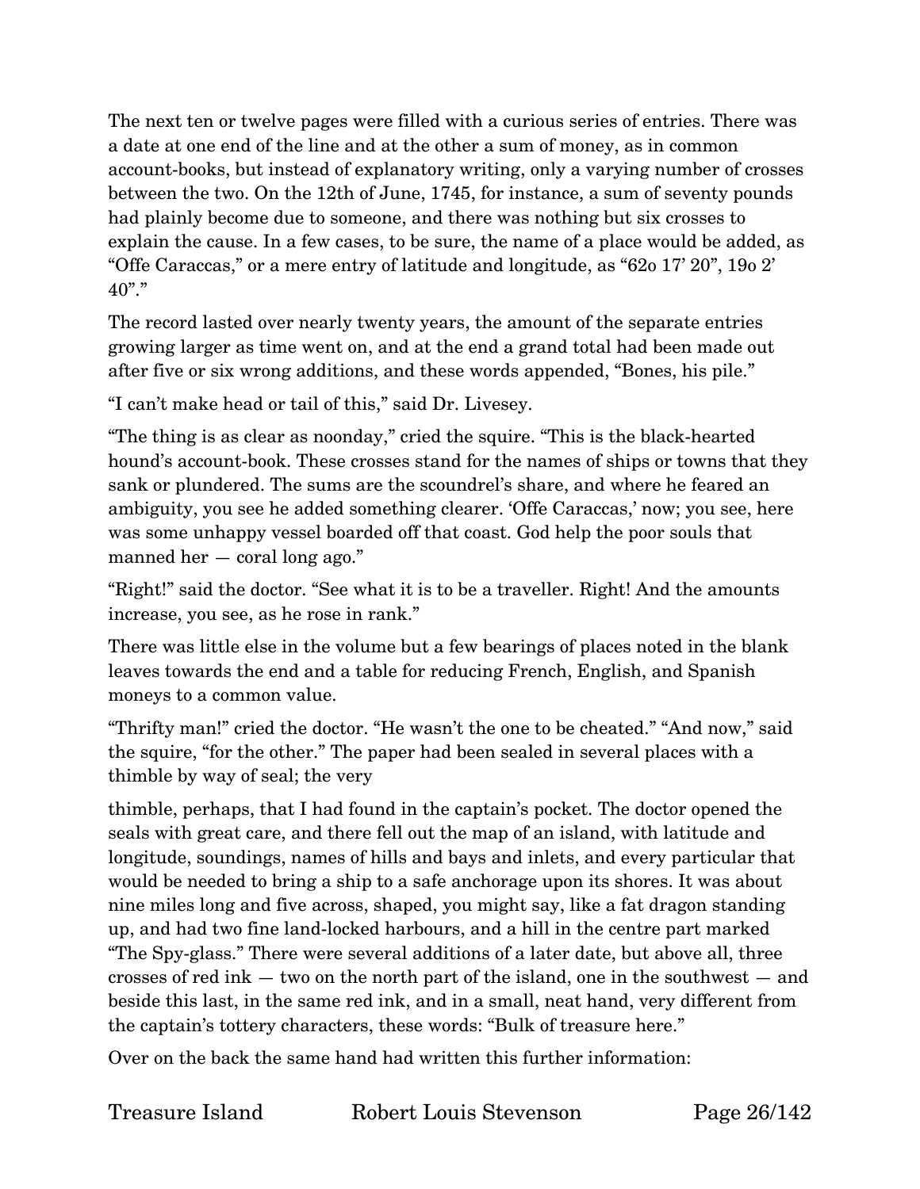The next ten or twelve pages were filled with a curious series of entries. There was a date at one end of the line and at the other a sum of money, as in common account-books, but instead of explanatory writing, only a varying number of crosses between the two. On the 12th of June, 1745, for instance, a sum of seventy pounds had plainly become due to someone, and there was nothing but six crosses to explain the cause. In a few cases, to be sure, the name of a place would be added, as "Offe Caraccas," or a mere entry of latitude and longitude, as "62o 17' 20", 19o 2' 40"."

The record lasted over nearly twenty years, the amount of the separate entries growing larger as time went on, and at the end a grand total had been made out after five or six wrong additions, and these words appended, "Bones, his pile."

"I can't make head or tail of this," said Dr. Livesey.

"The thing is as clear as noonday," cried the squire. "This is the black-hearted hound's account-book. These crosses stand for the names of ships or towns that they sank or plundered. The sums are the scoundrel's share, and where he feared an ambiguity, you see he added something clearer. 'Offe Caraccas,' now; you see, here was some unhappy vessel boarded off that coast. God help the poor souls that manned her — coral long ago."

"Right!" said the doctor. "See what it is to be a traveller. Right! And the amounts increase, you see, as he rose in rank."

There was little else in the volume but a few bearings of places noted in the blank leaves towards the end and a table for reducing French, English, and Spanish moneys to a common value.

"Thrifty man!" cried the doctor. "He wasn't the one to be cheated." "And now," said the squire, "for the other." The paper had been sealed in several places with a thimble by way of seal; the very thimble, perhaps, that I had found in the captain's pocket. The doctor opened the seals with great care, and there fell out the map of an island, with latitude and longitude, soundings, names of hills and bays and inlets, and every particular that would be needed to bring a ship to a safe anchorage upon its shores. It was about nine miles long and five across, shaped, you might say, like a fat dragon standing up, and had two fine land-locked harbours, and a hill in the centre part marked "The Spy-glass." There were several additions of a later date, but above all, three crosses of red ink — two on the north part of the island, one in the southwest — and beside this last, in the same red ink, and in a small, neat hand, very different from the captain's tottery characters, these words: "Bulk of treasure here."

Over on the back the same hand had written this further information: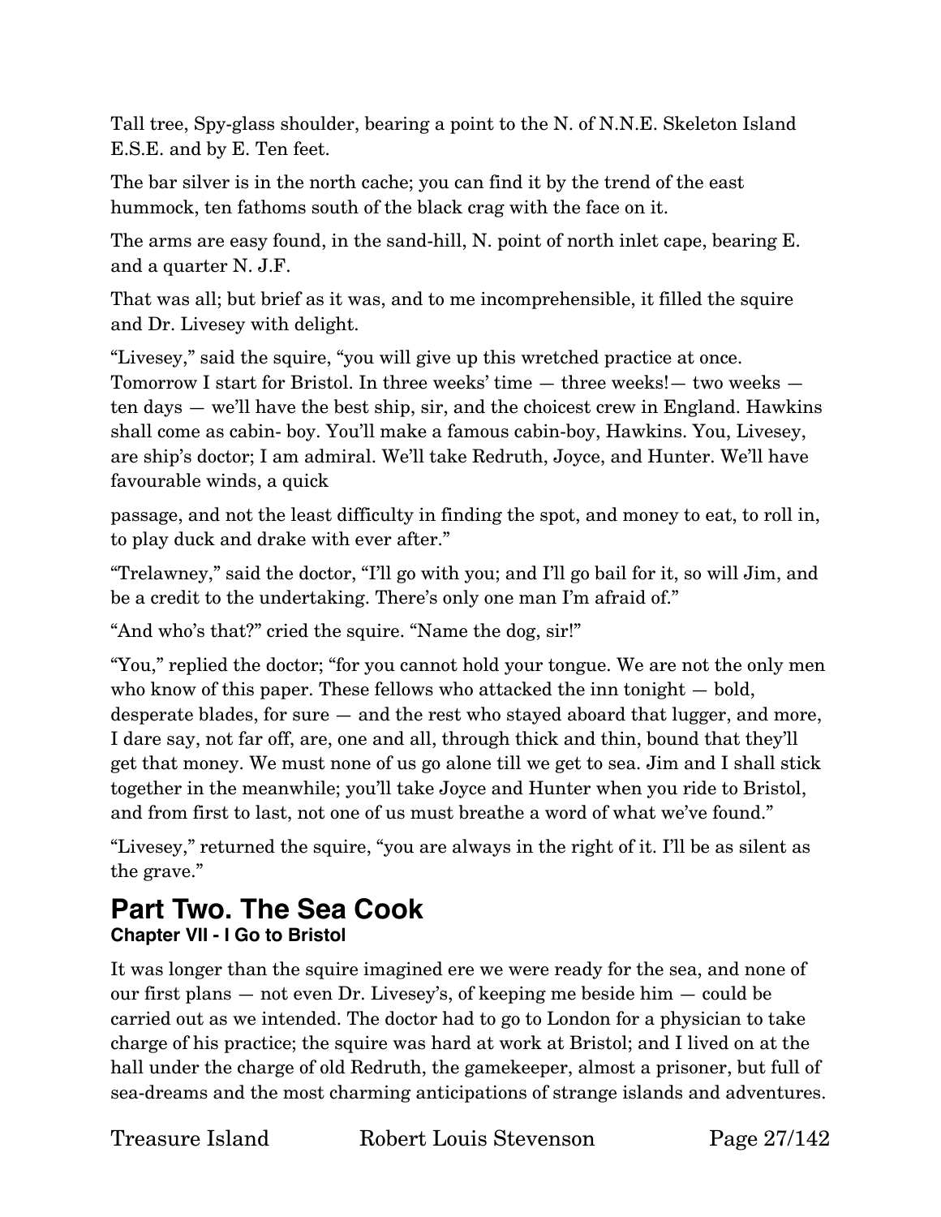Tall tree, Spy-glass shoulder, bearing a point to the N. of N.N.E. Skeleton Island E.S.E. and by E. Ten feet.

The bar silver is in the north cache; you can find it by the trend of the east hummock, ten fathoms south of the black crag with the face on it.

The arms are easy found, in the sand-hill, N. point of north inlet cape, bearing E. and a quarter N. J.F.

That was all; but brief as it was, and to me incomprehensible, it filled the squire and Dr. Livesey with delight.

"Livesey," said the squire, "you will give up this wretched practice at once. Tomorrow I start for Bristol. In three weeks' time — three weeks!— two weeks — ten days — we'll have the best ship, sir, and the choicest crew in England. Hawkins shall come as cabin- boy. You'll make a famous cabin-boy, Hawkins. You, Livesey, are ship's doctor; I am admiral. We'll take Redruth, Joyce, and Hunter. We'll have favourable winds, a quick passage, and not the least difficulty in finding the spot, and money to eat, to roll in, to play duck and drake with ever after."

"Trelawney," said the doctor, "I'll go with you; and I'll go bail for it, so will Jim, and be a credit to the undertaking. There's only one man I'm afraid of."

"And who's that?" cried the squire. "Name the dog, sir!"

"You," replied the doctor; "for you cannot hold your tongue. We are not the only men who know of this paper. These fellows who attacked the inn tonight — bold, desperate blades, for sure — and the rest who stayed aboard that lugger, and more, I dare say, not far off, are, one and all, through thick and thin, bound that they'll get that money. We must none of us go alone till we get to sea. Jim and I shall stick together in the meanwhile; you'll take Joyce and Hunter when you ride to Bristol, and from first to last, not one of us must breathe a word of what we've found."

"Livesey," returned the squire, "you are always in the right of it. I'll be as silent as the grave."

# Part Two. The Sea Cook

### Chapter VII - I Go to Bristol

It was longer than the squire imagined ere we were ready for the sea, and none of our first plans — not even Dr. Livesey's, of keeping me beside him — could be carried out as we intended. The doctor had to go to London for a physician to take charge of his practice; the squire was hard at work at Bristol; and I lived on at the hall under the charge of old Redruth, the gamekeeper, almost a prisoner, but full of sea-dreams and the most charming anticipations of strange islands and adventures.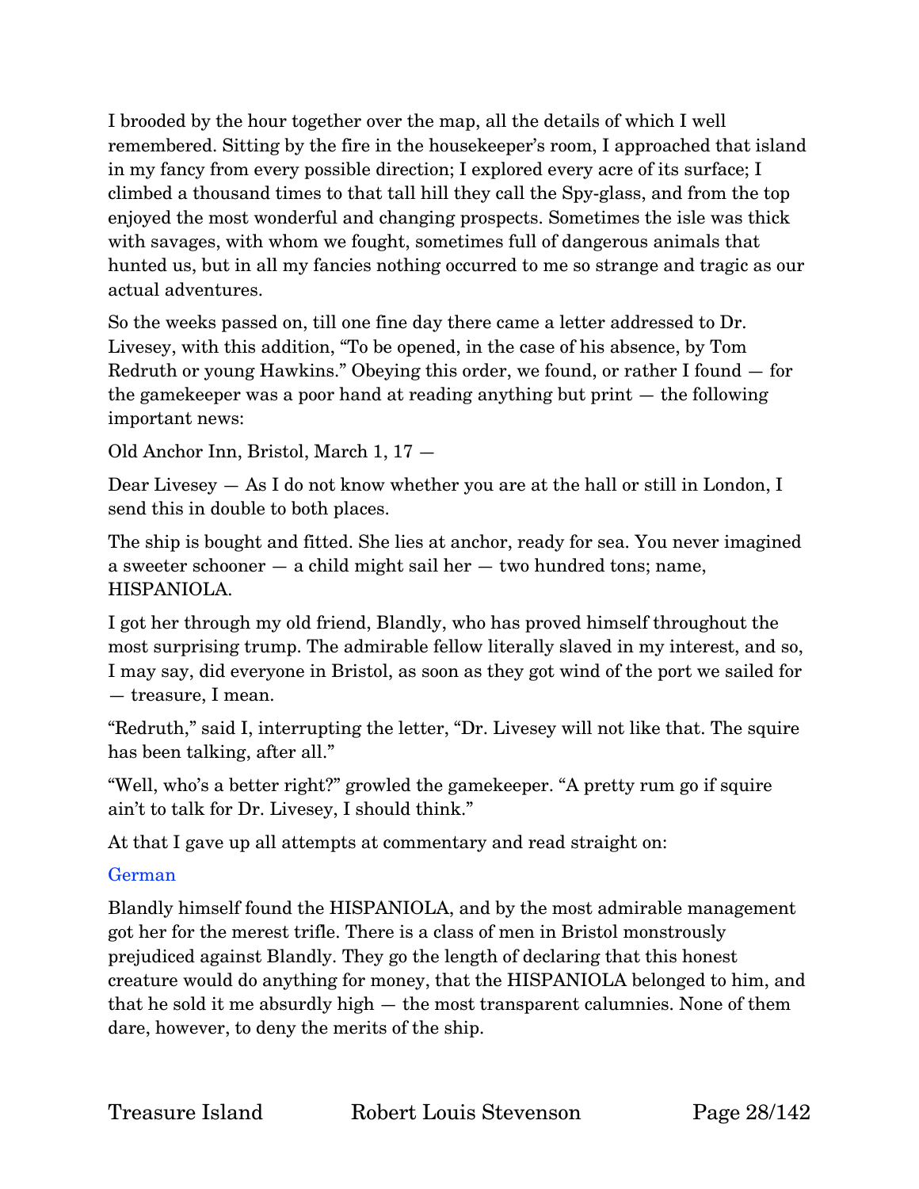I brooded by the hour together over the map, all the details of which I well remembered. Sitting by the fire in the housekeeper's room, I approached that island in my fancy from every possible direction; I explored every acre of its surface; I climbed a thousand times to that tall hill they call the Spy-glass, and from the top enjoyed the most wonderful and changing prospects. Sometimes the isle was thick with savages, with whom we fought, sometimes full of dangerous animals that hunted us, but in all my fancies nothing occurred to me so strange and tragic as our actual adventures.

So the weeks passed on, till one fine day there came a letter addressed to Dr. Livesey, with this addition, "To be opened, in the case of his absence, by Tom Redruth or young Hawkins." Obeying this order, we found, or rather I found — for the gamekeeper was a poor hand at reading anything but print — the following important news:

Old Anchor Inn, Bristol, March 1, 17 —

Dear Livesey — As I do not know whether you are at the hall or still in London, I send this in double to both places.

The ship is bought and fitted. She lies at anchor, ready for sea. You never imagined a sweeter schooner — a child might sail her — two hundred tons; name, HISPANIOLA.

I got her through my old friend, Blandly, who has proved himself throughout the most surprising trump. The admirable fellow literally slaved in my interest, and so, I may say, did everyone in Bristol, as soon as they got wind of the port we sailed for — treasure, I mean.

"Redruth," said I, interrupting the letter, "Dr. Livesey will not like that. The squire has been talking, after all."

"Well, who's a better right?" growled the gamekeeper. "A pretty rum go if squire ain't to talk for Dr. Livesey, I should think."

At that I gave up all attempts at commentary and read straight on:

German

Blandly himself found the HISPANIOLA, and by the most admirable management got her for the merest trifle. There is a class of men in Bristol monstrously prejudiced against Blandly. They go the length of declaring that this honest creature would do anything for money, that the HISPANIOLA belonged to him, and that he sold it me absurdly high — the most transparent calumnies. None of them dare, however, to deny the merits of the ship.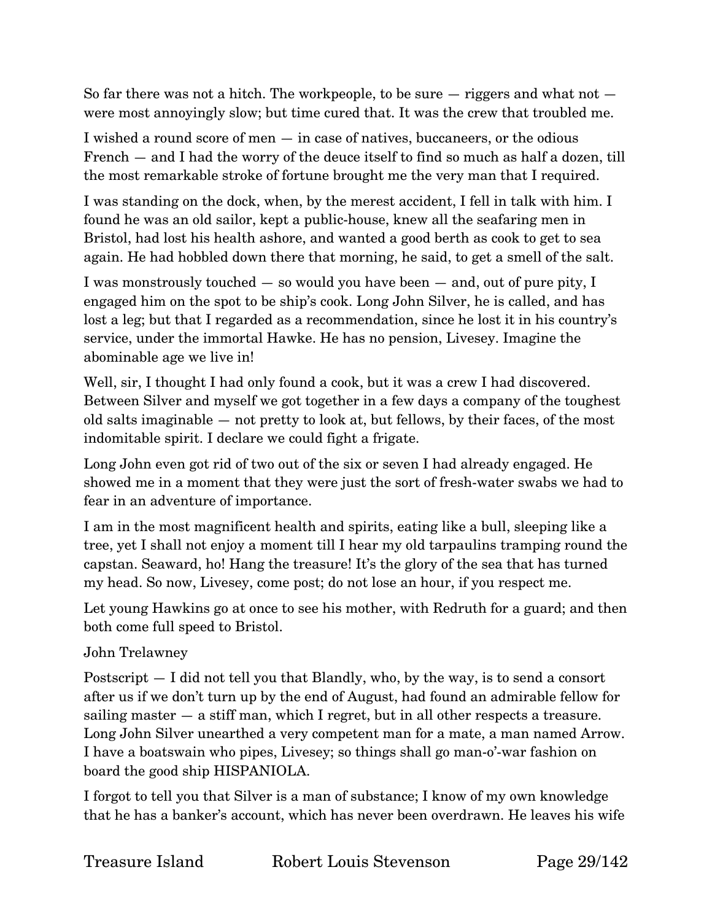So far there was not a hitch. The workpeople, to be sure — riggers and what not — were most annoyingly slow; but time cured that. It was the crew that troubled me.

I wished a round score of men — in case of natives, buccaneers, or the odious French — and I had the worry of the deuce itself to find so much as half a dozen, till the most remarkable stroke of fortune brought me the very man that I required.

I was standing on the dock, when, by the merest accident, I fell in talk with him. I found he was an old sailor, kept a public-house, knew all the seafaring men in Bristol, had lost his health ashore, and wanted a good berth as cook to get to sea again. He had hobbled down there that morning, he said, to get a smell of the salt.

I was monstrously touched — so would you have been — and, out of pure pity, I engaged him on the spot to be ship's cook. Long John Silver, he is called, and has lost a leg; but that I regarded as a recommendation, since he lost it in his country's service, under the immortal Hawke. He has no pension, Livesey. Imagine the abominable age we live in!

Well, sir, I thought I had only found a cook, but it was a crew I had discovered. Between Silver and myself we got together in a few days a company of the toughest old salts imaginable — not pretty to look at, but fellows, by their faces, of the most indomitable spirit. I declare we could fight a frigate.

Long John even got rid of two out of the six or seven I had already engaged. He showed me in a moment that they were just the sort of fresh-water swabs we had to fear in an adventure of importance.

I am in the most magnificent health and spirits, eating like a bull, sleeping like a tree, yet I shall not enjoy a moment till I hear my old tarpaulins tramping round the capstan. Seaward, ho! Hang the treasure! It's the glory of the sea that has turned my head. So now, Livesey, come post; do not lose an hour, if you respect me.

Let young Hawkins go at once to see his mother, with Redruth for a guard; and then both come full speed to Bristol.

John Trelawney

Postscript — I did not tell you that Blandly, who, by the way, is to send a consort after us if we don't turn up by the end of August, had found an admirable fellow for sailing master — a stiff man, which I regret, but in all other respects a treasure. Long John Silver unearthed a very competent man for a mate, a man named Arrow. I have a boatswain who pipes, Livesey; so things shall go man-o'-war fashion on board the good ship HISPANIOLA.

I forgot to tell you that Silver is a man of substance; I know of my own knowledge that he has a banker's account, which has never been overdrawn. He leaves his wife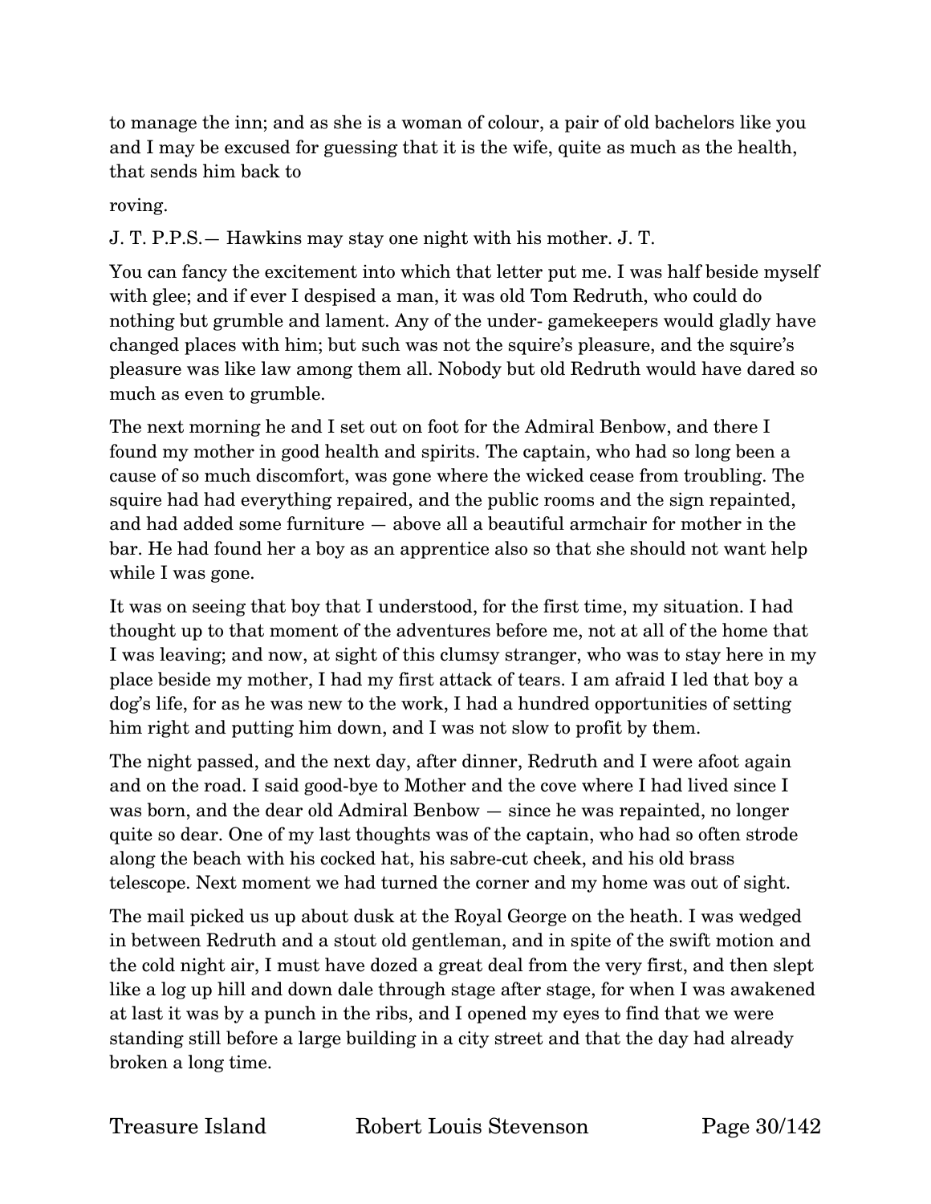to manage the inn; and as she is a woman of colour, a pair of old bachelors like you and I may be excused for guessing that it is the wife, quite as much as the health, that sends him back to

roving.

J. T. P.P.S.— Hawkins may stay one night with his mother. J. T.

You can fancy the excitement into which that letter put me. I was half beside myself with glee; and if ever I despised a man, it was old Tom Redruth, who could do nothing but grumble and lament. Any of the under- gamekeepers would gladly have changed places with him; but such was not the squire's pleasure, and the squire's pleasure was like law among them all. Nobody but old Redruth would have dared so much as even to grumble.

The next morning he and I set out on foot for the Admiral Benbow, and there I found my mother in good health and spirits. The captain, who had so long been a cause of so much discomfort, was gone where the wicked cease from troubling. The squire had had everything repaired, and the public rooms and the sign repainted, and had added some furniture — above all a beautiful armchair for mother in the bar. He had found her a boy as an apprentice also so that she should not want help while I was gone.

It was on seeing that boy that I understood, for the first time, my situation. I had thought up to that moment of the adventures before me, not at all of the home that I was leaving; and now, at sight of this clumsy stranger, who was to stay here in my place beside my mother, I had my first attack of tears. I am afraid I led that boy a dog's life, for as he was new to the work, I had a hundred opportunities of setting him right and putting him down, and I was not slow to profit by them.

The night passed, and the next day, after dinner, Redruth and I were afoot again and on the road. I said good-bye to Mother and the cove where I had lived since I was born, and the dear old Admiral Benbow — since he was repainted, no longer quite so dear. One of my last thoughts was of the captain, who had so often strode along the beach with his cocked hat, his sabre-cut cheek, and his old brass telescope. Next moment we had turned the corner and my home was out of sight.

The mail picked us up about dusk at the Royal George on the heath. I was wedged in between Redruth and a stout old gentleman, and in spite of the swift motion and the cold night air, I must have dozed a great deal from the very first, and then slept like a log up hill and down dale through stage after stage, for when I was awakened at last it was by a punch in the ribs, and I opened my eyes to find that we were standing still before a large building in a city street and that the day had already broken a long time.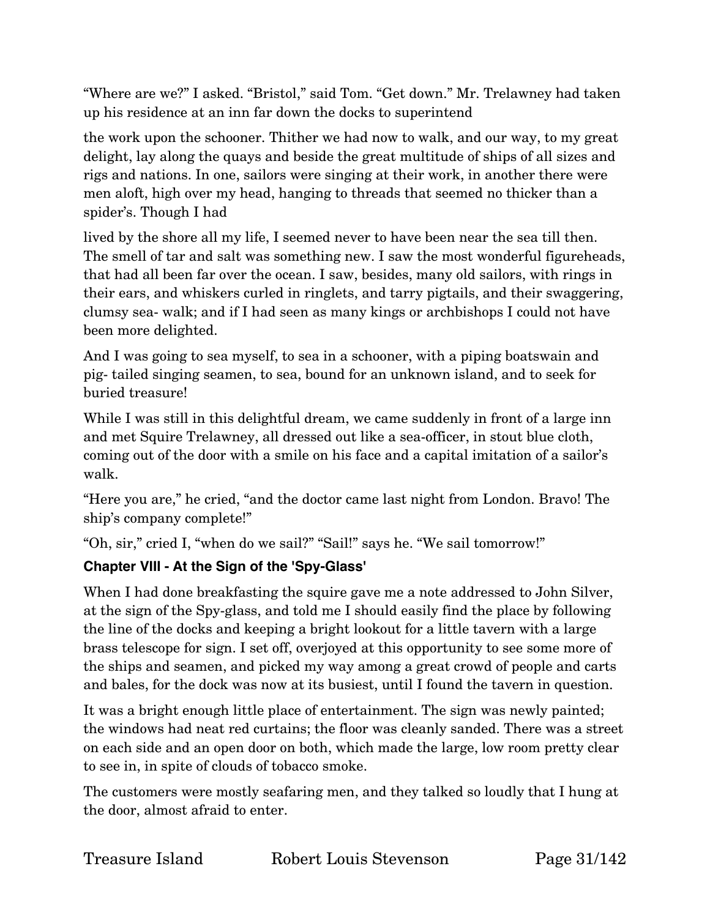"Where are we?" I asked. "Bristol," said Tom. "Get down." Mr. Trelawney had taken up his residence at an inn far down the docks to superintend

the work upon the schooner. Thither we had now to walk, and our way, to my great delight, lay along the quays and beside the great multitude of ships of all sizes and rigs and nations. In one, sailors were singing at their work, in another there were men aloft, high over my head, hanging to threads that seemed no thicker than a spider's. Though I had

lived by the shore all my life, I seemed never to have been near the sea till then. The smell of tar and salt was something new. I saw the most wonderful figureheads, that had all been far over the ocean. I saw, besides, many old sailors, with rings in their ears, and whiskers curled in ringlets, and tarry pigtails, and their swaggering, clumsy sea- walk; and if I had seen as many kings or archbishops I could not have been more delighted.

And I was going to sea myself, to sea in a schooner, with a piping boatswain and pig- tailed singing seamen, to sea, bound for an unknown island, and to seek for buried treasure!

While I was still in this delightful dream, we came suddenly in front of a large inn and met Squire Trelawney, all dressed out like a sea-officer, in stout blue cloth, coming out of the door with a smile on his face and a capital imitation of a sailor's walk.

"Here you are," he cried, "and the doctor came last night from London. Bravo! The ship's company complete!"

"Oh, sir," cried I, "when do we sail?" "Sail!" says he. "We sail tomorrow!"

### Chapter VIII - At the Sign of the 'Spy-Glass'

When I had done breakfasting the squire gave me a note addressed to John Silver, at the sign of the Spy-glass, and told me I should easily find the place by following the line of the docks and keeping a bright lookout for a little tavern with a large brass telescope for sign. I set off, overjoyed at this opportunity to see some more of the ships and seamen, and picked my way among a great crowd of people and carts and bales, for the dock was now at its busiest, until I found the tavern in question.

It was a bright enough little place of entertainment. The sign was newly painted; the windows had neat red curtains; the floor was cleanly sanded. There was a street on each side and an open door on both, which made the large, low room pretty clear to see in, in spite of clouds of tobacco smoke.

The customers were mostly seafaring men, and they talked so loudly that I hung at the door, almost afraid to enter.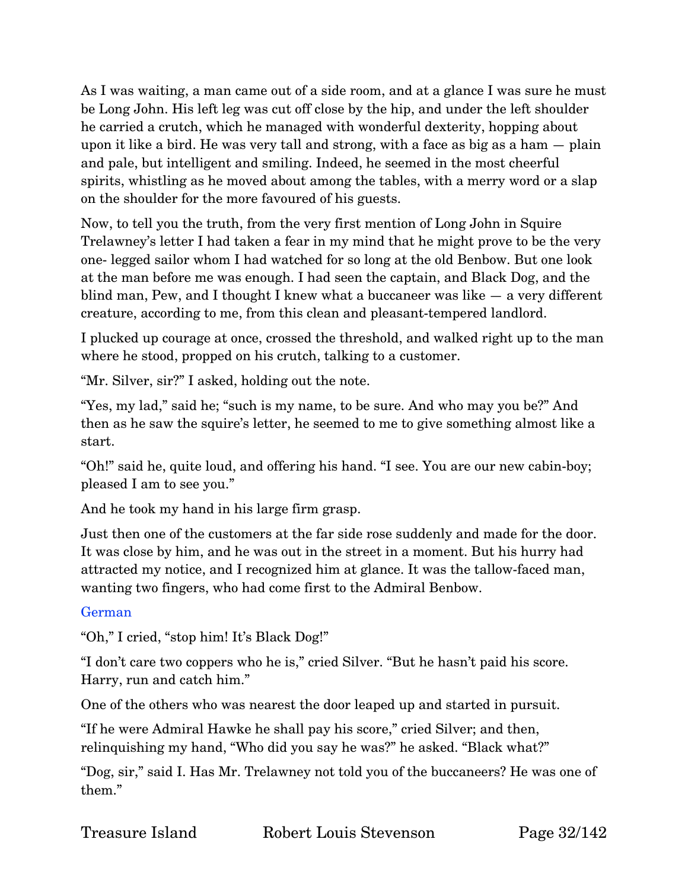As I was waiting, a man came out of a side room, and at a glance I was sure he must be Long John. His left leg was cut off close by the hip, and under the left shoulder he carried a crutch, which he managed with wonderful dexterity, hopping about upon it like a bird. He was very tall and strong, with a face as big as a ham — plain and pale, but intelligent and smiling. Indeed, he seemed in the most cheerful spirits, whistling as he moved about among the tables, with a merry word or a slap on the shoulder for the more favoured of his guests.

Now, to tell you the truth, from the very first mention of Long John in Squire Trelawney's letter I had taken a fear in my mind that he might prove to be the very one- legged sailor whom I had watched for so long at the old Benbow. But one look at the man before me was enough. I had seen the captain, and Black Dog, and the blind man, Pew, and I thought I knew what a buccaneer was like — a very different creature, according to me, from this clean and pleasant-tempered landlord.

I plucked up courage at once, crossed the threshold, and walked right up to the man where he stood, propped on his crutch, talking to a customer.

"Mr. Silver, sir?" I asked, holding out the note.

"Yes, my lad," said he; "such is my name, to be sure. And who may you be?" And then as he saw the squire's letter, he seemed to me to give something almost like a start.

"Oh!" said he, quite loud, and offering his hand. "I see. You are our new cabin-boy; pleased I am to see you."

And he took my hand in his large firm grasp.

Just then one of the customers at the far side rose suddenly and made for the door. It was close by him, and he was out in the street in a moment. But his hurry had attracted my notice, and I recognized him at glance. It was the tallow-faced man, wanting two fingers, who had come first to the Admiral Benbow.

German

"Oh," I cried, "stop him! It's Black Dog!"

"I don't care two coppers who he is," cried Silver. "But he hasn't paid his score. Harry, run and catch him."

One of the others who was nearest the door leaped up and started in pursuit.

"If he were Admiral Hawke he shall pay his score," cried Silver; and then, relinquishing my hand, "Who did you say he was?" he asked. "Black what?"

"Dog, sir," said I. Has Mr. Trelawney not told you of the buccaneers? He was one of them."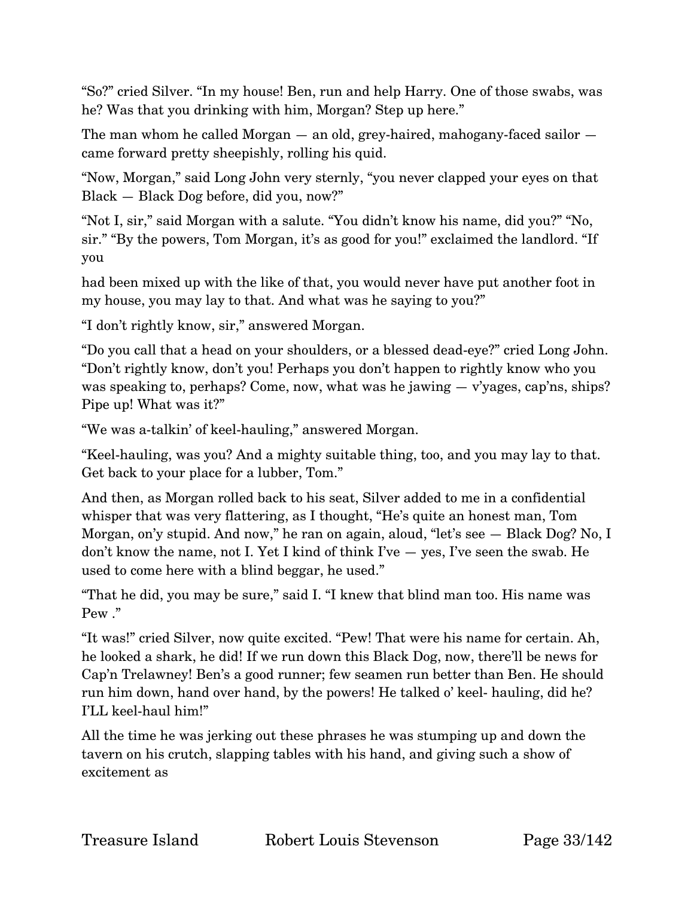"So?" cried Silver. "In my house! Ben, run and help Harry. One of those swabs, was he? Was that you drinking with him, Morgan? Step up here."

The man whom he called Morgan — an old, grey-haired, mahogany-faced sailor — came forward pretty sheepishly, rolling his quid.

"Now, Morgan," said Long John very sternly, "you never clapped your eyes on that Black — Black Dog before, did you, now?"

"Not I, sir," said Morgan with a salute. "You didn't know his name, did you?" "No, sir." "By the powers, Tom Morgan, it's as good for you!" exclaimed the landlord. "If you had been mixed up with the like of that, you would never have put another foot in my house, you may lay to that. And what was he saying to you?"

"I don't rightly know, sir," answered Morgan.

"Do you call that a head on your shoulders, or a blessed dead-eye?" cried Long John. "Don't rightly know, don't you! Perhaps you don't happen to rightly know who you was speaking to, perhaps? Come, now, what was he jawing — v'yages, cap'ns, ships? Pipe up! What was it?"

"We was a-talkin' of keel-hauling," answered Morgan.

"Keel-hauling, was you? And a mighty suitable thing, too, and you may lay to that. Get back to your place for a lubber, Tom."

And then, as Morgan rolled back to his seat, Silver added to me in a confidential whisper that was very flattering, as I thought, "He's quite an honest man, Tom Morgan, on'y stupid. And now," he ran on again, aloud, "let's see — Black Dog? No, I don't know the name, not I. Yet I kind of think I've — yes, I've seen the swab. He used to come here with a blind beggar, he used."

"That he did, you may be sure," said I. "I knew that blind man too. His name was Pew ."

"It was!" cried Silver, now quite excited. "Pew! That were his name for certain. Ah, he looked a shark, he did! If we run down this Black Dog, now, there'll be news for Cap'n Trelawney! Ben's a good runner; few seamen run better than Ben. He should run him down, hand over hand, by the powers! He talked o' keel- hauling, did he? I'LL keel-haul him!"

All the time he was jerking out these phrases he was stumping up and down the tavern on his crutch, slapping tables with his hand, and giving such a show of excitement as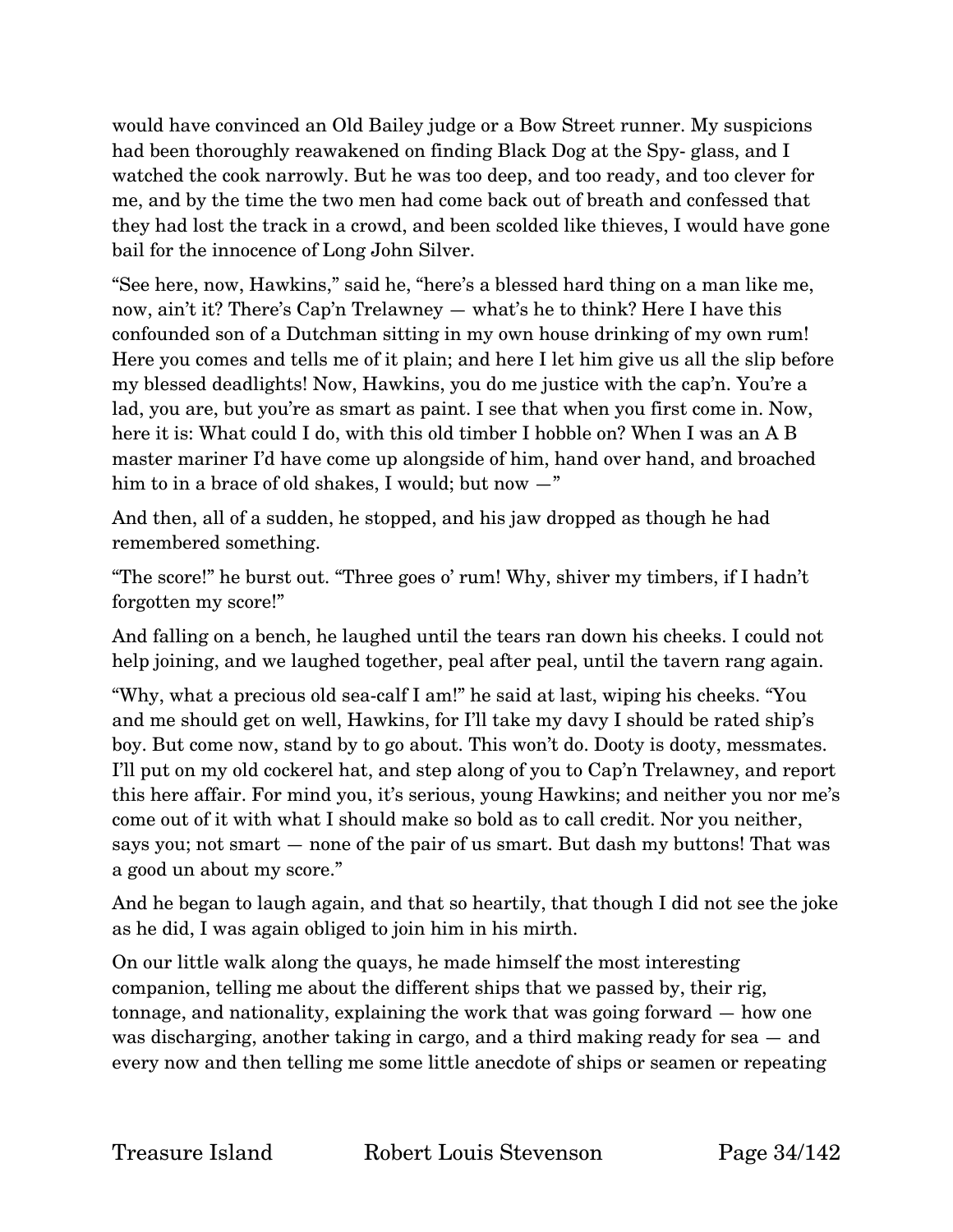would have convinced an Old Bailey judge or a Bow Street runner. My suspicions had been thoroughly reawakened on finding Black Dog at the Spy- glass, and I watched the cook narrowly. But he was too deep, and too ready, and too clever for me, and by the time the two men had come back out of breath and confessed that they had lost the track in a crowd, and been scolded like thieves, I would have gone bail for the innocence of Long John Silver.

"See here, now, Hawkins," said he, "here's a blessed hard thing on a man like me, now, ain't it? There's Cap'n Trelawney — what's he to think? Here I have this confounded son of a Dutchman sitting in my own house drinking of my own rum! Here you comes and tells me of it plain; and here I let him give us all the slip before my blessed deadlights! Now, Hawkins, you do me justice with the cap'n. You're a lad, you are, but you're as smart as paint. I see that when you first come in. Now, here it is: What could I do, with this old timber I hobble on? When I was an A B master mariner I'd have come up alongside of him, hand over hand, and broached him to in a brace of old shakes, I would; but now —"

And then, all of a sudden, he stopped, and his jaw dropped as though he had remembered something.

"The score!" he burst out. "Three goes o' rum! Why, shiver my timbers, if I hadn't forgotten my score!"

And falling on a bench, he laughed until the tears ran down his cheeks. I could not help joining, and we laughed together, peal after peal, until the tavern rang again.

"Why, what a precious old sea-calf I am!" he said at last, wiping his cheeks. "You and me should get on well, Hawkins, for I'll take my davy I should be rated ship's boy. But come now, stand by to go about. This won't do. Dooty is dooty, messmates. I'll put on my old cockerel hat, and step along of you to Cap'n Trelawney, and report this here affair. For mind you, it's serious, young Hawkins; and neither you nor me's come out of it with what I should make so bold as to call credit. Nor you neither, says you; not smart — none of the pair of us smart. But dash my buttons! That was a good un about my score."

And he began to laugh again, and that so heartily, that though I did not see the joke as he did, I was again obliged to join him in his mirth.

On our little walk along the quays, he made himself the most interesting companion, telling me about the different ships that we passed by, their rig, tonnage, and nationality, explaining the work that was going forward — how one was discharging, another taking in cargo, and a third making ready for sea — and every now and then telling me some little anecdote of ships or seamen or repeating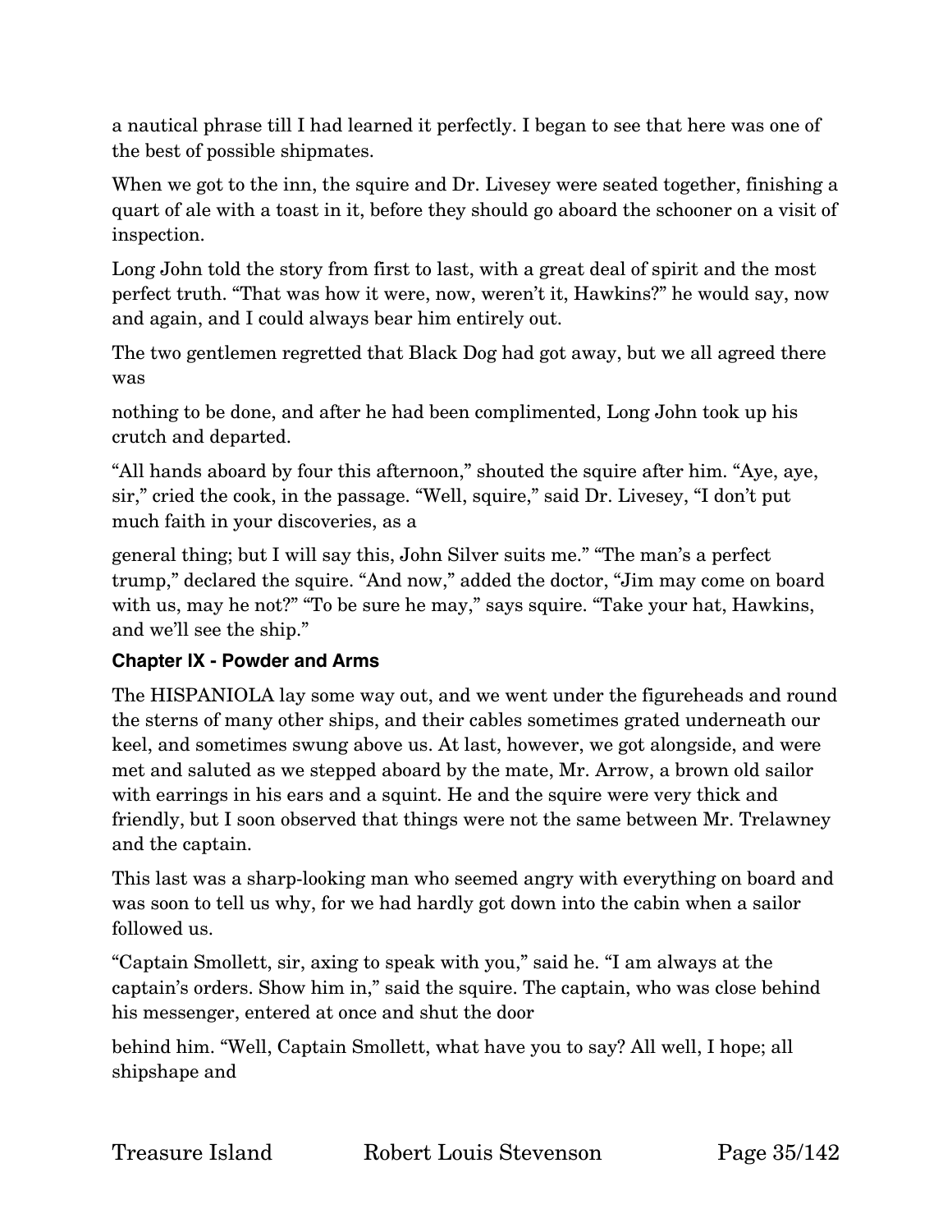a nautical phrase till I had learned it perfectly. I began to see that here was one of the best of possible shipmates.

When we got to the inn, the squire and Dr. Livesey were seated together, finishing a quart of ale with a toast in it, before they should go aboard the schooner on a visit of inspection.

Long John told the story from first to last, with a great deal of spirit and the most perfect truth. "That was how it were, now, weren't it, Hawkins?" he would say, now and again, and I could always bear him entirely out.

The two gentlemen regretted that Black Dog had got away, but we all agreed there was

nothing to be done, and after he had been complimented, Long John took up his crutch and departed.

"All hands aboard by four this afternoon," shouted the squire after him. "Aye, aye, sir," cried the cook, in the passage. "Well, squire," said Dr. Livesey, "I don't put much faith in your discoveries, as a

general thing; but I will say this, John Silver suits me." "The man's a perfect trump," declared the squire. "And now," added the doctor, "Jim may come on board with us, may he not?" "To be sure he may," says squire. "Take your hat, Hawkins, and we'll see the ship."

## Chapter IX - Powder and Arms

The HISPANIOLA lay some way out, and we went under the figureheads and round the sterns of many other ships, and their cables sometimes grated underneath our keel, and sometimes swung above us. At last, however, we got alongside, and were met and saluted as we stepped aboard by the mate, Mr. Arrow, a brown old sailor with earrings in his ears and a squint. He and the squire were very thick and friendly, but I soon observed that things were not the same between Mr. Trelawney and the captain.

This last was a sharp-looking man who seemed angry with everything on board and was soon to tell us why, for we had hardly got down into the cabin when a sailor followed us.

"Captain Smollett, sir, axing to speak with you," said he. "I am always at the captain's orders. Show him in," said the squire. The captain, who was close behind his messenger, entered at once and shut the door

behind him. "Well, Captain Smollett, what have you to say? All well, I hope; all shipshape and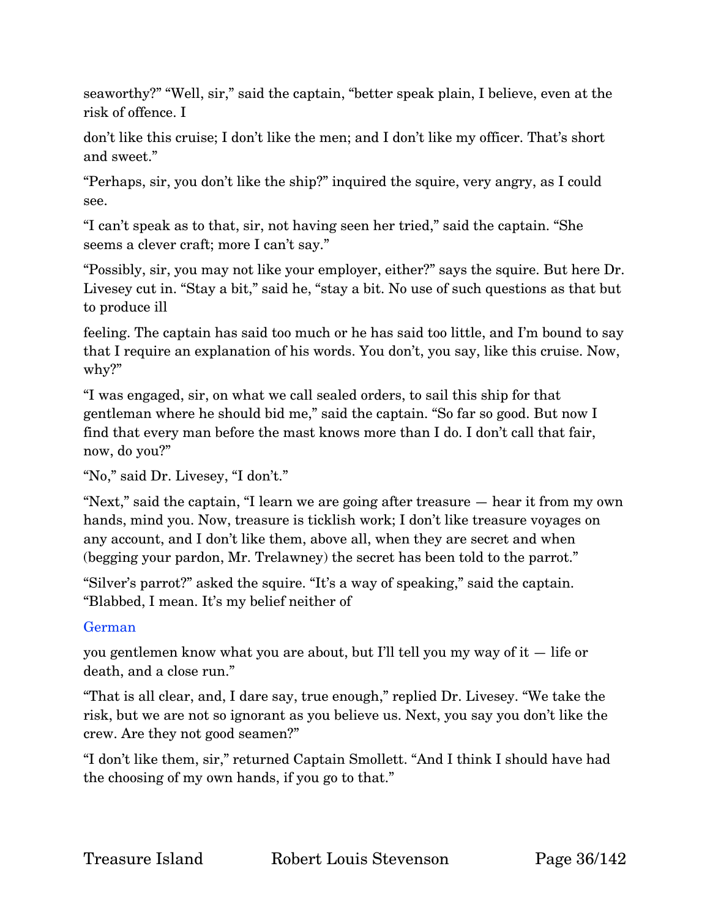seaworthy?" "Well, sir," said the captain, "better speak plain, I believe, even at the risk of offence. I don't like this cruise; I don't like the men; and I don't like my officer. That's short and sweet."

"Perhaps, sir, you don't like the ship?" inquired the squire, very angry, as I could see.

"I can't speak as to that, sir, not having seen her tried," said the captain. "She seems a clever craft; more I can't say."

"Possibly, sir, you may not like your employer, either?" says the squire. But here Dr. Livesey cut in. "Stay a bit," said he, "stay a bit. No use of such questions as that but to produce ill feeling. The captain has said too much or he has said too little, and I'm bound to say that I require an explanation of his words. You don't, you say, like this cruise. Now, why?"

"I was engaged, sir, on what we call sealed orders, to sail this ship for that gentleman where he should bid me," said the captain. "So far so good. But now I find that every man before the mast knows more than I do. I don't call that fair, now, do you?"

"No," said Dr. Livesey, "I don't."

"Next," said the captain, "I learn we are going after treasure — hear it from my own hands, mind you. Now, treasure is ticklish work; I don't like treasure voyages on any account, and I don't like them, above all, when they are secret and when (begging your pardon, Mr. Trelawney) the secret has been told to the parrot."

"Silver's parrot?" asked the squire. "It's a way of speaking," said the captain. "Blabbed, I mean. It's my belief neither of

German

you gentlemen know what you are about, but I'll tell you my way of it — life or death, and a close run."

"That is all clear, and, I dare say, true enough," replied Dr. Livesey. "We take the risk, but we are not so ignorant as you believe us. Next, you say you don't like the crew. Are they not good seamen?"

"I don't like them, sir," returned Captain Smollett. "And I think I should have had the choosing of my own hands, if you go to that."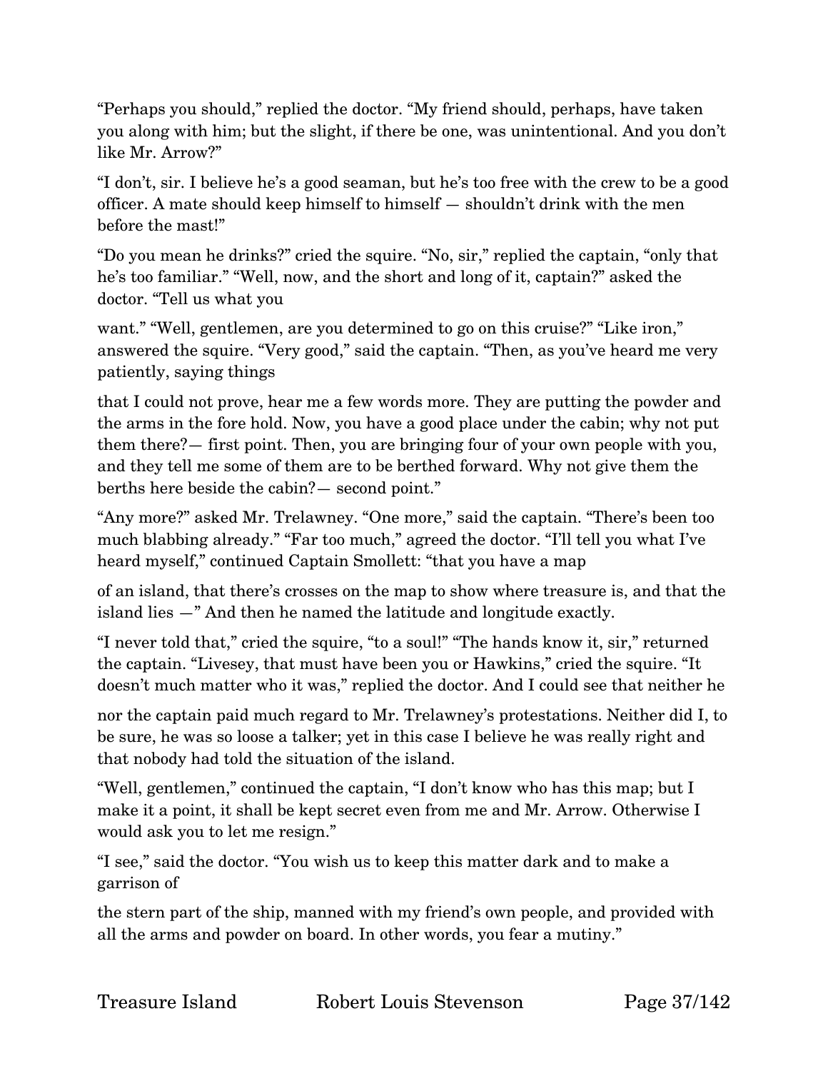"Perhaps you should," replied the doctor. "My friend should, perhaps, have taken you along with him; but the slight, if there be one, was unintentional. And you don't like Mr. Arrow?"

"I don't, sir. I believe he's a good seaman, but he's too free with the crew to be a good officer. A mate should keep himself to himself — shouldn't drink with the men before the mast!"

"Do you mean he drinks?" cried the squire. "No, sir," replied the captain, "only that he's too familiar." "Well, now, and the short and long of it, captain?" asked the doctor. "Tell us what you want." "Well, gentlemen, are you determined to go on this cruise?" "Like iron," answered the squire. "Very good," said the captain. "Then, as you've heard me very patiently, saying things that I could not prove, hear me a few words more. They are putting the powder and the arms in the fore hold. Now, you have a good place under the cabin; why not put them there?— first point. Then, you are bringing four of your own people with you, and they tell me some of them are to be berthed forward. Why not give them the berths here beside the cabin?— second point."

"Any more?" asked Mr. Trelawney. "One more," said the captain. "There's been too much blabbing already." "Far too much," agreed the doctor. "I'll tell you what I've heard myself," continued Captain Smollett: "that you have a map of an island, that there's crosses on the map to show where treasure is, and that the island lies —" And then he named the latitude and longitude exactly.

"I never told that," cried the squire, "to a soul!" "The hands know it, sir," returned the captain. "Livesey, that must have been you or Hawkins," cried the squire. "It doesn't much matter who it was," replied the doctor. And I could see that neither he nor the captain paid much regard to Mr. Trelawney's protestations. Neither did I, to be sure, he was so loose a talker; yet in this case I believe he was really right and that nobody had told the situation of the island.

"Well, gentlemen," continued the captain, "I don't know who has this map; but I make it a point, it shall be kept secret even from me and Mr. Arrow. Otherwise I would ask you to let me resign."

"I see," said the doctor. "You wish us to keep this matter dark and to make a garrison of the stern part of the ship, manned with my friend's own people, and provided with all the arms and powder on board. In other words, you fear a mutiny."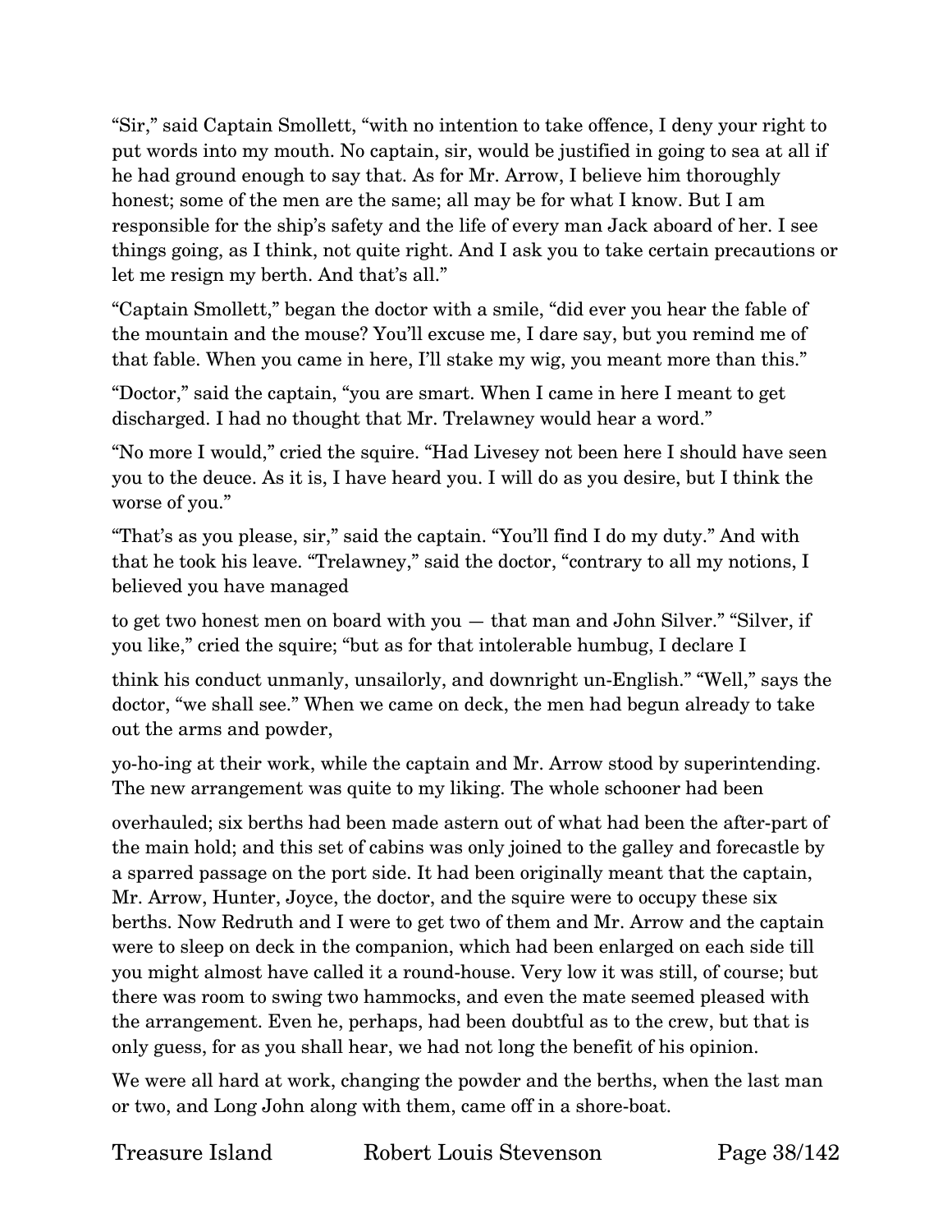"Sir," said Captain Smollett, "with no intention to take offence, I deny your right to put words into my mouth. No captain, sir, would be justified in going to sea at all if he had ground enough to say that. As for Mr. Arrow, I believe him thoroughly honest; some of the men are the same; all may be for what I know. But I am responsible for the ship's safety and the life of every man Jack aboard of her. I see things going, as I think, not quite right. And I ask you to take certain precautions or let me resign my berth. And that's all."

"Captain Smollett," began the doctor with a smile, "did ever you hear the fable of the mountain and the mouse? You'll excuse me, I dare say, but you remind me of that fable. When you came in here, I'll stake my wig, you meant more than this."

"Doctor," said the captain, "you are smart. When I came in here I meant to get discharged. I had no thought that Mr. Trelawney would hear a word."

"No more I would," cried the squire. "Had Livesey not been here I should have seen you to the deuce. As it is, I have heard you. I will do as you desire, but I think the worse of you."

"That's as you please, sir," said the captain. "You'll find I do my duty." And with that he took his leave. "Trelawney," said the doctor, "contrary to all my notions, I believed you have managed to get two honest men on board with you — that man and John Silver." "Silver, if you like," cried the squire; "but as for that intolerable humbug, I declare I think his conduct unmanly, unsailorly, and downright un-English." "Well," says the doctor, "we shall see." When we came on deck, the men had begun already to take out the arms and powder, yo-ho-ing at their work, while the captain and Mr. Arrow stood by superintending. The new arrangement was quite to my liking. The whole schooner had been overhauled; six berths had been made astern out of what had been the after-part of the main hold; and this set of cabins was only joined to the galley and forecastle by a sparred passage on the port side. It had been originally meant that the captain, Mr. Arrow, Hunter, Joyce, the doctor, and the squire were to occupy these six berths. Now Redruth and I were to get two of them and Mr. Arrow and the captain were to sleep on deck in the companion, which had been enlarged on each side till you might almost have called it a round-house. Very low it was still, of course; but there was room to swing two hammocks, and even the mate seemed pleased with the arrangement. Even he, perhaps, had been doubtful as to the crew, but that is only guess, for as you shall hear, we had not long the benefit of his opinion.

We were all hard at work, changing the powder and the berths, when the last man or two, and Long John along with them, came off in a shore-boat.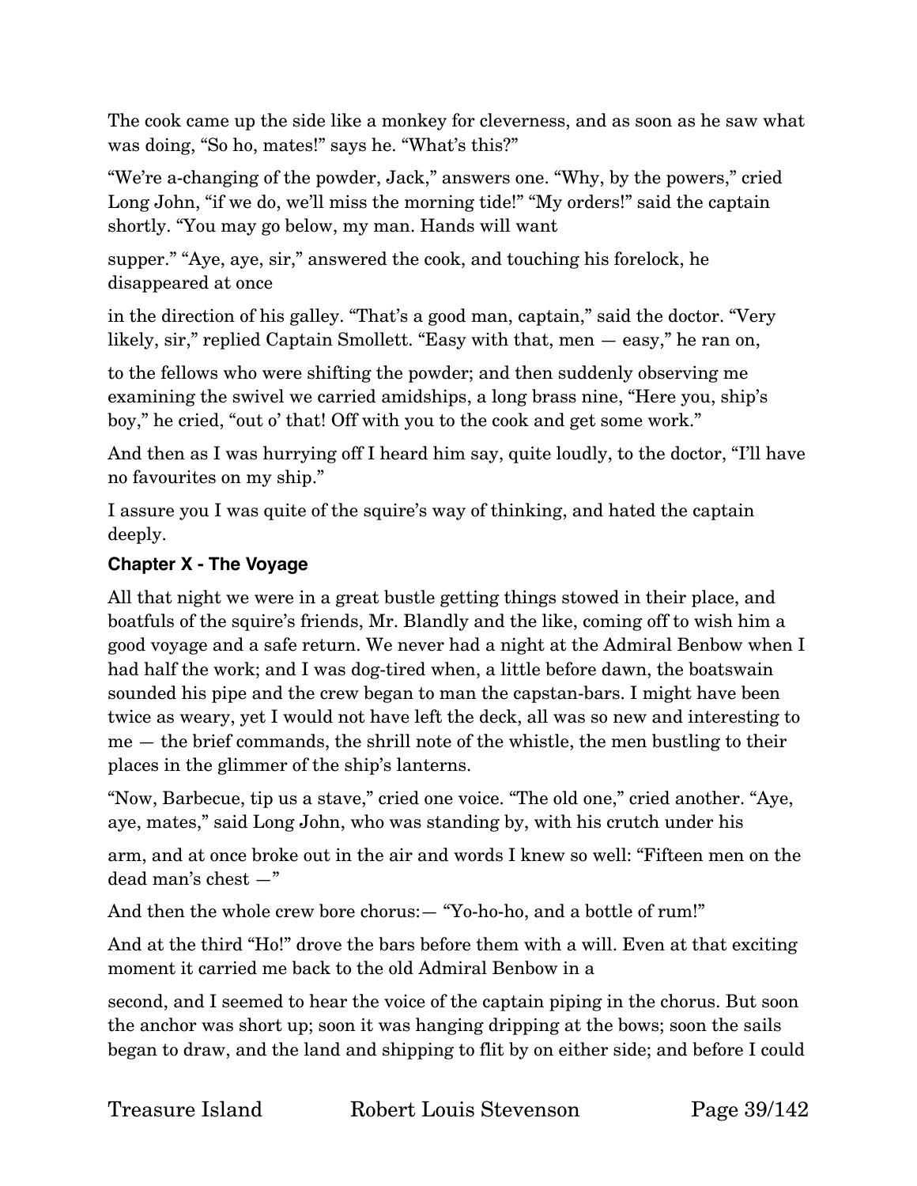The cook came up the side like a monkey for cleverness, and as soon as he saw what was doing, "So ho, mates!" says he. "What's this?"

"We're a-changing of the powder, Jack," answers one. "Why, by the powers," cried Long John, "if we do, we'll miss the morning tide!" "My orders!" said the captain shortly. "You may go below, my man. Hands will want supper." "Aye, aye, sir," answered the cook, and touching his forelock, he disappeared at once in the direction of his galley. "That's a good man, captain," said the doctor. "Very likely, sir," replied Captain Smollett. "Easy with that, men — easy," he ran on, to the fellows who were shifting the powder; and then suddenly observing me examining the swivel we carried amidships, a long brass nine, "Here you, ship's boy," he cried, "out o' that! Off with you to the cook and get some work."

And then as I was hurrying off I heard him say, quite loudly, to the doctor, "I'll have no favourites on my ship."

I assure you I was quite of the squire's way of thinking, and hated the captain deeply.

## Chapter X - The Voyage

All that night we were in a great bustle getting things stowed in their place, and boatfuls of the squire's friends, Mr. Blandly and the like, coming off to wish him a good voyage and a safe return. We never had a night at the Admiral Benbow when I had half the work; and I was dog-tired when, a little before dawn, the boatswain sounded his pipe and the crew began to man the capstan-bars. I might have been twice as weary, yet I would not have left the deck, all was so new and interesting to me — the brief commands, the shrill note of the whistle, the men bustling to their places in the glimmer of the ship's lanterns.

"Now, Barbecue, tip us a stave," cried one voice. "The old one," cried another. "Aye, aye, mates," said Long John, who was standing by, with his crutch under his arm, and at once broke out in the air and words I knew so well: "Fifteen men on the dead man's chest —"

And then the whole crew bore chorus:— "Yo-ho-ho, and a bottle of rum!"

And at the third "Ho!" drove the bars before them with a will. Even at that exciting moment it carried me back to the old Admiral Benbow in a second, and I seemed to hear the voice of the captain piping in the chorus. But soon the anchor was short up; soon it was hanging dripping at the bows; soon the sails began to draw, and the land and shipping to flit by on either side; and before I could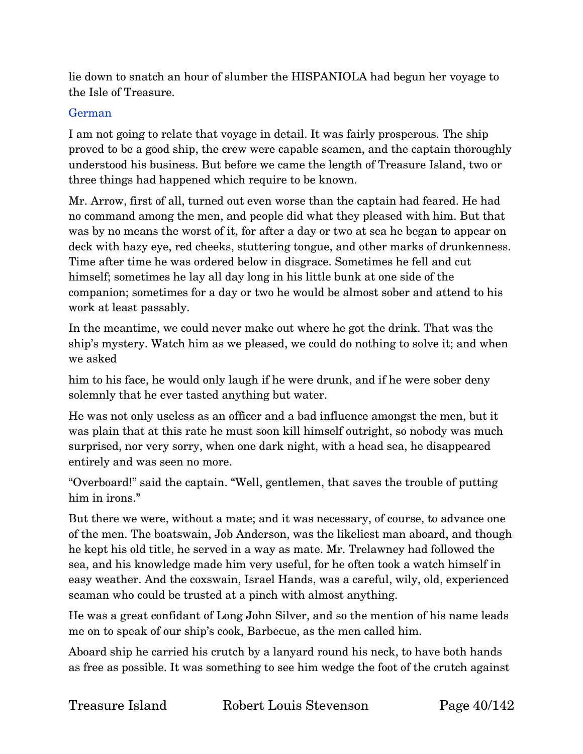lie down to snatch an hour of slumber the HISPANIOLA had begun her voyage to the Isle of Treasure.

German

I am not going to relate that voyage in detail. It was fairly prosperous. The ship proved to be a good ship, the crew were capable seamen, and the captain thoroughly understood his business. But before we came the length of Treasure Island, two or three things had happened which require to be known.

Mr. Arrow, first of all, turned out even worse than the captain had feared. He had no command among the men, and people did what they pleased with him. But that was by no means the worst of it, for after a day or two at sea he began to appear on deck with hazy eye, red cheeks, stuttering tongue, and other marks of drunkenness. Time after time he was ordered below in disgrace. Sometimes he fell and cut himself; sometimes he lay all day long in his little bunk at one side of the companion; sometimes for a day or two he would be almost sober and attend to his work at least passably.

In the meantime, we could never make out where he got the drink. That was the ship's mystery. Watch him as we pleased, we could do nothing to solve it; and when we asked him to his face, he would only laugh if he were drunk, and if he were sober deny solemnly that he ever tasted anything but water.

He was not only useless as an officer and a bad influence amongst the men, but it was plain that at this rate he must soon kill himself outright, so nobody was much surprised, nor very sorry, when one dark night, with a head sea, he disappeared entirely and was seen no more.

"Overboard!" said the captain. "Well, gentlemen, that saves the trouble of putting him in irons."

But there we were, without a mate; and it was necessary, of course, to advance one of the men. The boatswain, Job Anderson, was the likeliest man aboard, and though he kept his old title, he served in a way as mate. Mr. Trelawney had followed the sea, and his knowledge made him very useful, for he often took a watch himself in easy weather. And the coxswain, Israel Hands, was a careful, wily, old, experienced seaman who could be trusted at a pinch with almost anything.

He was a great confidant of Long John Silver, and so the mention of his name leads me on to speak of our ship's cook, Barbecue, as the men called him.

Aboard ship he carried his crutch by a lanyard round his neck, to have both hands as free as possible. It was something to see him wedge the foot of the crutch against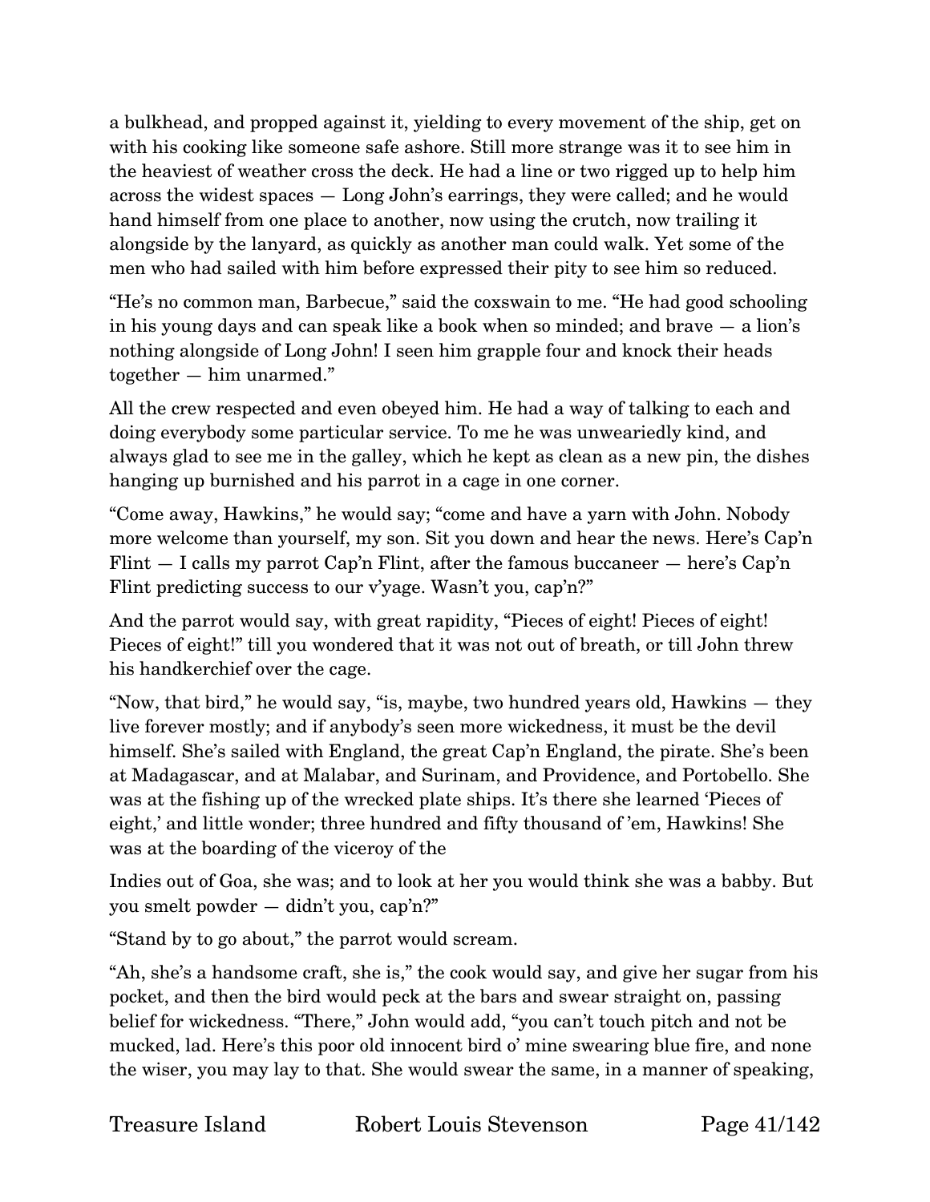a bulkhead, and propped against it, yielding to every movement of the ship, get on with his cooking like someone safe ashore. Still more strange was it to see him in the heaviest of weather cross the deck. He had a line or two rigged up to help him across the widest spaces — Long John's earrings, they were called; and he would hand himself from one place to another, now using the crutch, now trailing it alongside by the lanyard, as quickly as another man could walk. Yet some of the men who had sailed with him before expressed their pity to see him so reduced.

"He's no common man, Barbecue," said the coxswain to me. "He had good schooling in his young days and can speak like a book when so minded; and brave — a lion's nothing alongside of Long John! I seen him grapple four and knock their heads together — him unarmed."

All the crew respected and even obeyed him. He had a way of talking to each and doing everybody some particular service. To me he was unweariedly kind, and always glad to see me in the galley, which he kept as clean as a new pin, the dishes hanging up burnished and his parrot in a cage in one corner.

"Come away, Hawkins," he would say; "come and have a yarn with John. Nobody more welcome than yourself, my son. Sit you down and hear the news. Here's Cap'n Flint — I calls my parrot Cap'n Flint, after the famous buccaneer — here's Cap'n Flint predicting success to our v'yage. Wasn't you, cap'n?"

And the parrot would say, with great rapidity, "Pieces of eight! Pieces of eight! Pieces of eight!" till you wondered that it was not out of breath, or till John threw his handkerchief over the cage.

"Now, that bird," he would say, "is, maybe, two hundred years old, Hawkins — they live forever mostly; and if anybody's seen more wickedness, it must be the devil himself. She's sailed with England, the great Cap'n England, the pirate. She's been at Madagascar, and at Malabar, and Surinam, and Providence, and Portobello. She was at the fishing up of the wrecked plate ships. It's there she learned 'Pieces of eight,' and little wonder; three hundred and fifty thousand of 'em, Hawkins! She was at the boarding of the viceroy of the Indies out of Goa, she was; and to look at her you would think she was a babby. But you smelt powder — didn't you, cap'n?"

"Stand by to go about," the parrot would scream.

"Ah, she's a handsome craft, she is," the cook would say, and give her sugar from his pocket, and then the bird would peck at the bars and swear straight on, passing belief for wickedness. "There," John would add, "you can't touch pitch and not be mucked, lad. Here's this poor old innocent bird o' mine swearing blue fire, and none the wiser, you may lay to that. She would swear the same, in a manner of speaking,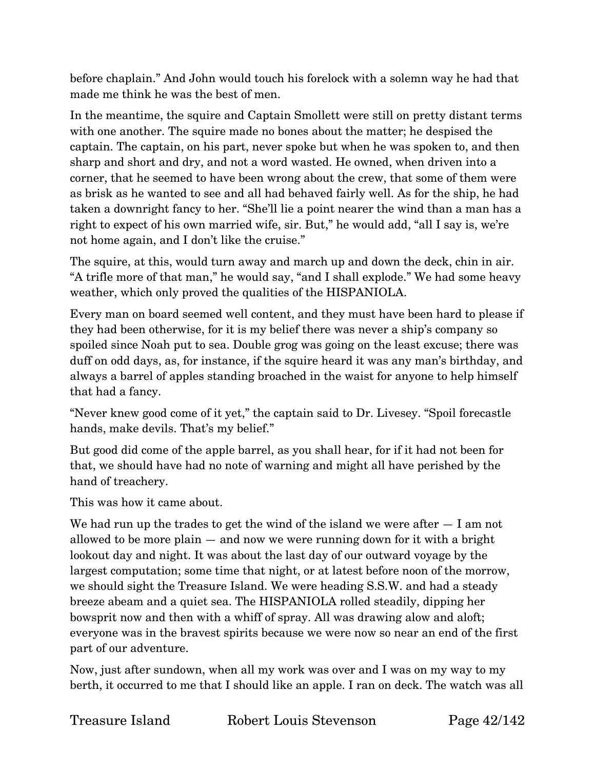before chaplain." And John would touch his forelock with a solemn way he had that made me think he was the best of men.

In the meantime, the squire and Captain Smollett were still on pretty distant terms with one another. The squire made no bones about the matter; he despised the captain. The captain, on his part, never spoke but when he was spoken to, and then sharp and short and dry, and not a word wasted. He owned, when driven into a corner, that he seemed to have been wrong about the crew, that some of them were as brisk as he wanted to see and all had behaved fairly well. As for the ship, he had taken a downright fancy to her. "She'll lie a point nearer the wind than a man has a right to expect of his own married wife, sir. But," he would add, "all I say is, we're not home again, and I don't like the cruise."

The squire, at this, would turn away and march up and down the deck, chin in air. "A trifle more of that man," he would say, "and I shall explode." We had some heavy weather, which only proved the qualities of the HISPANIOLA.

Every man on board seemed well content, and they must have been hard to please if they had been otherwise, for it is my belief there was never a ship's company so spoiled since Noah put to sea. Double grog was going on the least excuse; there was duff on odd days, as, for instance, if the squire heard it was any man's birthday, and always a barrel of apples standing broached in the waist for anyone to help himself that had a fancy.

"Never knew good come of it yet," the captain said to Dr. Livesey. "Spoil forecastle hands, make devils. That's my belief."

But good did come of the apple barrel, as you shall hear, for if it had not been for that, we should have had no note of warning and might all have perished by the hand of treachery.

This was how it came about.

We had run up the trades to get the wind of the island we were after — I am not allowed to be more plain — and now we were running down for it with a bright lookout day and night. It was about the last day of our outward voyage by the largest computation; some time that night, or at latest before noon of the morrow, we should sight the Treasure Island. We were heading S.S.W. and had a steady breeze abeam and a quiet sea. The HISPANIOLA rolled steadily, dipping her bowsprit now and then with a whiff of spray. All was drawing alow and aloft; everyone was in the bravest spirits because we were now so near an end of the first part of our adventure.

Now, just after sundown, when all my work was over and I was on my way to my berth, it occurred to me that I should like an apple. I ran on deck. The watch was all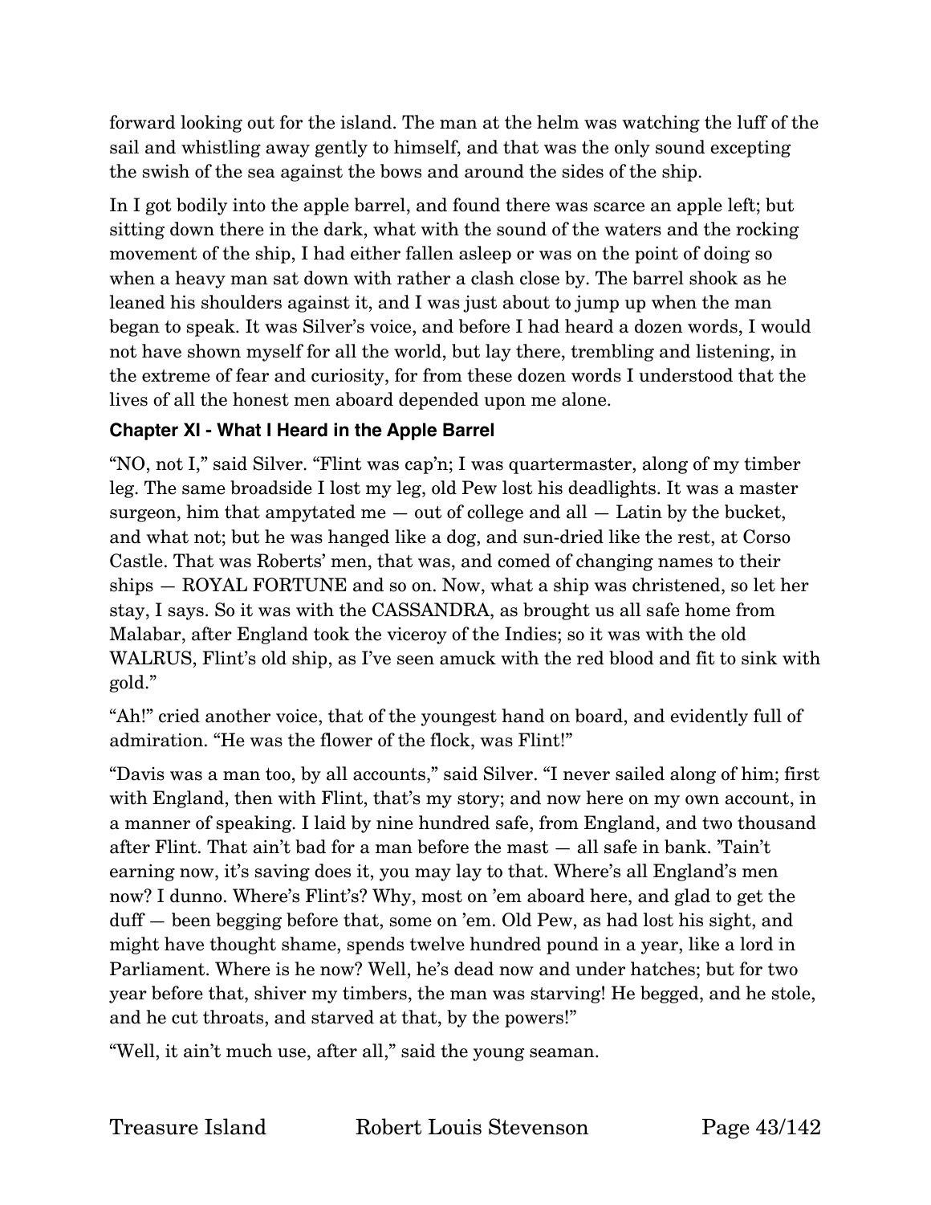forward looking out for the island. The man at the helm was watching the luff of the sail and whistling away gently to himself, and that was the only sound excepting the swish of the sea against the bows and around the sides of the ship.

In I got bodily into the apple barrel, and found there was scarce an apple left; but sitting down there in the dark, what with the sound of the waters and the rocking movement of the ship, I had either fallen asleep or was on the point of doing so when a heavy man sat down with rather a clash close by. The barrel shook as he leaned his shoulders against it, and I was just about to jump up when the man began to speak. It was Silver's voice, and before I had heard a dozen words, I would not have shown myself for all the world, but lay there, trembling and listening, in the extreme of fear and curiosity, for from these dozen words I understood that the lives of all the honest men aboard depended upon me alone.

### Chapter XI - What I Heard in the Apple Barrel

"NO, not I," said Silver. "Flint was cap'n; I was quartermaster, along of my timber leg. The same broadside I lost my leg, old Pew lost his deadlights. It was a master surgeon, him that ampytated me — out of college and all — Latin by the bucket, and what not; but he was hanged like a dog, and sun-dried like the rest, at Corso Castle. That was Roberts' men, that was, and comed of changing names to their ships — ROYAL FORTUNE and so on. Now, what a ship was christened, so let her stay, I says. So it was with the CASSANDRA, as brought us all safe home from Malabar, after England took the viceroy of the Indies; so it was with the old WALRUS, Flint's old ship, as I've seen amuck with the red blood and fit to sink with gold."

"Ah!" cried another voice, that of the youngest hand on board, and evidently full of admiration. "He was the flower of the flock, was Flint!"

"Davis was a man too, by all accounts," said Silver. "I never sailed along of him; first with England, then with Flint, that's my story; and now here on my own account, in a manner of speaking. I laid by nine hundred safe, from England, and two thousand after Flint. That ain't bad for a man before the mast — all safe in bank. 'Tain't earning now, it's saving does it, you may lay to that. Where's all England's men now? I dunno. Where's Flint's? Why, most on 'em aboard here, and glad to get the duff — been begging before that, some on 'em. Old Pew, as had lost his sight, and might have thought shame, spends twelve hundred pound in a year, like a lord in Parliament. Where is he now? Well, he's dead now and under hatches; but for two year before that, shiver my timbers, the man was starving! He begged, and he stole, and he cut throats, and starved at that, by the powers!"

"Well, it ain't much use, after all," said the young seaman.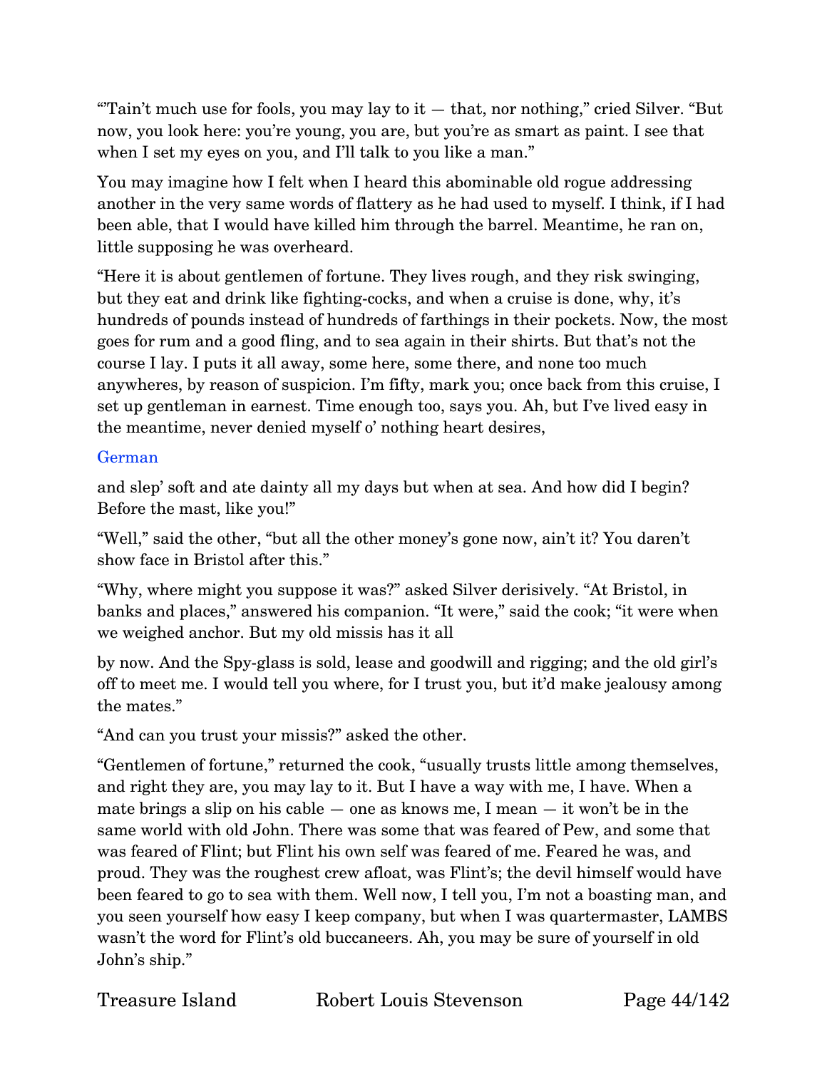"'Tain't much use for fools, you may lay to it — that, nor nothing," cried Silver. "But now, you look here: you're young, you are, but you're as smart as paint. I see that when I set my eyes on you, and I'll talk to you like a man."

You may imagine how I felt when I heard this abominable old rogue addressing another in the very same words of flattery as he had used to myself. I think, if I had been able, that I would have killed him through the barrel. Meantime, he ran on, little supposing he was overheard.

"Here it is about gentlemen of fortune. They lives rough, and they risk swinging, but they eat and drink like fighting-cocks, and when a cruise is done, why, it's hundreds of pounds instead of hundreds of farthings in their pockets. Now, the most goes for rum and a good fling, and to sea again in their shirts. But that's not the course I lay. I puts it all away, some here, some there, and none too much anywheres, by reason of suspicion. I'm fifty, mark you; once back from this cruise, I set up gentleman in earnest. Time enough too, says you. Ah, but I've lived easy in the meantime, never denied myself o' nothing heart desires,

German

and slep' soft and ate dainty all my days but when at sea. And how did I begin? Before the mast, like you!"

"Well," said the other, "but all the other money's gone now, ain't it? You daren't show face in Bristol after this."

"Why, where might you suppose it was?" asked Silver derisively. "At Bristol, in banks and places," answered his companion. "It were," said the cook; "it were when we weighed anchor. But my old missis has it all by now. And the Spy-glass is sold, lease and goodwill and rigging; and the old girl's off to meet me. I would tell you where, for I trust you, but it'd make jealousy among the mates."

"And can you trust your missis?" asked the other.

"Gentlemen of fortune," returned the cook, "usually trusts little among themselves, and right they are, you may lay to it. But I have a way with me, I have. When a mate brings a slip on his cable — one as knows me, I mean — it won't be in the same world with old John. There was some that was feared of Pew, and some that was feared of Flint; but Flint his own self was feared of me. Feared he was, and proud. They was the roughest crew afloat, was Flint's; the devil himself would have been feared to go to sea with them. Well now, I tell you, I'm not a boasting man, and you seen yourself how easy I keep company, but when I was quartermaster, LAMBS wasn't the word for Flint's old buccaneers. Ah, you may be sure of yourself in old John's ship."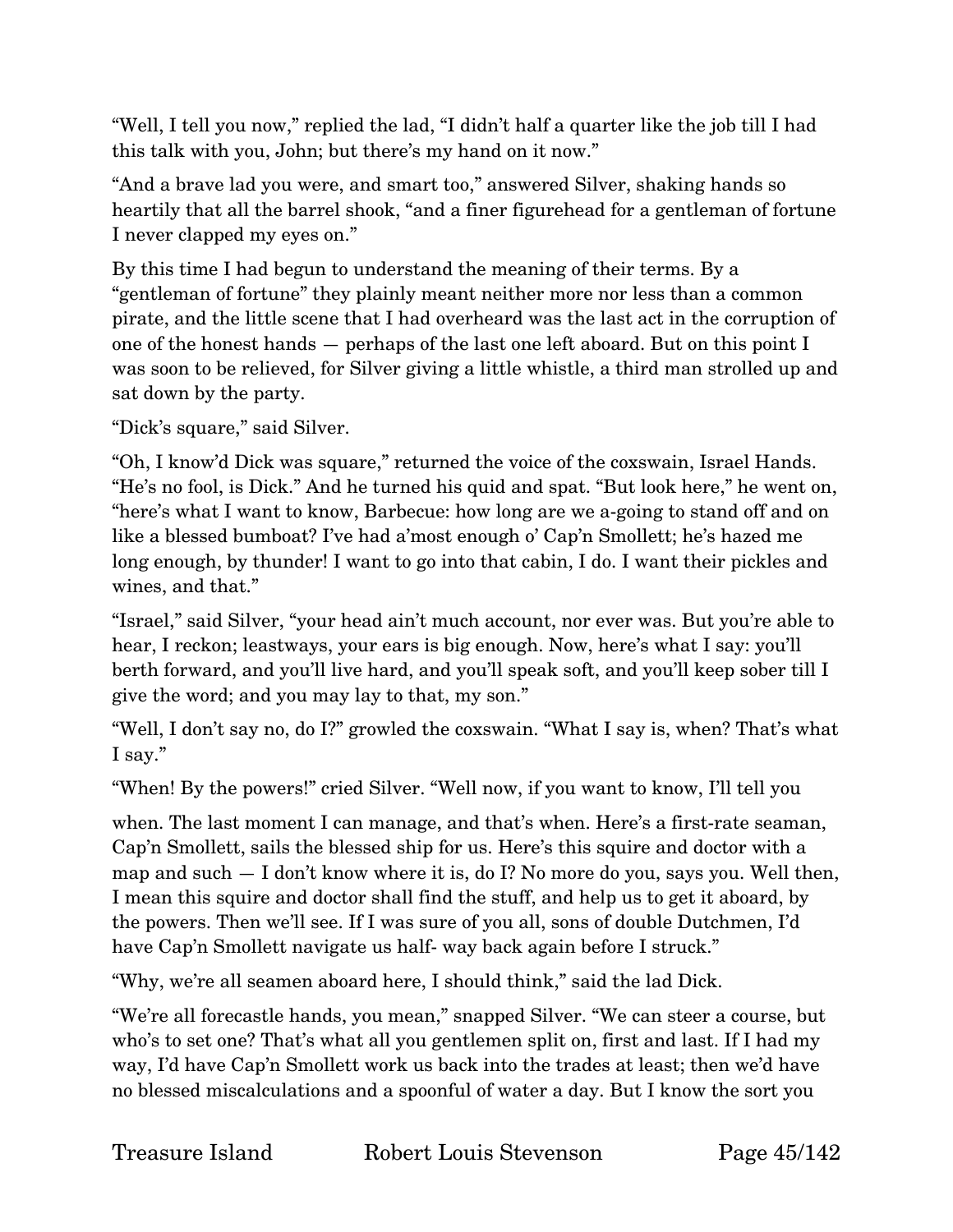"Well, I tell you now," replied the lad, "I didn't half a quarter like the job till I had this talk with you, John; but there's my hand on it now."

"And a brave lad you were, and smart too," answered Silver, shaking hands so heartily that all the barrel shook, "and a finer figurehead for a gentleman of fortune I never clapped my eyes on."

By this time I had begun to understand the meaning of their terms. By a "gentleman of fortune" they plainly meant neither more nor less than a common pirate, and the little scene that I had overheard was the last act in the corruption of one of the honest hands — perhaps of the last one left aboard. But on this point I was soon to be relieved, for Silver giving a little whistle, a third man strolled up and sat down by the party.

"Dick's square," said Silver.

"Oh, I know'd Dick was square," returned the voice of the coxswain, Israel Hands. "He's no fool, is Dick." And he turned his quid and spat. "But look here," he went on, "here's what I want to know, Barbecue: how long are we a-going to stand off and on like a blessed bumboat? I've had a'most enough o' Cap'n Smollett; he's hazed me long enough, by thunder! I want to go into that cabin, I do. I want their pickles and wines, and that."

"Israel," said Silver, "your head ain't much account, nor ever was. But you're able to hear, I reckon; leastways, your ears is big enough. Now, here's what I say: you'll berth forward, and you'll live hard, and you'll speak soft, and you'll keep sober till I give the word; and you may lay to that, my son."

"Well, I don't say no, do I?" growled the coxswain. "What I say is, when? That's what I say."

"When! By the powers!" cried Silver. "Well now, if you want to know, I'll tell you when. The last moment I can manage, and that's when. Here's a first-rate seaman, Cap'n Smollett, sails the blessed ship for us. Here's this squire and doctor with a map and such — I don't know where it is, do I? No more do you, says you. Well then, I mean this squire and doctor shall find the stuff, and help us to get it aboard, by the powers. Then we'll see. If I was sure of you all, sons of double Dutchmen, I'd have Cap'n Smollett navigate us half- way back again before I struck."

"Why, we're all seamen aboard here, I should think," said the lad Dick.

"We're all forecastle hands, you mean," snapped Silver. "We can steer a course, but who's to set one? That's what all you gentlemen split on, first and last. If I had my way, I'd have Cap'n Smollett work us back into the trades at least; then we'd have no blessed miscalculations and a spoonful of water a day. But I know the sort you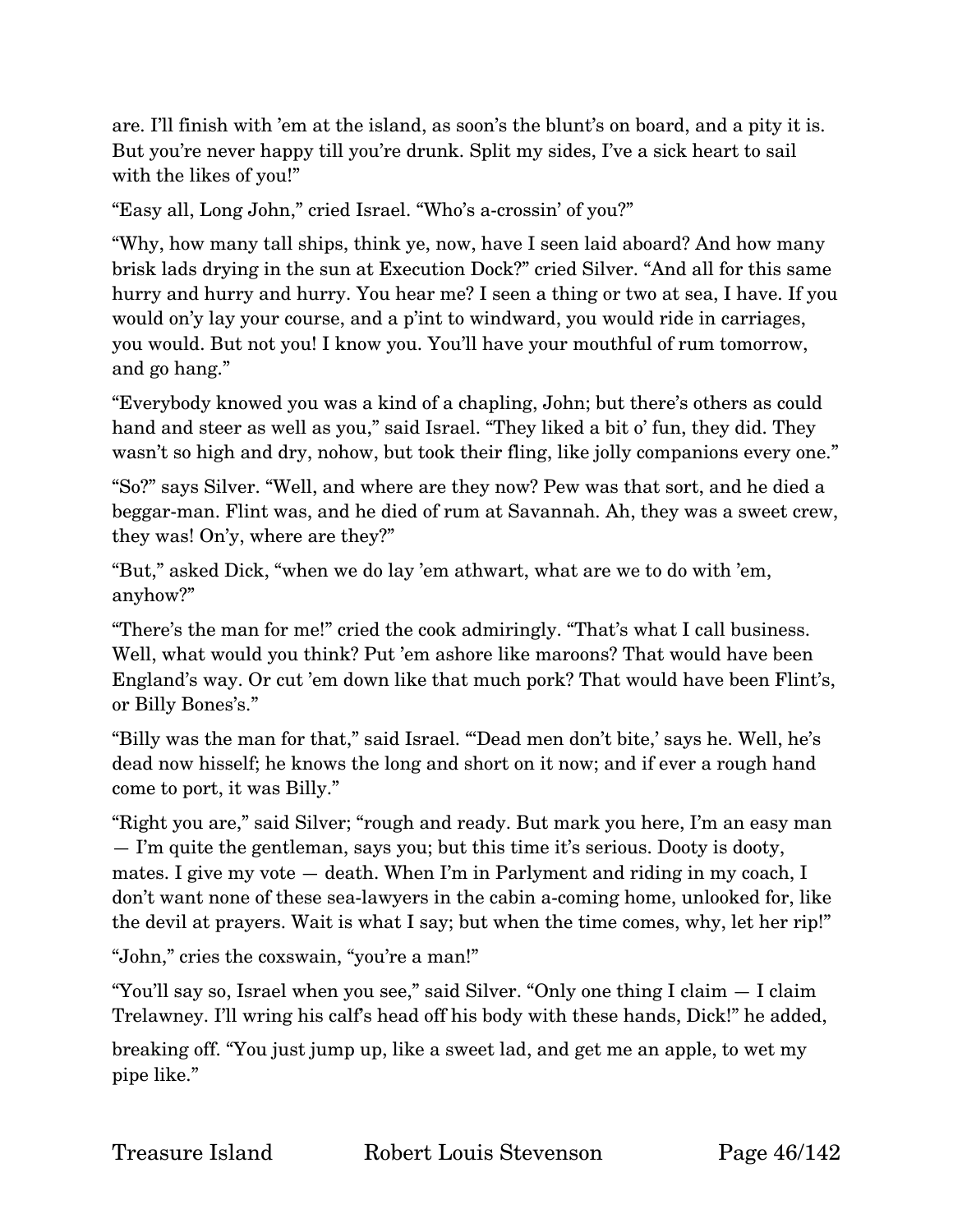are. I'll finish with 'em at the island, as soon's the blunt's on board, and a pity it is. But you're never happy till you're drunk. Split my sides, I've a sick heart to sail with the likes of you!"

"Easy all, Long John," cried Israel. "Who's a-crossin' of you?"

"Why, how many tall ships, think ye, now, have I seen laid aboard? And how many brisk lads drying in the sun at Execution Dock?" cried Silver. "And all for this same hurry and hurry and hurry. You hear me? I seen a thing or two at sea, I have. If you would on'y lay your course, and a p'int to windward, you would ride in carriages, you would. But not you! I know you. You'll have your mouthful of rum tomorrow, and go hang."

"Everybody knowed you was a kind of a chapling, John; but there's others as could hand and steer as well as you," said Israel. "They liked a bit o' fun, they did. They wasn't so high and dry, nohow, but took their fling, like jolly companions every one."

"So?" says Silver. "Well, and where are they now? Pew was that sort, and he died a beggar-man. Flint was, and he died of rum at Savannah. Ah, they was a sweet crew, they was! On'y, where are they?"

"But," asked Dick, "when we do lay 'em athwart, what are we to do with 'em, anyhow?"

"There's the man for me!" cried the cook admiringly. "That's what I call business. Well, what would you think? Put 'em ashore like maroons? That would have been England's way. Or cut 'em down like that much pork? That would have been Flint's, or Billy Bones's."

"Billy was the man for that," said Israel. "'Dead men don't bite,' says he. Well, he's dead now hisself; he knows the long and short on it now; and if ever a rough hand come to port, it was Billy."

"Right you are," said Silver; "rough and ready. But mark you here, I'm an easy man — I'm quite the gentleman, says you; but this time it's serious. Dooty is dooty, mates. I give my vote — death. When I'm in Parlyment and riding in my coach, I don't want none of these sea-lawyers in the cabin a-coming home, unlooked for, like the devil at prayers. Wait is what I say; but when the time comes, why, let her rip!"

"John," cries the coxswain, "you're a man!"

"You'll say so, Israel when you see," said Silver. "Only one thing I claim — I claim Trelawney. I'll wring his calf's head off his body with these hands, Dick!" he added, breaking off. "You just jump up, like a sweet lad, and get me an apple, to wet my pipe like."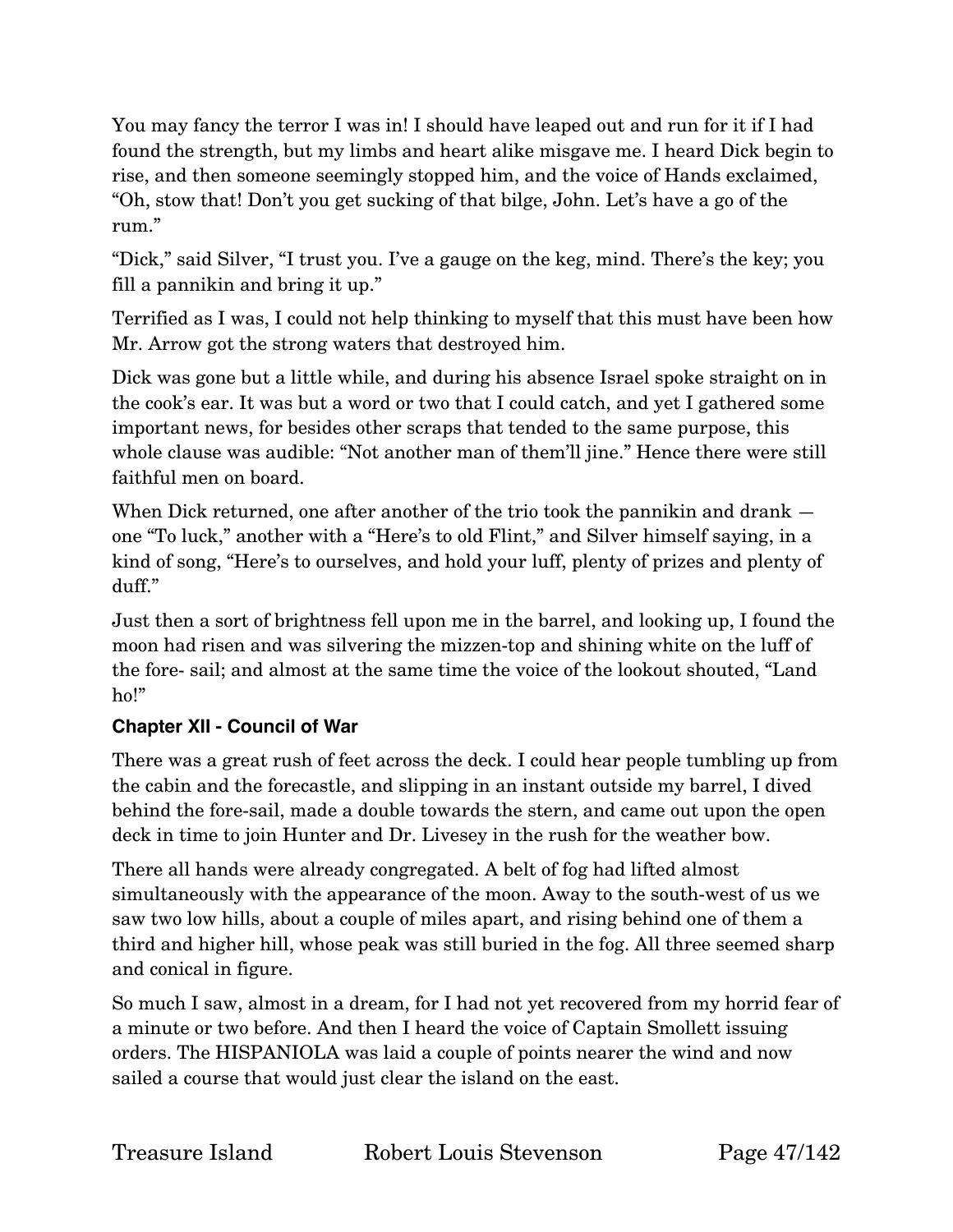You may fancy the terror I was in! I should have leaped out and run for it if I had found the strength, but my limbs and heart alike misgave me. I heard Dick begin to rise, and then someone seemingly stopped him, and the voice of Hands exclaimed, “Oh, stow that! Don’t you get sucking of that bilge, John. Let’s have a go of the rum.”

“Dick,” said Silver, “I trust you. I’ve a gauge on the keg, mind. There’s the key; you fill a pannikin and bring it up.”

Terrified as I was, I could not help thinking to myself that this must have been how Mr. Arrow got the strong waters that destroyed him.

Dick was gone but a little while, and during his absence Israel spoke straight on in the cook’s ear. It was but a word or two that I could catch, and yet I gathered some important news, for besides other scraps that tended to the same purpose, this whole clause was audible: “Not another man of them’ll jine.” Hence there were still faithful men on board.

When Dick returned, one after another of the trio took the pannikin and drank — one “To luck,” another with a “Here’s to old Flint,” and Silver himself saying, in a kind of song, “Here’s to ourselves, and hold your luff, plenty of prizes and plenty of duff.”

Just then a sort of brightness fell upon me in the barrel, and looking up, I found the moon had risen and was silvering the mizzen-top and shining white on the luff of the fore- sail; and almost at the same time the voice of the lookout shouted, “Land ho!”

### Chapter XII - Council of War

There was a great rush of feet across the deck. I could hear people tumbling up from the cabin and the forecastle, and slipping in an instant outside my barrel, I dived behind the fore-sail, made a double towards the stern, and came out upon the open deck in time to join Hunter and Dr. Livesey in the rush for the weather bow.

There all hands were already congregated. A belt of fog had lifted almost simultaneously with the appearance of the moon. Away to the south-west of us we saw two low hills, about a couple of miles apart, and rising behind one of them a third and higher hill, whose peak was still buried in the fog. All three seemed sharp and conical in figure.

So much I saw, almost in a dream, for I had not yet recovered from my horrid fear of a minute or two before. And then I heard the voice of Captain Smollett issuing orders. The HISPANIOLA was laid a couple of points nearer the wind and now sailed a course that would just clear the island on the east.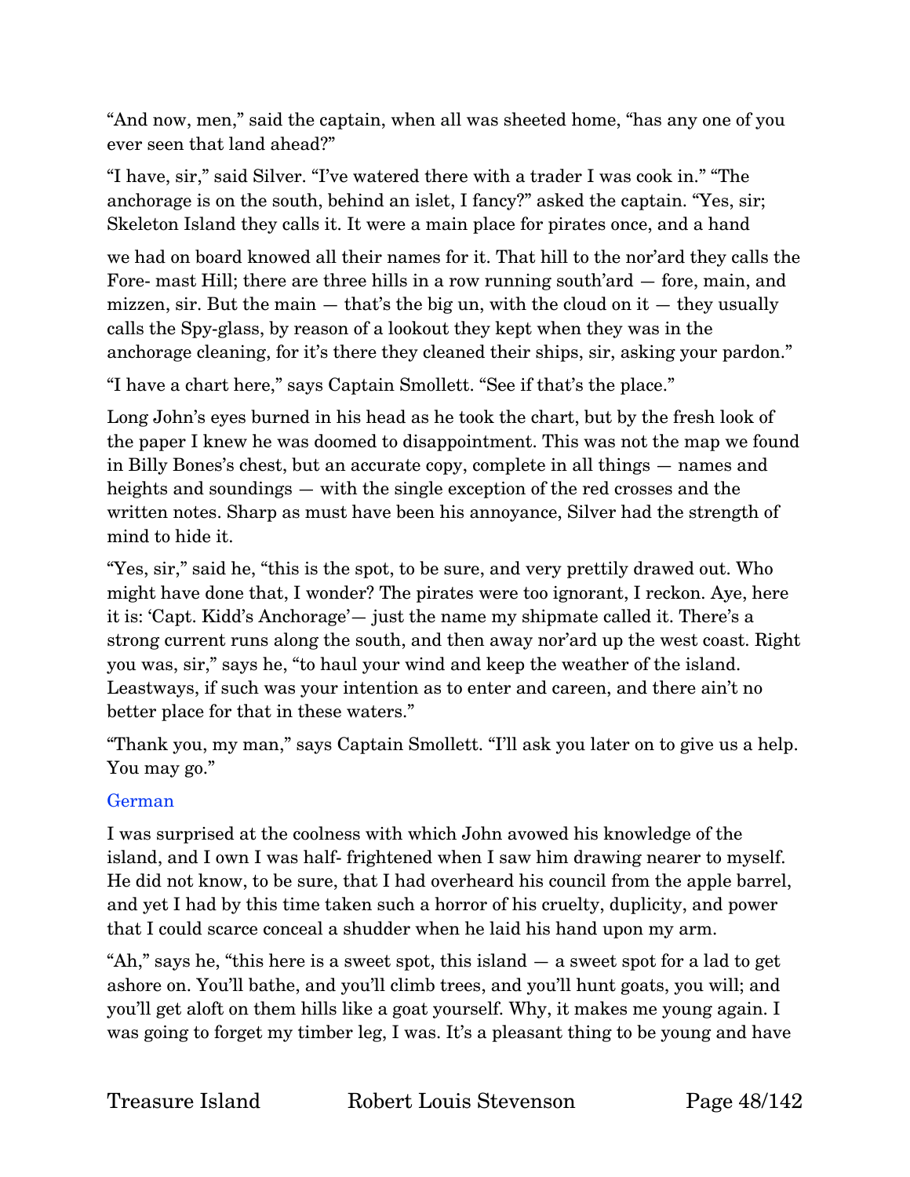"And now, men," said the captain, when all was sheeted home, "has any one of you ever seen that land ahead?"

"I have, sir," said Silver. "I've watered there with a trader I was cook in." "The anchorage is on the south, behind an islet, I fancy?" asked the captain. "Yes, sir; Skeleton Island they calls it. It were a main place for pirates once, and a hand

we had on board knowed all their names for it. That hill to the nor'ard they calls the Fore- mast Hill; there are three hills in a row running south'ard — fore, main, and mizzen, sir. But the main — that's the big un, with the cloud on it — they usually calls the Spy-glass, by reason of a lookout they kept when they was in the anchorage cleaning, for it's there they cleaned their ships, sir, asking your pardon."

"I have a chart here," says Captain Smollett. "See if that's the place."

Long John's eyes burned in his head as he took the chart, but by the fresh look of the paper I knew he was doomed to disappointment. This was not the map we found in Billy Bones's chest, but an accurate copy, complete in all things — names and heights and soundings — with the single exception of the red crosses and the written notes. Sharp as must have been his annoyance, Silver had the strength of mind to hide it.

"Yes, sir," said he, "this is the spot, to be sure, and very prettily drawed out. Who might have done that, I wonder? The pirates were too ignorant, I reckon. Aye, here it is: 'Capt. Kidd's Anchorage'— just the name my shipmate called it. There's a strong current runs along the south, and then away nor'ard up the west coast. Right you was, sir," says he, "to haul your wind and keep the weather of the island. Leastways, if such was your intention as to enter and careen, and there ain't no better place for that in these waters."

"Thank you, my man," says Captain Smollett. "I'll ask you later on to give us a help. You may go."

German

I was surprised at the coolness with which John avowed his knowledge of the island, and I own I was half- frightened when I saw him drawing nearer to myself. He did not know, to be sure, that I had overheard his council from the apple barrel, and yet I had by this time taken such a horror of his cruelty, duplicity, and power that I could scarce conceal a shudder when he laid his hand upon my arm.

"Ah," says he, "this here is a sweet spot, this island — a sweet spot for a lad to get ashore on. You'll bathe, and you'll climb trees, and you'll hunt goats, you will; and you'll get aloft on them hills like a goat yourself. Why, it makes me young again. I was going to forget my timber leg, I was. It's a pleasant thing to be young and have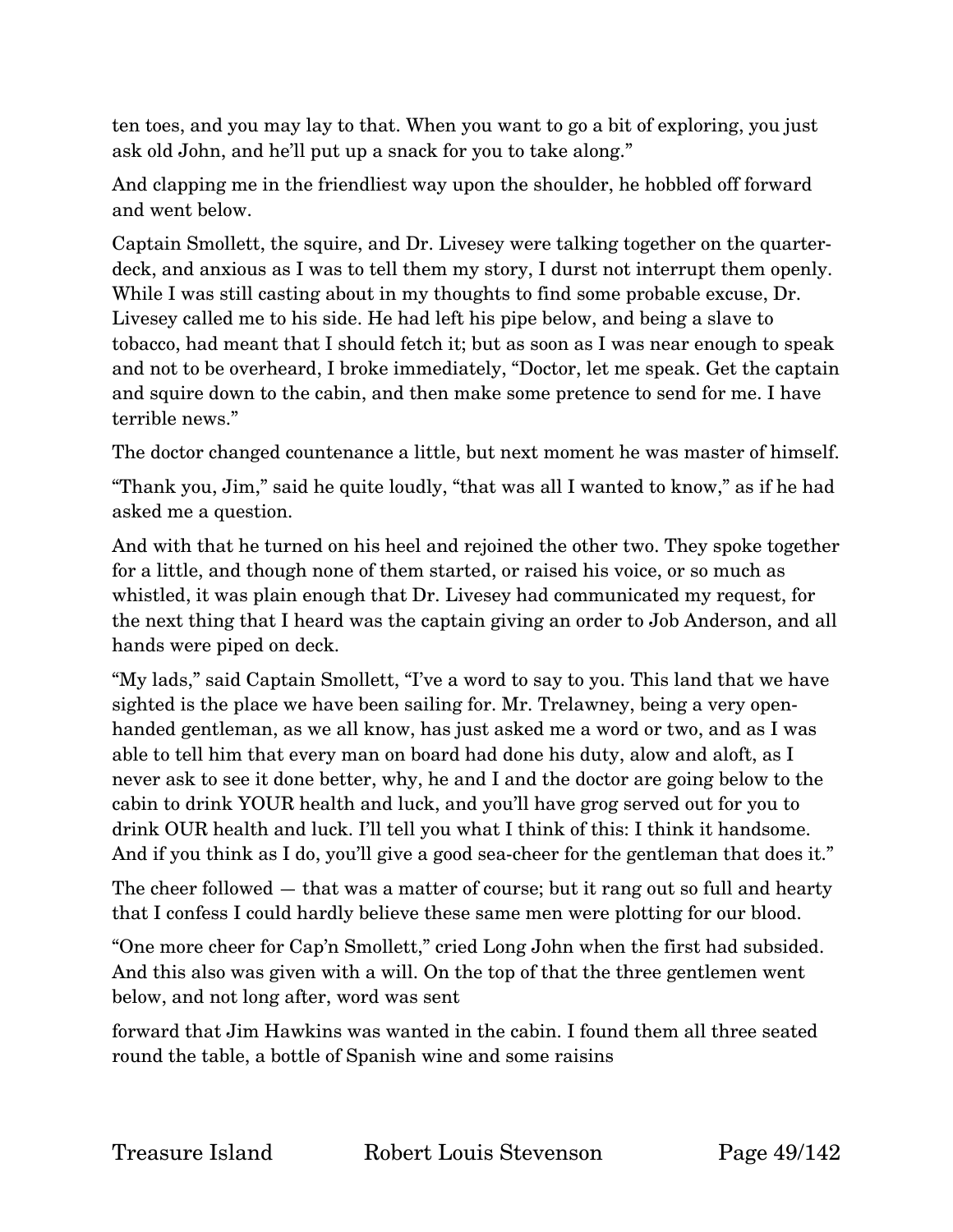ten toes, and you may lay to that. When you want to go a bit of exploring, you just ask old John, and he'll put up a snack for you to take along."

And clapping me in the friendliest way upon the shoulder, he hobbled off forward and went below.

Captain Smollett, the squire, and Dr. Livesey were talking together on the quarter-deck, and anxious as I was to tell them my story, I durst not interrupt them openly. While I was still casting about in my thoughts to find some probable excuse, Dr. Livesey called me to his side. He had left his pipe below, and being a slave to tobacco, had meant that I should fetch it; but as soon as I was near enough to speak and not to be overheard, I broke immediately, "Doctor, let me speak. Get the captain and squire down to the cabin, and then make some pretence to send for me. I have terrible news."

The doctor changed countenance a little, but next moment he was master of himself.

"Thank you, Jim," said he quite loudly, "that was all I wanted to know," as if he had asked me a question.

And with that he turned on his heel and rejoined the other two. They spoke together for a little, and though none of them started, or raised his voice, or so much as whistled, it was plain enough that Dr. Livesey had communicated my request, for the next thing that I heard was the captain giving an order to Job Anderson, and all hands were piped on deck.

"My lads," said Captain Smollett, "I've a word to say to you. This land that we have sighted is the place we have been sailing for. Mr. Trelawney, being a very open-handed gentleman, as we all know, has just asked me a word or two, and as I was able to tell him that every man on board had done his duty, alow and aloft, as I never ask to see it done better, why, he and I and the doctor are going below to the cabin to drink YOUR health and luck, and you'll have grog served out for you to drink OUR health and luck. I'll tell you what I think of this: I think it handsome. And if you think as I do, you'll give a good sea-cheer for the gentleman that does it."

The cheer followed — that was a matter of course; but it rang out so full and hearty that I confess I could hardly believe these same men were plotting for our blood.

"One more cheer for Cap'n Smollett," cried Long John when the first had subsided. And this also was given with a will. On the top of that the three gentlemen went below, and not long after, word was sent

forward that Jim Hawkins was wanted in the cabin. I found them all three seated round the table, a bottle of Spanish wine and some raisins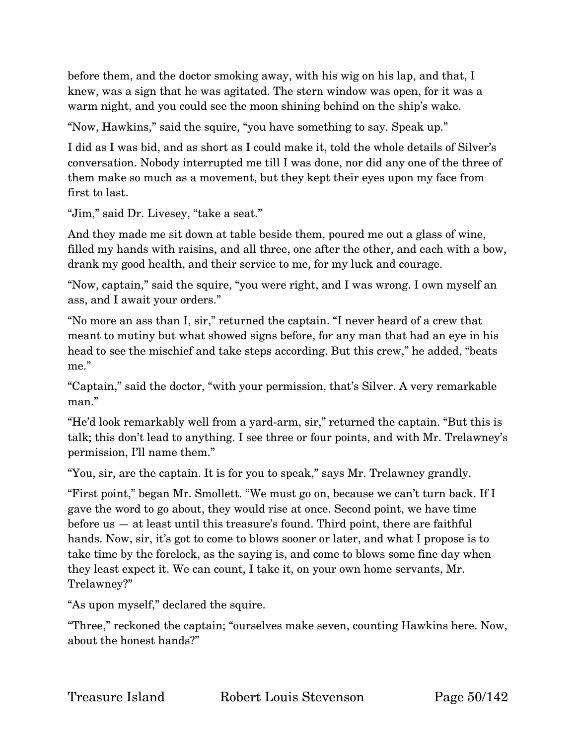before them, and the doctor smoking away, with his wig on his lap, and that, I knew, was a sign that he was agitated. The stern window was open, for it was a warm night, and you could see the moon shining behind on the ship's wake.

"Now, Hawkins," said the squire, "you have something to say. Speak up."

I did as I was bid, and as short as I could make it, told the whole details of Silver's conversation. Nobody interrupted me till I was done, nor did any one of the three of them make so much as a movement, but they kept their eyes upon my face from first to last.

"Jim," said Dr. Livesey, "take a seat."

And they made me sit down at table beside them, poured me out a glass of wine, filled my hands with raisins, and all three, one after the other, and each with a bow, drank my good health, and their service to me, for my luck and courage.

"Now, captain," said the squire, "you were right, and I was wrong. I own myself an ass, and I await your orders."

"No more an ass than I, sir," returned the captain. "I never heard of a crew that meant to mutiny but what showed signs before, for any man that had an eye in his head to see the mischief and take steps according. But this crew," he added, "beats me."

"Captain," said the doctor, "with your permission, that's Silver. A very remarkable man."

"He'd look remarkably well from a yard-arm, sir," returned the captain. "But this is talk; this don't lead to anything. I see three or four points, and with Mr. Trelawney's permission, I'll name them."

"You, sir, are the captain. It is for you to speak," says Mr. Trelawney grandly.

"First point," began Mr. Smollett. "We must go on, because we can't turn back. If I gave the word to go about, they would rise at once. Second point, we have time before us — at least until this treasure's found. Third point, there are faithful hands. Now, sir, it's got to come to blows sooner or later, and what I propose is to take time by the forelock, as the saying is, and come to blows some fine day when they least expect it. We can count, I take it, on your own home servants, Mr. Trelawney?"

"As upon myself," declared the squire.

"Three," reckoned the captain; "ourselves make seven, counting Hawkins here. Now, about the honest hands?"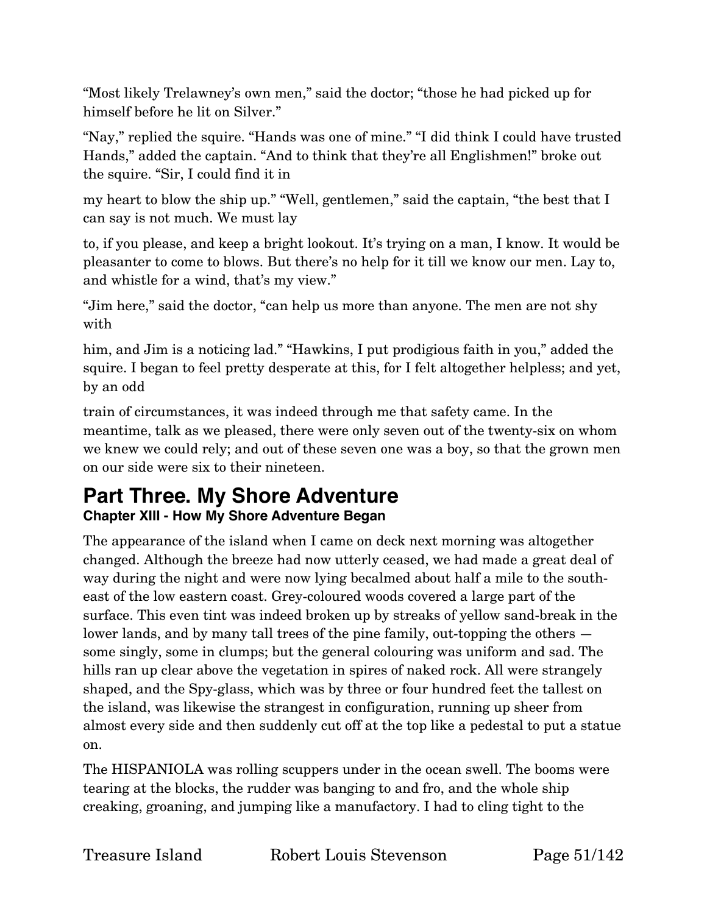"Most likely Trelawney's own men," said the doctor; "those he had picked up for himself before he lit on Silver."

"Nay," replied the squire. "Hands was one of mine." "I did think I could have trusted Hands," added the captain. "And to think that they're all Englishmen!" broke out the squire. "Sir, I could find it in

my heart to blow the ship up." "Well, gentlemen," said the captain, "the best that I can say is not much. We must lay

to, if you please, and keep a bright lookout. It's trying on a man, I know. It would be pleasanter to come to blows. But there's no help for it till we know our men. Lay to, and whistle for a wind, that's my view."

"Jim here," said the doctor, "can help us more than anyone. The men are not shy with

him, and Jim is a noticing lad." "Hawkins, I put prodigious faith in you," added the squire. I began to feel pretty desperate at this, for I felt altogether helpless; and yet, by an odd

train of circumstances, it was indeed through me that safety came. In the meantime, talk as we pleased, there were only seven out of the twenty-six on whom we knew we could rely; and out of these seven one was a boy, so that the grown men on our side were six to their nineteen.

# Part Three. My Shore Adventure

## Chapter XIII - How My Shore Adventure Began

The appearance of the island when I came on deck next morning was altogether changed. Although the breeze had now utterly ceased, we had made a great deal of way during the night and were now lying becalmed about half a mile to the south-east of the low eastern coast. Grey-coloured woods covered a large part of the surface. This even tint was indeed broken up by streaks of yellow sand-break in the lower lands, and by many tall trees of the pine family, out-topping the others — some singly, some in clumps; but the general colouring was uniform and sad. The hills ran up clear above the vegetation in spires of naked rock. All were strangely shaped, and the Spy-glass, which was by three or four hundred feet the tallest on the island, was likewise the strangest in configuration, running up sheer from almost every side and then suddenly cut off at the top like a pedestal to put a statue on.

The HISPANIOLA was rolling scuppers under in the ocean swell. The booms were tearing at the blocks, the rudder was banging to and fro, and the whole ship creaking, groaning, and jumping like a manufactory. I had to cling tight to the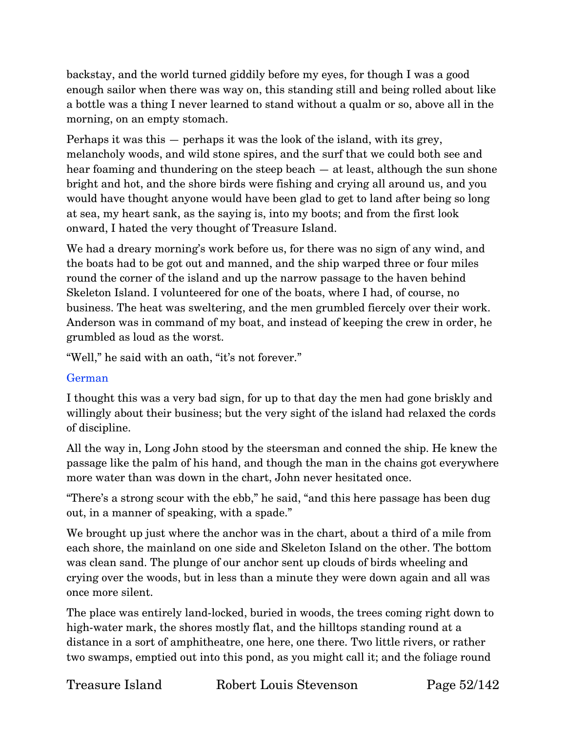backstay, and the world turned giddily before my eyes, for though I was a good enough sailor when there was way on, this standing still and being rolled about like a bottle was a thing I never learned to stand without a qualm or so, above all in the morning, on an empty stomach.

Perhaps it was this — perhaps it was the look of the island, with its grey, melancholy woods, and wild stone spires, and the surf that we could both see and hear foaming and thundering on the steep beach — at least, although the sun shone bright and hot, and the shore birds were fishing and crying all around us, and you would have thought anyone would have been glad to get to land after being so long at sea, my heart sank, as the saying is, into my boots; and from the first look onward, I hated the very thought of Treasure Island.

We had a dreary morning's work before us, for there was no sign of any wind, and the boats had to be got out and manned, and the ship warped three or four miles round the corner of the island and up the narrow passage to the haven behind Skeleton Island. I volunteered for one of the boats, where I had, of course, no business. The heat was sweltering, and the men grumbled fiercely over their work. Anderson was in command of my boat, and instead of keeping the crew in order, he grumbled as loud as the worst.

"Well," he said with an oath, "it's not forever."

German

I thought this was a very bad sign, for up to that day the men had gone briskly and willingly about their business; but the very sight of the island had relaxed the cords of discipline.

All the way in, Long John stood by the steersman and conned the ship. He knew the passage like the palm of his hand, and though the man in the chains got everywhere more water than was down in the chart, John never hesitated once.

"There's a strong scour with the ebb," he said, "and this here passage has been dug out, in a manner of speaking, with a spade."

We brought up just where the anchor was in the chart, about a third of a mile from each shore, the mainland on one side and Skeleton Island on the other. The bottom was clean sand. The plunge of our anchor sent up clouds of birds wheeling and crying over the woods, but in less than a minute they were down again and all was once more silent.

The place was entirely land-locked, buried in woods, the trees coming right down to high-water mark, the shores mostly flat, and the hilltops standing round at a distance in a sort of amphitheatre, one here, one there. Two little rivers, or rather two swamps, emptied out into this pond, as you might call it; and the foliage round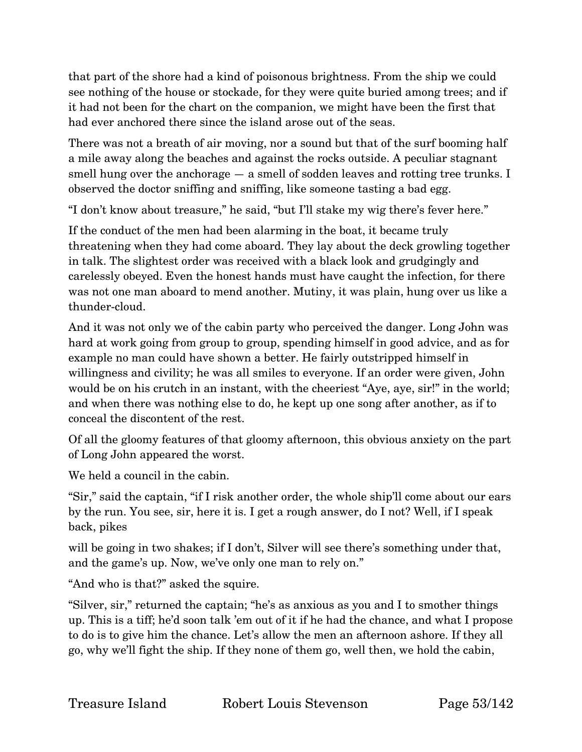that part of the shore had a kind of poisonous brightness. From the ship we could see nothing of the house or stockade, for they were quite buried among trees; and if it had not been for the chart on the companion, we might have been the first that had ever anchored there since the island arose out of the seas.

There was not a breath of air moving, nor a sound but that of the surf booming half a mile away along the beaches and against the rocks outside. A peculiar stagnant smell hung over the anchorage — a smell of sodden leaves and rotting tree trunks. I observed the doctor sniffing and sniffing, like someone tasting a bad egg.

"I don't know about treasure," he said, "but I'll stake my wig there's fever here."

If the conduct of the men had been alarming in the boat, it became truly threatening when they had come aboard. They lay about the deck growling together in talk. The slightest order was received with a black look and grudgingly and carelessly obeyed. Even the honest hands must have caught the infection, for there was not one man aboard to mend another. Mutiny, it was plain, hung over us like a thunder-cloud.

And it was not only we of the cabin party who perceived the danger. Long John was hard at work going from group to group, spending himself in good advice, and as for example no man could have shown a better. He fairly outstripped himself in willingness and civility; he was all smiles to everyone. If an order were given, John would be on his crutch in an instant, with the cheeriest "Aye, aye, sir!" in the world; and when there was nothing else to do, he kept up one song after another, as if to conceal the discontent of the rest.

Of all the gloomy features of that gloomy afternoon, this obvious anxiety on the part of Long John appeared the worst.

We held a council in the cabin.

"Sir," said the captain, "if I risk another order, the whole ship'll come about our ears by the run. You see, sir, here it is. I get a rough answer, do I not? Well, if I speak back, pikes will be going in two shakes; if I don't, Silver will see there's something under that, and the game's up. Now, we've only one man to rely on."

"And who is that?" asked the squire.

"Silver, sir," returned the captain; "he's as anxious as you and I to smother things up. This is a tiff; he'd soon talk 'em out of it if he had the chance, and what I propose to do is to give him the chance. Let's allow the men an afternoon ashore. If they all go, why we'll fight the ship. If they none of them go, well then, we hold the cabin,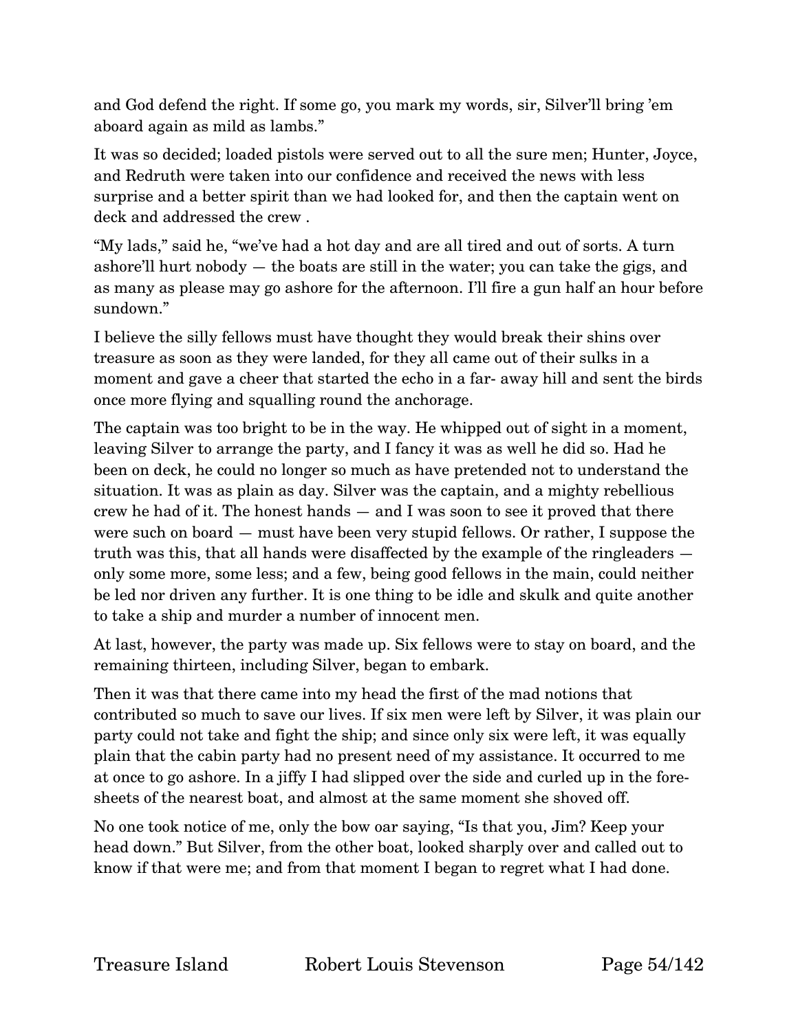and God defend the right. If some go, you mark my words, sir, Silver'll bring 'em aboard again as mild as lambs."

It was so decided; loaded pistols were served out to all the sure men; Hunter, Joyce, and Redruth were taken into our confidence and received the news with less surprise and a better spirit than we had looked for, and then the captain went on deck and addressed the crew .

"My lads," said he, "we've had a hot day and are all tired and out of sorts. A turn ashore'll hurt nobody — the boats are still in the water; you can take the gigs, and as many as please may go ashore for the afternoon. I'll fire a gun half an hour before sundown."

I believe the silly fellows must have thought they would break their shins over treasure as soon as they were landed, for they all came out of their sulks in a moment and gave a cheer that started the echo in a far- away hill and sent the birds once more flying and squalling round the anchorage.

The captain was too bright to be in the way. He whipped out of sight in a moment, leaving Silver to arrange the party, and I fancy it was as well he did so. Had he been on deck, he could no longer so much as have pretended not to understand the situation. It was as plain as day. Silver was the captain, and a mighty rebellious crew he had of it. The honest hands — and I was soon to see it proved that there were such on board — must have been very stupid fellows. Or rather, I suppose the truth was this, that all hands were disaffected by the example of the ringleaders — only some more, some less; and a few, being good fellows in the main, could neither be led nor driven any further. It is one thing to be idle and skulk and quite another to take a ship and murder a number of innocent men.

At last, however, the party was made up. Six fellows were to stay on board, and the remaining thirteen, including Silver, began to embark.

Then it was that there came into my head the first of the mad notions that contributed so much to save our lives. If six men were left by Silver, it was plain our party could not take and fight the ship; and since only six were left, it was equally plain that the cabin party had no present need of my assistance. It occurred to me at once to go ashore. In a jiffy I had slipped over the side and curled up in the fore-sheets of the nearest boat, and almost at the same moment she shoved off.

No one took notice of me, only the bow oar saying, "Is that you, Jim? Keep your head down." But Silver, from the other boat, looked sharply over and called out to know if that were me; and from that moment I began to regret what I had done.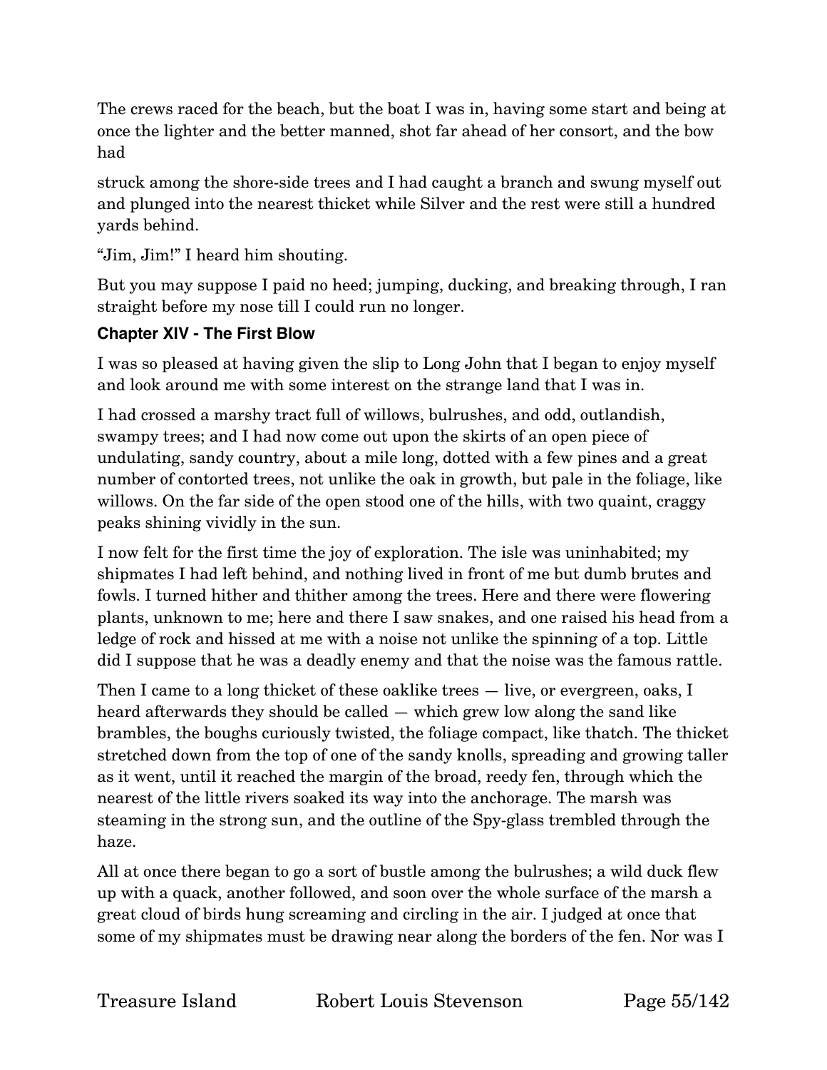The crews raced for the beach, but the boat I was in, having some start and being at once the lighter and the better manned, shot far ahead of her consort, and the bow had struck among the shore-side trees and I had caught a branch and swung myself out and plunged into the nearest thicket while Silver and the rest were still a hundred yards behind.

"Jim, Jim!" I heard him shouting.

But you may suppose I paid no heed; jumping, ducking, and breaking through, I ran straight before my nose till I could run no longer.

### Chapter XIV - The First Blow

I was so pleased at having given the slip to Long John that I began to enjoy myself and look around me with some interest on the strange land that I was in.

I had crossed a marshy tract full of willows, bulrushes, and odd, outlandish, swampy trees; and I had now come out upon the skirts of an open piece of undulating, sandy country, about a mile long, dotted with a few pines and a great number of contorted trees, not unlike the oak in growth, but pale in the foliage, like willows. On the far side of the open stood one of the hills, with two quaint, craggy peaks shining vividly in the sun.

I now felt for the first time the joy of exploration. The isle was uninhabited; my shipmates I had left behind, and nothing lived in front of me but dumb brutes and fowls. I turned hither and thither among the trees. Here and there were flowering plants, unknown to me; here and there I saw snakes, and one raised his head from a ledge of rock and hissed at me with a noise not unlike the spinning of a top. Little did I suppose that he was a deadly enemy and that the noise was the famous rattle.

Then I came to a long thicket of these oaklike trees — live, or evergreen, oaks, I heard afterwards they should be called — which grew low along the sand like brambles, the boughs curiously twisted, the foliage compact, like thatch. The thicket stretched down from the top of one of the sandy knolls, spreading and growing taller as it went, until it reached the margin of the broad, reedy fen, through which the nearest of the little rivers soaked its way into the anchorage. The marsh was steaming in the strong sun, and the outline of the Spy-glass trembled through the haze.

All at once there began to go a sort of bustle among the bulrushes; a wild duck flew up with a quack, another followed, and soon over the whole surface of the marsh a great cloud of birds hung screaming and circling in the air. I judged at once that some of my shipmates must be drawing near along the borders of the fen. Nor was I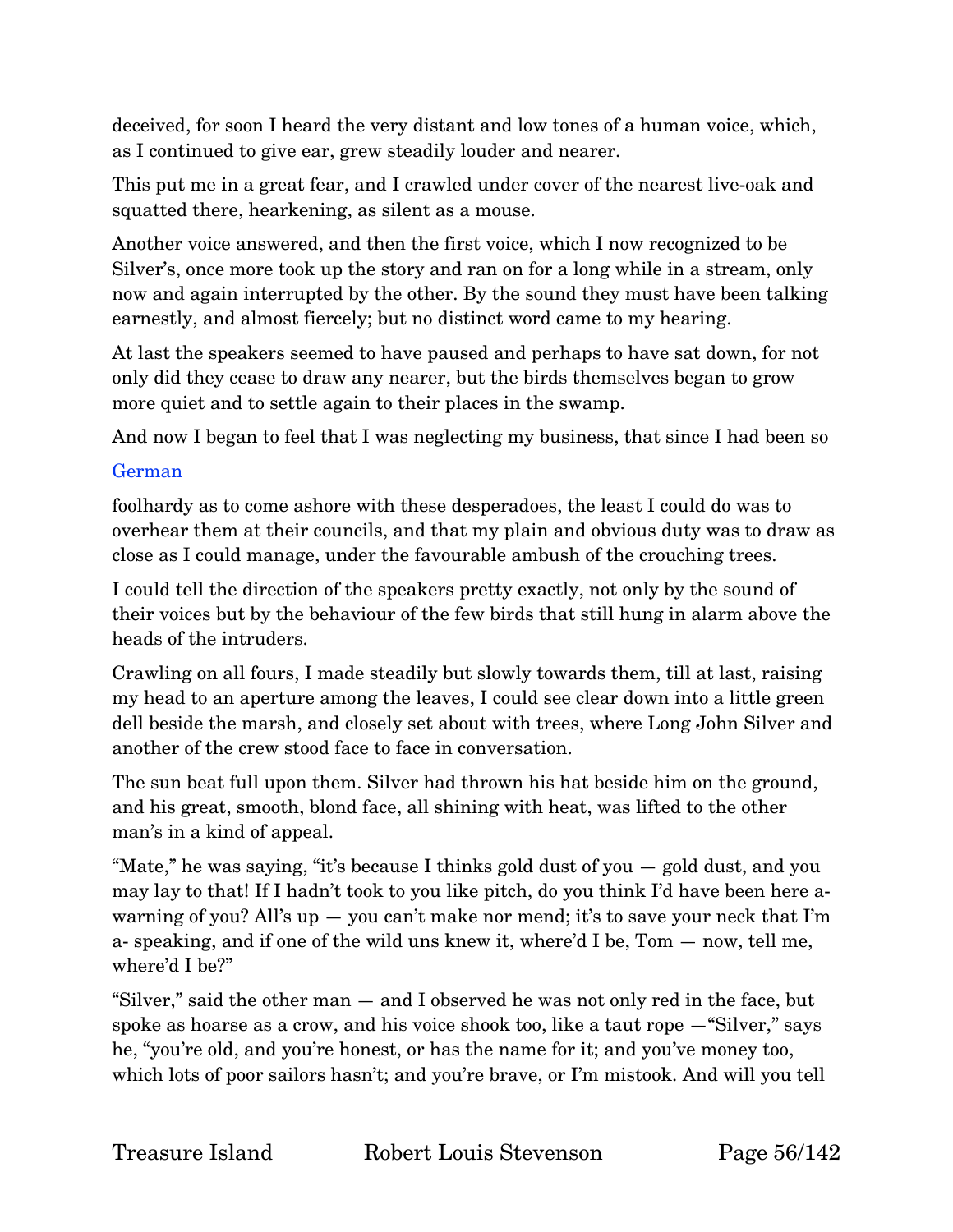deceived, for soon I heard the very distant and low tones of a human voice, which, as I continued to give ear, grew steadily louder and nearer.

This put me in a great fear, and I crawled under cover of the nearest live-oak and squatted there, hearkening, as silent as a mouse.

Another voice answered, and then the first voice, which I now recognized to be Silver's, once more took up the story and ran on for a long while in a stream, only now and again interrupted by the other. By the sound they must have been talking earnestly, and almost fiercely; but no distinct word came to my hearing.

At last the speakers seemed to have paused and perhaps to have sat down, for not only did they cease to draw any nearer, but the birds themselves began to grow more quiet and to settle again to their places in the swamp.

And now I began to feel that I was neglecting my business, that since I had been so

German

foolhardy as to come ashore with these desperadoes, the least I could do was to overhear them at their councils, and that my plain and obvious duty was to draw as close as I could manage, under the favourable ambush of the crouching trees.

I could tell the direction of the speakers pretty exactly, not only by the sound of their voices but by the behaviour of the few birds that still hung in alarm above the heads of the intruders.

Crawling on all fours, I made steadily but slowly towards them, till at last, raising my head to an aperture among the leaves, I could see clear down into a little green dell beside the marsh, and closely set about with trees, where Long John Silver and another of the crew stood face to face in conversation.

The sun beat full upon them. Silver had thrown his hat beside him on the ground, and his great, smooth, blond face, all shining with heat, was lifted to the other man's in a kind of appeal.

"Mate," he was saying, "it's because I thinks gold dust of you — gold dust, and you may lay to that! If I hadn't took to you like pitch, do you think I'd have been here a-warning of you? All's up — you can't make nor mend; it's to save your neck that I'm a- speaking, and if one of the wild uns knew it, where'd I be, Tom — now, tell me, where'd I be?"

"Silver," said the other man — and I observed he was not only red in the face, but spoke as hoarse as a crow, and his voice shook too, like a taut rope —"Silver," says he, "you're old, and you're honest, or has the name for it; and you've money too, which lots of poor sailors hasn't; and you're brave, or I'm mistook. And will you tell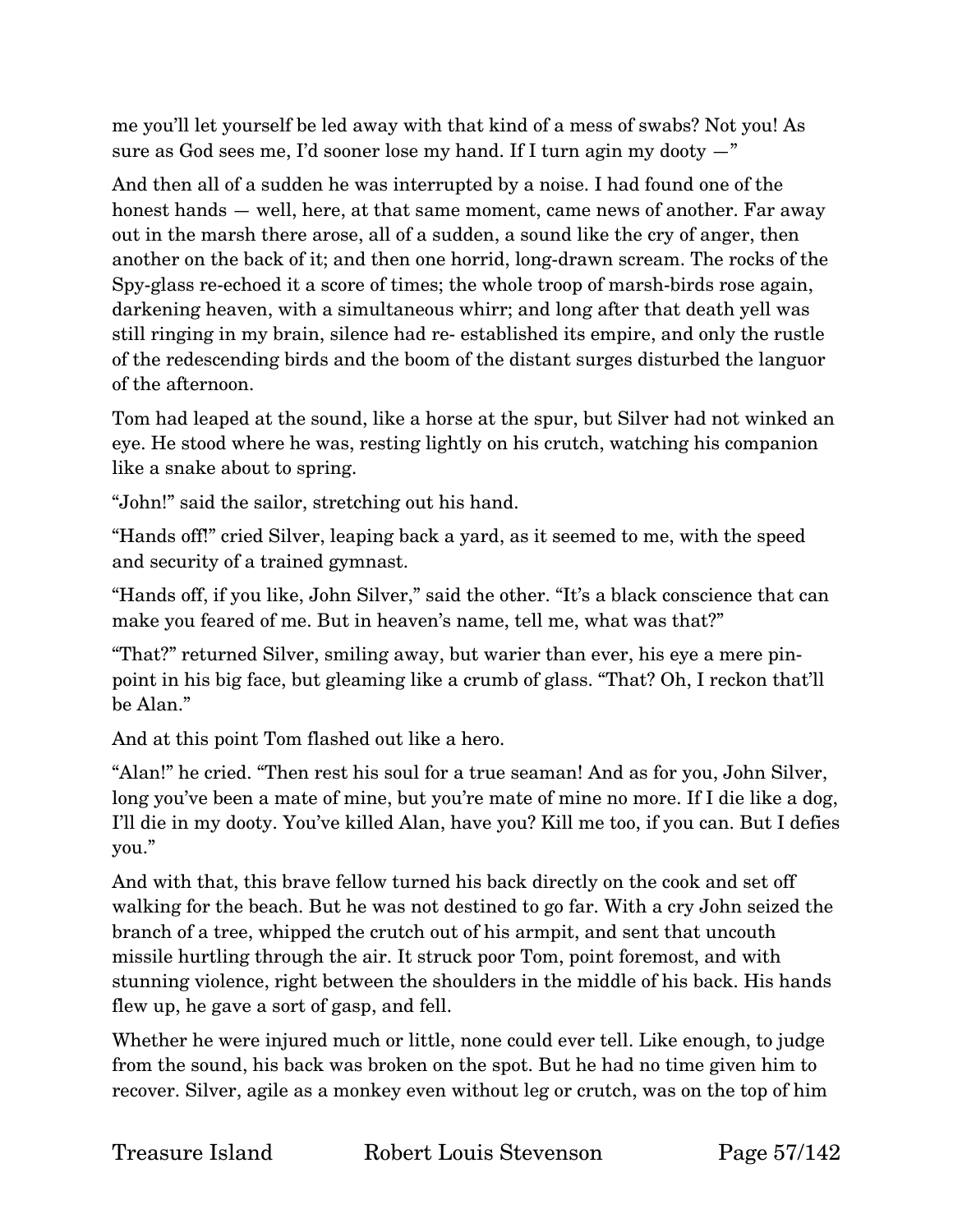me you'll let yourself be led away with that kind of a mess of swabs? Not you! As sure as God sees me, I'd sooner lose my hand. If I turn agin my dooty —"

And then all of a sudden he was interrupted by a noise. I had found one of the honest hands — well, here, at that same moment, came news of another. Far away out in the marsh there arose, all of a sudden, a sound like the cry of anger, then another on the back of it; and then one horrid, long-drawn scream. The rocks of the Spy-glass re-echoed it a score of times; the whole troop of marsh-birds rose again, darkening heaven, with a simultaneous whirr; and long after that death yell was still ringing in my brain, silence had re- established its empire, and only the rustle of the redescending birds and the boom of the distant surges disturbed the languor of the afternoon.

Tom had leaped at the sound, like a horse at the spur, but Silver had not winked an eye. He stood where he was, resting lightly on his crutch, watching his companion like a snake about to spring.

"John!" said the sailor, stretching out his hand.

"Hands off!" cried Silver, leaping back a yard, as it seemed to me, with the speed and security of a trained gymnast.

"Hands off, if you like, John Silver," said the other. "It's a black conscience that can make you feared of me. But in heaven's name, tell me, what was that?"

"That?" returned Silver, smiling away, but warier than ever, his eye a mere pin-point in his big face, but gleaming like a crumb of glass. "That? Oh, I reckon that'll be Alan."

And at this point Tom flashed out like a hero.

"Alan!" he cried. "Then rest his soul for a true seaman! And as for you, John Silver, long you've been a mate of mine, but you're mate of mine no more. If I die like a dog, I'll die in my dooty. You've killed Alan, have you? Kill me too, if you can. But I defies you."

And with that, this brave fellow turned his back directly on the cook and set off walking for the beach. But he was not destined to go far. With a cry John seized the branch of a tree, whipped the crutch out of his armpit, and sent that uncouth missile hurtling through the air. It struck poor Tom, point foremost, and with stunning violence, right between the shoulders in the middle of his back. His hands flew up, he gave a sort of gasp, and fell.

Whether he were injured much or little, none could ever tell. Like enough, to judge from the sound, his back was broken on the spot. But he had no time given him to recover. Silver, agile as a monkey even without leg or crutch, was on the top of him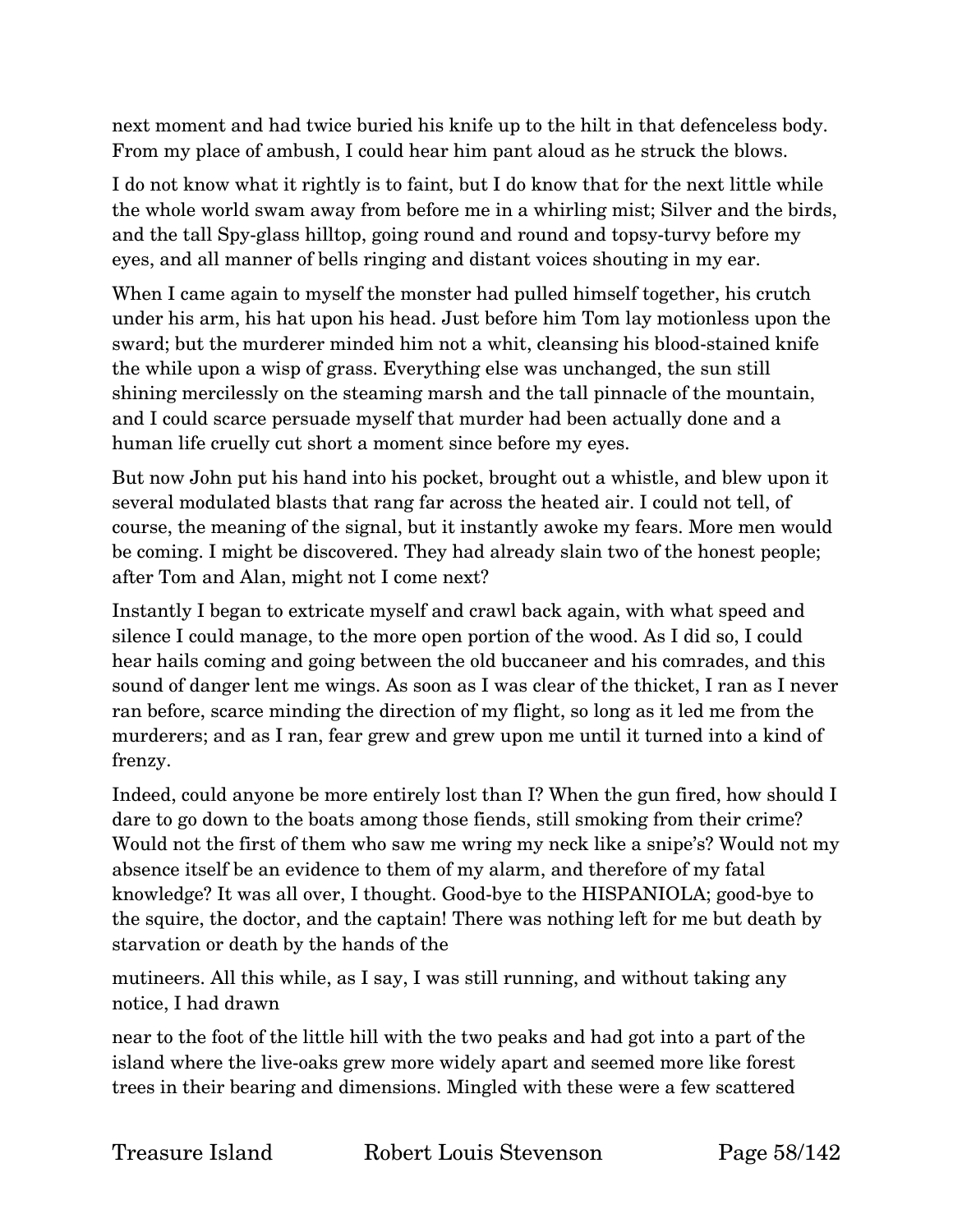next moment and had twice buried his knife up to the hilt in that defenceless body. From my place of ambush, I could hear him pant aloud as he struck the blows.

I do not know what it rightly is to faint, but I do know that for the next little while the whole world swam away from before me in a whirling mist; Silver and the birds, and the tall Spy-glass hilltop, going round and round and topsy-turvy before my eyes, and all manner of bells ringing and distant voices shouting in my ear.

When I came again to myself the monster had pulled himself together, his crutch under his arm, his hat upon his head. Just before him Tom lay motionless upon the sward; but the murderer minded him not a whit, cleansing his blood-stained knife the while upon a wisp of grass. Everything else was unchanged, the sun still shining mercilessly on the steaming marsh and the tall pinnacle of the mountain, and I could scarce persuade myself that murder had been actually done and a human life cruelly cut short a moment since before my eyes.

But now John put his hand into his pocket, brought out a whistle, and blew upon it several modulated blasts that rang far across the heated air. I could not tell, of course, the meaning of the signal, but it instantly awoke my fears. More men would be coming. I might be discovered. They had already slain two of the honest people; after Tom and Alan, might not I come next?

Instantly I began to extricate myself and crawl back again, with what speed and silence I could manage, to the more open portion of the wood. As I did so, I could hear hails coming and going between the old buccaneer and his comrades, and this sound of danger lent me wings. As soon as I was clear of the thicket, I ran as I never ran before, scarce minding the direction of my flight, so long as it led me from the murderers; and as I ran, fear grew and grew upon me until it turned into a kind of frenzy.

Indeed, could anyone be more entirely lost than I? When the gun fired, how should I dare to go down to the boats among those fiends, still smoking from their crime? Would not the first of them who saw me wring my neck like a snipe's? Would not my absence itself be an evidence to them of my alarm, and therefore of my fatal knowledge? It was all over, I thought. Good-bye to the HISPANIOLA; good-bye to the squire, the doctor, and the captain! There was nothing left for me but death by starvation or death by the hands of the mutineers. All this while, as I say, I was still running, and without taking any notice, I had drawn near to the foot of the little hill with the two peaks and had got into a part of the island where the live-oaks grew more widely apart and seemed more like forest trees in their bearing and dimensions. Mingled with these were a few scattered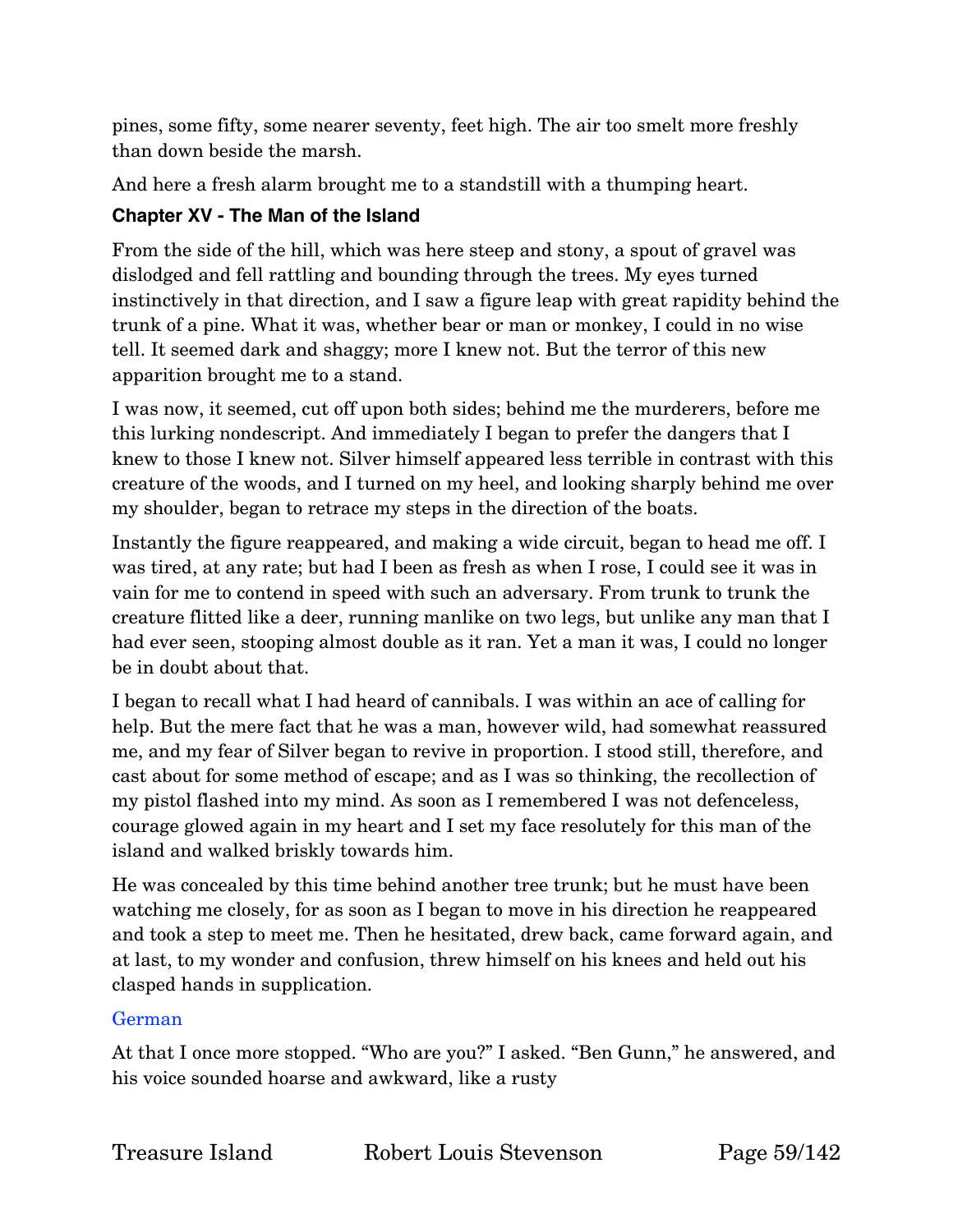pines, some fifty, some nearer seventy, feet high. The air too smelt more freshly than down beside the marsh.

And here a fresh alarm brought me to a standstill with a thumping heart.

### Chapter XV - The Man of the Island

From the side of the hill, which was here steep and stony, a spout of gravel was dislodged and fell rattling and bounding through the trees. My eyes turned instinctively in that direction, and I saw a figure leap with great rapidity behind the trunk of a pine. What it was, whether bear or man or monkey, I could in no wise tell. It seemed dark and shaggy; more I knew not. But the terror of this new apparition brought me to a stand.

I was now, it seemed, cut off upon both sides; behind me the murderers, before me this lurking nondescript. And immediately I began to prefer the dangers that I knew to those I knew not. Silver himself appeared less terrible in contrast with this creature of the woods, and I turned on my heel, and looking sharply behind me over my shoulder, began to retrace my steps in the direction of the boats.

Instantly the figure reappeared, and making a wide circuit, began to head me off. I was tired, at any rate; but had I been as fresh as when I rose, I could see it was in vain for me to contend in speed with such an adversary. From trunk to trunk the creature flitted like a deer, running manlike on two legs, but unlike any man that I had ever seen, stooping almost double as it ran. Yet a man it was, I could no longer be in doubt about that.

I began to recall what I had heard of cannibals. I was within an ace of calling for help. But the mere fact that he was a man, however wild, had somewhat reassured me, and my fear of Silver began to revive in proportion. I stood still, therefore, and cast about for some method of escape; and as I was so thinking, the recollection of my pistol flashed into my mind. As soon as I remembered I was not defenceless, courage glowed again in my heart and I set my face resolutely for this man of the island and walked briskly towards him.

He was concealed by this time behind another tree trunk; but he must have been watching me closely, for as soon as I began to move in his direction he reappeared and took a step to meet me. Then he hesitated, drew back, came forward again, and at last, to my wonder and confusion, threw himself on his knees and held out his clasped hands in supplication.

German

At that I once more stopped. “Who are you?” I asked. “Ben Gunn,” he answered, and his voice sounded hoarse and awkward, like a rusty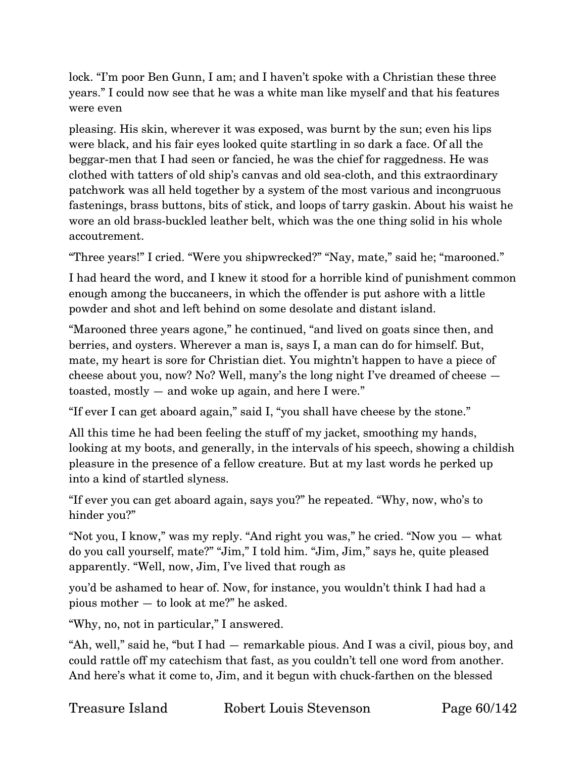lock. “I’m poor Ben Gunn, I am; and I haven’t spoke with a Christian these three years.” I could now see that he was a white man like myself and that his features were even

pleasing. His skin, wherever it was exposed, was burnt by the sun; even his lips were black, and his fair eyes looked quite startling in so dark a face. Of all the beggar-men that I had seen or fancied, he was the chief for raggedness. He was clothed with tatters of old ship’s canvas and old sea-cloth, and this extraordinary patchwork was all held together by a system of the most various and incongruous fastenings, brass buttons, bits of stick, and loops of tarry gaskin. About his waist he wore an old brass-buckled leather belt, which was the one thing solid in his whole accoutrement.

“Three years!” I cried. “Were you shipwrecked?” “Nay, mate,” said he; “marooned.”

I had heard the word, and I knew it stood for a horrible kind of punishment common enough among the buccaneers, in which the offender is put ashore with a little powder and shot and left behind on some desolate and distant island.

“Marooned three years agone,” he continued, “and lived on goats since then, and berries, and oysters. Wherever a man is, says I, a man can do for himself. But, mate, my heart is sore for Christian diet. You mightn’t happen to have a piece of cheese about you, now? No? Well, many’s the long night I’ve dreamed of cheese — toasted, mostly — and woke up again, and here I were.”

“If ever I can get aboard again,” said I, “you shall have cheese by the stone.”

All this time he had been feeling the stuff of my jacket, smoothing my hands, looking at my boots, and generally, in the intervals of his speech, showing a childish pleasure in the presence of a fellow creature. But at my last words he perked up into a kind of startled slyness.

“If ever you can get aboard again, says you?” he repeated. “Why, now, who’s to hinder you?”

“Not you, I know,” was my reply. “And right you was,” he cried. “Now you — what do you call yourself, mate?” “Jim,” I told him. “Jim, Jim,” says he, quite pleased apparently. “Well, now, Jim, I’ve lived that rough as

you’d be ashamed to hear of. Now, for instance, you wouldn’t think I had had a pious mother — to look at me?” he asked.

“Why, no, not in particular,” I answered.

“Ah, well,” said he, “but I had — remarkable pious. And I was a civil, pious boy, and could rattle off my catechism that fast, as you couldn’t tell one word from another. And here’s what it come to, Jim, and it begun with chuck-farthen on the blessed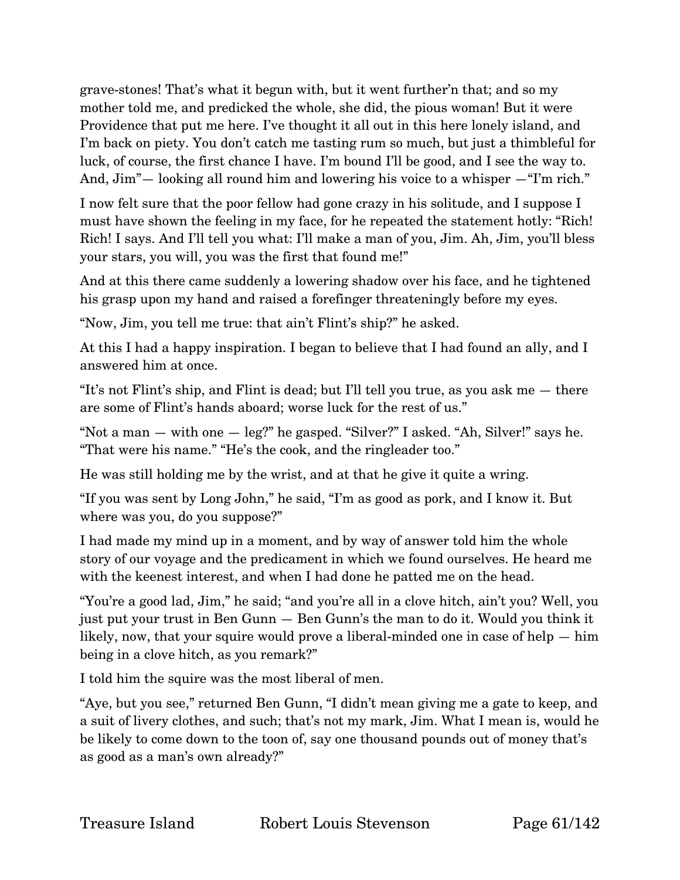grave-stones! That's what it begun with, but it went further'n that; and so my mother told me, and predicked the whole, she did, the pious woman! But it were Providence that put me here. I've thought it all out in this here lonely island, and I'm back on piety. You don't catch me tasting rum so much, but just a thimbleful for luck, of course, the first chance I have. I'm bound I'll be good, and I see the way to. And, Jim"— looking all round him and lowering his voice to a whisper —"I'm rich."

I now felt sure that the poor fellow had gone crazy in his solitude, and I suppose I must have shown the feeling in my face, for he repeated the statement hotly: "Rich! Rich! I says. And I'll tell you what: I'll make a man of you, Jim. Ah, Jim, you'll bless your stars, you will, you was the first that found me!"

And at this there came suddenly a lowering shadow over his face, and he tightened his grasp upon my hand and raised a forefinger threateningly before my eyes.

"Now, Jim, you tell me true: that ain't Flint's ship?" he asked.

At this I had a happy inspiration. I began to believe that I had found an ally, and I answered him at once.

"It's not Flint's ship, and Flint is dead; but I'll tell you true, as you ask me — there are some of Flint's hands aboard; worse luck for the rest of us."

"Not a man — with one — leg?" he gasped. "Silver?" I asked. "Ah, Silver!" says he. "That were his name." "He's the cook, and the ringleader too."

He was still holding me by the wrist, and at that he give it quite a wring.

"If you was sent by Long John," he said, "I'm as good as pork, and I know it. But where was you, do you suppose?"

I had made my mind up in a moment, and by way of answer told him the whole story of our voyage and the predicament in which we found ourselves. He heard me with the keenest interest, and when I had done he patted me on the head.

"You're a good lad, Jim," he said; "and you're all in a clove hitch, ain't you? Well, you just put your trust in Ben Gunn — Ben Gunn's the man to do it. Would you think it likely, now, that your squire would prove a liberal-minded one in case of help — him being in a clove hitch, as you remark?"

I told him the squire was the most liberal of men.

"Aye, but you see," returned Ben Gunn, "I didn't mean giving me a gate to keep, and a suit of livery clothes, and such; that's not my mark, Jim. What I mean is, would he be likely to come down to the toon of, say one thousand pounds out of money that's as good as a man's own already?"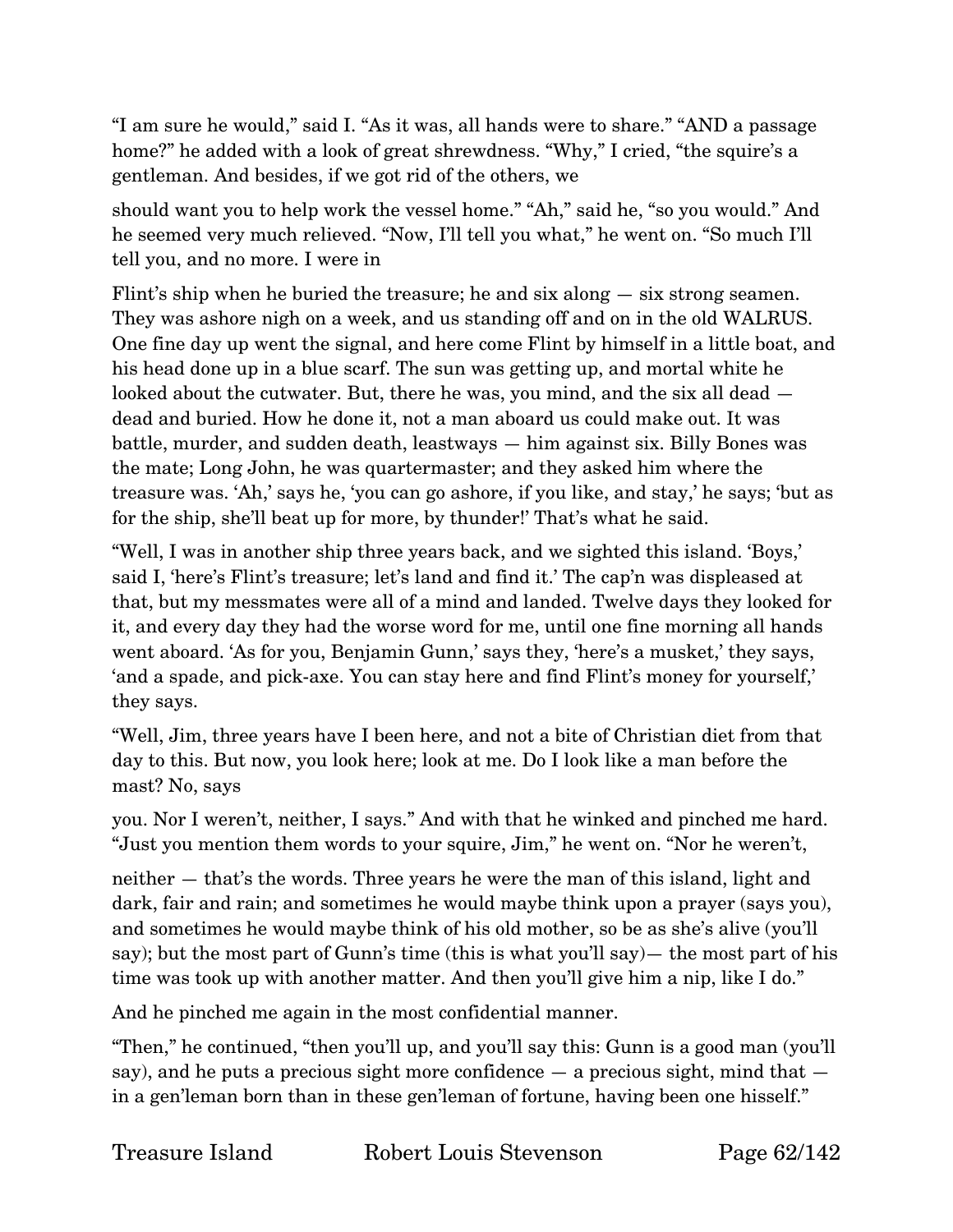"I am sure he would," said I. "As it was, all hands were to share." "AND a passage home?" he added with a look of great shrewdness. "Why," I cried, "the squire's a gentleman. And besides, if we got rid of the others, we should want you to help work the vessel home." "Ah," said he, "so you would." And he seemed very much relieved. "Now, I'll tell you what," he went on. "So much I'll tell you, and no more. I were in Flint's ship when he buried the treasure; he and six along — six strong seamen. They was ashore nigh on a week, and us standing off and on in the old WALRUS. One fine day up went the signal, and here come Flint by himself in a little boat, and his head done up in a blue scarf. The sun was getting up, and mortal white he looked about the cutwater. But, there he was, you mind, and the six all dead — dead and buried. How he done it, not a man aboard us could make out. It was battle, murder, and sudden death, leastways — him against six. Billy Bones was the mate; Long John, he was quartermaster; and they asked him where the treasure was. 'Ah,' says he, 'you can go ashore, if you like, and stay,' he says; 'but as for the ship, she'll beat up for more, by thunder!' That's what he said.

"Well, I was in another ship three years back, and we sighted this island. 'Boys,' said I, 'here's Flint's treasure; let's land and find it.' The cap'n was displeased at that, but my messmates were all of a mind and landed. Twelve days they looked for it, and every day they had the worse word for me, until one fine morning all hands went aboard. 'As for you, Benjamin Gunn,' says they, 'here's a musket,' they says, 'and a spade, and pick-axe. You can stay here and find Flint's money for yourself,' they says.

"Well, Jim, three years have I been here, and not a bite of Christian diet from that day to this. But now, you look here; look at me. Do I look like a man before the mast? No, says you. Nor I weren't, neither, I says." And with that he winked and pinched me hard. "Just you mention them words to your squire, Jim," he went on. "Nor he weren't, neither — that's the words. Three years he were the man of this island, light and dark, fair and rain; and sometimes he would maybe think upon a prayer (says you), and sometimes he would maybe think of his old mother, so be as she's alive (you'll say); but the most part of Gunn's time (this is what you'll say)— the most part of his time was took up with another matter. And then you'll give him a nip, like I do."

And he pinched me again in the most confidential manner.

"Then," he continued, "then you'll up, and you'll say this: Gunn is a good man (you'll say), and he puts a precious sight more confidence — a precious sight, mind that — in a gen'leman born than in these gen'leman of fortune, having been one hisself."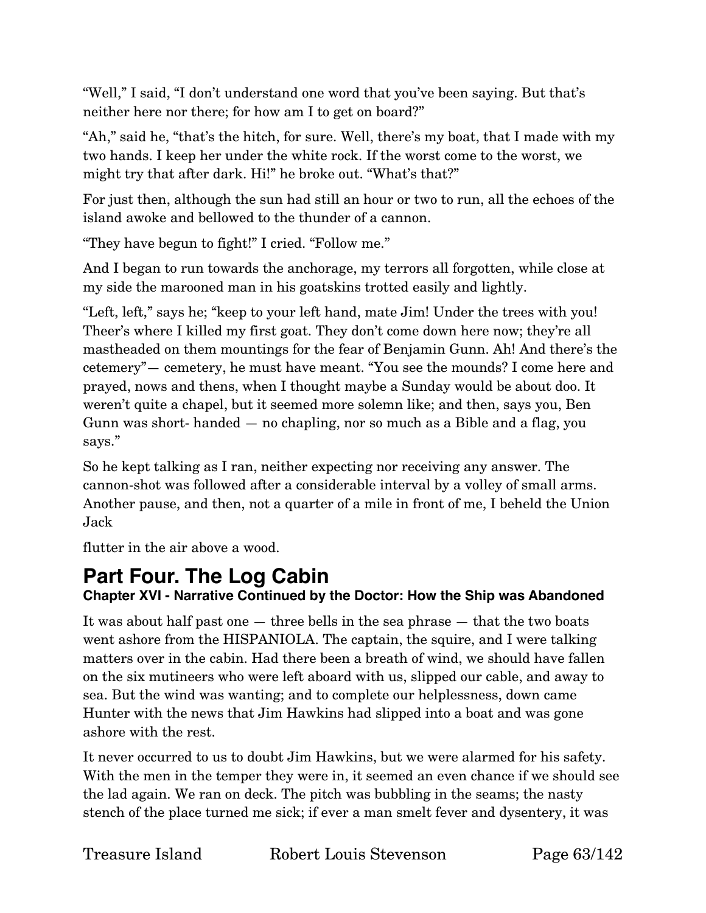"Well," I said, "I don't understand one word that you've been saying. But that's neither here nor there; for how am I to get on board?"

"Ah," said he, "that's the hitch, for sure. Well, there's my boat, that I made with my two hands. I keep her under the white rock. If the worst come to the worst, we might try that after dark. Hi!" he broke out. "What's that?"

For just then, although the sun had still an hour or two to run, all the echoes of the island awoke and bellowed to the thunder of a cannon.

"They have begun to fight!" I cried. "Follow me."

And I began to run towards the anchorage, my terrors all forgotten, while close at my side the marooned man in his goatskins trotted easily and lightly.

"Left, left," says he; "keep to your left hand, mate Jim! Under the trees with you! Theer's where I killed my first goat. They don't come down here now; they're all mastheaded on them mountings for the fear of Benjamin Gunn. Ah! And there's the cetemery"— cemetery, he must have meant. "You see the mounds? I come here and prayed, nows and thens, when I thought maybe a Sunday would be about doo. It weren't quite a chapel, but it seemed more solemn like; and then, says you, Ben Gunn was short- handed — no chapling, nor so much as a Bible and a flag, you says."

So he kept talking as I ran, neither expecting nor receiving any answer. The cannon-shot was followed after a considerable interval by a volley of small arms. Another pause, and then, not a quarter of a mile in front of me, I beheld the Union Jack flutter in the air above a wood.

# Part Four. The Log Cabin

## Chapter XVI - Narrative Continued by the Doctor: How the Ship was Abandoned

It was about half past one — three bells in the sea phrase — that the two boats went ashore from the HISPANIOLA. The captain, the squire, and I were talking matters over in the cabin. Had there been a breath of wind, we should have fallen on the six mutineers who were left aboard with us, slipped our cable, and away to sea. But the wind was wanting; and to complete our helplessness, down came Hunter with the news that Jim Hawkins had slipped into a boat and was gone ashore with the rest.

It never occurred to us to doubt Jim Hawkins, but we were alarmed for his safety. With the men in the temper they were in, it seemed an even chance if we should see the lad again. We ran on deck. The pitch was bubbling in the seams; the nasty stench of the place turned me sick; if ever a man smelt fever and dysentery, it was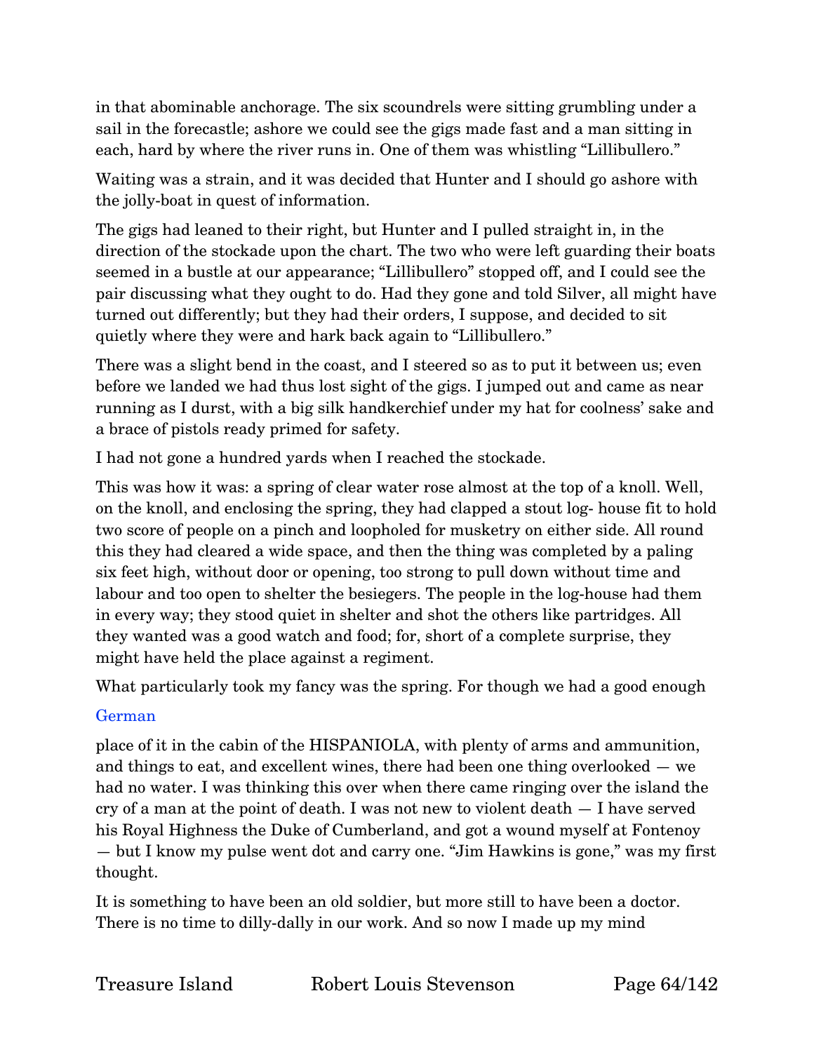in that abominable anchorage. The six scoundrels were sitting grumbling under a sail in the forecastle; ashore we could see the gigs made fast and a man sitting in each, hard by where the river runs in. One of them was whistling "Lillibullero."

Waiting was a strain, and it was decided that Hunter and I should go ashore with the jolly-boat in quest of information.

The gigs had leaned to their right, but Hunter and I pulled straight in, in the direction of the stockade upon the chart. The two who were left guarding their boats seemed in a bustle at our appearance; "Lillibullero" stopped off, and I could see the pair discussing what they ought to do. Had they gone and told Silver, all might have turned out differently; but they had their orders, I suppose, and decided to sit quietly where they were and hark back again to "Lillibullero."

There was a slight bend in the coast, and I steered so as to put it between us; even before we landed we had thus lost sight of the gigs. I jumped out and came as near running as I durst, with a big silk handkerchief under my hat for coolness' sake and a brace of pistols ready primed for safety.

I had not gone a hundred yards when I reached the stockade.

This was how it was: a spring of clear water rose almost at the top of a knoll. Well, on the knoll, and enclosing the spring, they had clapped a stout log- house fit to hold two score of people on a pinch and loopholed for musketry on either side. All round this they had cleared a wide space, and then the thing was completed by a paling six feet high, without door or opening, too strong to pull down without time and labour and too open to shelter the besiegers. The people in the log-house had them in every way; they stood quiet in shelter and shot the others like partridges. All they wanted was a good watch and food; for, short of a complete surprise, they might have held the place against a regiment.

What particularly took my fancy was the spring. For though we had a good enough place of it in the cabin of the HISPANIOLA, with plenty of arms and ammunition, and things to eat, and excellent wines, there had been one thing overlooked — we had no water. I was thinking this over when there came ringing over the island the cry of a man at the point of death. I was not new to violent death — I have served his Royal Highness the Duke of Cumberland, and got a wound myself at Fontenoy — but I know my pulse went dot and carry one. "Jim Hawkins is gone," was my first thought.

It is something to have been an old soldier, but more still to have been a doctor. There is no time to dilly-dally in our work. And so now I made up my mind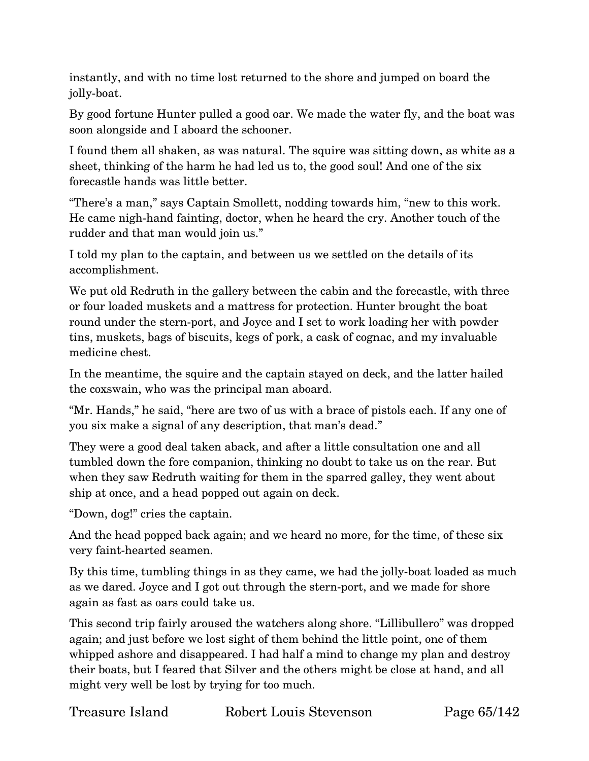instantly, and with no time lost returned to the shore and jumped on board the jolly-boat.

By good fortune Hunter pulled a good oar. We made the water fly, and the boat was soon alongside and I aboard the schooner.

I found them all shaken, as was natural. The squire was sitting down, as white as a sheet, thinking of the harm he had led us to, the good soul! And one of the six forecastle hands was little better.

"There's a man," says Captain Smollett, nodding towards him, "new to this work. He came nigh-hand fainting, doctor, when he heard the cry. Another touch of the rudder and that man would join us."

I told my plan to the captain, and between us we settled on the details of its accomplishment.

We put old Redruth in the gallery between the cabin and the forecastle, with three or four loaded muskets and a mattress for protection. Hunter brought the boat round under the stern-port, and Joyce and I set to work loading her with powder tins, muskets, bags of biscuits, kegs of pork, a cask of cognac, and my invaluable medicine chest.

In the meantime, the squire and the captain stayed on deck, and the latter hailed the coxswain, who was the principal man aboard.

"Mr. Hands," he said, "here are two of us with a brace of pistols each. If any one of you six make a signal of any description, that man's dead."

They were a good deal taken aback, and after a little consultation one and all tumbled down the fore companion, thinking no doubt to take us on the rear. But when they saw Redruth waiting for them in the sparred galley, they went about ship at once, and a head popped out again on deck.

"Down, dog!" cries the captain.

And the head popped back again; and we heard no more, for the time, of these six very faint-hearted seamen.

By this time, tumbling things in as they came, we had the jolly-boat loaded as much as we dared. Joyce and I got out through the stern-port, and we made for shore again as fast as oars could take us.

This second trip fairly aroused the watchers along shore. "Lillibullero" was dropped again; and just before we lost sight of them behind the little point, one of them whipped ashore and disappeared. I had half a mind to change my plan and destroy their boats, but I feared that Silver and the others might be close at hand, and all might very well be lost by trying for too much.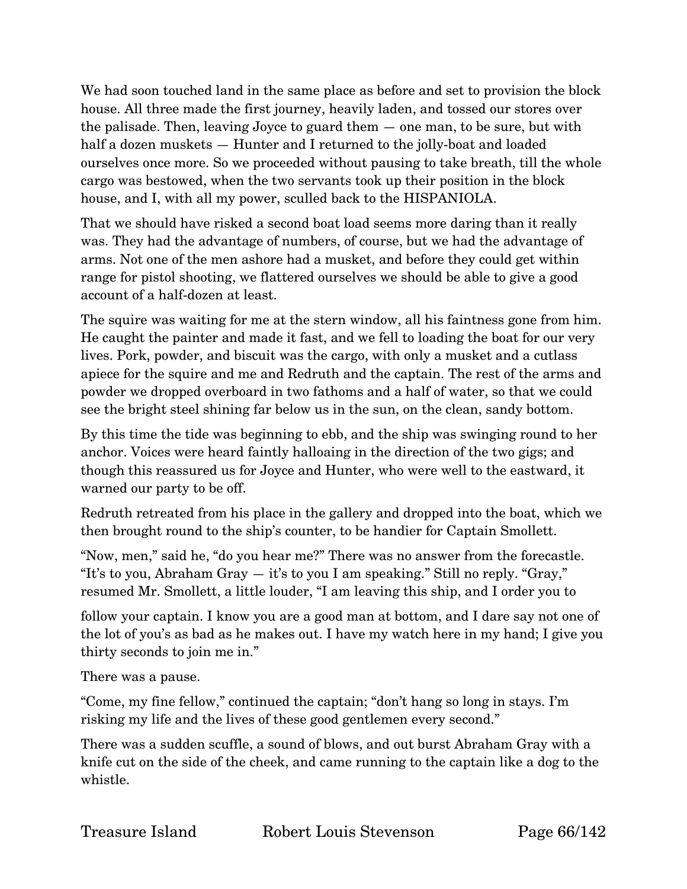We had soon touched land in the same place as before and set to provision the block house. All three made the first journey, heavily laden, and tossed our stores over the palisade. Then, leaving Joyce to guard them — one man, to be sure, but with half a dozen muskets — Hunter and I returned to the jolly-boat and loaded ourselves once more. So we proceeded without pausing to take breath, till the whole cargo was bestowed, when the two servants took up their position in the block house, and I, with all my power, sculled back to the HISPANIOLA.

That we should have risked a second boat load seems more daring than it really was. They had the advantage of numbers, of course, but we had the advantage of arms. Not one of the men ashore had a musket, and before they could get within range for pistol shooting, we flattered ourselves we should be able to give a good account of a half-dozen at least.

The squire was waiting for me at the stern window, all his faintness gone from him. He caught the painter and made it fast, and we fell to loading the boat for our very lives. Pork, powder, and biscuit was the cargo, with only a musket and a cutlass apiece for the squire and me and Redruth and the captain. The rest of the arms and powder we dropped overboard in two fathoms and a half of water, so that we could see the bright steel shining far below us in the sun, on the clean, sandy bottom.

By this time the tide was beginning to ebb, and the ship was swinging round to her anchor. Voices were heard faintly halloaing in the direction of the two gigs; and though this reassured us for Joyce and Hunter, who were well to the eastward, it warned our party to be off.

Redruth retreated from his place in the gallery and dropped into the boat, which we then brought round to the ship's counter, to be handier for Captain Smollett.

"Now, men," said he, "do you hear me?" There was no answer from the forecastle. "It's to you, Abraham Gray — it's to you I am speaking." Still no reply. "Gray," resumed Mr. Smollett, a little louder, "I am leaving this ship, and I order you to follow your captain. I know you are a good man at bottom, and I dare say not one of the lot of you's as bad as he makes out. I have my watch here in my hand; I give you thirty seconds to join me in."

There was a pause.

"Come, my fine fellow," continued the captain; "don't hang so long in stays. I'm risking my life and the lives of these good gentlemen every second."

There was a sudden scuffle, a sound of blows, and out burst Abraham Gray with a knife cut on the side of the cheek, and came running to the captain like a dog to the whistle.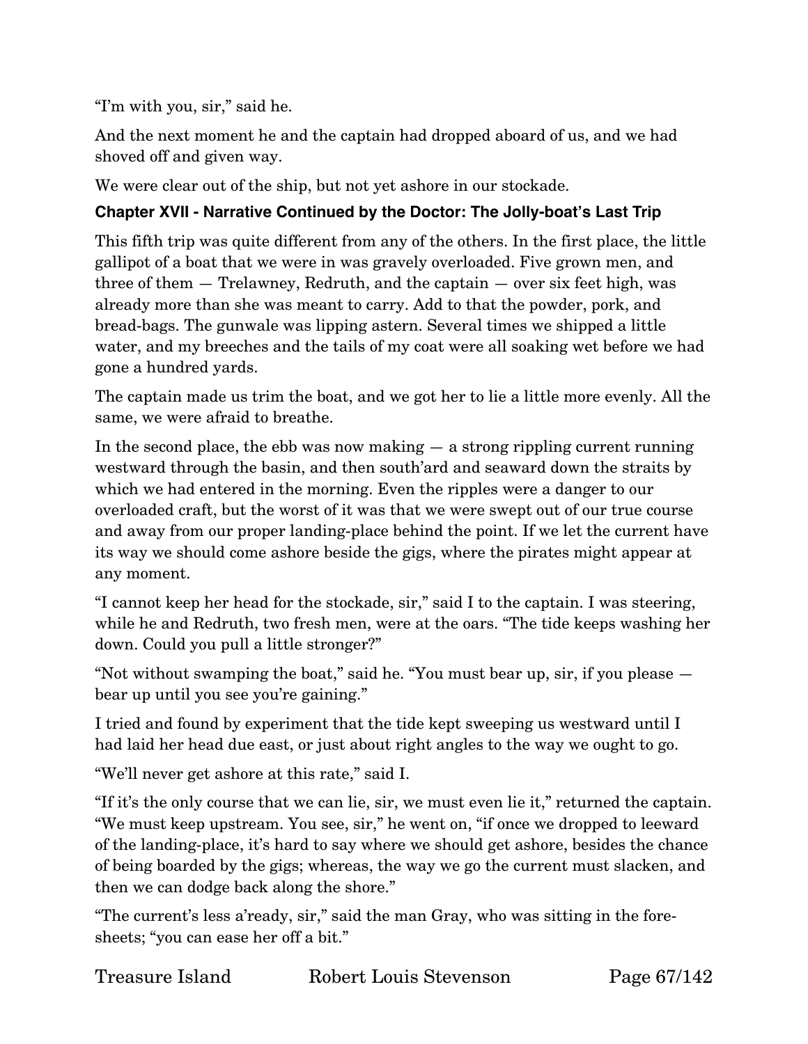"I'm with you, sir," said he.

And the next moment he and the captain had dropped aboard of us, and we had shoved off and given way.

We were clear out of the ship, but not yet ashore in our stockade.

### Chapter XVII - Narrative Continued by the Doctor: The Jolly-boat's Last Trip

This fifth trip was quite different from any of the others. In the first place, the little gallipot of a boat that we were in was gravely overloaded. Five grown men, and three of them — Trelawney, Redruth, and the captain — over six feet high, was already more than she was meant to carry. Add to that the powder, pork, and bread-bags. The gunwale was lipping astern. Several times we shipped a little water, and my breeches and the tails of my coat were all soaking wet before we had gone a hundred yards.

The captain made us trim the boat, and we got her to lie a little more evenly. All the same, we were afraid to breathe.

In the second place, the ebb was now making — a strong rippling current running westward through the basin, and then south'ard and seaward down the straits by which we had entered in the morning. Even the ripples were a danger to our overloaded craft, but the worst of it was that we were swept out of our true course and away from our proper landing-place behind the point. If we let the current have its way we should come ashore beside the gigs, where the pirates might appear at any moment.

"I cannot keep her head for the stockade, sir," said I to the captain. I was steering, while he and Redruth, two fresh men, were at the oars. "The tide keeps washing her down. Could you pull a little stronger?"

"Not without swamping the boat," said he. "You must bear up, sir, if you please — bear up until you see you're gaining."

I tried and found by experiment that the tide kept sweeping us westward until I had laid her head due east, or just about right angles to the way we ought to go.

"We'll never get ashore at this rate," said I.

"If it's the only course that we can lie, sir, we must even lie it," returned the captain. "We must keep upstream. You see, sir," he went on, "if once we dropped to leeward of the landing-place, it's hard to say where we should get ashore, besides the chance of being boarded by the gigs; whereas, the way we go the current must slacken, and then we can dodge back along the shore."

"The current's less a'ready, sir," said the man Gray, who was sitting in the fore-sheets; "you can ease her off a bit."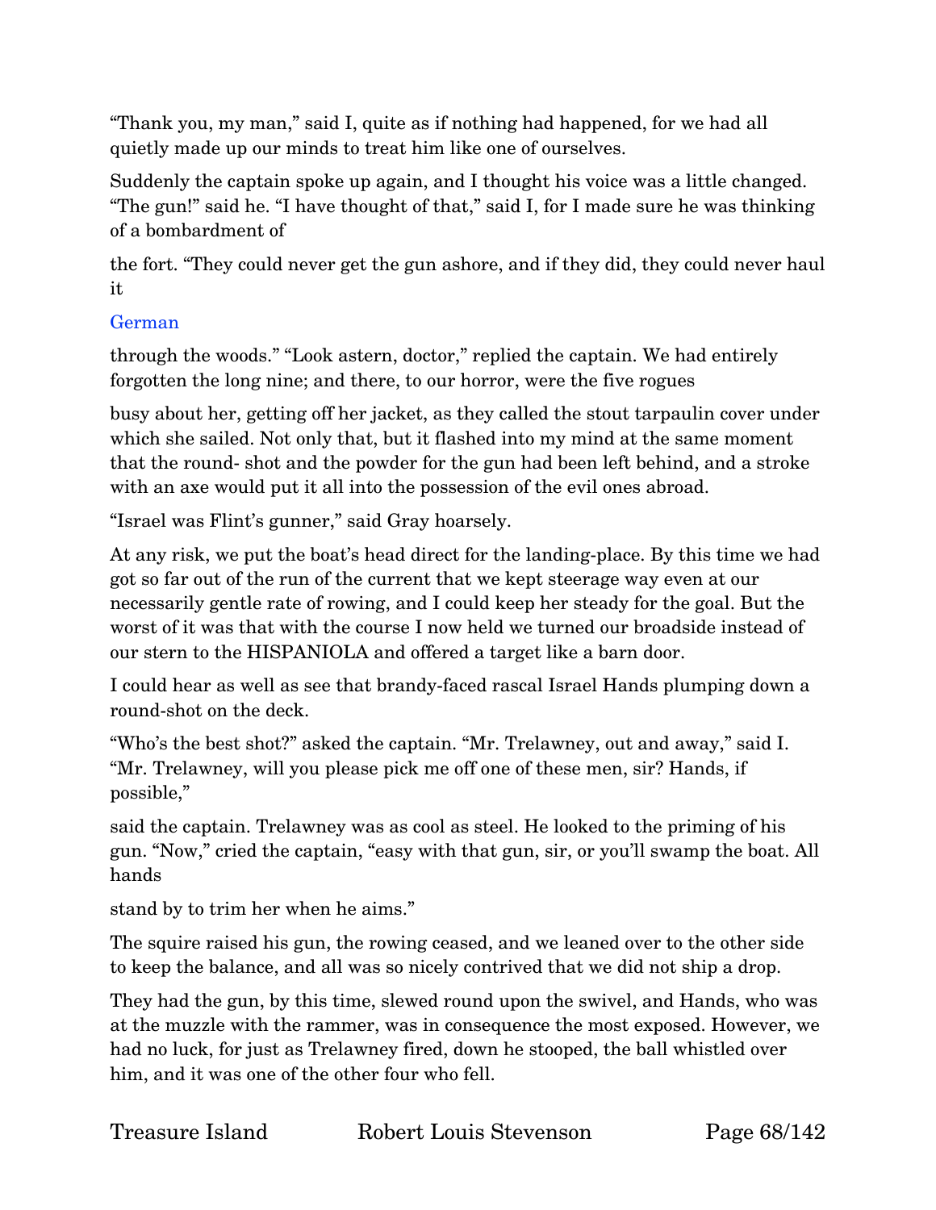"Thank you, my man," said I, quite as if nothing had happened, for we had all quietly made up our minds to treat him like one of ourselves.

Suddenly the captain spoke up again, and I thought his voice was a little changed. "The gun!" said he. "I have thought of that," said I, for I made sure he was thinking of a bombardment of the fort. "They could never get the gun ashore, and if they did, they could never haul it

German

through the woods." "Look astern, doctor," replied the captain. We had entirely forgotten the long nine; and there, to our horror, were the five rogues busy about her, getting off her jacket, as they called the stout tarpaulin cover under which she sailed. Not only that, but it flashed into my mind at the same moment that the round- shot and the powder for the gun had been left behind, and a stroke with an axe would put it all into the possession of the evil ones abroad.

"Israel was Flint's gunner," said Gray hoarsely.

At any risk, we put the boat's head direct for the landing-place. By this time we had got so far out of the run of the current that we kept steerage way even at our necessarily gentle rate of rowing, and I could keep her steady for the goal. But the worst of it was that with the course I now held we turned our broadside instead of our stern to the HISPANIOLA and offered a target like a barn door.

I could hear as well as see that brandy-faced rascal Israel Hands plumping down a round-shot on the deck.

"Who's the best shot?" asked the captain. "Mr. Trelawney, out and away," said I. "Mr. Trelawney, will you please pick me off one of these men, sir? Hands, if possible," said the captain. Trelawney was as cool as steel. He looked to the priming of his gun. "Now," cried the captain, "easy with that gun, sir, or you'll swamp the boat. All hands stand by to trim her when he aims."

The squire raised his gun, the rowing ceased, and we leaned over to the other side to keep the balance, and all was so nicely contrived that we did not ship a drop.

They had the gun, by this time, slewed round upon the swivel, and Hands, who was at the muzzle with the rammer, was in consequence the most exposed. However, we had no luck, for just as Trelawney fired, down he stooped, the ball whistled over him, and it was one of the other four who fell.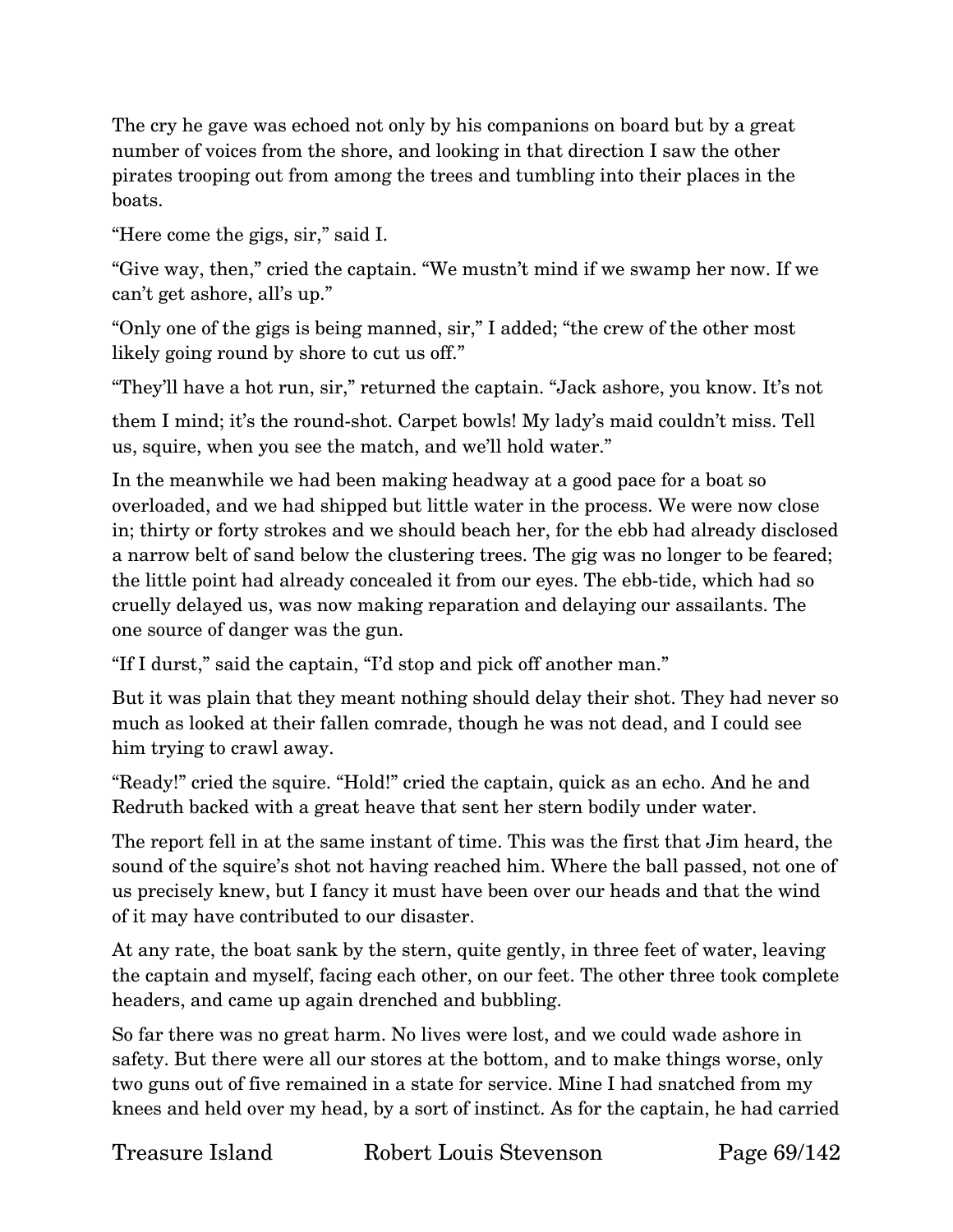The cry he gave was echoed not only by his companions on board but by a great number of voices from the shore, and looking in that direction I saw the other pirates trooping out from among the trees and tumbling into their places in the boats.

"Here come the gigs, sir," said I.

"Give way, then," cried the captain. "We mustn't mind if we swamp her now. If we can't get ashore, all's up."

"Only one of the gigs is being manned, sir," I added; "the crew of the other most likely going round by shore to cut us off."

"They'll have a hot run, sir," returned the captain. "Jack ashore, you know. It's not them I mind; it's the round-shot. Carpet bowls! My lady's maid couldn't miss. Tell us, squire, when you see the match, and we'll hold water."

In the meanwhile we had been making headway at a good pace for a boat so overloaded, and we had shipped but little water in the process. We were now close in; thirty or forty strokes and we should beach her, for the ebb had already disclosed a narrow belt of sand below the clustering trees. The gig was no longer to be feared; the little point had already concealed it from our eyes. The ebb-tide, which had so cruelly delayed us, was now making reparation and delaying our assailants. The one source of danger was the gun.

"If I durst," said the captain, "I'd stop and pick off another man."

But it was plain that they meant nothing should delay their shot. They had never so much as looked at their fallen comrade, though he was not dead, and I could see him trying to crawl away.

"Ready!" cried the squire. "Hold!" cried the captain, quick as an echo. And he and Redruth backed with a great heave that sent her stern bodily under water.

The report fell in at the same instant of time. This was the first that Jim heard, the sound of the squire's shot not having reached him. Where the ball passed, not one of us precisely knew, but I fancy it must have been over our heads and that the wind of it may have contributed to our disaster.

At any rate, the boat sank by the stern, quite gently, in three feet of water, leaving the captain and myself, facing each other, on our feet. The other three took complete headers, and came up again drenched and bubbling.

So far there was no great harm. No lives were lost, and we could wade ashore in safety. But there were all our stores at the bottom, and to make things worse, only two guns out of five remained in a state for service. Mine I had snatched from my knees and held over my head, by a sort of instinct. As for the captain, he had carried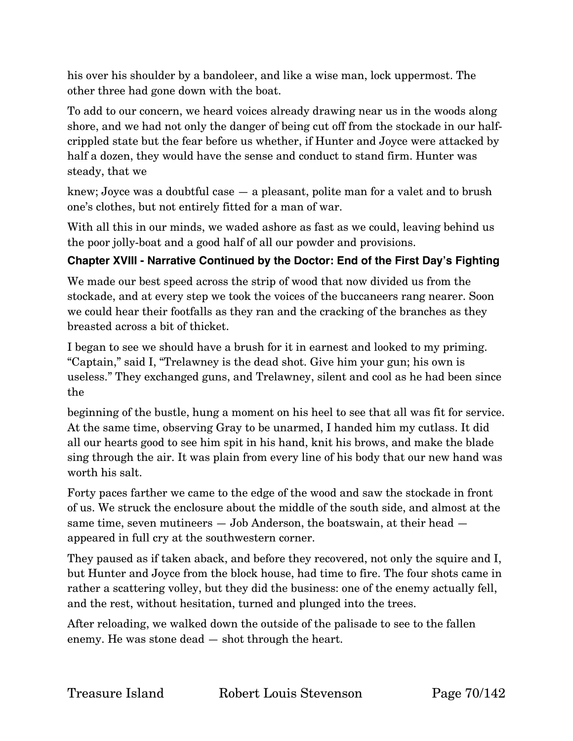his over his shoulder by a bandoleer, and like a wise man, lock uppermost. The other three had gone down with the boat.

To add to our concern, we heard voices already drawing near us in the woods along shore, and we had not only the danger of being cut off from the stockade in our half-crippled state but the fear before us whether, if Hunter and Joyce were attacked by half a dozen, they would have the sense and conduct to stand firm. Hunter was steady, that we knew; Joyce was a doubtful case — a pleasant, polite man for a valet and to brush one's clothes, but not entirely fitted for a man of war.

With all this in our minds, we waded ashore as fast as we could, leaving behind us the poor jolly-boat and a good half of all our powder and provisions.

### Chapter XVIII - Narrative Continued by the Doctor: End of the First Day's Fighting

We made our best speed across the strip of wood that now divided us from the stockade, and at every step we took the voices of the buccaneers rang nearer. Soon we could hear their footfalls as they ran and the cracking of the branches as they breasted across a bit of thicket.

I began to see we should have a brush for it in earnest and looked to my priming. "Captain," said I, "Trelawney is the dead shot. Give him your gun; his own is useless." They exchanged guns, and Trelawney, silent and cool as he had been since the beginning of the bustle, hung a moment on his heel to see that all was fit for service. At the same time, observing Gray to be unarmed, I handed him my cutlass. It did all our hearts good to see him spit in his hand, knit his brows, and make the blade sing through the air. It was plain from every line of his body that our new hand was worth his salt.

Forty paces farther we came to the edge of the wood and saw the stockade in front of us. We struck the enclosure about the middle of the south side, and almost at the same time, seven mutineers — Job Anderson, the boatswain, at their head — appeared in full cry at the southwestern corner.

They paused as if taken aback, and before they recovered, not only the squire and I, but Hunter and Joyce from the block house, had time to fire. The four shots came in rather a scattering volley, but they did the business: one of the enemy actually fell, and the rest, without hesitation, turned and plunged into the trees.

After reloading, we walked down the outside of the palisade to see to the fallen enemy. He was stone dead — shot through the heart.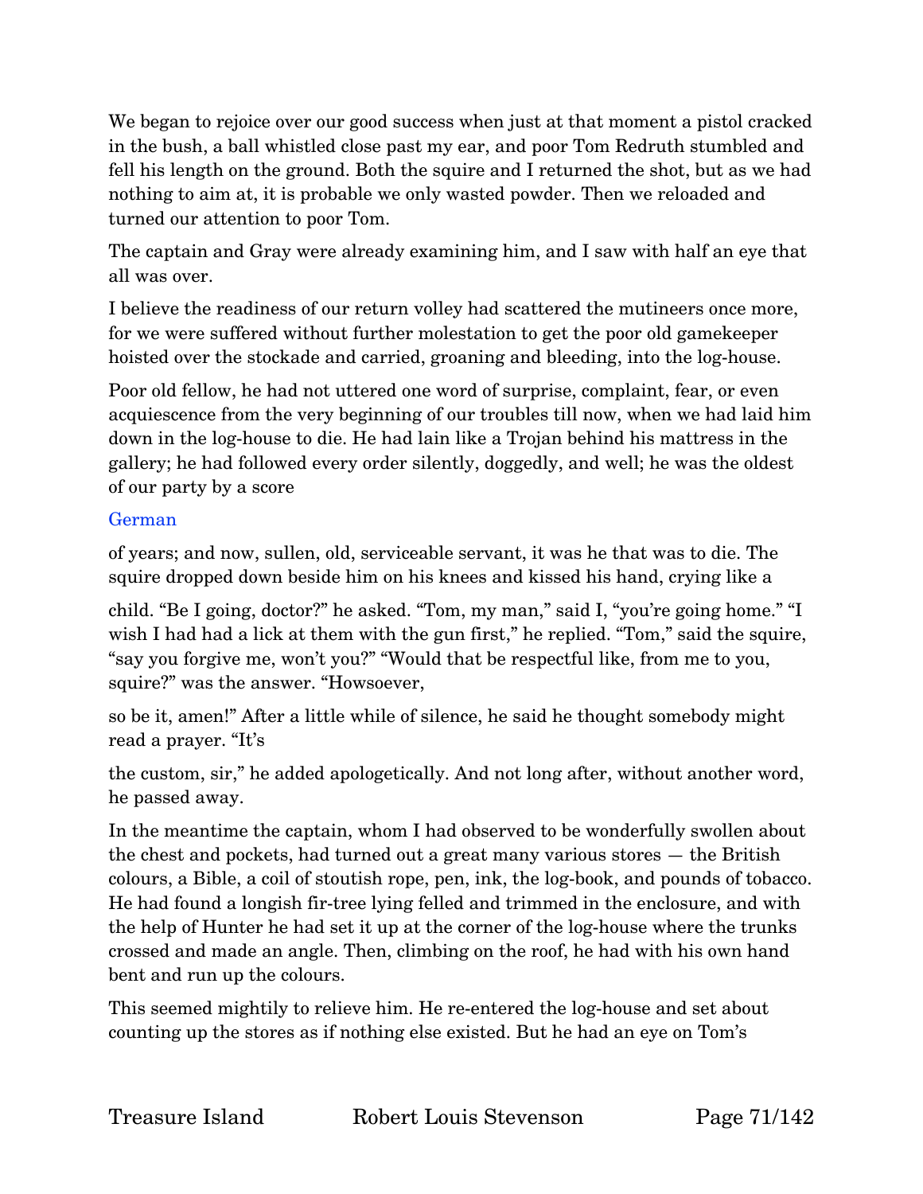We began to rejoice over our good success when just at that moment a pistol cracked in the bush, a ball whistled close past my ear, and poor Tom Redruth stumbled and fell his length on the ground. Both the squire and I returned the shot, but as we had nothing to aim at, it is probable we only wasted powder. Then we reloaded and turned our attention to poor Tom.

The captain and Gray were already examining him, and I saw with half an eye that all was over.

I believe the readiness of our return volley had scattered the mutineers once more, for we were suffered without further molestation to get the poor old gamekeeper hoisted over the stockade and carried, groaning and bleeding, into the log-house.

Poor old fellow, he had not uttered one word of surprise, complaint, fear, or even acquiescence from the very beginning of our troubles till now, when we had laid him down in the log-house to die. He had lain like a Trojan behind his mattress in the gallery; he had followed every order silently, doggedly, and well; he was the oldest of our party by a score of years; and now, sullen, old, serviceable servant, it was he that was to die. The squire dropped down beside him on his knees and kissed his hand, crying like a child. "Be I going, doctor?" he asked. "Tom, my man," said I, "you're going home." "I wish I had had a lick at them with the gun first," he replied. "Tom," said the squire, "say you forgive me, won't you?" "Would that be respectful like, from me to you, squire?" was the answer. "Howsoever, so be it, amen!" After a little while of silence, he said he thought somebody might read a prayer. "It's the custom, sir," he added apologetically. And not long after, without another word, he passed away.

In the meantime the captain, whom I had observed to be wonderfully swollen about the chest and pockets, had turned out a great many various stores — the British colours, a Bible, a coil of stoutish rope, pen, ink, the log-book, and pounds of tobacco. He had found a longish fir-tree lying felled and trimmed in the enclosure, and with the help of Hunter he had set it up at the corner of the log-house where the trunks crossed and made an angle. Then, climbing on the roof, he had with his own hand bent and run up the colours.

This seemed mightily to relieve him. He re-entered the log-house and set about counting up the stores as if nothing else existed. But he had an eye on Tom's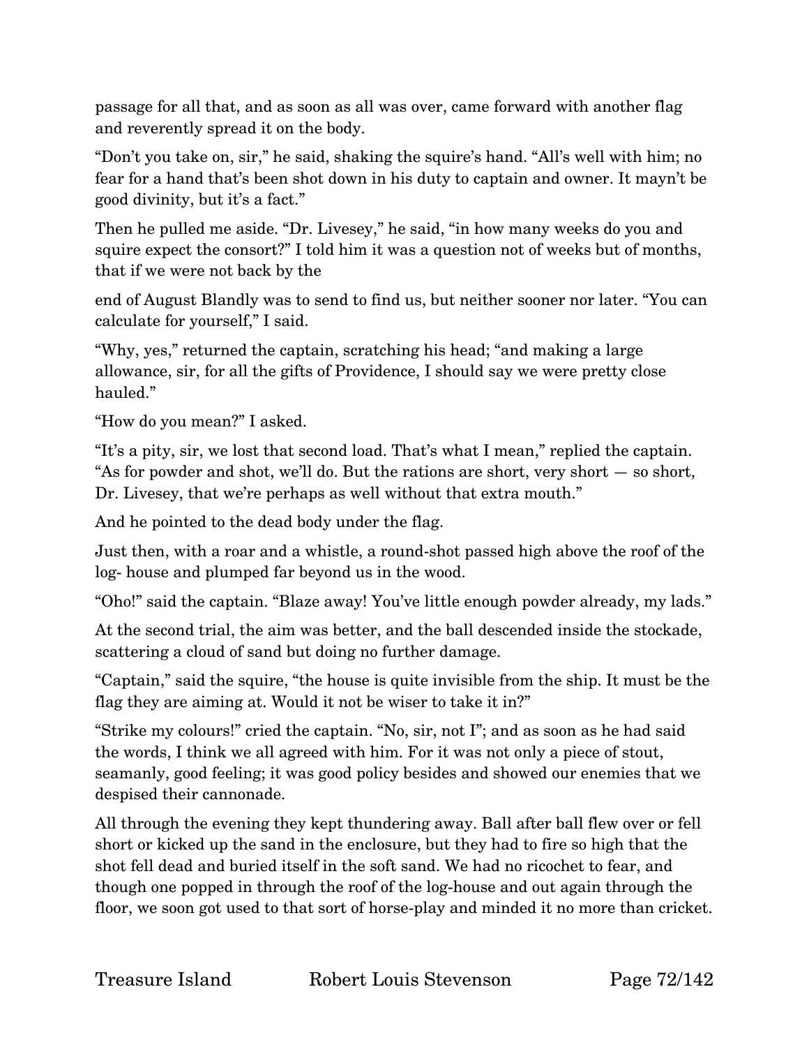passage for all that, and as soon as all was over, came forward with another flag and reverently spread it on the body.

"Don't you take on, sir," he said, shaking the squire's hand. "All's well with him; no fear for a hand that's been shot down in his duty to captain and owner. It mayn't be good divinity, but it's a fact."

Then he pulled me aside. "Dr. Livesey," he said, "in how many weeks do you and squire expect the consort?" I told him it was a question not of weeks but of months, that if we were not back by the end of August Blandly was to send to find us, but neither sooner nor later. "You can calculate for yourself," I said.

"Why, yes," returned the captain, scratching his head; "and making a large allowance, sir, for all the gifts of Providence, I should say we were pretty close hauled."

"How do you mean?" I asked.

"It's a pity, sir, we lost that second load. That's what I mean," replied the captain. "As for powder and shot, we'll do. But the rations are short, very short — so short, Dr. Livesey, that we're perhaps as well without that extra mouth."

And he pointed to the dead body under the flag.

Just then, with a roar and a whistle, a round-shot passed high above the roof of the log- house and plumped far beyond us in the wood.

"Oho!" said the captain. "Blaze away! You've little enough powder already, my lads."

At the second trial, the aim was better, and the ball descended inside the stockade, scattering a cloud of sand but doing no further damage.

"Captain," said the squire, "the house is quite invisible from the ship. It must be the flag they are aiming at. Would it not be wiser to take it in?"

"Strike my colours!" cried the captain. "No, sir, not I"; and as soon as he had said the words, I think we all agreed with him. For it was not only a piece of stout, seamanly, good feeling; it was good policy besides and showed our enemies that we despised their cannonade.

All through the evening they kept thundering away. Ball after ball flew over or fell short or kicked up the sand in the enclosure, but they had to fire so high that the shot fell dead and buried itself in the soft sand. We had no ricochet to fear, and though one popped in through the roof of the log-house and out again through the floor, we soon got used to that sort of horse-play and minded it no more than cricket.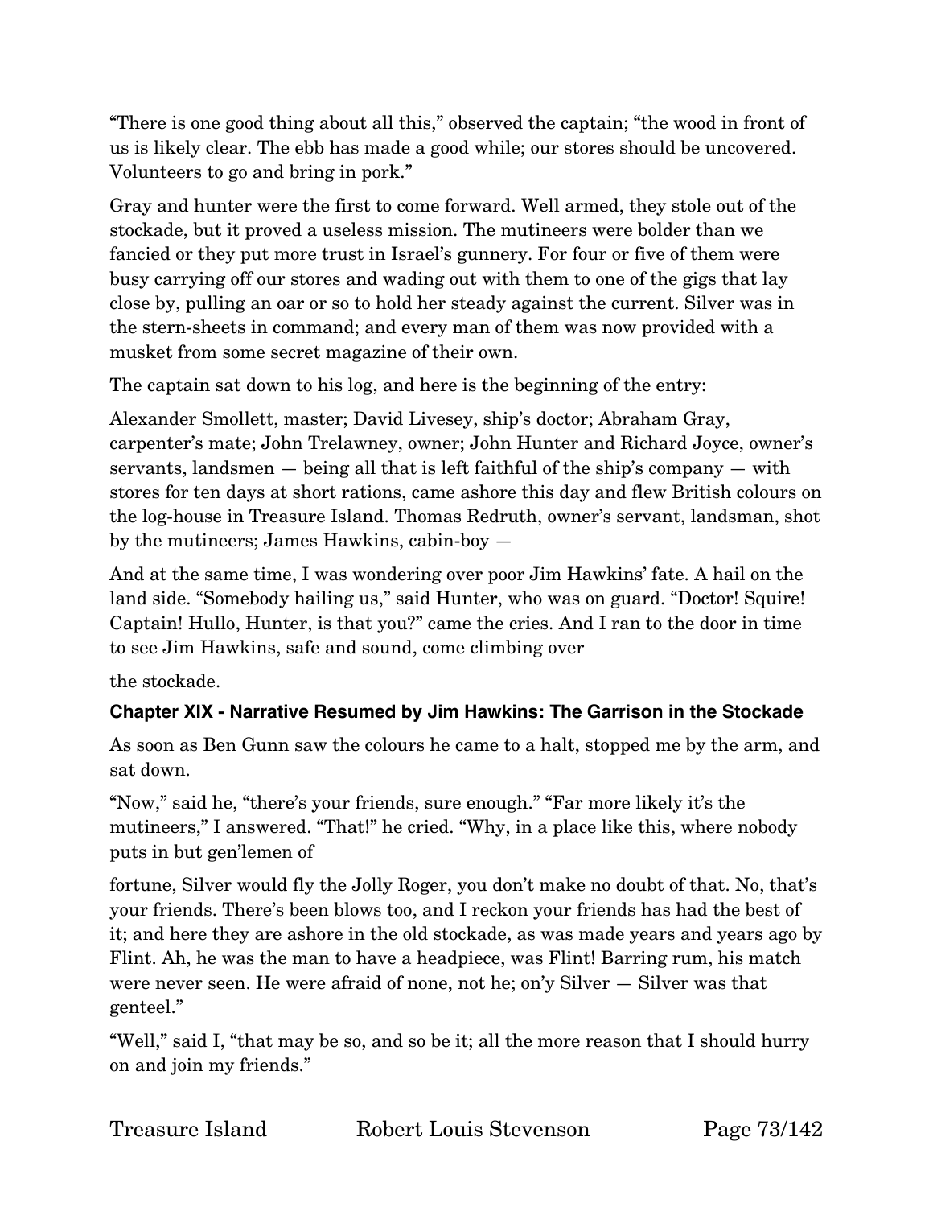"There is one good thing about all this," observed the captain; "the wood in front of us is likely clear. The ebb has made a good while; our stores should be uncovered. Volunteers to go and bring in pork."

Gray and hunter were the first to come forward. Well armed, they stole out of the stockade, but it proved a useless mission. The mutineers were bolder than we fancied or they put more trust in Israel's gunnery. For four or five of them were busy carrying off our stores and wading out with them to one of the gigs that lay close by, pulling an oar or so to hold her steady against the current. Silver was in the stern-sheets in command; and every man of them was now provided with a musket from some secret magazine of their own.

The captain sat down to his log, and here is the beginning of the entry:

Alexander Smollett, master; David Livesey, ship's doctor; Abraham Gray, carpenter's mate; John Trelawney, owner; John Hunter and Richard Joyce, owner's servants, landsmen — being all that is left faithful of the ship's company — with stores for ten days at short rations, came ashore this day and flew British colours on the log-house in Treasure Island. Thomas Redruth, owner's servant, landsman, shot by the mutineers; James Hawkins, cabin-boy —

And at the same time, I was wondering over poor Jim Hawkins' fate. A hail on the land side. "Somebody hailing us," said Hunter, who was on guard. "Doctor! Squire! Captain! Hullo, Hunter, is that you?" came the cries. And I ran to the door in time to see Jim Hawkins, safe and sound, come climbing over the stockade.

## Chapter XIX - Narrative Resumed by Jim Hawkins: The Garrison in the Stockade

As soon as Ben Gunn saw the colours he came to a halt, stopped me by the arm, and sat down.

"Now," said he, "there's your friends, sure enough." "Far more likely it's the mutineers," I answered. "That!" he cried. "Why, in a place like this, where nobody puts in but gen'lemen of fortune, Silver would fly the Jolly Roger, you don't make no doubt of that. No, that's your friends. There's been blows too, and I reckon your friends has had the best of it; and here they are ashore in the old stockade, as was made years and years ago by Flint. Ah, he was the man to have a headpiece, was Flint! Barring rum, his match were never seen. He were afraid of none, not he; on'y Silver — Silver was that genteel."

"Well," said I, "that may be so, and so be it; all the more reason that I should hurry on and join my friends."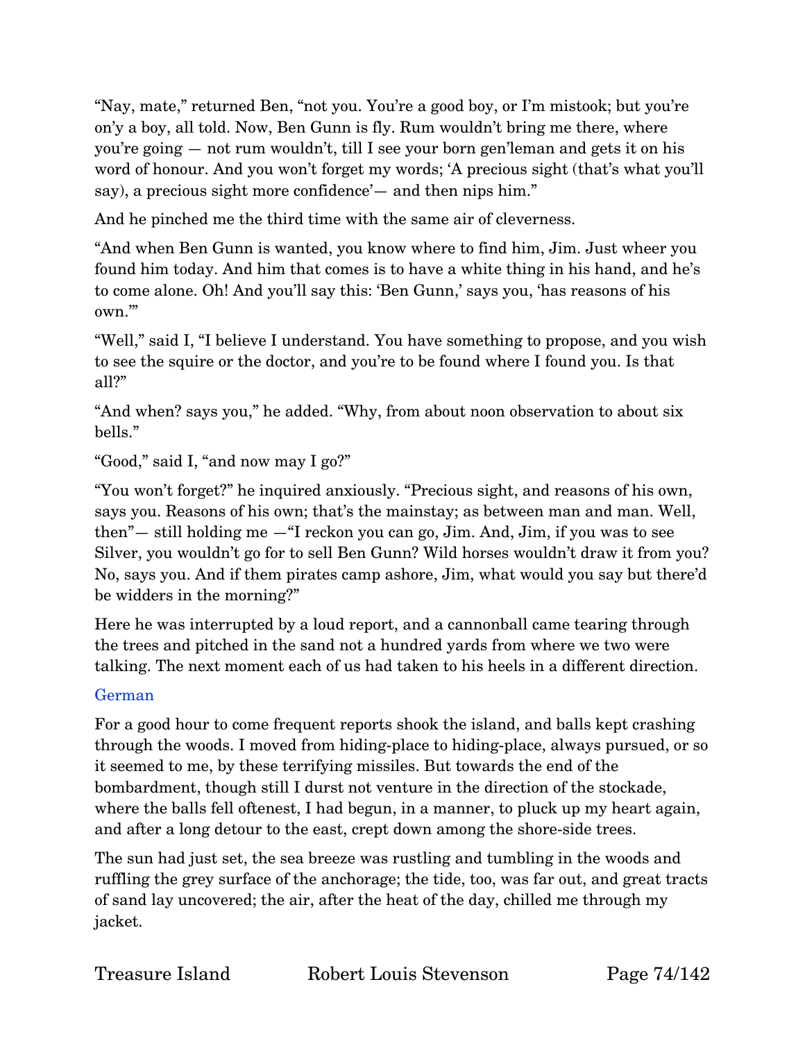"Nay, mate," returned Ben, "not you. You're a good boy, or I'm mistook; but you're on'y a boy, all told. Now, Ben Gunn is fly. Rum wouldn't bring me there, where you're going — not rum wouldn't, till I see your born gen'leman and gets it on his word of honour. And you won't forget my words; 'A precious sight (that's what you'll say), a precious sight more confidence'— and then nips him."

And he pinched me the third time with the same air of cleverness.

"And when Ben Gunn is wanted, you know where to find him, Jim. Just wheer you found him today. And him that comes is to have a white thing in his hand, and he's to come alone. Oh! And you'll say this: 'Ben Gunn,' says you, 'has reasons of his own.'"

"Well," said I, "I believe I understand. You have something to propose, and you wish to see the squire or the doctor, and you're to be found where I found you. Is that all?"

"And when? says you," he added. "Why, from about noon observation to about six bells."

"Good," said I, "and now may I go?"

"You won't forget?" he inquired anxiously. "Precious sight, and reasons of his own, says you. Reasons of his own; that's the mainstay; as between man and man. Well, then"— still holding me —"I reckon you can go, Jim. And, Jim, if you was to see Silver, you wouldn't go for to sell Ben Gunn? Wild horses wouldn't draw it from you? No, says you. And if them pirates camp ashore, Jim, what would you say but there'd be widders in the morning?"

Here he was interrupted by a loud report, and a cannonball came tearing through the trees and pitched in the sand not a hundred yards from where we two were talking. The next moment each of us had taken to his heels in a different direction.

German

For a good hour to come frequent reports shook the island, and balls kept crashing through the woods. I moved from hiding-place to hiding-place, always pursued, or so it seemed to me, by these terrifying missiles. But towards the end of the bombardment, though still I durst not venture in the direction of the stockade, where the balls fell oftenest, I had begun, in a manner, to pluck up my heart again, and after a long detour to the east, crept down among the shore-side trees.

The sun had just set, the sea breeze was rustling and tumbling in the woods and ruffling the grey surface of the anchorage; the tide, too, was far out, and great tracts of sand lay uncovered; the air, after the heat of the day, chilled me through my jacket.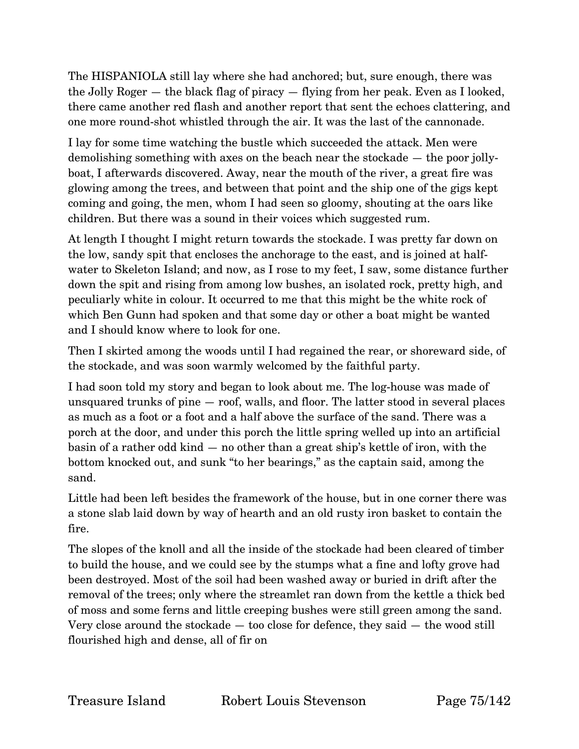The HISPANIOLA still lay where she had anchored; but, sure enough, there was the Jolly Roger — the black flag of piracy — flying from her peak. Even as I looked, there came another red flash and another report that sent the echoes clattering, and one more round-shot whistled through the air. It was the last of the cannonade.

I lay for some time watching the bustle which succeeded the attack. Men were demolishing something with axes on the beach near the stockade — the poor jolly-boat, I afterwards discovered. Away, near the mouth of the river, a great fire was glowing among the trees, and between that point and the ship one of the gigs kept coming and going, the men, whom I had seen so gloomy, shouting at the oars like children. But there was a sound in their voices which suggested rum.

At length I thought I might return towards the stockade. I was pretty far down on the low, sandy spit that encloses the anchorage to the east, and is joined at half-water to Skeleton Island; and now, as I rose to my feet, I saw, some distance further down the spit and rising from among low bushes, an isolated rock, pretty high, and peculiarly white in colour. It occurred to me that this might be the white rock of which Ben Gunn had spoken and that some day or other a boat might be wanted and I should know where to look for one.

Then I skirted among the woods until I had regained the rear, or shoreward side, of the stockade, and was soon warmly welcomed by the faithful party.

I had soon told my story and began to look about me. The log-house was made of unsquared trunks of pine — roof, walls, and floor. The latter stood in several places as much as a foot or a foot and a half above the surface of the sand. There was a porch at the door, and under this porch the little spring welled up into an artificial basin of a rather odd kind — no other than a great ship's kettle of iron, with the bottom knocked out, and sunk "to her bearings," as the captain said, among the sand.

Little had been left besides the framework of the house, but in one corner there was a stone slab laid down by way of hearth and an old rusty iron basket to contain the fire.

The slopes of the knoll and all the inside of the stockade had been cleared of timber to build the house, and we could see by the stumps what a fine and lofty grove had been destroyed. Most of the soil had been washed away or buried in drift after the removal of the trees; only where the streamlet ran down from the kettle a thick bed of moss and some ferns and little creeping bushes were still green among the sand. Very close around the stockade — too close for defence, they said — the wood still flourished high and dense, all of fir on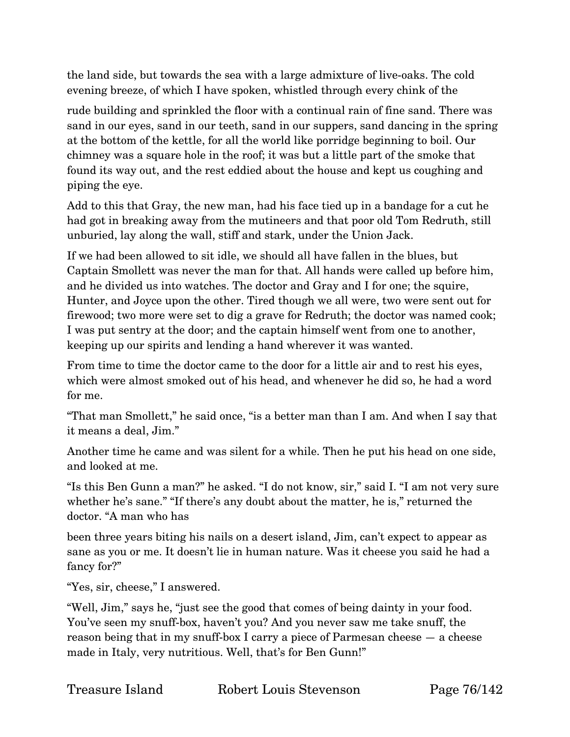the land side, but towards the sea with a large admixture of live-oaks. The cold evening breeze, of which I have spoken, whistled through every chink of the rude building and sprinkled the floor with a continual rain of fine sand. There was sand in our eyes, sand in our teeth, sand in our suppers, sand dancing in the spring at the bottom of the kettle, for all the world like porridge beginning to boil. Our chimney was a square hole in the roof; it was but a little part of the smoke that found its way out, and the rest eddied about the house and kept us coughing and piping the eye.

Add to this that Gray, the new man, had his face tied up in a bandage for a cut he had got in breaking away from the mutineers and that poor old Tom Redruth, still unburied, lay along the wall, stiff and stark, under the Union Jack.

If we had been allowed to sit idle, we should all have fallen in the blues, but Captain Smollett was never the man for that. All hands were called up before him, and he divided us into watches. The doctor and Gray and I for one; the squire, Hunter, and Joyce upon the other. Tired though we all were, two were sent out for firewood; two more were set to dig a grave for Redruth; the doctor was named cook; I was put sentry at the door; and the captain himself went from one to another, keeping up our spirits and lending a hand wherever it was wanted.

From time to time the doctor came to the door for a little air and to rest his eyes, which were almost smoked out of his head, and whenever he did so, he had a word for me.

"That man Smollett," he said once, "is a better man than I am. And when I say that it means a deal, Jim."

Another time he came and was silent for a while. Then he put his head on one side, and looked at me.

"Is this Ben Gunn a man?" he asked. "I do not know, sir," said I. "I am not very sure whether he's sane." "If there's any doubt about the matter, he is," returned the doctor. "A man who has been three years biting his nails on a desert island, Jim, can't expect to appear as sane as you or me. It doesn't lie in human nature. Was it cheese you said he had a fancy for?"

"Yes, sir, cheese," I answered.

"Well, Jim," says he, "just see the good that comes of being dainty in your food. You've seen my snuff-box, haven't you? And you never saw me take snuff, the reason being that in my snuff-box I carry a piece of Parmesan cheese — a cheese made in Italy, very nutritious. Well, that's for Ben Gunn!"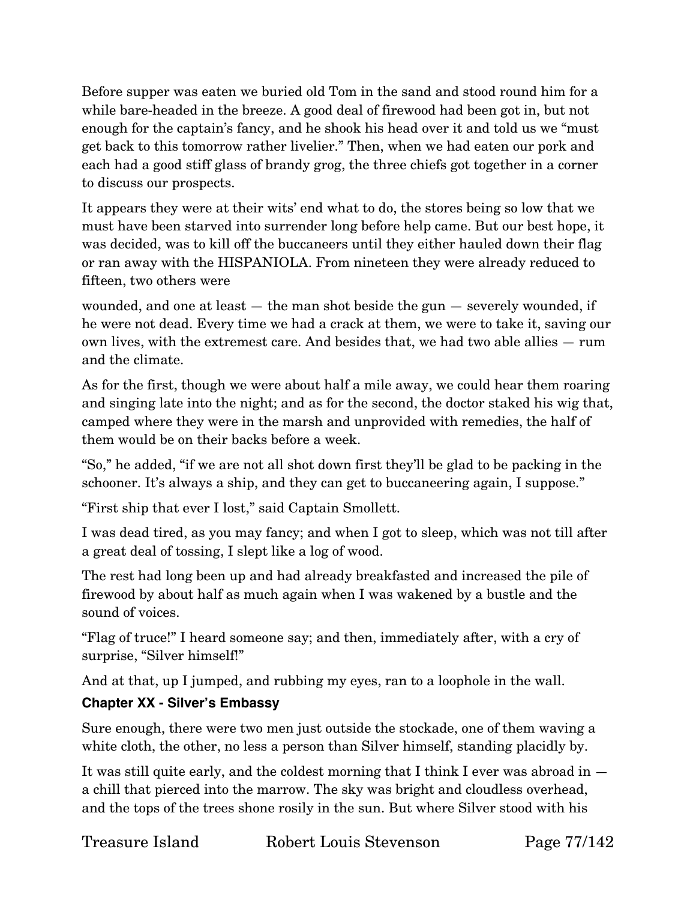Before supper was eaten we buried old Tom in the sand and stood round him for a while bare-headed in the breeze. A good deal of firewood had been got in, but not enough for the captain's fancy, and he shook his head over it and told us we "must get back to this tomorrow rather livelier." Then, when we had eaten our pork and each had a good stiff glass of brandy grog, the three chiefs got together in a corner to discuss our prospects.

It appears they were at their wits' end what to do, the stores being so low that we must have been starved into surrender long before help came. But our best hope, it was decided, was to kill off the buccaneers until they either hauled down their flag or ran away with the HISPANIOLA. From nineteen they were already reduced to fifteen, two others were wounded, and one at least — the man shot beside the gun — severely wounded, if he were not dead. Every time we had a crack at them, we were to take it, saving our own lives, with the extremest care. And besides that, we had two able allies — rum and the climate.

As for the first, though we were about half a mile away, we could hear them roaring and singing late into the night; and as for the second, the doctor staked his wig that, camped where they were in the marsh and unprovided with remedies, the half of them would be on their backs before a week.

"So," he added, "if we are not all shot down first they'll be glad to be packing in the schooner. It's always a ship, and they can get to buccaneering again, I suppose."

"First ship that ever I lost," said Captain Smollett.

I was dead tired, as you may fancy; and when I got to sleep, which was not till after a great deal of tossing, I slept like a log of wood.

The rest had long been up and had already breakfasted and increased the pile of firewood by about half as much again when I was wakened by a bustle and the sound of voices.

"Flag of truce!" I heard someone say; and then, immediately after, with a cry of surprise, "Silver himself!"

And at that, up I jumped, and rubbing my eyes, ran to a loophole in the wall.

### Chapter XX - Silver's Embassy

Sure enough, there were two men just outside the stockade, one of them waving a white cloth, the other, no less a person than Silver himself, standing placidly by.

It was still quite early, and the coldest morning that I think I ever was abroad in — a chill that pierced into the marrow. The sky was bright and cloudless overhead, and the tops of the trees shone rosily in the sun. But where Silver stood with his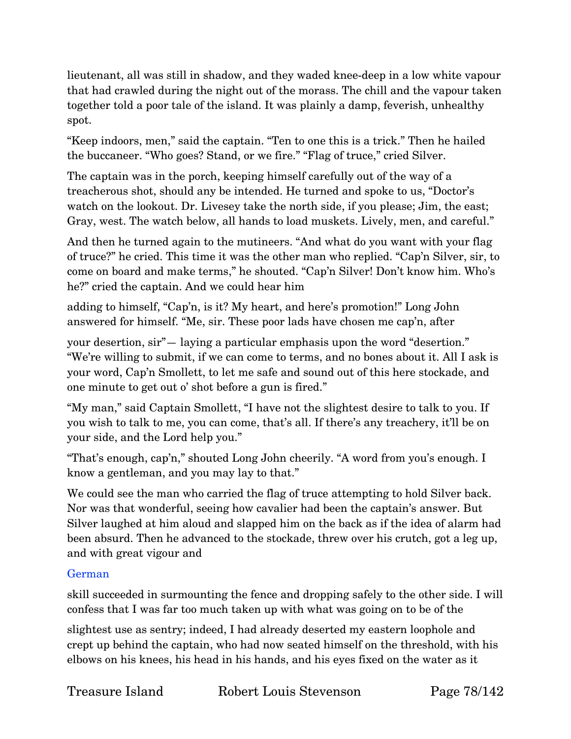lieutenant, all was still in shadow, and they waded knee-deep in a low white vapour that had crawled during the night out of the morass. The chill and the vapour taken together told a poor tale of the island. It was plainly a damp, feverish, unhealthy spot.

"Keep indoors, men," said the captain. "Ten to one this is a trick." Then he hailed the buccaneer. "Who goes? Stand, or we fire." "Flag of truce," cried Silver.

The captain was in the porch, keeping himself carefully out of the way of a treacherous shot, should any be intended. He turned and spoke to us, "Doctor's watch on the lookout. Dr. Livesey take the north side, if you please; Jim, the east; Gray, west. The watch below, all hands to load muskets. Lively, men, and careful."

And then he turned again to the mutineers. "And what do you want with your flag of truce?" he cried. This time it was the other man who replied. "Cap'n Silver, sir, to come on board and make terms," he shouted. "Cap'n Silver! Don't know him. Who's he?" cried the captain. And we could hear him adding to himself, "Cap'n, is it? My heart, and here's promotion!" Long John answered for himself. "Me, sir. These poor lads have chosen me cap'n, after your desertion, sir"— laying a particular emphasis upon the word "desertion." "We're willing to submit, if we can come to terms, and no bones about it. All I ask is your word, Cap'n Smollett, to let me safe and sound out of this here stockade, and one minute to get out o' shot before a gun is fired."

"My man," said Captain Smollett, "I have not the slightest desire to talk to you. If you wish to talk to me, you can come, that's all. If there's any treachery, it'll be on your side, and the Lord help you."

"That's enough, cap'n," shouted Long John cheerily. "A word from you's enough. I know a gentleman, and you may lay to that."

We could see the man who carried the flag of truce attempting to hold Silver back. Nor was that wonderful, seeing how cavalier had been the captain's answer. But Silver laughed at him aloud and slapped him on the back as if the idea of alarm had been absurd. Then he advanced to the stockade, threw over his crutch, got a leg up, and with great vigour and

German

skill succeeded in surmounting the fence and dropping safely to the other side. I will confess that I was far too much taken up with what was going on to be of the slightest use as sentry; indeed, I had already deserted my eastern loophole and crept up behind the captain, who had now seated himself on the threshold, with his elbows on his knees, his head in his hands, and his eyes fixed on the water as it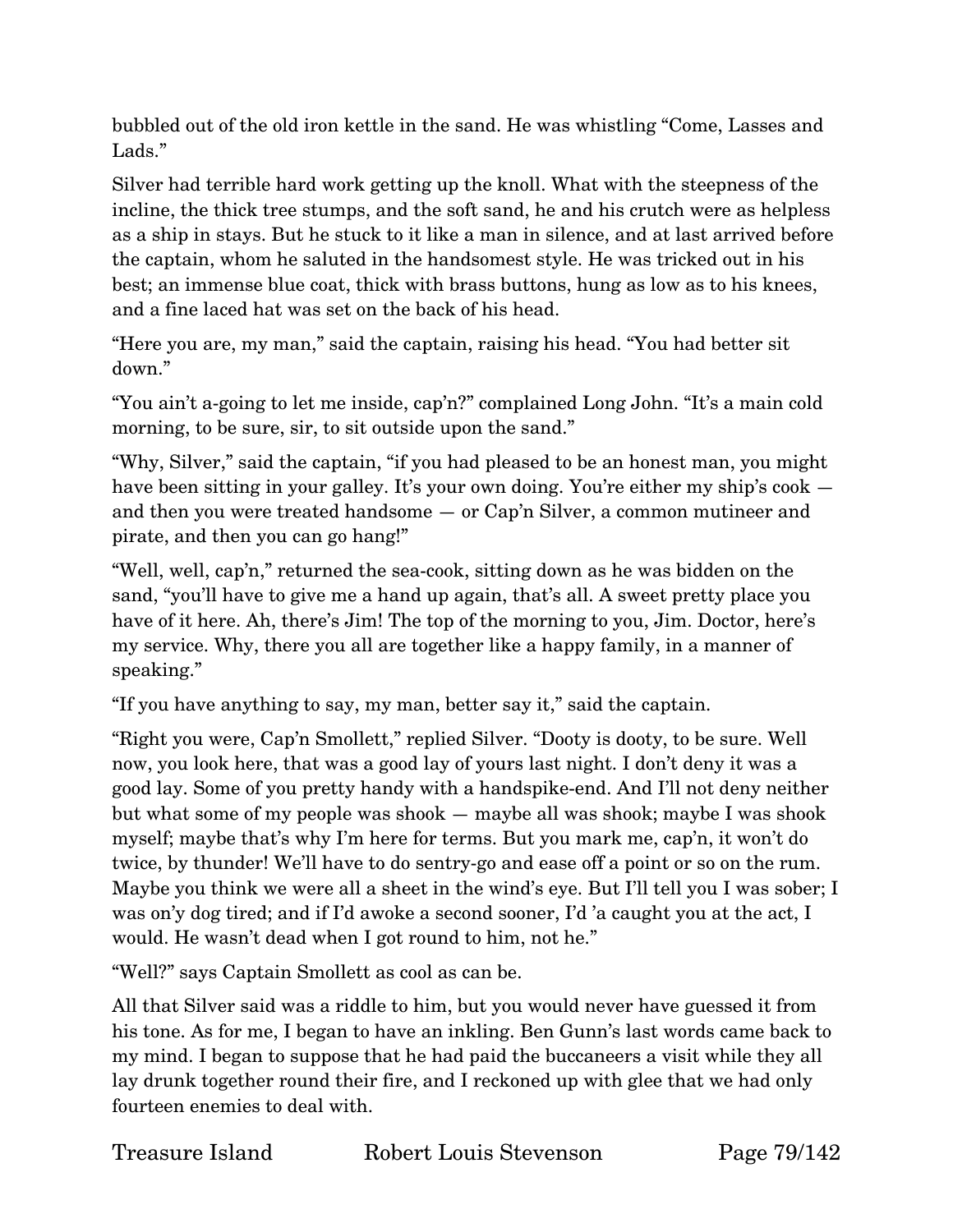bubbled out of the old iron kettle in the sand. He was whistling "Come, Lasses and Lads."

Silver had terrible hard work getting up the knoll. What with the steepness of the incline, the thick tree stumps, and the soft sand, he and his crutch were as helpless as a ship in stays. But he stuck to it like a man in silence, and at last arrived before the captain, whom he saluted in the handsomest style. He was tricked out in his best; an immense blue coat, thick with brass buttons, hung as low as to his knees, and a fine laced hat was set on the back of his head.

"Here you are, my man," said the captain, raising his head. "You had better sit down."

"You ain't a-going to let me inside, cap'n?" complained Long John. "It's a main cold morning, to be sure, sir, to sit outside upon the sand."

"Why, Silver," said the captain, "if you had pleased to be an honest man, you might have been sitting in your galley. It's your own doing. You're either my ship's cook — and then you were treated handsome — or Cap'n Silver, a common mutineer and pirate, and then you can go hang!"

"Well, well, cap'n," returned the sea-cook, sitting down as he was bidden on the sand, "you'll have to give me a hand up again, that's all. A sweet pretty place you have of it here. Ah, there's Jim! The top of the morning to you, Jim. Doctor, here's my service. Why, there you all are together like a happy family, in a manner of speaking."

"If you have anything to say, my man, better say it," said the captain.

"Right you were, Cap'n Smollett," replied Silver. "Dooty is dooty, to be sure. Well now, you look here, that was a good lay of yours last night. I don't deny it was a good lay. Some of you pretty handy with a handspike-end. And I'll not deny neither but what some of my people was shook — maybe all was shook; maybe I was shook myself; maybe that's why I'm here for terms. But you mark me, cap'n, it won't do twice, by thunder! We'll have to do sentry-go and ease off a point or so on the rum. Maybe you think we were all a sheet in the wind's eye. But I'll tell you I was sober; I was on'y dog tired; and if I'd awoke a second sooner, I'd 'a caught you at the act, I would. He wasn't dead when I got round to him, not he."

"Well?" says Captain Smollett as cool as can be.

All that Silver said was a riddle to him, but you would never have guessed it from his tone. As for me, I began to have an inkling. Ben Gunn's last words came back to my mind. I began to suppose that he had paid the buccaneers a visit while they all lay drunk together round their fire, and I reckoned up with glee that we had only fourteen enemies to deal with.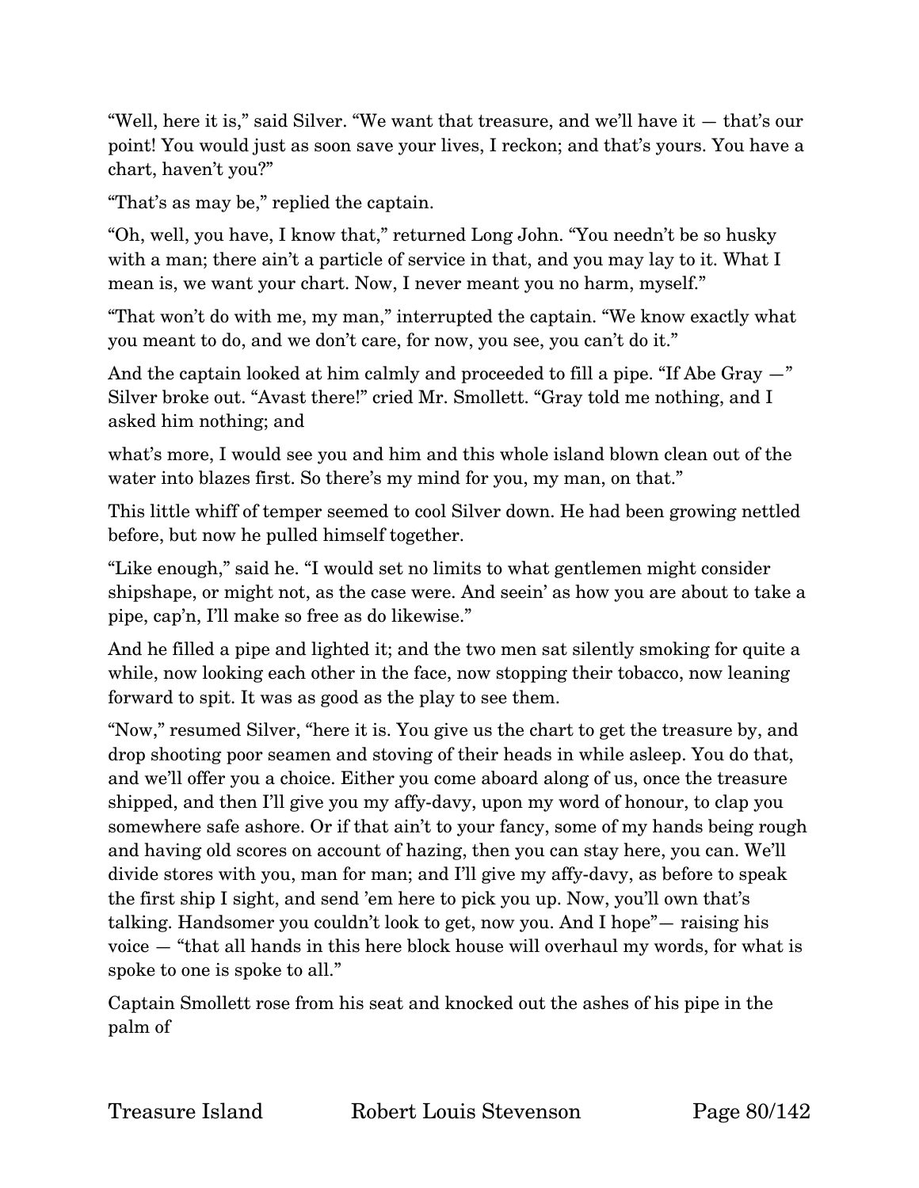"Well, here it is," said Silver. "We want that treasure, and we'll have it — that's our point! You would just as soon save your lives, I reckon; and that's yours. You have a chart, haven't you?"

"That's as may be," replied the captain.

"Oh, well, you have, I know that," returned Long John. "You needn't be so husky with a man; there ain't a particle of service in that, and you may lay to it. What I mean is, we want your chart. Now, I never meant you no harm, myself."

"That won't do with me, my man," interrupted the captain. "We know exactly what you meant to do, and we don't care, for now, you see, you can't do it."

And the captain looked at him calmly and proceeded to fill a pipe. "If Abe Gray —" Silver broke out. "Avast there!" cried Mr. Smollett. "Gray told me nothing, and I asked him nothing; and

what's more, I would see you and him and this whole island blown clean out of the water into blazes first. So there's my mind for you, my man, on that."

This little whiff of temper seemed to cool Silver down. He had been growing nettled before, but now he pulled himself together.

"Like enough," said he. "I would set no limits to what gentlemen might consider shipshape, or might not, as the case were. And seein' as how you are about to take a pipe, cap'n, I'll make so free as do likewise."

And he filled a pipe and lighted it; and the two men sat silently smoking for quite a while, now looking each other in the face, now stopping their tobacco, now leaning forward to spit. It was as good as the play to see them.

"Now," resumed Silver, "here it is. You give us the chart to get the treasure by, and drop shooting poor seamen and stoving of their heads in while asleep. You do that, and we'll offer you a choice. Either you come aboard along of us, once the treasure shipped, and then I'll give you my affy-davy, upon my word of honour, to clap you somewhere safe ashore. Or if that ain't to your fancy, some of my hands being rough and having old scores on account of hazing, then you can stay here, you can. We'll divide stores with you, man for man; and I'll give my affy-davy, as before to speak the first ship I sight, and send 'em here to pick you up. Now, you'll own that's talking. Handsomer you couldn't look to get, now you. And I hope"— raising his voice — "that all hands in this here block house will overhaul my words, for what is spoke to one is spoke to all."

Captain Smollett rose from his seat and knocked out the ashes of his pipe in the palm of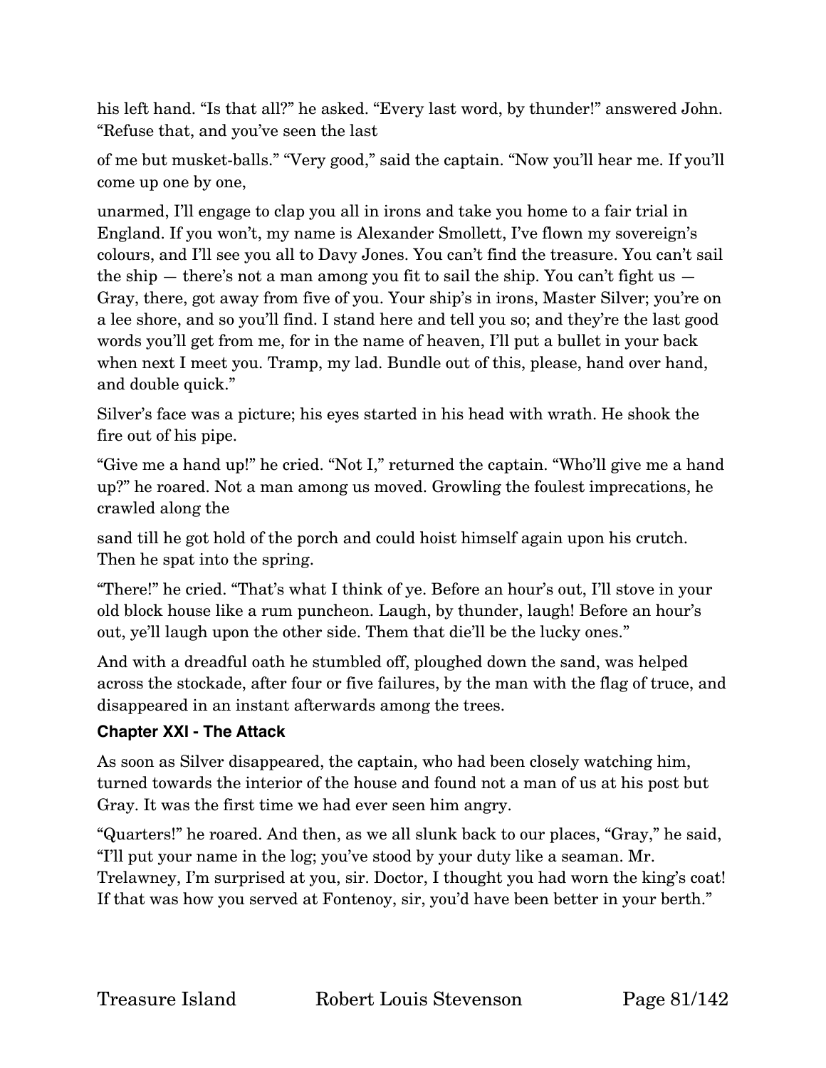his left hand. "Is that all?" he asked. "Every last word, by thunder!" answered John. "Refuse that, and you've seen the last

of me but musket-balls." "Very good," said the captain. "Now you'll hear me. If you'll come up one by one,

unarmed, I'll engage to clap you all in irons and take you home to a fair trial in England. If you won't, my name is Alexander Smollett, I've flown my sovereign's colours, and I'll see you all to Davy Jones. You can't find the treasure. You can't sail the ship — there's not a man among you fit to sail the ship. You can't fight us — Gray, there, got away from five of you. Your ship's in irons, Master Silver; you're on a lee shore, and so you'll find. I stand here and tell you so; and they're the last good words you'll get from me, for in the name of heaven, I'll put a bullet in your back when next I meet you. Tramp, my lad. Bundle out of this, please, hand over hand, and double quick."

Silver's face was a picture; his eyes started in his head with wrath. He shook the fire out of his pipe.

"Give me a hand up!" he cried. "Not I," returned the captain. "Who'll give me a hand up?" he roared. Not a man among us moved. Growling the foulest imprecations, he crawled along the

sand till he got hold of the porch and could hoist himself again upon his crutch. Then he spat into the spring.

"There!" he cried. "That's what I think of ye. Before an hour's out, I'll stove in your old block house like a rum puncheon. Laugh, by thunder, laugh! Before an hour's out, ye'll laugh upon the other side. Them that die'll be the lucky ones."

And with a dreadful oath he stumbled off, ploughed down the sand, was helped across the stockade, after four or five failures, by the man with the flag of truce, and disappeared in an instant afterwards among the trees.

### Chapter XXI - The Attack

As soon as Silver disappeared, the captain, who had been closely watching him, turned towards the interior of the house and found not a man of us at his post but Gray. It was the first time we had ever seen him angry.

"Quarters!" he roared. And then, as we all slunk back to our places, "Gray," he said, "I'll put your name in the log; you've stood by your duty like a seaman. Mr. Trelawney, I'm surprised at you, sir. Doctor, I thought you had worn the king's coat! If that was how you served at Fontenoy, sir, you'd have been better in your berth."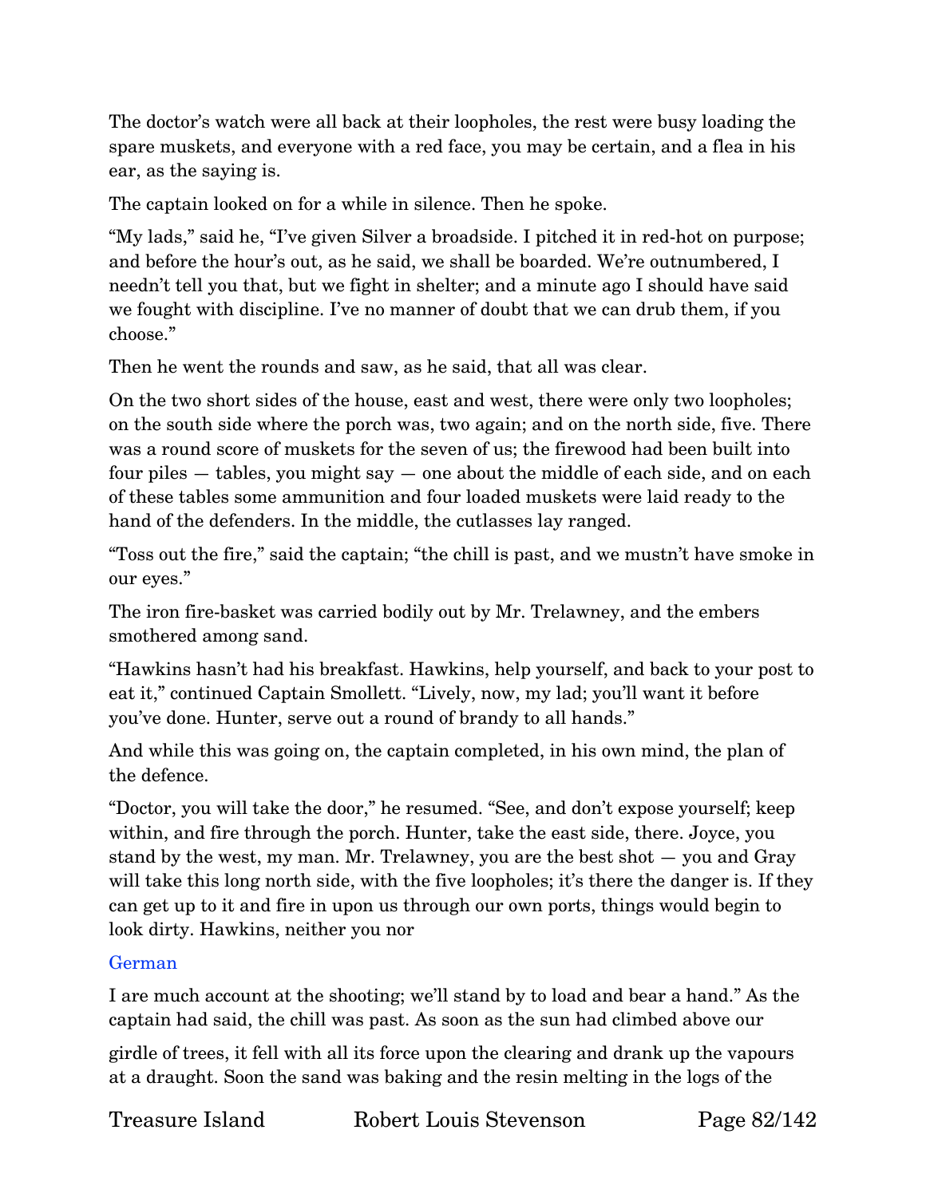The doctor’s watch were all back at their loopholes, the rest were busy loading the spare muskets, and everyone with a red face, you may be certain, and a flea in his ear, as the saying is.

The captain looked on for a while in silence. Then he spoke.

“My lads,” said he, “I’ve given Silver a broadside. I pitched it in red-hot on purpose; and before the hour’s out, as he said, we shall be boarded. We’re outnumbered, I needn’t tell you that, but we fight in shelter; and a minute ago I should have said we fought with discipline. I’ve no manner of doubt that we can drub them, if you choose.”

Then he went the rounds and saw, as he said, that all was clear.

On the two short sides of the house, east and west, there were only two loopholes; on the south side where the porch was, two again; and on the north side, five. There was a round score of muskets for the seven of us; the firewood had been built into four piles — tables, you might say — one about the middle of each side, and on each of these tables some ammunition and four loaded muskets were laid ready to the hand of the defenders. In the middle, the cutlasses lay ranged.

“Toss out the fire,” said the captain; “the chill is past, and we mustn’t have smoke in our eyes.”

The iron fire-basket was carried bodily out by Mr. Trelawney, and the embers smothered among sand.

“Hawkins hasn’t had his breakfast. Hawkins, help yourself, and back to your post to eat it,” continued Captain Smollett. “Lively, now, my lad; you’ll want it before you’ve done. Hunter, serve out a round of brandy to all hands.”

And while this was going on, the captain completed, in his own mind, the plan of the defence.

“Doctor, you will take the door,” he resumed. “See, and don’t expose yourself; keep within, and fire through the porch. Hunter, take the east side, there. Joyce, you stand by the west, my man. Mr. Trelawney, you are the best shot — you and Gray will take this long north side, with the five loopholes; it’s there the danger is. If they can get up to it and fire in upon us through our own ports, things would begin to look dirty. Hawkins, neither you nor

German

I are much account at the shooting; we’ll stand by to load and bear a hand.” As the captain had said, the chill was past. As soon as the sun had climbed above our girdle of trees, it fell with all its force upon the clearing and drank up the vapours at a draught. Soon the sand was baking and the resin melting in the logs of the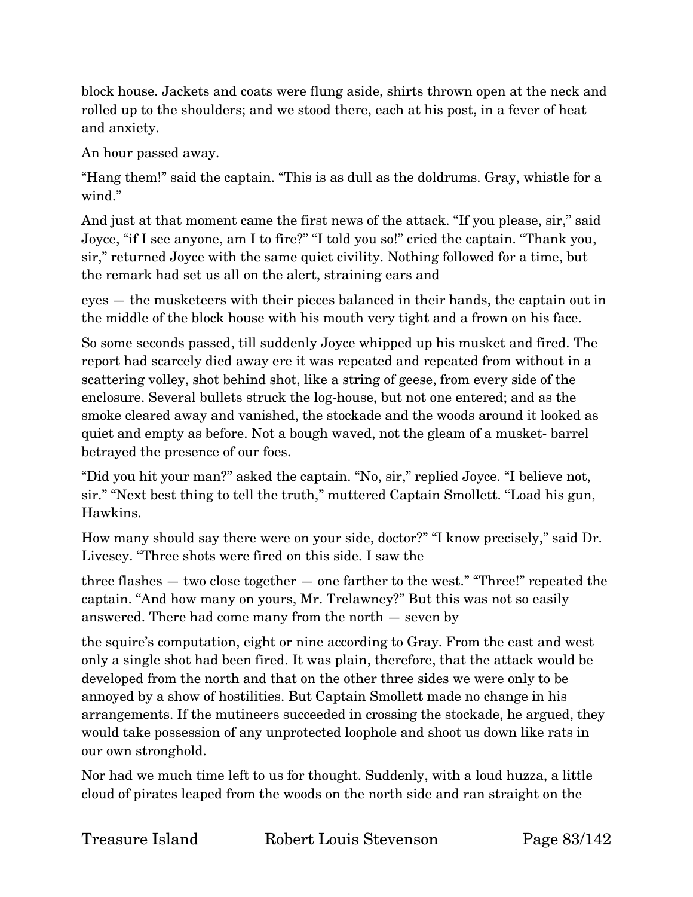block house. Jackets and coats were flung aside, shirts thrown open at the neck and rolled up to the shoulders; and we stood there, each at his post, in a fever of heat and anxiety.

An hour passed away.

“Hang them!” said the captain. “This is as dull as the doldrums. Gray, whistle for a wind.”

And just at that moment came the first news of the attack. “If you please, sir,” said Joyce, “if I see anyone, am I to fire?” “I told you so!” cried the captain. “Thank you, sir,” returned Joyce with the same quiet civility. Nothing followed for a time, but the remark had set us all on the alert, straining ears and

eyes — the musketeers with their pieces balanced in their hands, the captain out in the middle of the block house with his mouth very tight and a frown on his face.

So some seconds passed, till suddenly Joyce whipped up his musket and fired. The report had scarcely died away ere it was repeated and repeated from without in a scattering volley, shot behind shot, like a string of geese, from every side of the enclosure. Several bullets struck the log-house, but not one entered; and as the smoke cleared away and vanished, the stockade and the woods around it looked as quiet and empty as before. Not a bough waved, not the gleam of a musket- barrel betrayed the presence of our foes.

“Did you hit your man?” asked the captain. “No, sir,” replied Joyce. “I believe not, sir.” “Next best thing to tell the truth,” muttered Captain Smollett. “Load his gun, Hawkins.

How many should say there were on your side, doctor?” “I know precisely,” said Dr. Livesey. “Three shots were fired on this side. I saw the

three flashes — two close together — one farther to the west.” “Three!” repeated the captain. “And how many on yours, Mr. Trelawney?” But this was not so easily answered. There had come many from the north — seven by

the squire’s computation, eight or nine according to Gray. From the east and west only a single shot had been fired. It was plain, therefore, that the attack would be developed from the north and that on the other three sides we were only to be annoyed by a show of hostilities. But Captain Smollett made no change in his arrangements. If the mutineers succeeded in crossing the stockade, he argued, they would take possession of any unprotected loophole and shoot us down like rats in our own stronghold.

Nor had we much time left to us for thought. Suddenly, with a loud huzza, a little cloud of pirates leaped from the woods on the north side and ran straight on the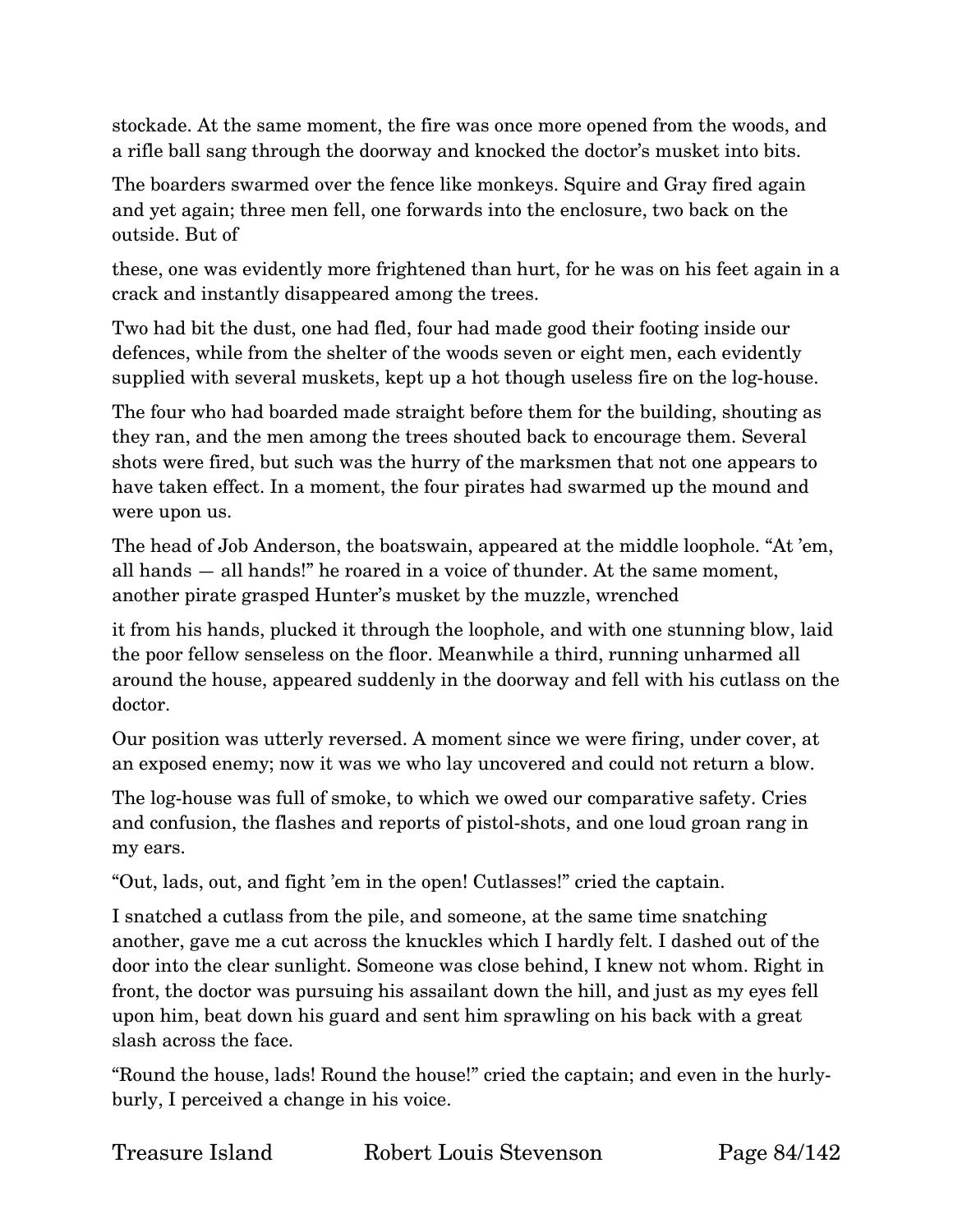stockade. At the same moment, the fire was once more opened from the woods, and a rifle ball sang through the doorway and knocked the doctor's musket into bits.

The boarders swarmed over the fence like monkeys. Squire and Gray fired again and yet again; three men fell, one forwards into the enclosure, two back on the outside. But of these, one was evidently more frightened than hurt, for he was on his feet again in a crack and instantly disappeared among the trees.

Two had bit the dust, one had fled, four had made good their footing inside our defences, while from the shelter of the woods seven or eight men, each evidently supplied with several muskets, kept up a hot though useless fire on the log-house.

The four who had boarded made straight before them for the building, shouting as they ran, and the men among the trees shouted back to encourage them. Several shots were fired, but such was the hurry of the marksmen that not one appears to have taken effect. In a moment, the four pirates had swarmed up the mound and were upon us.

The head of Job Anderson, the boatswain, appeared at the middle loophole. "At 'em, all hands — all hands!" he roared in a voice of thunder. At the same moment, another pirate grasped Hunter's musket by the muzzle, wrenched it from his hands, plucked it through the loophole, and with one stunning blow, laid the poor fellow senseless on the floor. Meanwhile a third, running unharmed all around the house, appeared suddenly in the doorway and fell with his cutlass on the doctor.

Our position was utterly reversed. A moment since we were firing, under cover, at an exposed enemy; now it was we who lay uncovered and could not return a blow.

The log-house was full of smoke, to which we owed our comparative safety. Cries and confusion, the flashes and reports of pistol-shots, and one loud groan rang in my ears.

"Out, lads, out, and fight 'em in the open! Cutlasses!" cried the captain.

I snatched a cutlass from the pile, and someone, at the same time snatching another, gave me a cut across the knuckles which I hardly felt. I dashed out of the door into the clear sunlight. Someone was close behind, I knew not whom. Right in front, the doctor was pursuing his assailant down the hill, and just as my eyes fell upon him, beat down his guard and sent him sprawling on his back with a great slash across the face.

"Round the house, lads! Round the house!" cried the captain; and even in the hurly-burly, I perceived a change in his voice.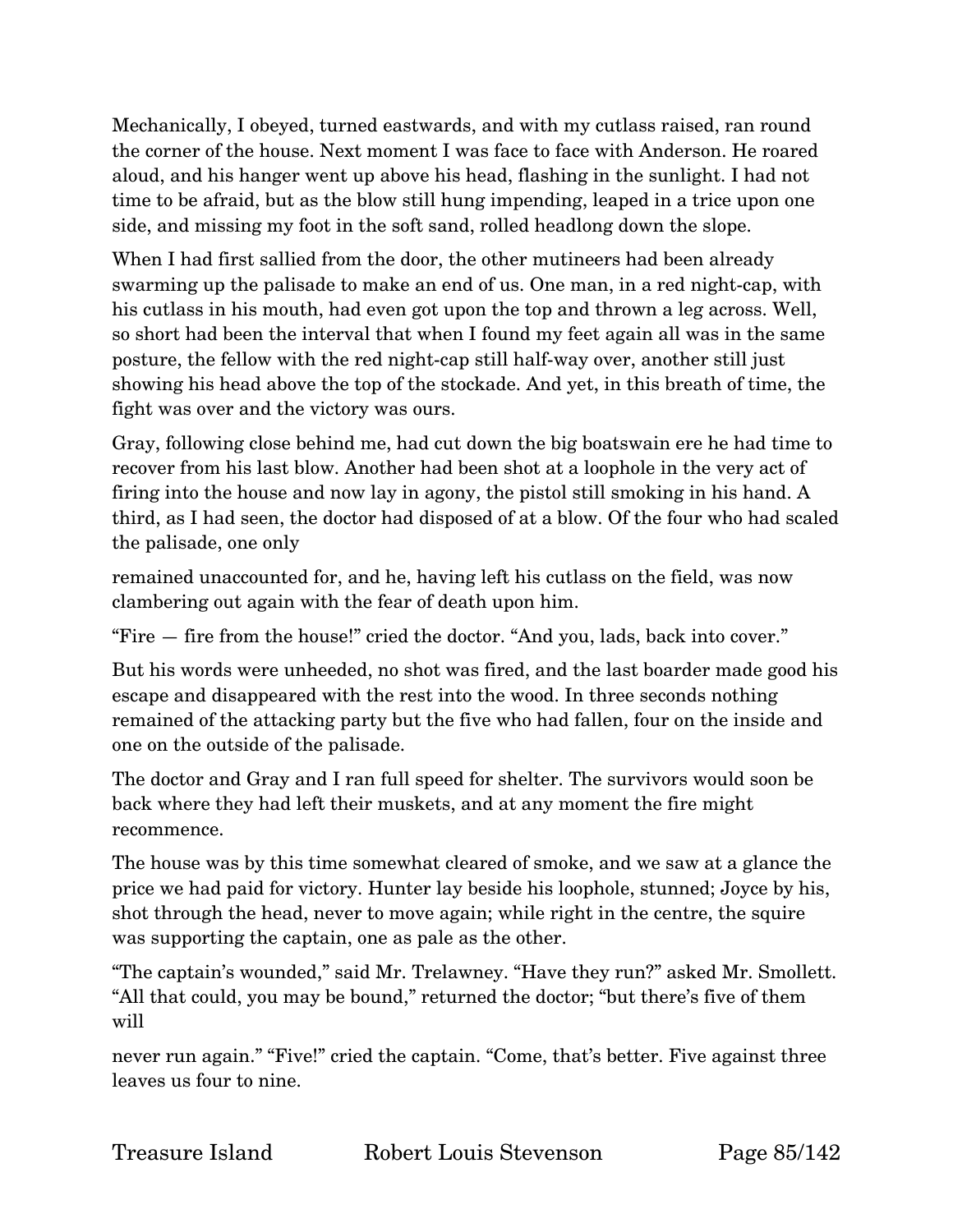Mechanically, I obeyed, turned eastwards, and with my cutlass raised, ran round the corner of the house. Next moment I was face to face with Anderson. He roared aloud, and his hanger went up above his head, flashing in the sunlight. I had not time to be afraid, but as the blow still hung impending, leaped in a trice upon one side, and missing my foot in the soft sand, rolled headlong down the slope.

When I had first sallied from the door, the other mutineers had been already swarming up the palisade to make an end of us. One man, in a red night-cap, with his cutlass in his mouth, had even got upon the top and thrown a leg across. Well, so short had been the interval that when I found my feet again all was in the same posture, the fellow with the red night-cap still half-way over, another still just showing his head above the top of the stockade. And yet, in this breath of time, the fight was over and the victory was ours.

Gray, following close behind me, had cut down the big boatswain ere he had time to recover from his last blow. Another had been shot at a loophole in the very act of firing into the house and now lay in agony, the pistol still smoking in his hand. A third, as I had seen, the doctor had disposed of at a blow. Of the four who had scaled the palisade, one only remained unaccounted for, and he, having left his cutlass on the field, was now clambering out again with the fear of death upon him.

"Fire — fire from the house!" cried the doctor. "And you, lads, back into cover."

But his words were unheeded, no shot was fired, and the last boarder made good his escape and disappeared with the rest into the wood. In three seconds nothing remained of the attacking party but the five who had fallen, four on the inside and one on the outside of the palisade.

The doctor and Gray and I ran full speed for shelter. The survivors would soon be back where they had left their muskets, and at any moment the fire might recommence.

The house was by this time somewhat cleared of smoke, and we saw at a glance the price we had paid for victory. Hunter lay beside his loophole, stunned; Joyce by his, shot through the head, never to move again; while right in the centre, the squire was supporting the captain, one as pale as the other.

"The captain's wounded," said Mr. Trelawney. "Have they run?" asked Mr. Smollett. "All that could, you may be bound," returned the doctor; "but there's five of them will never run again." "Five!" cried the captain. "Come, that's better. Five against three leaves us four to nine.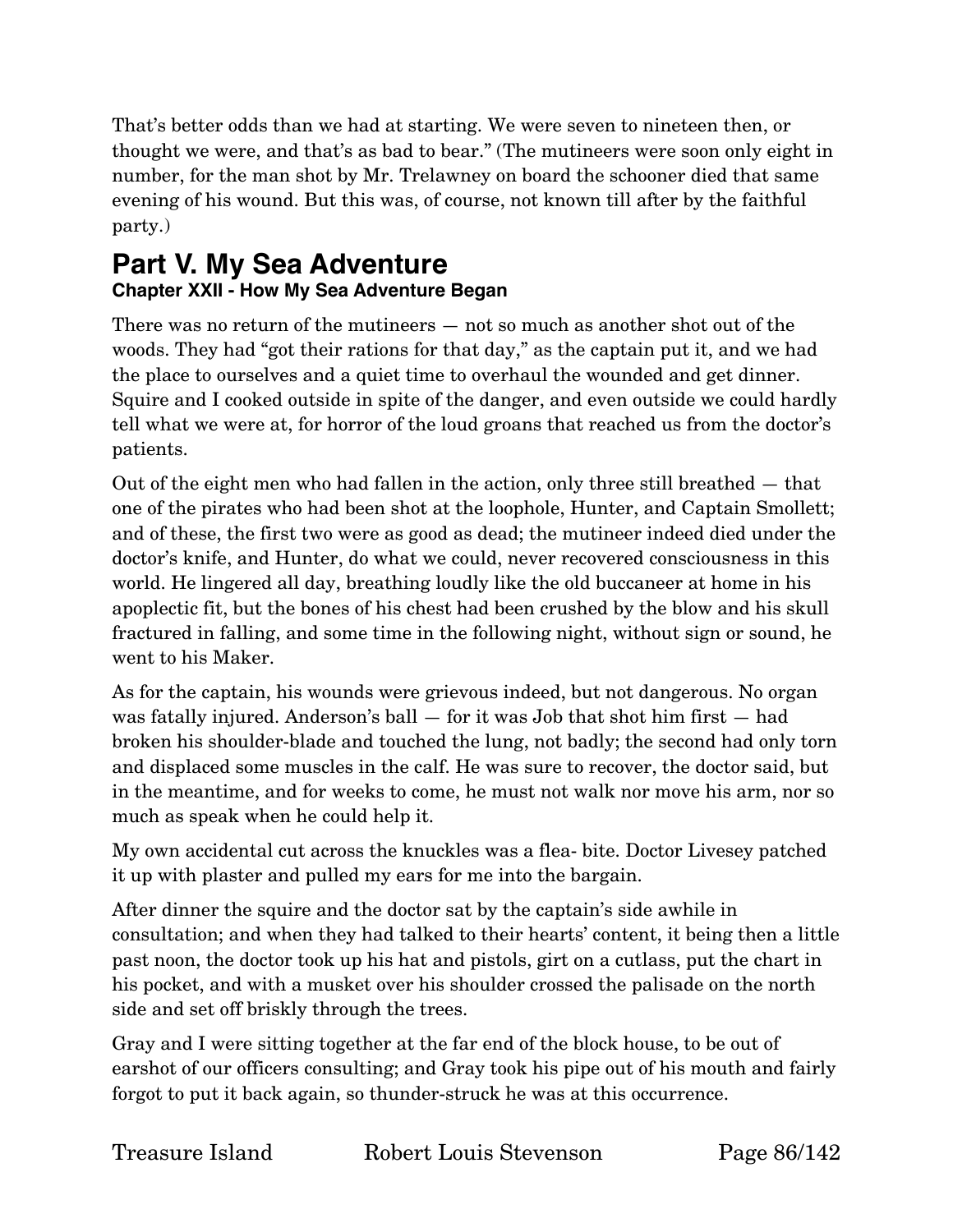That's better odds than we had at starting. We were seven to nineteen then, or thought we were, and that's as bad to bear." (The mutineers were soon only eight in number, for the man shot by Mr. Trelawney on board the schooner died that same evening of his wound. But this was, of course, not known till after by the faithful party.)

# Part V. My Sea Adventure

### Chapter XXII - How My Sea Adventure Began

There was no return of the mutineers — not so much as another shot out of the woods. They had "got their rations for that day," as the captain put it, and we had the place to ourselves and a quiet time to overhaul the wounded and get dinner. Squire and I cooked outside in spite of the danger, and even outside we could hardly tell what we were at, for horror of the loud groans that reached us from the doctor's patients.

Out of the eight men who had fallen in the action, only three still breathed — that one of the pirates who had been shot at the loophole, Hunter, and Captain Smollett; and of these, the first two were as good as dead; the mutineer indeed died under the doctor's knife, and Hunter, do what we could, never recovered consciousness in this world. He lingered all day, breathing loudly like the old buccaneer at home in his apoplectic fit, but the bones of his chest had been crushed by the blow and his skull fractured in falling, and some time in the following night, without sign or sound, he went to his Maker.

As for the captain, his wounds were grievous indeed, but not dangerous. No organ was fatally injured. Anderson's ball — for it was Job that shot him first — had broken his shoulder-blade and touched the lung, not badly; the second had only torn and displaced some muscles in the calf. He was sure to recover, the doctor said, but in the meantime, and for weeks to come, he must not walk nor move his arm, nor so much as speak when he could help it.

My own accidental cut across the knuckles was a flea- bite. Doctor Livesey patched it up with plaster and pulled my ears for me into the bargain.

After dinner the squire and the doctor sat by the captain's side awhile in consultation; and when they had talked to their hearts' content, it being then a little past noon, the doctor took up his hat and pistols, girt on a cutlass, put the chart in his pocket, and with a musket over his shoulder crossed the palisade on the north side and set off briskly through the trees.

Gray and I were sitting together at the far end of the block house, to be out of earshot of our officers consulting; and Gray took his pipe out of his mouth and fairly forgot to put it back again, so thunder-struck he was at this occurrence.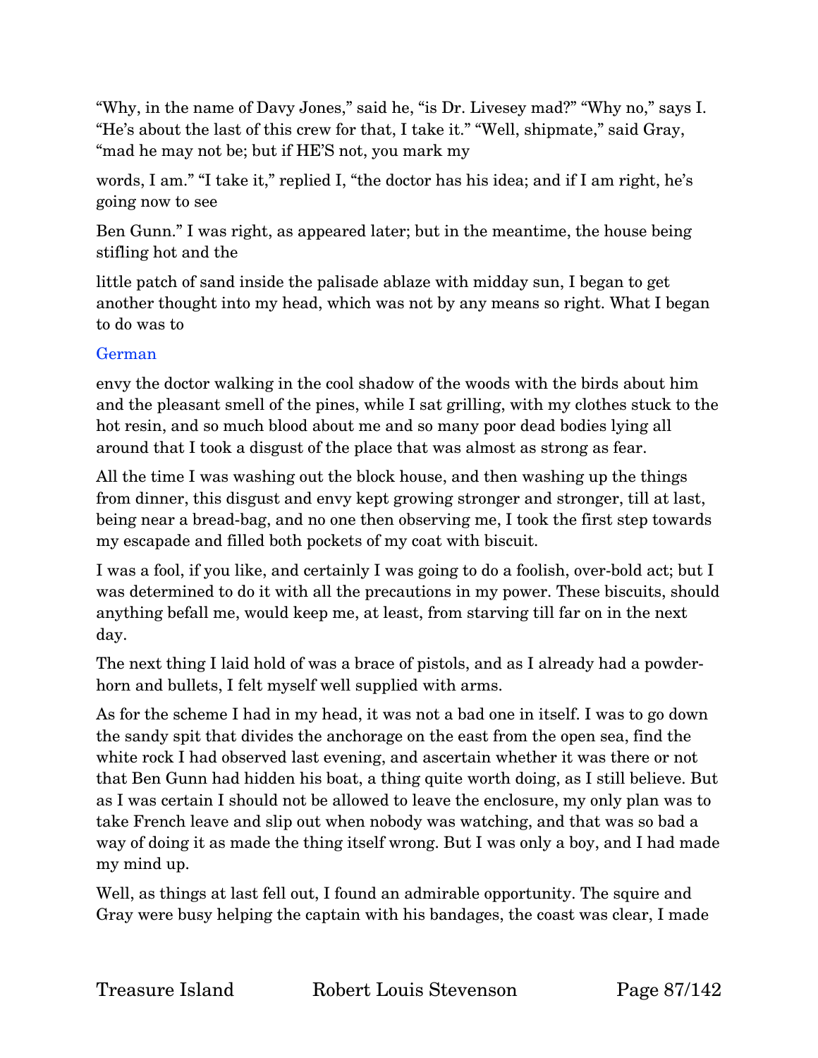"Why, in the name of Davy Jones," said he, "is Dr. Livesey mad?" "Why no," says I. "He's about the last of this crew for that, I take it." "Well, shipmate," said Gray, "mad he may not be; but if HE'S not, you mark my words, I am." "I take it," replied I, "the doctor has his idea; and if I am right, he's going now to see Ben Gunn." I was right, as appeared later; but in the meantime, the house being stifling hot and the little patch of sand inside the palisade ablaze with midday sun, I began to get another thought into my head, which was not by any means so right. What I began to do was to

German

envy the doctor walking in the cool shadow of the woods with the birds about him and the pleasant smell of the pines, while I sat grilling, with my clothes stuck to the hot resin, and so much blood about me and so many poor dead bodies lying all around that I took a disgust of the place that was almost as strong as fear.

All the time I was washing out the block house, and then washing up the things from dinner, this disgust and envy kept growing stronger and stronger, till at last, being near a bread-bag, and no one then observing me, I took the first step towards my escapade and filled both pockets of my coat with biscuit.

I was a fool, if you like, and certainly I was going to do a foolish, over-bold act; but I was determined to do it with all the precautions in my power. These biscuits, should anything befall me, would keep me, at least, from starving till far on in the next day.

The next thing I laid hold of was a brace of pistols, and as I already had a powder-horn and bullets, I felt myself well supplied with arms.

As for the scheme I had in my head, it was not a bad one in itself. I was to go down the sandy spit that divides the anchorage on the east from the open sea, find the white rock I had observed last evening, and ascertain whether it was there or not that Ben Gunn had hidden his boat, a thing quite worth doing, as I still believe. But as I was certain I should not be allowed to leave the enclosure, my only plan was to take French leave and slip out when nobody was watching, and that was so bad a way of doing it as made the thing itself wrong. But I was only a boy, and I had made my mind up.

Well, as things at last fell out, I found an admirable opportunity. The squire and Gray were busy helping the captain with his bandages, the coast was clear, I made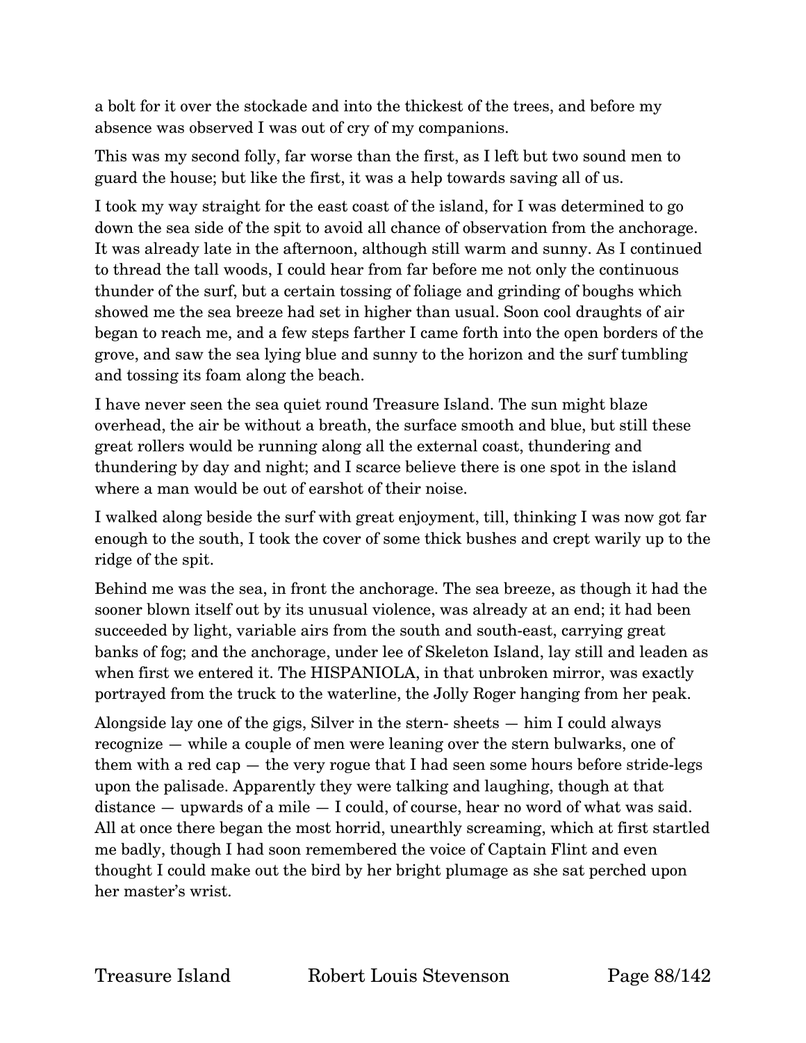a bolt for it over the stockade and into the thickest of the trees, and before my absence was observed I was out of cry of my companions.

This was my second folly, far worse than the first, as I left but two sound men to guard the house; but like the first, it was a help towards saving all of us.

I took my way straight for the east coast of the island, for I was determined to go down the sea side of the spit to avoid all chance of observation from the anchorage. It was already late in the afternoon, although still warm and sunny. As I continued to thread the tall woods, I could hear from far before me not only the continuous thunder of the surf, but a certain tossing of foliage and grinding of boughs which showed me the sea breeze had set in higher than usual. Soon cool draughts of air began to reach me, and a few steps farther I came forth into the open borders of the grove, and saw the sea lying blue and sunny to the horizon and the surf tumbling and tossing its foam along the beach.

I have never seen the sea quiet round Treasure Island. The sun might blaze overhead, the air be without a breath, the surface smooth and blue, but still these great rollers would be running along all the external coast, thundering and thundering by day and night; and I scarce believe there is one spot in the island where a man would be out of earshot of their noise.

I walked along beside the surf with great enjoyment, till, thinking I was now got far enough to the south, I took the cover of some thick bushes and crept warily up to the ridge of the spit.

Behind me was the sea, in front the anchorage. The sea breeze, as though it had the sooner blown itself out by its unusual violence, was already at an end; it had been succeeded by light, variable airs from the south and south-east, carrying great banks of fog; and the anchorage, under lee of Skeleton Island, lay still and leaden as when first we entered it. The HISPANIOLA, in that unbroken mirror, was exactly portrayed from the truck to the waterline, the Jolly Roger hanging from her peak.

Alongside lay one of the gigs, Silver in the stern- sheets — him I could always recognize — while a couple of men were leaning over the stern bulwarks, one of them with a red cap — the very rogue that I had seen some hours before stride-legs upon the palisade. Apparently they were talking and laughing, though at that distance — upwards of a mile — I could, of course, hear no word of what was said. All at once there began the most horrid, unearthly screaming, which at first startled me badly, though I had soon remembered the voice of Captain Flint and even thought I could make out the bird by her bright plumage as she sat perched upon her master's wrist.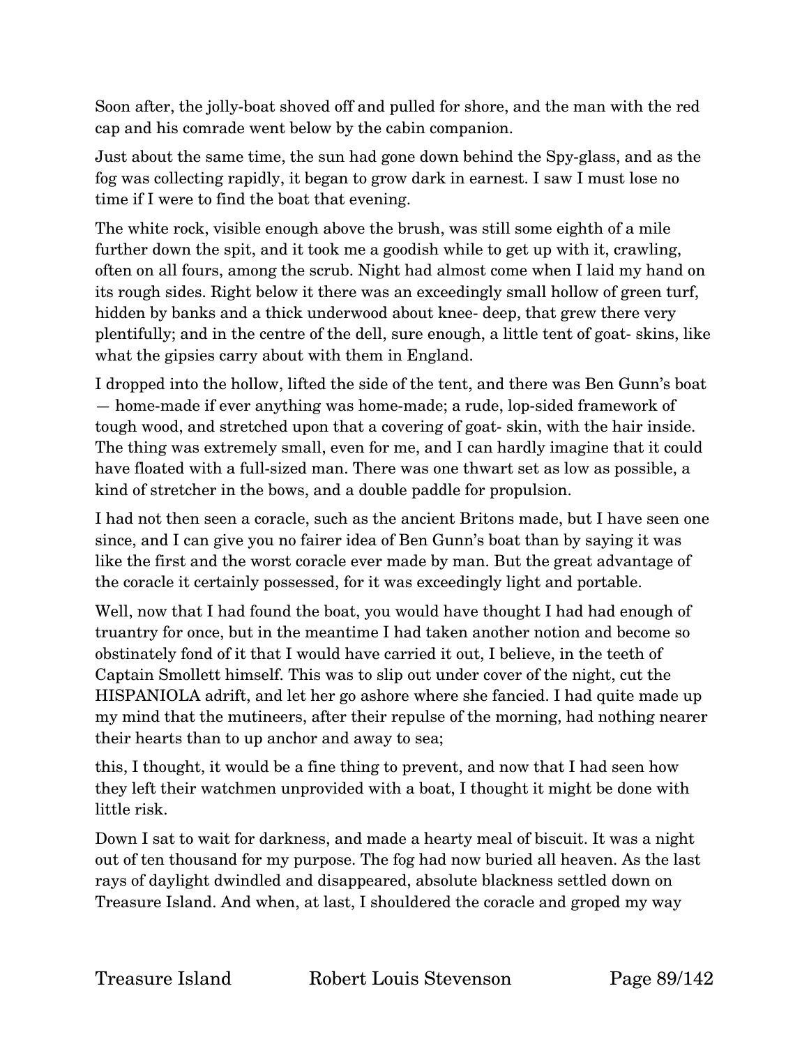Soon after, the jolly-boat shoved off and pulled for shore, and the man with the red cap and his comrade went below by the cabin companion.

Just about the same time, the sun had gone down behind the Spy-glass, and as the fog was collecting rapidly, it began to grow dark in earnest. I saw I must lose no time if I were to find the boat that evening.

The white rock, visible enough above the brush, was still some eighth of a mile further down the spit, and it took me a goodish while to get up with it, crawling, often on all fours, among the scrub. Night had almost come when I laid my hand on its rough sides. Right below it there was an exceedingly small hollow of green turf, hidden by banks and a thick underwood about knee- deep, that grew there very plentifully; and in the centre of the dell, sure enough, a little tent of goat- skins, like what the gipsies carry about with them in England.

I dropped into the hollow, lifted the side of the tent, and there was Ben Gunn's boat — home-made if ever anything was home-made; a rude, lop-sided framework of tough wood, and stretched upon that a covering of goat- skin, with the hair inside. The thing was extremely small, even for me, and I can hardly imagine that it could have floated with a full-sized man. There was one thwart set as low as possible, a kind of stretcher in the bows, and a double paddle for propulsion.

I had not then seen a coracle, such as the ancient Britons made, but I have seen one since, and I can give you no fairer idea of Ben Gunn's boat than by saying it was like the first and the worst coracle ever made by man. But the great advantage of the coracle it certainly possessed, for it was exceedingly light and portable.

Well, now that I had found the boat, you would have thought I had had enough of truantry for once, but in the meantime I had taken another notion and become so obstinately fond of it that I would have carried it out, I believe, in the teeth of Captain Smollett himself. This was to slip out under cover of the night, cut the HISPANIOLA adrift, and let her go ashore where she fancied. I had quite made up my mind that the mutineers, after their repulse of the morning, had nothing nearer their hearts than to up anchor and away to sea;

this, I thought, it would be a fine thing to prevent, and now that I had seen how they left their watchmen unprovided with a boat, I thought it might be done with little risk.

Down I sat to wait for darkness, and made a hearty meal of biscuit. It was a night out of ten thousand for my purpose. The fog had now buried all heaven. As the last rays of daylight dwindled and disappeared, absolute blackness settled down on Treasure Island. And when, at last, I shouldered the coracle and groped my way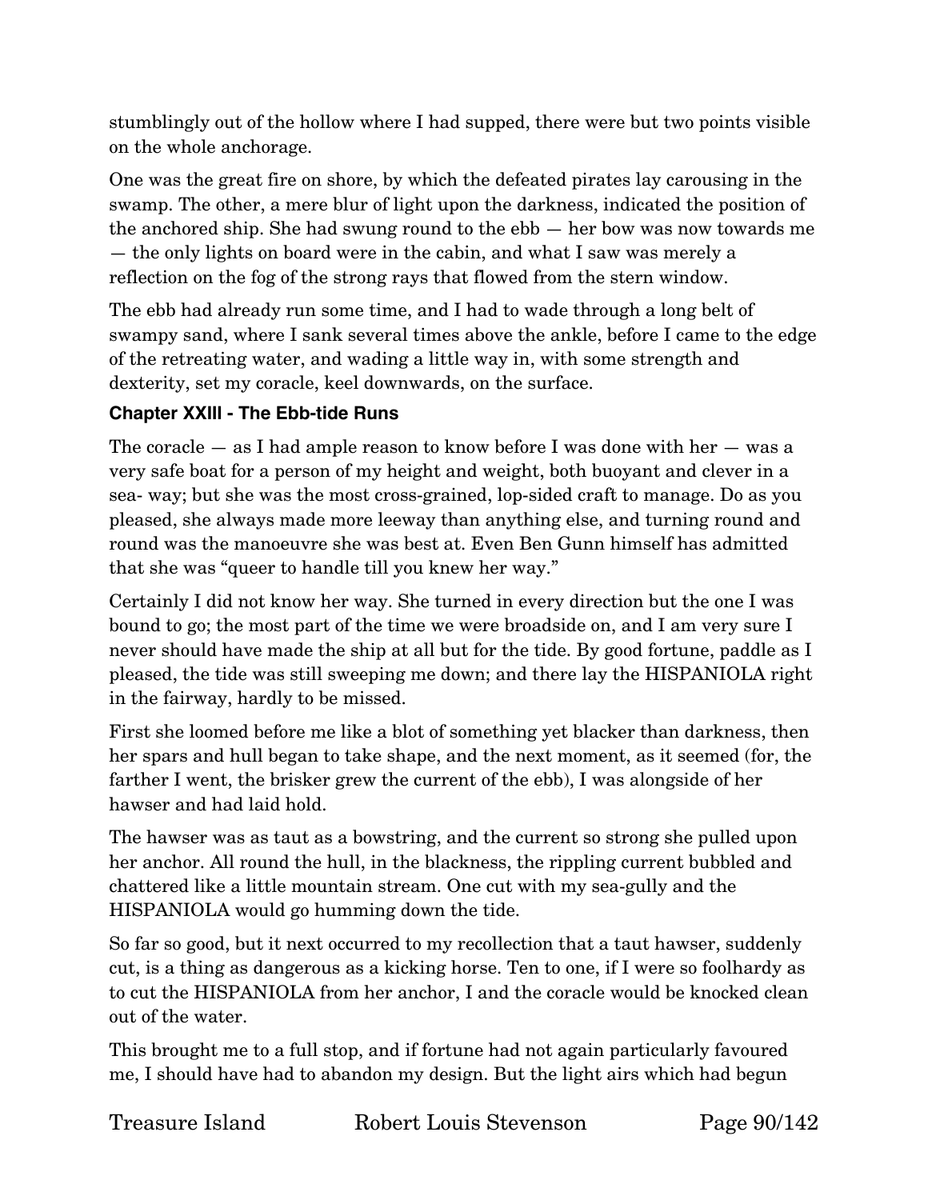stumblingly out of the hollow where I had supped, there were but two points visible on the whole anchorage.

One was the great fire on shore, by which the defeated pirates lay carousing in the swamp. The other, a mere blur of light upon the darkness, indicated the position of the anchored ship. She had swung round to the ebb — her bow was now towards me — the only lights on board were in the cabin, and what I saw was merely a reflection on the fog of the strong rays that flowed from the stern window.

The ebb had already run some time, and I had to wade through a long belt of swampy sand, where I sank several times above the ankle, before I came to the edge of the retreating water, and wading a little way in, with some strength and dexterity, set my coracle, keel downwards, on the surface.

### Chapter XXIII - The Ebb-tide Runs

The coracle — as I had ample reason to know before I was done with her — was a very safe boat for a person of my height and weight, both buoyant and clever in a sea- way; but she was the most cross-grained, lop-sided craft to manage. Do as you pleased, she always made more leeway than anything else, and turning round and round was the manoeuvre she was best at. Even Ben Gunn himself has admitted that she was "queer to handle till you knew her way."

Certainly I did not know her way. She turned in every direction but the one I was bound to go; the most part of the time we were broadside on, and I am very sure I never should have made the ship at all but for the tide. By good fortune, paddle as I pleased, the tide was still sweeping me down; and there lay the HISPANIOLA right in the fairway, hardly to be missed.

First she loomed before me like a blot of something yet blacker than darkness, then her spars and hull began to take shape, and the next moment, as it seemed (for, the farther I went, the brisker grew the current of the ebb), I was alongside of her hawser and had laid hold.

The hawser was as taut as a bowstring, and the current so strong she pulled upon her anchor. All round the hull, in the blackness, the rippling current bubbled and chattered like a little mountain stream. One cut with my sea-gully and the HISPANIOLA would go humming down the tide.

So far so good, but it next occurred to my recollection that a taut hawser, suddenly cut, is a thing as dangerous as a kicking horse. Ten to one, if I were so foolhardy as to cut the HISPANIOLA from her anchor, I and the coracle would be knocked clean out of the water.

This brought me to a full stop, and if fortune had not again particularly favoured me, I should have had to abandon my design. But the light airs which had begun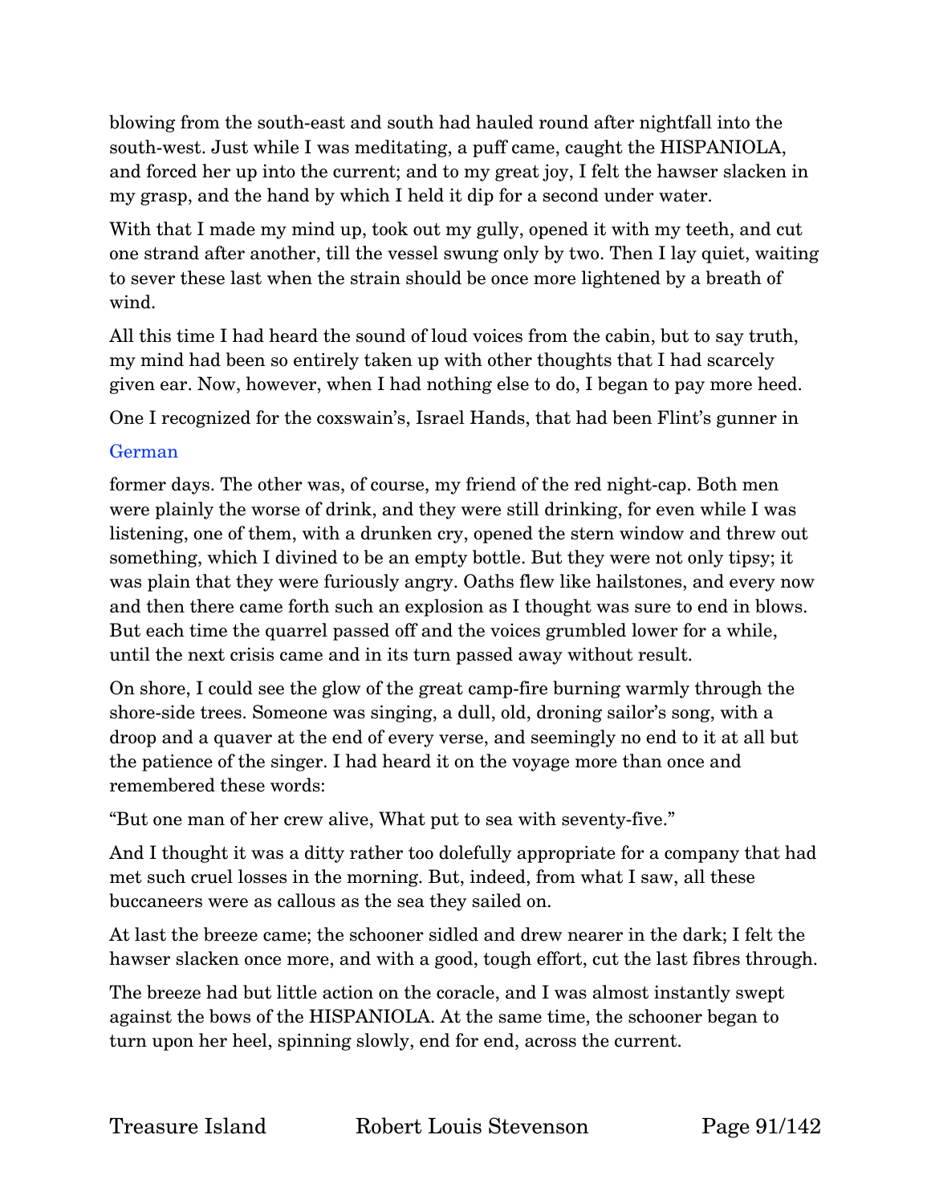blowing from the south-east and south had hauled round after nightfall into the south-west. Just while I was meditating, a puff came, caught the HISPANIOLA, and forced her up into the current; and to my great joy, I felt the hawser slacken in my grasp, and the hand by which I held it dip for a second under water.

With that I made my mind up, took out my gully, opened it with my teeth, and cut one strand after another, till the vessel swung only by two. Then I lay quiet, waiting to sever these last when the strain should be once more lightened by a breath of wind.

All this time I had heard the sound of loud voices from the cabin, but to say truth, my mind had been so entirely taken up with other thoughts that I had scarcely given ear. Now, however, when I had nothing else to do, I began to pay more heed.

One I recognized for the coxswain's, Israel Hands, that had been Flint's gunner in

German

former days. The other was, of course, my friend of the red night-cap. Both men were plainly the worse of drink, and they were still drinking, for even while I was listening, one of them, with a drunken cry, opened the stern window and threw out something, which I divined to be an empty bottle. But they were not only tipsy; it was plain that they were furiously angry. Oaths flew like hailstones, and every now and then there came forth such an explosion as I thought was sure to end in blows. But each time the quarrel passed off and the voices grumbled lower for a while, until the next crisis came and in its turn passed away without result.

On shore, I could see the glow of the great camp-fire burning warmly through the shore-side trees. Someone was singing, a dull, old, droning sailor's song, with a droop and a quaver at the end of every verse, and seemingly no end to it at all but the patience of the singer. I had heard it on the voyage more than once and remembered these words:

"But one man of her crew alive, What put to sea with seventy-five."

And I thought it was a ditty rather too dolefully appropriate for a company that had met such cruel losses in the morning. But, indeed, from what I saw, all these buccaneers were as callous as the sea they sailed on.

At last the breeze came; the schooner sidled and drew nearer in the dark; I felt the hawser slacken once more, and with a good, tough effort, cut the last fibres through.

The breeze had but little action on the coracle, and I was almost instantly swept against the bows of the HISPANIOLA. At the same time, the schooner began to turn upon her heel, spinning slowly, end for end, across the current.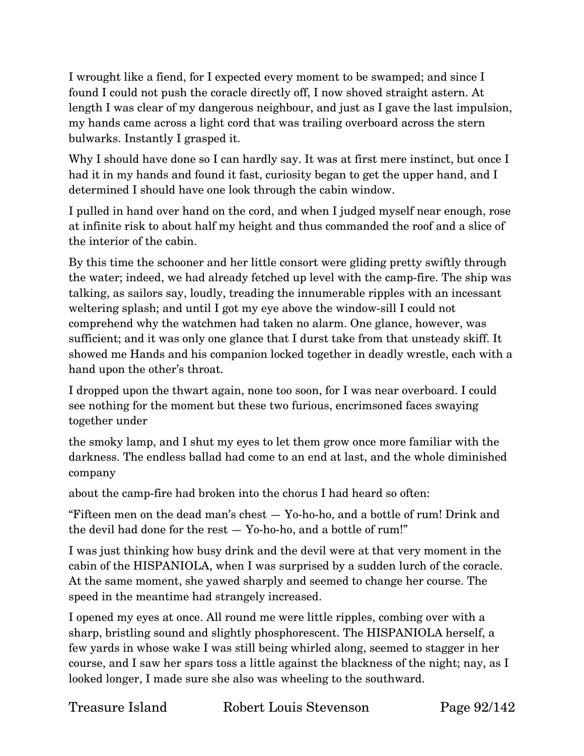I wrought like a fiend, for I expected every moment to be swamped; and since I found I could not push the coracle directly off, I now shoved straight astern. At length I was clear of my dangerous neighbour, and just as I gave the last impulsion, my hands came across a light cord that was trailing overboard across the stern bulwarks. Instantly I grasped it.

Why I should have done so I can hardly say. It was at first mere instinct, but once I had it in my hands and found it fast, curiosity began to get the upper hand, and I determined I should have one look through the cabin window.

I pulled in hand over hand on the cord, and when I judged myself near enough, rose at infinite risk to about half my height and thus commanded the roof and a slice of the interior of the cabin.

By this time the schooner and her little consort were gliding pretty swiftly through the water; indeed, we had already fetched up level with the camp-fire. The ship was talking, as sailors say, loudly, treading the innumerable ripples with an incessant weltering splash; and until I got my eye above the window-sill I could not comprehend why the watchmen had taken no alarm. One glance, however, was sufficient; and it was only one glance that I durst take from that unsteady skiff. It showed me Hands and his companion locked together in deadly wrestle, each with a hand upon the other's throat.

I dropped upon the thwart again, none too soon, for I was near overboard. I could see nothing for the moment but these two furious, encrimsoned faces swaying together under the smoky lamp, and I shut my eyes to let them grow once more familiar with the darkness. The endless ballad had come to an end at last, and the whole diminished company about the camp-fire had broken into the chorus I had heard so often:

"Fifteen men on the dead man's chest — Yo-ho-ho, and a bottle of rum! Drink and the devil had done for the rest — Yo-ho-ho, and a bottle of rum!"

I was just thinking how busy drink and the devil were at that very moment in the cabin of the HISPANIOLA, when I was surprised by a sudden lurch of the coracle. At the same moment, she yawed sharply and seemed to change her course. The speed in the meantime had strangely increased.

I opened my eyes at once. All round me were little ripples, combing over with a sharp, bristling sound and slightly phosphorescent. The HISPANIOLA herself, a few yards in whose wake I was still being whirled along, seemed to stagger in her course, and I saw her spars toss a little against the blackness of the night; nay, as I looked longer, I made sure she also was wheeling to the southward.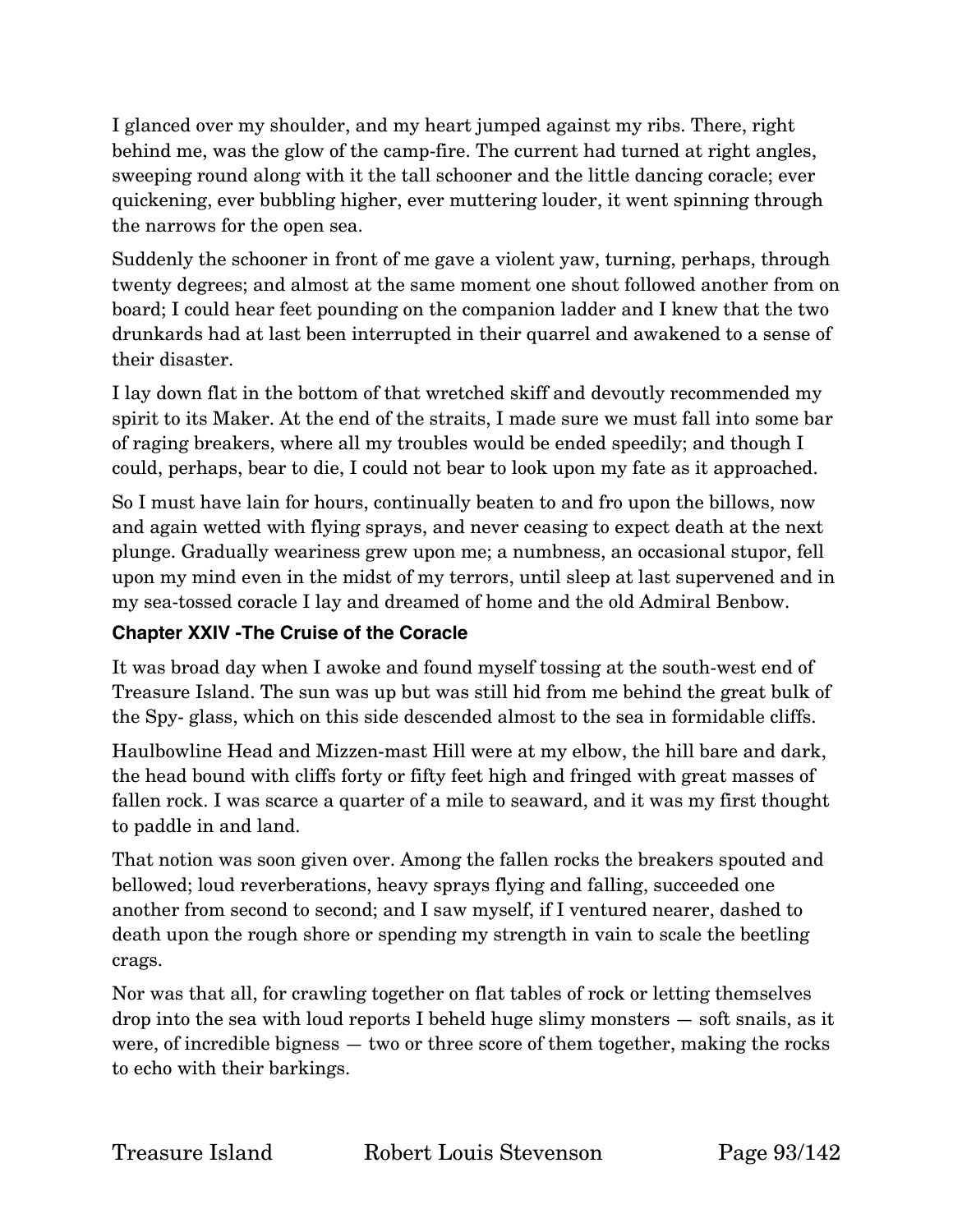I glanced over my shoulder, and my heart jumped against my ribs. There, right behind me, was the glow of the camp-fire. The current had turned at right angles, sweeping round along with it the tall schooner and the little dancing coracle; ever quickening, ever bubbling higher, ever muttering louder, it went spinning through the narrows for the open sea.

Suddenly the schooner in front of me gave a violent yaw, turning, perhaps, through twenty degrees; and almost at the same moment one shout followed another from on board; I could hear feet pounding on the companion ladder and I knew that the two drunkards had at last been interrupted in their quarrel and awakened to a sense of their disaster.

I lay down flat in the bottom of that wretched skiff and devoutly recommended my spirit to its Maker. At the end of the straits, I made sure we must fall into some bar of raging breakers, where all my troubles would be ended speedily; and though I could, perhaps, bear to die, I could not bear to look upon my fate as it approached.

So I must have lain for hours, continually beaten to and fro upon the billows, now and again wetted with flying sprays, and never ceasing to expect death at the next plunge. Gradually weariness grew upon me; a numbness, an occasional stupor, fell upon my mind even in the midst of my terrors, until sleep at last supervened and in my sea-tossed coracle I lay and dreamed of home and the old Admiral Benbow.

### Chapter XXIV -The Cruise of the Coracle

It was broad day when I awoke and found myself tossing at the south-west end of Treasure Island. The sun was up but was still hid from me behind the great bulk of the Spy- glass, which on this side descended almost to the sea in formidable cliffs.

Haulbowline Head and Mizzen-mast Hill were at my elbow, the hill bare and dark, the head bound with cliffs forty or fifty feet high and fringed with great masses of fallen rock. I was scarce a quarter of a mile to seaward, and it was my first thought to paddle in and land.

That notion was soon given over. Among the fallen rocks the breakers spouted and bellowed; loud reverberations, heavy sprays flying and falling, succeeded one another from second to second; and I saw myself, if I ventured nearer, dashed to death upon the rough shore or spending my strength in vain to scale the beetling crags.

Nor was that all, for crawling together on flat tables of rock or letting themselves drop into the sea with loud reports I beheld huge slimy monsters — soft snails, as it were, of incredible bigness — two or three score of them together, making the rocks to echo with their barkings.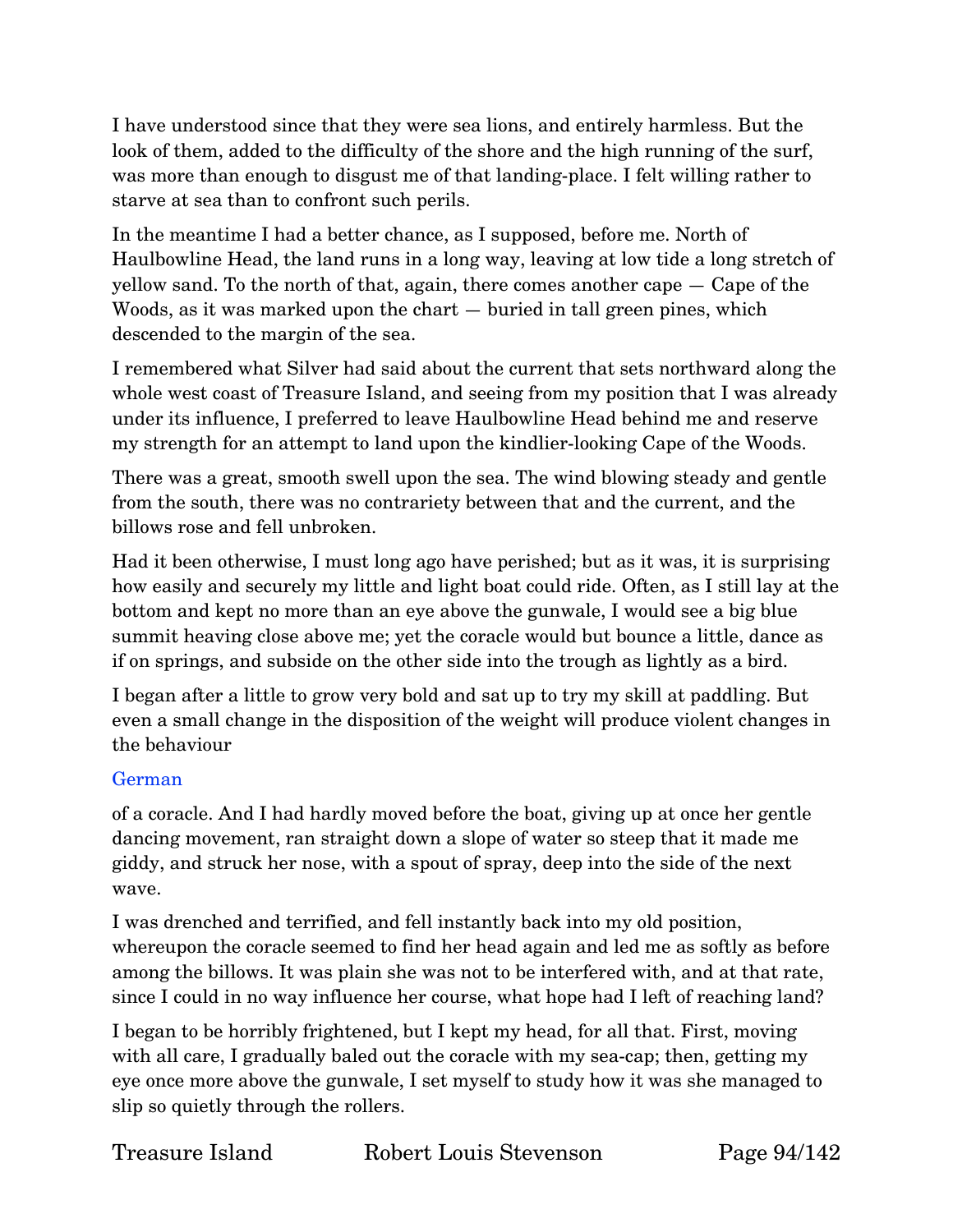I have understood since that they were sea lions, and entirely harmless. But the look of them, added to the difficulty of the shore and the high running of the surf, was more than enough to disgust me of that landing-place. I felt willing rather to starve at sea than to confront such perils.

In the meantime I had a better chance, as I supposed, before me. North of Haulbowline Head, the land runs in a long way, leaving at low tide a long stretch of yellow sand. To the north of that, again, there comes another cape — Cape of the Woods, as it was marked upon the chart — buried in tall green pines, which descended to the margin of the sea.

I remembered what Silver had said about the current that sets northward along the whole west coast of Treasure Island, and seeing from my position that I was already under its influence, I preferred to leave Haulbowline Head behind me and reserve my strength for an attempt to land upon the kindlier-looking Cape of the Woods.

There was a great, smooth swell upon the sea. The wind blowing steady and gentle from the south, there was no contrariety between that and the current, and the billows rose and fell unbroken.

Had it been otherwise, I must long ago have perished; but as it was, it is surprising how easily and securely my little and light boat could ride. Often, as I still lay at the bottom and kept no more than an eye above the gunwale, I would see a big blue summit heaving close above me; yet the coracle would but bounce a little, dance as if on springs, and subside on the other side into the trough as lightly as a bird.

I began after a little to grow very bold and sat up to try my skill at paddling. But even a small change in the disposition of the weight will produce violent changes in the behaviour

German

of a coracle. And I had hardly moved before the boat, giving up at once her gentle dancing movement, ran straight down a slope of water so steep that it made me giddy, and struck her nose, with a spout of spray, deep into the side of the next wave.

I was drenched and terrified, and fell instantly back into my old position, whereupon the coracle seemed to find her head again and led me as softly as before among the billows. It was plain she was not to be interfered with, and at that rate, since I could in no way influence her course, what hope had I left of reaching land?

I began to be horribly frightened, but I kept my head, for all that. First, moving with all care, I gradually baled out the coracle with my sea-cap; then, getting my eye once more above the gunwale, I set myself to study how it was she managed to slip so quietly through the rollers.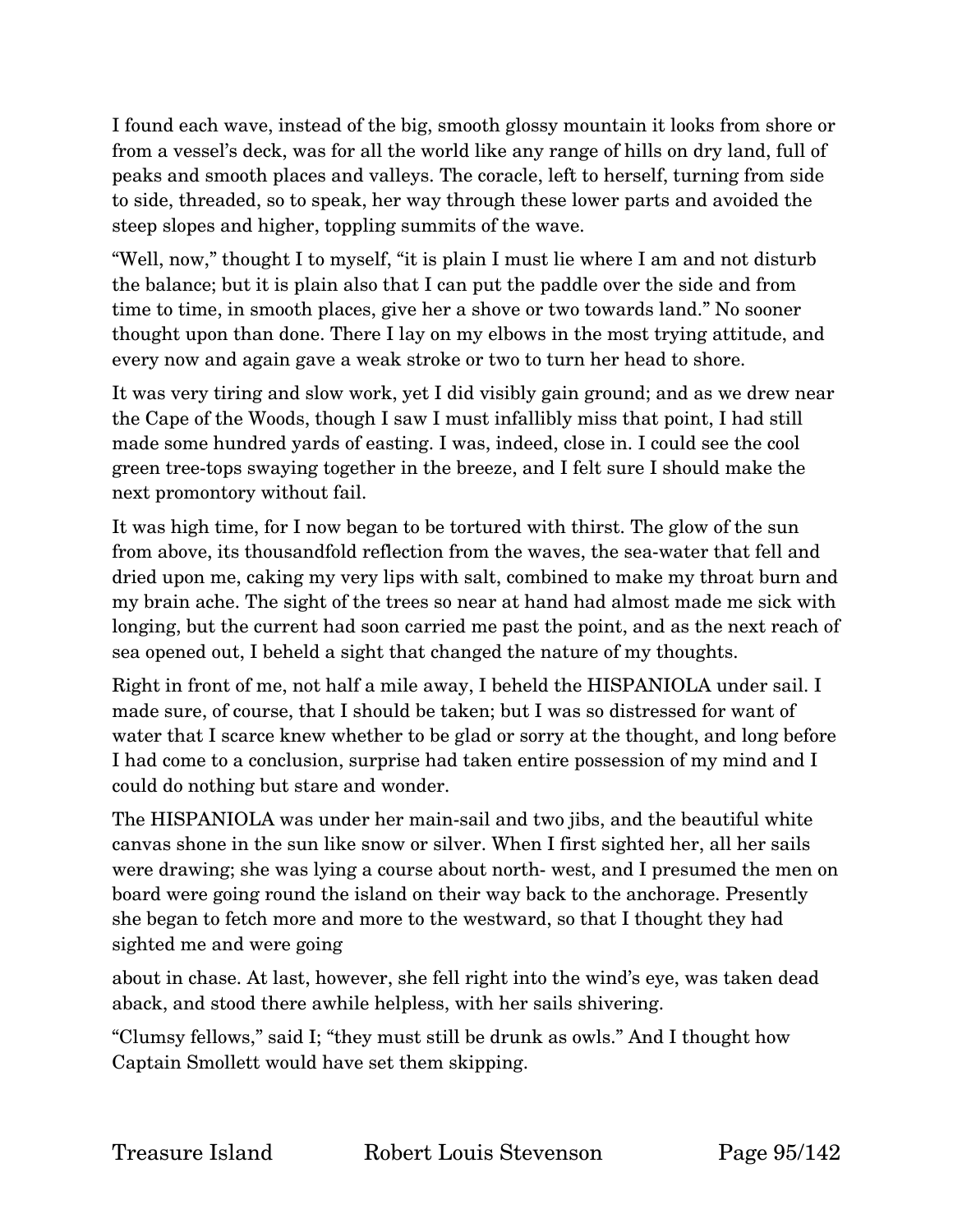I found each wave, instead of the big, smooth glossy mountain it looks from shore or from a vessel's deck, was for all the world like any range of hills on dry land, full of peaks and smooth places and valleys. The coracle, left to herself, turning from side to side, threaded, so to speak, her way through these lower parts and avoided the steep slopes and higher, toppling summits of the wave.

"Well, now," thought I to myself, "it is plain I must lie where I am and not disturb the balance; but it is plain also that I can put the paddle over the side and from time to time, in smooth places, give her a shove or two towards land." No sooner thought upon than done. There I lay on my elbows in the most trying attitude, and every now and again gave a weak stroke or two to turn her head to shore.

It was very tiring and slow work, yet I did visibly gain ground; and as we drew near the Cape of the Woods, though I saw I must infallibly miss that point, I had still made some hundred yards of easting. I was, indeed, close in. I could see the cool green tree-tops swaying together in the breeze, and I felt sure I should make the next promontory without fail.

It was high time, for I now began to be tortured with thirst. The glow of the sun from above, its thousandfold reflection from the waves, the sea-water that fell and dried upon me, caking my very lips with salt, combined to make my throat burn and my brain ache. The sight of the trees so near at hand had almost made me sick with longing, but the current had soon carried me past the point, and as the next reach of sea opened out, I beheld a sight that changed the nature of my thoughts.

Right in front of me, not half a mile away, I beheld the HISPANIOLA under sail. I made sure, of course, that I should be taken; but I was so distressed for want of water that I scarce knew whether to be glad or sorry at the thought, and long before I had come to a conclusion, surprise had taken entire possession of my mind and I could do nothing but stare and wonder.

The HISPANIOLA was under her main-sail and two jibs, and the beautiful white canvas shone in the sun like snow or silver. When I first sighted her, all her sails were drawing; she was lying a course about north- west, and I presumed the men on board were going round the island on their way back to the anchorage. Presently she began to fetch more and more to the westward, so that I thought they had sighted me and were going about in chase. At last, however, she fell right into the wind's eye, was taken dead aback, and stood there awhile helpless, with her sails shivering.

"Clumsy fellows," said I; "they must still be drunk as owls." And I thought how Captain Smollett would have set them skipping.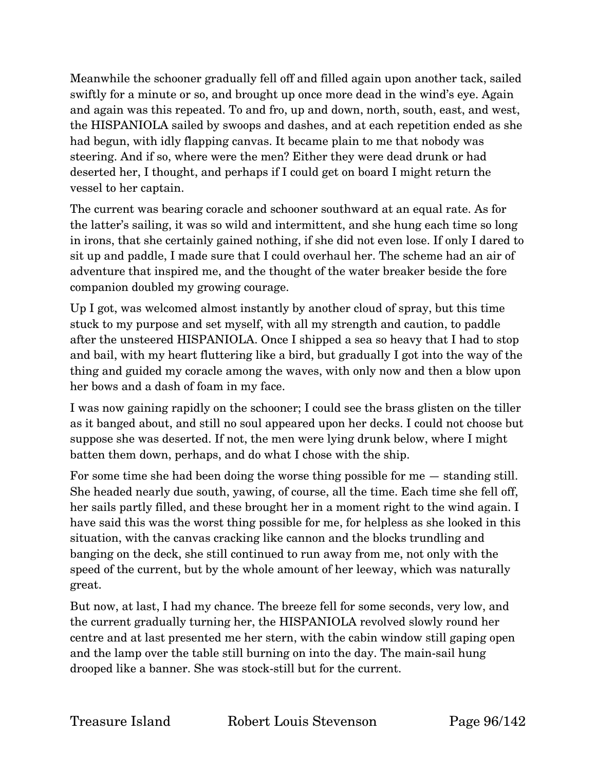Meanwhile the schooner gradually fell off and filled again upon another tack, sailed swiftly for a minute or so, and brought up once more dead in the wind's eye. Again and again was this repeated. To and fro, up and down, north, south, east, and west, the HISPANIOLA sailed by swoops and dashes, and at each repetition ended as she had begun, with idly flapping canvas. It became plain to me that nobody was steering. And if so, where were the men? Either they were dead drunk or had deserted her, I thought, and perhaps if I could get on board I might return the vessel to her captain.

The current was bearing coracle and schooner southward at an equal rate. As for the latter's sailing, it was so wild and intermittent, and she hung each time so long in irons, that she certainly gained nothing, if she did not even lose. If only I dared to sit up and paddle, I made sure that I could overhaul her. The scheme had an air of adventure that inspired me, and the thought of the water breaker beside the fore companion doubled my growing courage.

Up I got, was welcomed almost instantly by another cloud of spray, but this time stuck to my purpose and set myself, with all my strength and caution, to paddle after the unsteered HISPANIOLA. Once I shipped a sea so heavy that I had to stop and bail, with my heart fluttering like a bird, but gradually I got into the way of the thing and guided my coracle among the waves, with only now and then a blow upon her bows and a dash of foam in my face.

I was now gaining rapidly on the schooner; I could see the brass glisten on the tiller as it banged about, and still no soul appeared upon her decks. I could not choose but suppose she was deserted. If not, the men were lying drunk below, where I might batten them down, perhaps, and do what I chose with the ship.

For some time she had been doing the worse thing possible for me — standing still. She headed nearly due south, yawing, of course, all the time. Each time she fell off, her sails partly filled, and these brought her in a moment right to the wind again. I have said this was the worst thing possible for me, for helpless as she looked in this situation, with the canvas cracking like cannon and the blocks trundling and banging on the deck, she still continued to run away from me, not only with the speed of the current, but by the whole amount of her leeway, which was naturally great.

But now, at last, I had my chance. The breeze fell for some seconds, very low, and the current gradually turning her, the HISPANIOLA revolved slowly round her centre and at last presented me her stern, with the cabin window still gaping open and the lamp over the table still burning on into the day. The main-sail hung drooped like a banner. She was stock-still but for the current.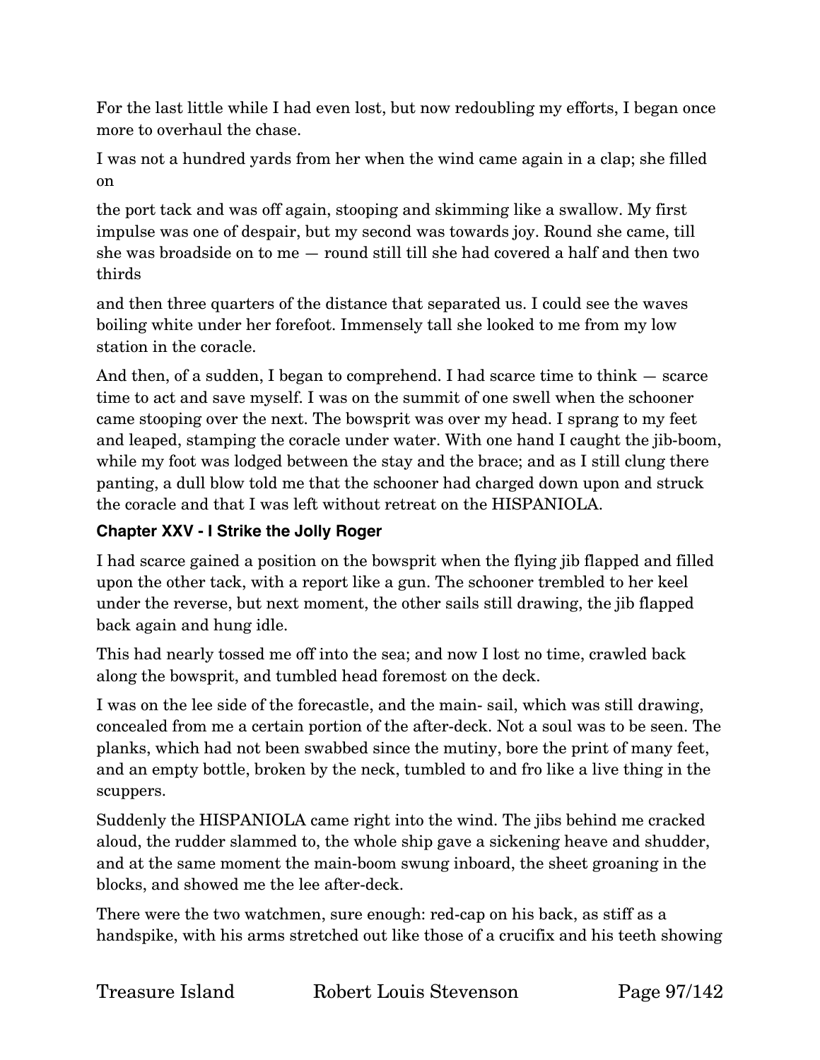For the last little while I had even lost, but now redoubling my efforts, I began once more to overhaul the chase.

I was not a hundred yards from her when the wind came again in a clap; she filled on

the port tack and was off again, stooping and skimming like a swallow. My first impulse was one of despair, but my second was towards joy. Round she came, till she was broadside on to me — round still till she had covered a half and then two thirds

and then three quarters of the distance that separated us. I could see the waves boiling white under her forefoot. Immensely tall she looked to me from my low station in the coracle.

And then, of a sudden, I began to comprehend. I had scarce time to think — scarce time to act and save myself. I was on the summit of one swell when the schooner came stooping over the next. The bowsprit was over my head. I sprang to my feet and leaped, stamping the coracle under water. With one hand I caught the jib-boom, while my foot was lodged between the stay and the brace; and as I still clung there panting, a dull blow told me that the schooner had charged down upon and struck the coracle and that I was left without retreat on the HISPANIOLA.

### Chapter XXV - I Strike the Jolly Roger

I had scarce gained a position on the bowsprit when the flying jib flapped and filled upon the other tack, with a report like a gun. The schooner trembled to her keel under the reverse, but next moment, the other sails still drawing, the jib flapped back again and hung idle.

This had nearly tossed me off into the sea; and now I lost no time, crawled back along the bowsprit, and tumbled head foremost on the deck.

I was on the lee side of the forecastle, and the main- sail, which was still drawing, concealed from me a certain portion of the after-deck. Not a soul was to be seen. The planks, which had not been swabbed since the mutiny, bore the print of many feet, and an empty bottle, broken by the neck, tumbled to and fro like a live thing in the scuppers.

Suddenly the HISPANIOLA came right into the wind. The jibs behind me cracked aloud, the rudder slammed to, the whole ship gave a sickening heave and shudder, and at the same moment the main-boom swung inboard, the sheet groaning in the blocks, and showed me the lee after-deck.

There were the two watchmen, sure enough: red-cap on his back, as stiff as a handspike, with his arms stretched out like those of a crucifix and his teeth showing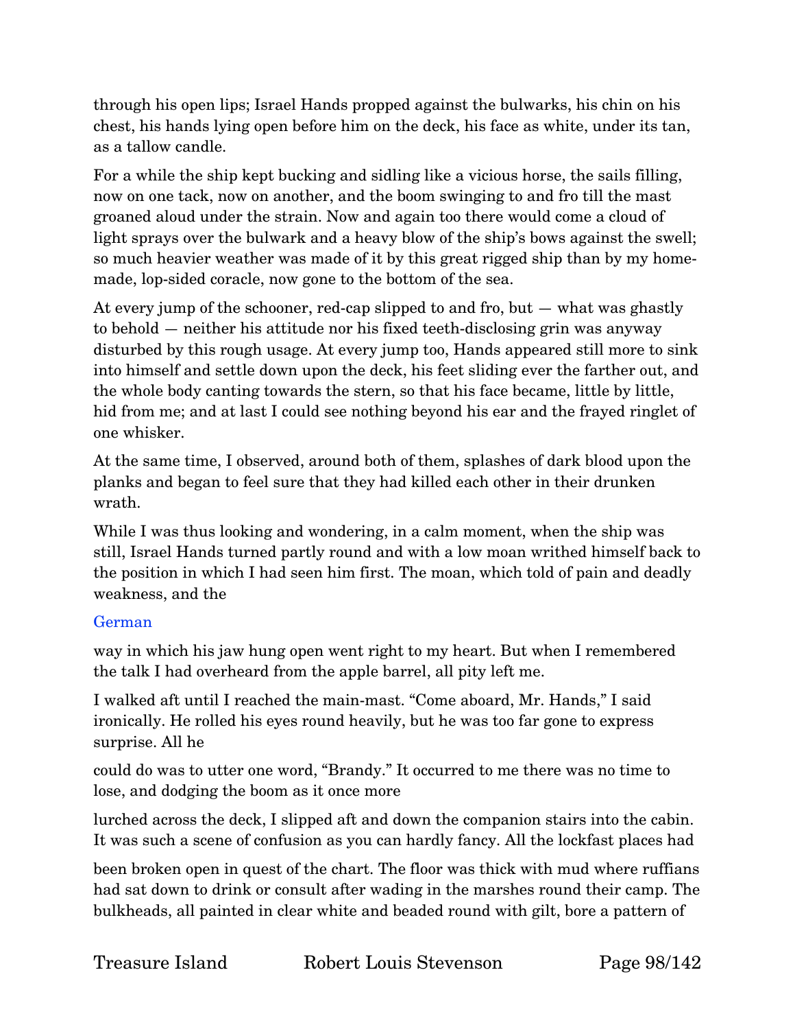through his open lips; Israel Hands propped against the bulwarks, his chin on his chest, his hands lying open before him on the deck, his face as white, under its tan, as a tallow candle.

For a while the ship kept bucking and sidling like a vicious horse, the sails filling, now on one tack, now on another, and the boom swinging to and fro till the mast groaned aloud under the strain. Now and again too there would come a cloud of light sprays over the bulwark and a heavy blow of the ship's bows against the swell; so much heavier weather was made of it by this great rigged ship than by my home-made, lop-sided coracle, now gone to the bottom of the sea.

At every jump of the schooner, red-cap slipped to and fro, but — what was ghastly to behold — neither his attitude nor his fixed teeth-disclosing grin was anyway disturbed by this rough usage. At every jump too, Hands appeared still more to sink into himself and settle down upon the deck, his feet sliding ever the farther out, and the whole body canting towards the stern, so that his face became, little by little, hid from me; and at last I could see nothing beyond his ear and the frayed ringlet of one whisker.

At the same time, I observed, around both of them, splashes of dark blood upon the planks and began to feel sure that they had killed each other in their drunken wrath.

While I was thus looking and wondering, in a calm moment, when the ship was still, Israel Hands turned partly round and with a low moan writhed himself back to the position in which I had seen him first. The moan, which told of pain and deadly weakness, and the

German

way in which his jaw hung open went right to my heart. But when I remembered the talk I had overheard from the apple barrel, all pity left me.

I walked aft until I reached the main-mast. "Come aboard, Mr. Hands," I said ironically. He rolled his eyes round heavily, but he was too far gone to express surprise. All he could do was to utter one word, "Brandy." It occurred to me there was no time to lose, and dodging the boom as it once more lurched across the deck, I slipped aft and down the companion stairs into the cabin. It was such a scene of confusion as you can hardly fancy. All the lockfast places had been broken open in quest of the chart. The floor was thick with mud where ruffians had sat down to drink or consult after wading in the marshes round their camp. The bulkheads, all painted in clear white and beaded round with gilt, bore a pattern of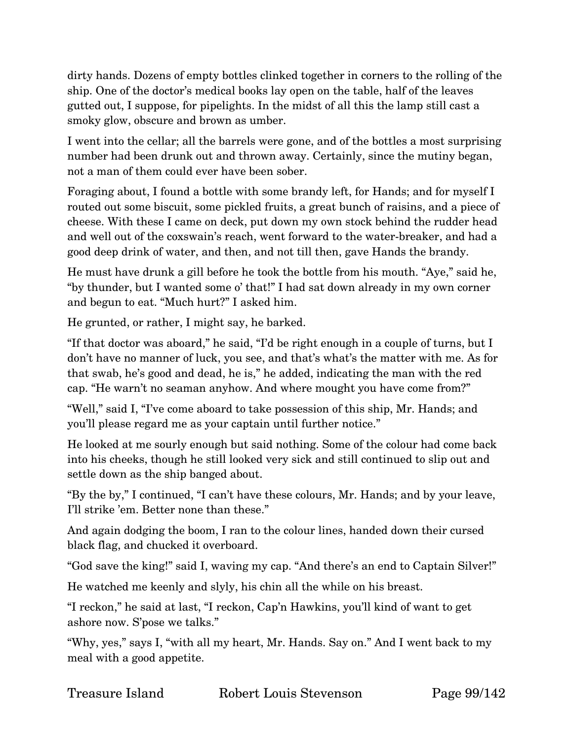dirty hands. Dozens of empty bottles clinked together in corners to the rolling of the ship. One of the doctor's medical books lay open on the table, half of the leaves gutted out, I suppose, for pipelights. In the midst of all this the lamp still cast a smoky glow, obscure and brown as umber.

I went into the cellar; all the barrels were gone, and of the bottles a most surprising number had been drunk out and thrown away. Certainly, since the mutiny began, not a man of them could ever have been sober.

Foraging about, I found a bottle with some brandy left, for Hands; and for myself I routed out some biscuit, some pickled fruits, a great bunch of raisins, and a piece of cheese. With these I came on deck, put down my own stock behind the rudder head and well out of the coxswain's reach, went forward to the water-breaker, and had a good deep drink of water, and then, and not till then, gave Hands the brandy.

He must have drunk a gill before he took the bottle from his mouth. "Aye," said he, "by thunder, but I wanted some o' that!" I had sat down already in my own corner and begun to eat. "Much hurt?" I asked him.

He grunted, or rather, I might say, he barked.

"If that doctor was aboard," he said, "I'd be right enough in a couple of turns, but I don't have no manner of luck, you see, and that's what's the matter with me. As for that swab, he's good and dead, he is," he added, indicating the man with the red cap. "He warn't no seaman anyhow. And where mought you have come from?"

"Well," said I, "I've come aboard to take possession of this ship, Mr. Hands; and you'll please regard me as your captain until further notice."

He looked at me sourly enough but said nothing. Some of the colour had come back into his cheeks, though he still looked very sick and still continued to slip out and settle down as the ship banged about.

"By the by," I continued, "I can't have these colours, Mr. Hands; and by your leave, I'll strike 'em. Better none than these."

And again dodging the boom, I ran to the colour lines, handed down their cursed black flag, and chucked it overboard.

"God save the king!" said I, waving my cap. "And there's an end to Captain Silver!"

He watched me keenly and slyly, his chin all the while on his breast.

"I reckon," he said at last, "I reckon, Cap'n Hawkins, you'll kind of want to get ashore now. S'pose we talks."

"Why, yes," says I, "with all my heart, Mr. Hands. Say on." And I went back to my meal with a good appetite.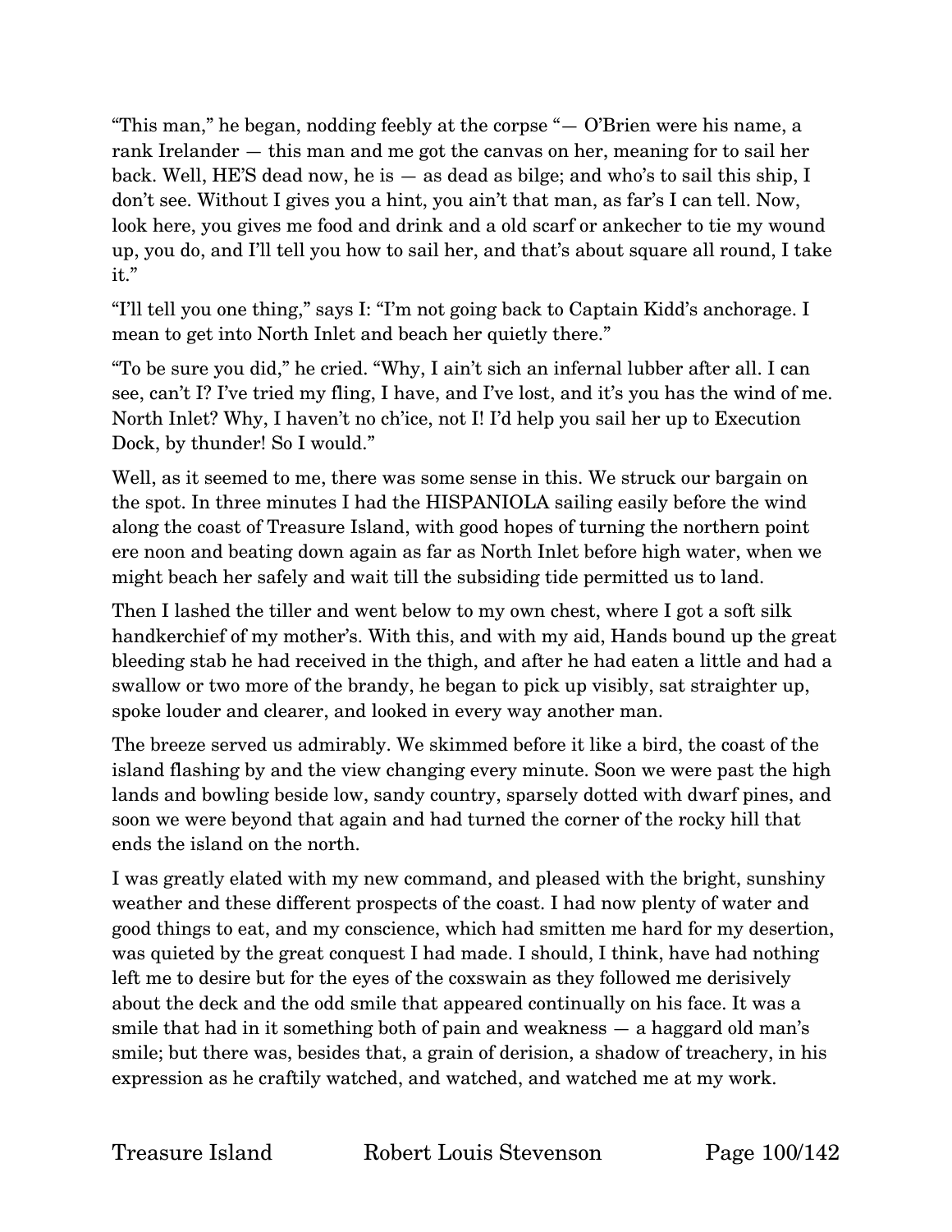"This man," he began, nodding feebly at the corpse "— O'Brien were his name, a rank Irelander — this man and me got the canvas on her, meaning for to sail her back. Well, HE'S dead now, he is — as dead as bilge; and who's to sail this ship, I don't see. Without I gives you a hint, you ain't that man, as far's I can tell. Now, look here, you gives me food and drink and a old scarf or ankecher to tie my wound up, you do, and I'll tell you how to sail her, and that's about square all round, I take it."

"I'll tell you one thing," says I: "I'm not going back to Captain Kidd's anchorage. I mean to get into North Inlet and beach her quietly there."

"To be sure you did," he cried. "Why, I ain't sich an infernal lubber after all. I can see, can't I? I've tried my fling, I have, and I've lost, and it's you has the wind of me. North Inlet? Why, I haven't no ch'ice, not I! I'd help you sail her up to Execution Dock, by thunder! So I would."

Well, as it seemed to me, there was some sense in this. We struck our bargain on the spot. In three minutes I had the HISPANIOLA sailing easily before the wind along the coast of Treasure Island, with good hopes of turning the northern point ere noon and beating down again as far as North Inlet before high water, when we might beach her safely and wait till the subsiding tide permitted us to land.

Then I lashed the tiller and went below to my own chest, where I got a soft silk handkerchief of my mother's. With this, and with my aid, Hands bound up the great bleeding stab he had received in the thigh, and after he had eaten a little and had a swallow or two more of the brandy, he began to pick up visibly, sat straighter up, spoke louder and clearer, and looked in every way another man.

The breeze served us admirably. We skimmed before it like a bird, the coast of the island flashing by and the view changing every minute. Soon we were past the high lands and bowling beside low, sandy country, sparsely dotted with dwarf pines, and soon we were beyond that again and had turned the corner of the rocky hill that ends the island on the north.

I was greatly elated with my new command, and pleased with the bright, sunshiny weather and these different prospects of the coast. I had now plenty of water and good things to eat, and my conscience, which had smitten me hard for my desertion, was quieted by the great conquest I had made. I should, I think, have had nothing left me to desire but for the eyes of the coxswain as they followed me derisively about the deck and the odd smile that appeared continually on his face. It was a smile that had in it something both of pain and weakness — a haggard old man's smile; but there was, besides that, a grain of derision, a shadow of treachery, in his expression as he craftily watched, and watched, and watched me at my work.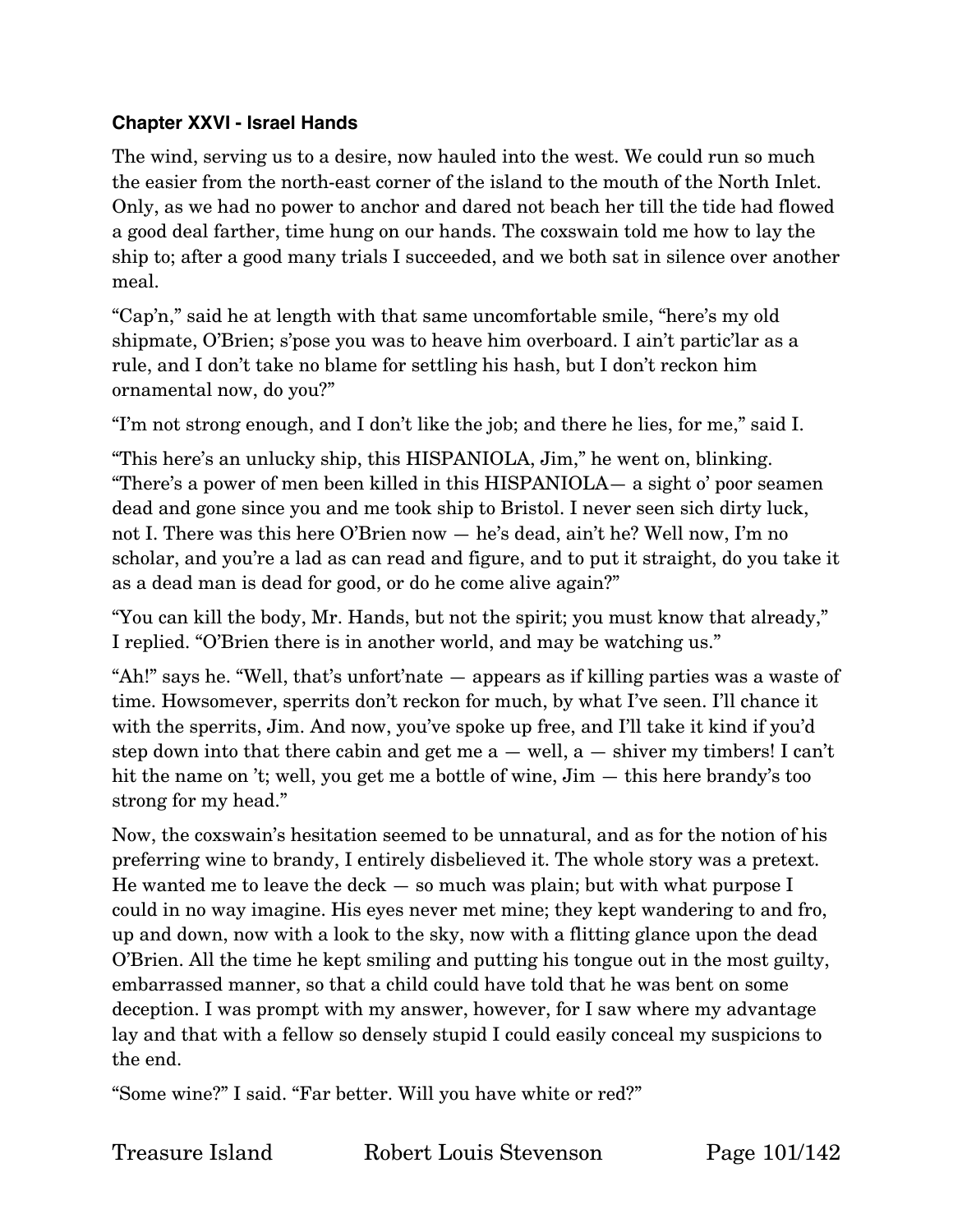### Chapter XXVI - Israel Hands

The wind, serving us to a desire, now hauled into the west. We could run so much the easier from the north-east corner of the island to the mouth of the North Inlet. Only, as we had no power to anchor and dared not beach her till the tide had flowed a good deal farther, time hung on our hands. The coxswain told me how to lay the ship to; after a good many trials I succeeded, and we both sat in silence over another meal.

"Cap'n," said he at length with that same uncomfortable smile, "here's my old shipmate, O'Brien; s'pose you was to heave him overboard. I ain't partic'lar as a rule, and I don't take no blame for settling his hash, but I don't reckon him ornamental now, do you?"

"I'm not strong enough, and I don't like the job; and there he lies, for me," said I.

"This here's an unlucky ship, this HISPANIOLA, Jim," he went on, blinking. "There's a power of men been killed in this HISPANIOLA— a sight o' poor seamen dead and gone since you and me took ship to Bristol. I never seen sich dirty luck, not I. There was this here O'Brien now — he's dead, ain't he? Well now, I'm no scholar, and you're a lad as can read and figure, and to put it straight, do you take it as a dead man is dead for good, or do he come alive again?"

"You can kill the body, Mr. Hands, but not the spirit; you must know that already," I replied. "O'Brien there is in another world, and may be watching us."

"Ah!" says he. "Well, that's unfort'nate — appears as if killing parties was a waste of time. Howsomever, sperrits don't reckon for much, by what I've seen. I'll chance it with the sperrits, Jim. And now, you've spoke up free, and I'll take it kind if you'd step down into that there cabin and get me a — well, a — shiver my timbers! I can't hit the name on 't; well, you get me a bottle of wine, Jim — this here brandy's too strong for my head."

Now, the coxswain's hesitation seemed to be unnatural, and as for the notion of his preferring wine to brandy, I entirely disbelieved it. The whole story was a pretext. He wanted me to leave the deck — so much was plain; but with what purpose I could in no way imagine. His eyes never met mine; they kept wandering to and fro, up and down, now with a look to the sky, now with a flitting glance upon the dead O'Brien. All the time he kept smiling and putting his tongue out in the most guilty, embarrassed manner, so that a child could have told that he was bent on some deception. I was prompt with my answer, however, for I saw where my advantage lay and that with a fellow so densely stupid I could easily conceal my suspicions to the end.

"Some wine?" I said. "Far better. Will you have white or red?"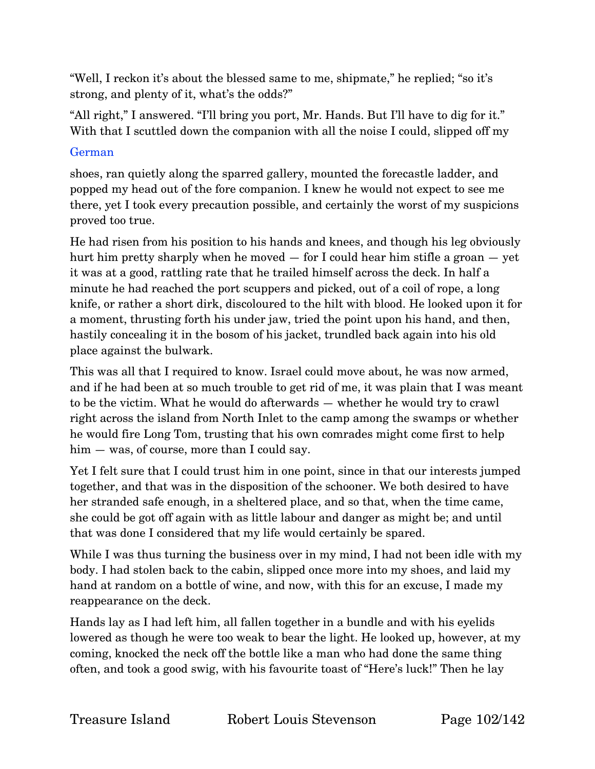"Well, I reckon it's about the blessed same to me, shipmate," he replied; "so it's strong, and plenty of it, what's the odds?"

"All right," I answered. "I'll bring you port, Mr. Hands. But I'll have to dig for it." With that I scuttled down the companion with all the noise I could, slipped off my

German

shoes, ran quietly along the sparred gallery, mounted the forecastle ladder, and popped my head out of the fore companion. I knew he would not expect to see me there, yet I took every precaution possible, and certainly the worst of my suspicions proved too true.

He had risen from his position to his hands and knees, and though his leg obviously hurt him pretty sharply when he moved — for I could hear him stifle a groan — yet it was at a good, rattling rate that he trailed himself across the deck. In half a minute he had reached the port scuppers and picked, out of a coil of rope, a long knife, or rather a short dirk, discoloured to the hilt with blood. He looked upon it for a moment, thrusting forth his under jaw, tried the point upon his hand, and then, hastily concealing it in the bosom of his jacket, trundled back again into his old place against the bulwark.

This was all that I required to know. Israel could move about, he was now armed, and if he had been at so much trouble to get rid of me, it was plain that I was meant to be the victim. What he would do afterwards — whether he would try to crawl right across the island from North Inlet to the camp among the swamps or whether he would fire Long Tom, trusting that his own comrades might come first to help him — was, of course, more than I could say.

Yet I felt sure that I could trust him in one point, since in that our interests jumped together, and that was in the disposition of the schooner. We both desired to have her stranded safe enough, in a sheltered place, and so that, when the time came, she could be got off again with as little labour and danger as might be; and until that was done I considered that my life would certainly be spared.

While I was thus turning the business over in my mind, I had not been idle with my body. I had stolen back to the cabin, slipped once more into my shoes, and laid my hand at random on a bottle of wine, and now, with this for an excuse, I made my reappearance on the deck.

Hands lay as I had left him, all fallen together in a bundle and with his eyelids lowered as though he were too weak to bear the light. He looked up, however, at my coming, knocked the neck off the bottle like a man who had done the same thing often, and took a good swig, with his favourite toast of "Here's luck!" Then he lay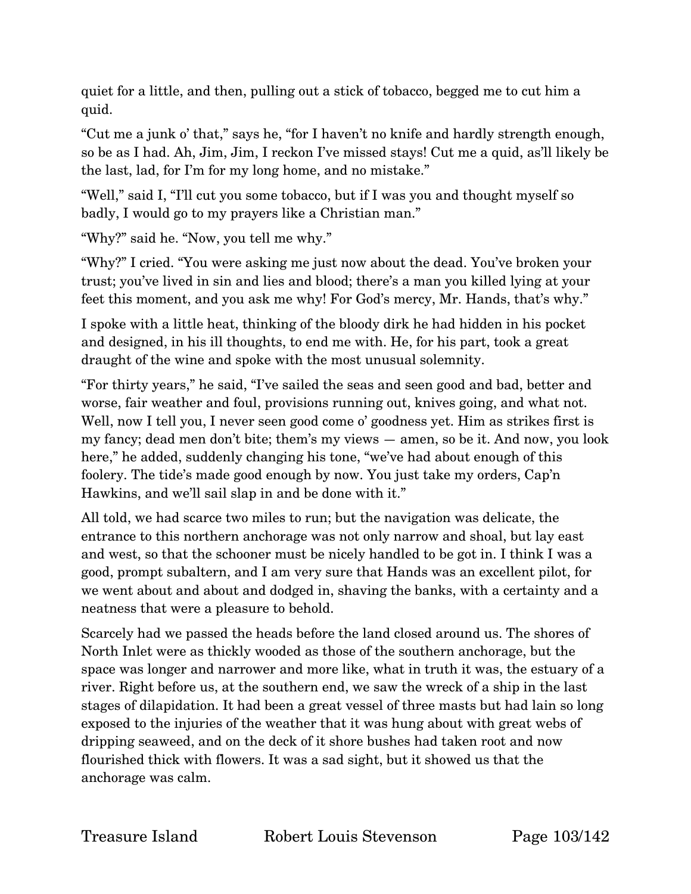quiet for a little, and then, pulling out a stick of tobacco, begged me to cut him a quid.

"Cut me a junk o' that," says he, "for I haven't no knife and hardly strength enough, so be as I had. Ah, Jim, Jim, I reckon I've missed stays! Cut me a quid, as'll likely be the last, lad, for I'm for my long home, and no mistake."

"Well," said I, "I'll cut you some tobacco, but if I was you and thought myself so badly, I would go to my prayers like a Christian man."

"Why?" said he. "Now, you tell me why."

"Why?" I cried. "You were asking me just now about the dead. You've broken your trust; you've lived in sin and lies and blood; there's a man you killed lying at your feet this moment, and you ask me why! For God's mercy, Mr. Hands, that's why."

I spoke with a little heat, thinking of the bloody dirk he had hidden in his pocket and designed, in his ill thoughts, to end me with. He, for his part, took a great draught of the wine and spoke with the most unusual solemnity.

"For thirty years," he said, "I've sailed the seas and seen good and bad, better and worse, fair weather and foul, provisions running out, knives going, and what not. Well, now I tell you, I never seen good come o' goodness yet. Him as strikes first is my fancy; dead men don't bite; them's my views — amen, so be it. And now, you look here," he added, suddenly changing his tone, "we've had about enough of this foolery. The tide's made good enough by now. You just take my orders, Cap'n Hawkins, and we'll sail slap in and be done with it."

All told, we had scarce two miles to run; but the navigation was delicate, the entrance to this northern anchorage was not only narrow and shoal, but lay east and west, so that the schooner must be nicely handled to be got in. I think I was a good, prompt subaltern, and I am very sure that Hands was an excellent pilot, for we went about and about and dodged in, shaving the banks, with a certainty and a neatness that were a pleasure to behold.

Scarcely had we passed the heads before the land closed around us. The shores of North Inlet were as thickly wooded as those of the southern anchorage, but the space was longer and narrower and more like, what in truth it was, the estuary of a river. Right before us, at the southern end, we saw the wreck of a ship in the last stages of dilapidation. It had been a great vessel of three masts but had lain so long exposed to the injuries of the weather that it was hung about with great webs of dripping seaweed, and on the deck of it shore bushes had taken root and now flourished thick with flowers. It was a sad sight, but it showed us that the anchorage was calm.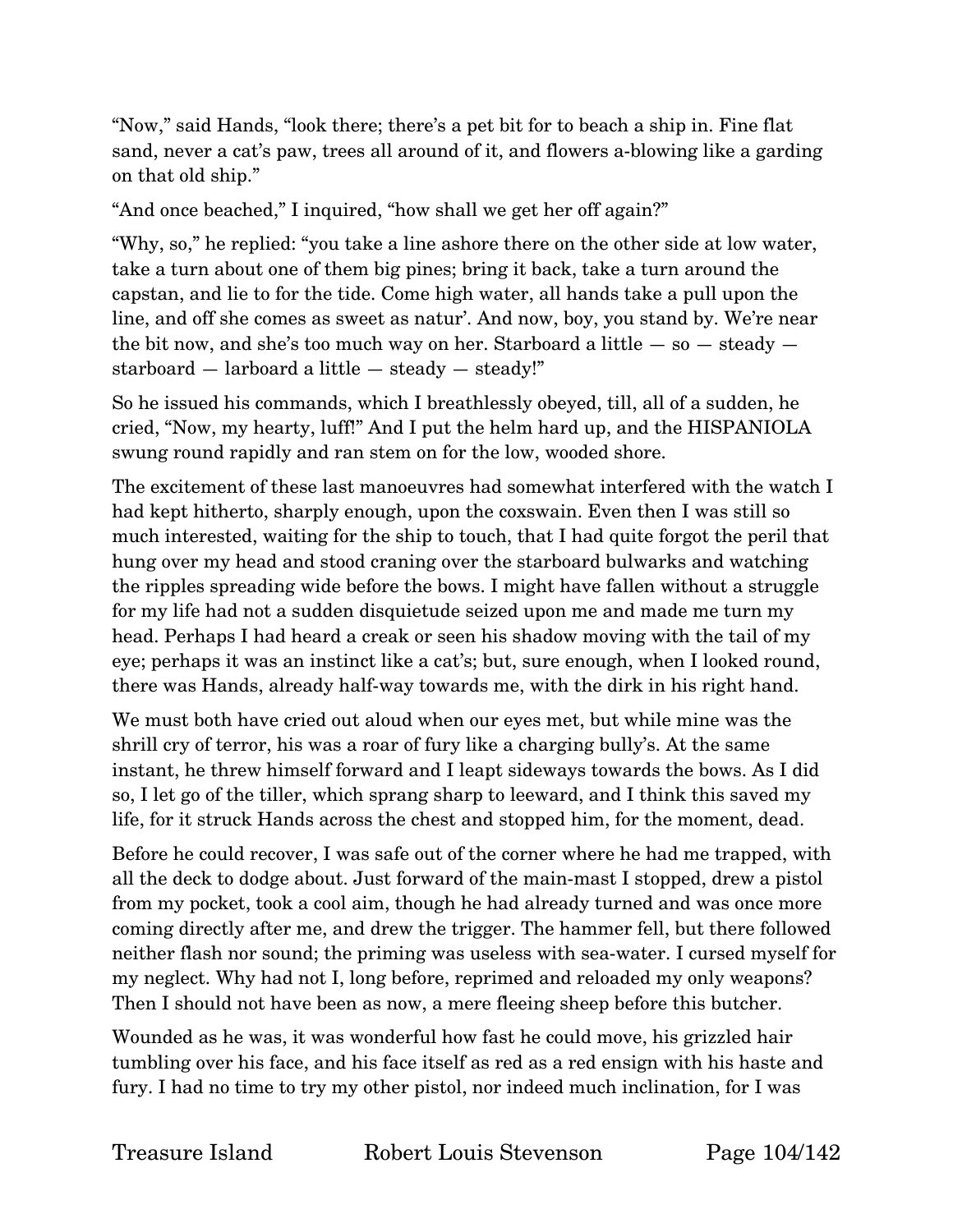“Now,” said Hands, “look there; there’s a pet bit for to beach a ship in. Fine flat sand, never a cat’s paw, trees all around of it, and flowers a-blowing like a garding on that old ship.”

“And once beached,” I inquired, “how shall we get her off again?”

“Why, so,” he replied: “you take a line ashore there on the other side at low water, take a turn about one of them big pines; bring it back, take a turn around the capstan, and lie to for the tide. Come high water, all hands take a pull upon the line, and off she comes as sweet as natur’. And now, boy, you stand by. We’re near the bit now, and she’s too much way on her. Starboard a little — so — steady — starboard — larboard a little — steady — steady!”

So he issued his commands, which I breathlessly obeyed, till, all of a sudden, he cried, “Now, my hearty, luff!” And I put the helm hard up, and the HISPANIOLA swung round rapidly and ran stem on for the low, wooded shore.

The excitement of these last manoeuvres had somewhat interfered with the watch I had kept hitherto, sharply enough, upon the coxswain. Even then I was still so much interested, waiting for the ship to touch, that I had quite forgot the peril that hung over my head and stood craning over the starboard bulwarks and watching the ripples spreading wide before the bows. I might have fallen without a struggle for my life had not a sudden disquietude seized upon me and made me turn my head. Perhaps I had heard a creak or seen his shadow moving with the tail of my eye; perhaps it was an instinct like a cat’s; but, sure enough, when I looked round, there was Hands, already half-way towards me, with the dirk in his right hand.

We must both have cried out aloud when our eyes met, but while mine was the shrill cry of terror, his was a roar of fury like a charging bully’s. At the same instant, he threw himself forward and I leapt sideways towards the bows. As I did so, I let go of the tiller, which sprang sharp to leeward, and I think this saved my life, for it struck Hands across the chest and stopped him, for the moment, dead.

Before he could recover, I was safe out of the corner where he had me trapped, with all the deck to dodge about. Just forward of the main-mast I stopped, drew a pistol from my pocket, took a cool aim, though he had already turned and was once more coming directly after me, and drew the trigger. The hammer fell, but there followed neither flash nor sound; the priming was useless with sea-water. I cursed myself for my neglect. Why had not I, long before, reprimed and reloaded my only weapons? Then I should not have been as now, a mere fleeing sheep before this butcher.

Wounded as he was, it was wonderful how fast he could move, his grizzled hair tumbling over his face, and his face itself as red as a red ensign with his haste and fury. I had no time to try my other pistol, nor indeed much inclination, for I was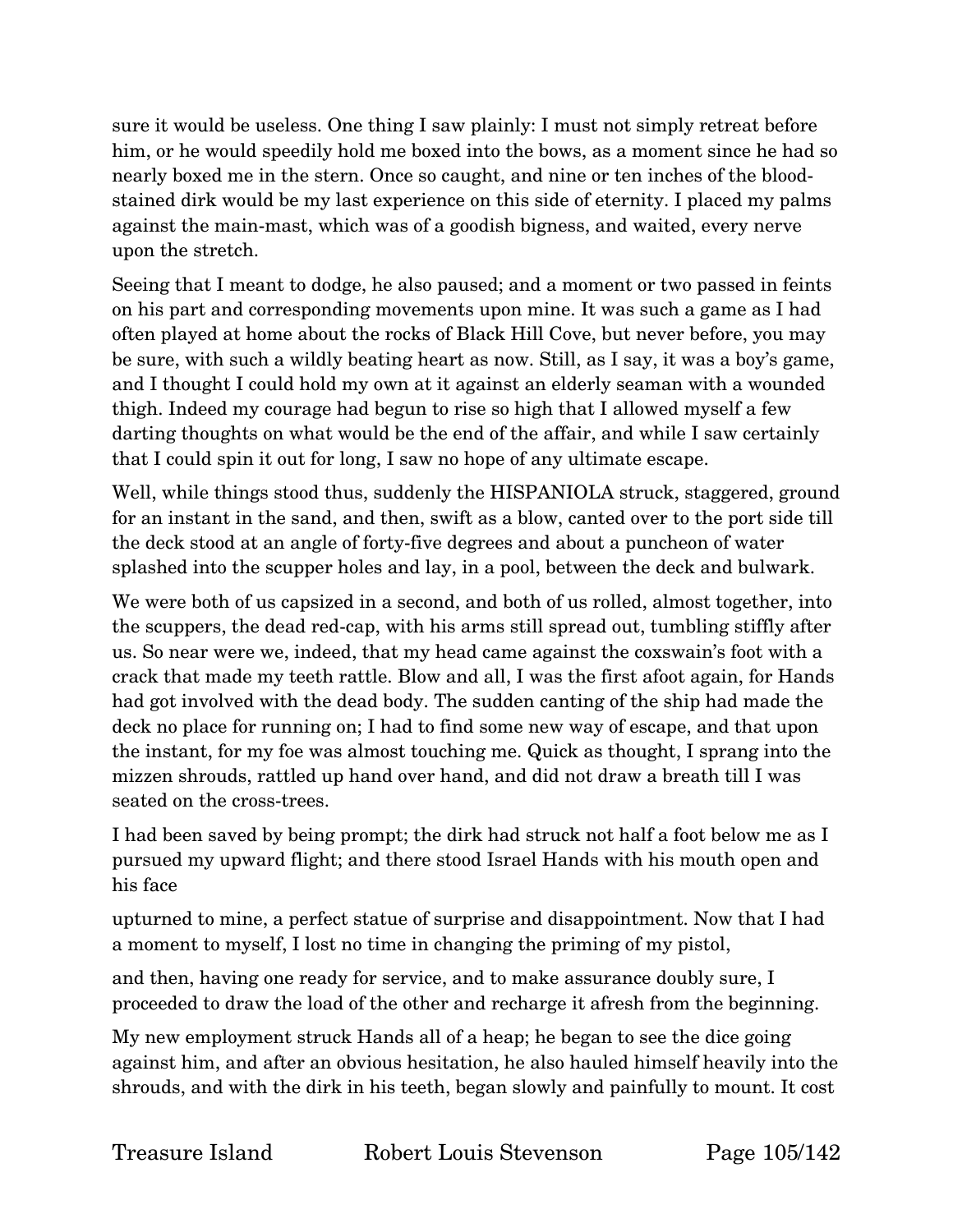sure it would be useless. One thing I saw plainly: I must not simply retreat before him, or he would speedily hold me boxed into the bows, as a moment since he had so nearly boxed me in the stern. Once so caught, and nine or ten inches of the blood-stained dirk would be my last experience on this side of eternity. I placed my palms against the main-mast, which was of a goodish bigness, and waited, every nerve upon the stretch.

Seeing that I meant to dodge, he also paused; and a moment or two passed in feints on his part and corresponding movements upon mine. It was such a game as I had often played at home about the rocks of Black Hill Cove, but never before, you may be sure, with such a wildly beating heart as now. Still, as I say, it was a boy's game, and I thought I could hold my own at it against an elderly seaman with a wounded thigh. Indeed my courage had begun to rise so high that I allowed myself a few darting thoughts on what would be the end of the affair, and while I saw certainly that I could spin it out for long, I saw no hope of any ultimate escape.

Well, while things stood thus, suddenly the HISPANIOLA struck, staggered, ground for an instant in the sand, and then, swift as a blow, canted over to the port side till the deck stood at an angle of forty-five degrees and about a puncheon of water splashed into the scupper holes and lay, in a pool, between the deck and bulwark.

We were both of us capsized in a second, and both of us rolled, almost together, into the scuppers, the dead red-cap, with his arms still spread out, tumbling stiffly after us. So near were we, indeed, that my head came against the coxswain's foot with a crack that made my teeth rattle. Blow and all, I was the first afoot again, for Hands had got involved with the dead body. The sudden canting of the ship had made the deck no place for running on; I had to find some new way of escape, and that upon the instant, for my foe was almost touching me. Quick as thought, I sprang into the mizzen shrouds, rattled up hand over hand, and did not draw a breath till I was seated on the cross-trees.

I had been saved by being prompt; the dirk had struck not half a foot below me as I pursued my upward flight; and there stood Israel Hands with his mouth open and his face upturned to mine, a perfect statue of surprise and disappointment. Now that I had a moment to myself, I lost no time in changing the priming of my pistol, and then, having one ready for service, and to make assurance doubly sure, I proceeded to draw the load of the other and recharge it afresh from the beginning.

My new employment struck Hands all of a heap; he began to see the dice going against him, and after an obvious hesitation, he also hauled himself heavily into the shrouds, and with the dirk in his teeth, began slowly and painfully to mount. It cost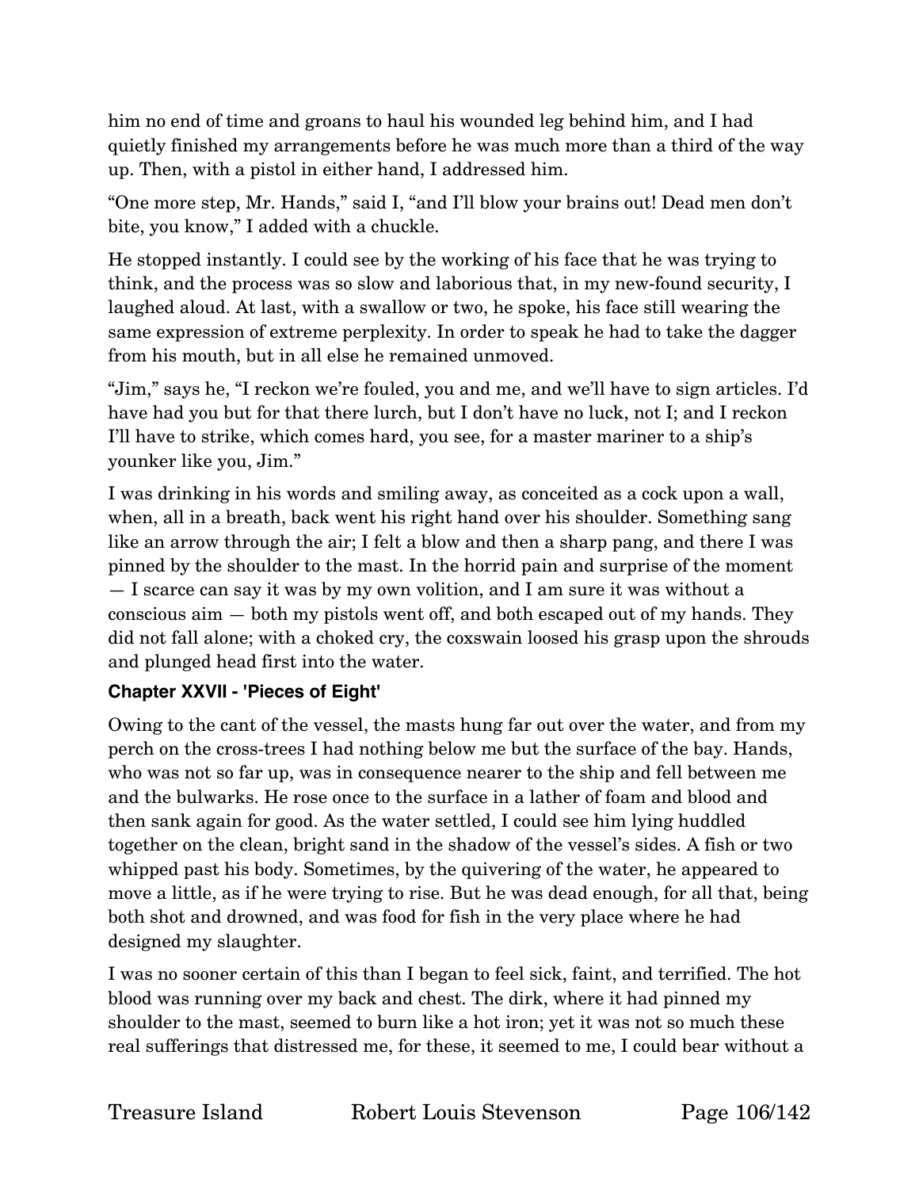him no end of time and groans to haul his wounded leg behind him, and I had quietly finished my arrangements before he was much more than a third of the way up. Then, with a pistol in either hand, I addressed him.

"One more step, Mr. Hands," said I, "and I'll blow your brains out! Dead men don't bite, you know," I added with a chuckle.

He stopped instantly. I could see by the working of his face that he was trying to think, and the process was so slow and laborious that, in my new-found security, I laughed aloud. At last, with a swallow or two, he spoke, his face still wearing the same expression of extreme perplexity. In order to speak he had to take the dagger from his mouth, but in all else he remained unmoved.

"Jim," says he, "I reckon we're fouled, you and me, and we'll have to sign articles. I'd have had you but for that there lurch, but I don't have no luck, not I; and I reckon I'll have to strike, which comes hard, you see, for a master mariner to a ship's younker like you, Jim."

I was drinking in his words and smiling away, as conceited as a cock upon a wall, when, all in a breath, back went his right hand over his shoulder. Something sang like an arrow through the air; I felt a blow and then a sharp pang, and there I was pinned by the shoulder to the mast. In the horrid pain and surprise of the moment — I scarce can say it was by my own volition, and I am sure it was without a conscious aim — both my pistols went off, and both escaped out of my hands. They did not fall alone; with a choked cry, the coxswain loosed his grasp upon the shrouds and plunged head first into the water.

#### Chapter XXVII - 'Pieces of Eight'

Owing to the cant of the vessel, the masts hung far out over the water, and from my perch on the cross-trees I had nothing below me but the surface of the bay. Hands, who was not so far up, was in consequence nearer to the ship and fell between me and the bulwarks. He rose once to the surface in a lather of foam and blood and then sank again for good. As the water settled, I could see him lying huddled together on the clean, bright sand in the shadow of the vessel's sides. A fish or two whipped past his body. Sometimes, by the quivering of the water, he appeared to move a little, as if he were trying to rise. But he was dead enough, for all that, being both shot and drowned, and was food for fish in the very place where he had designed my slaughter.

I was no sooner certain of this than I began to feel sick, faint, and terrified. The hot blood was running over my back and chest. The dirk, where it had pinned my shoulder to the mast, seemed to burn like a hot iron; yet it was not so much these real sufferings that distressed me, for these, it seemed to me, I could bear without a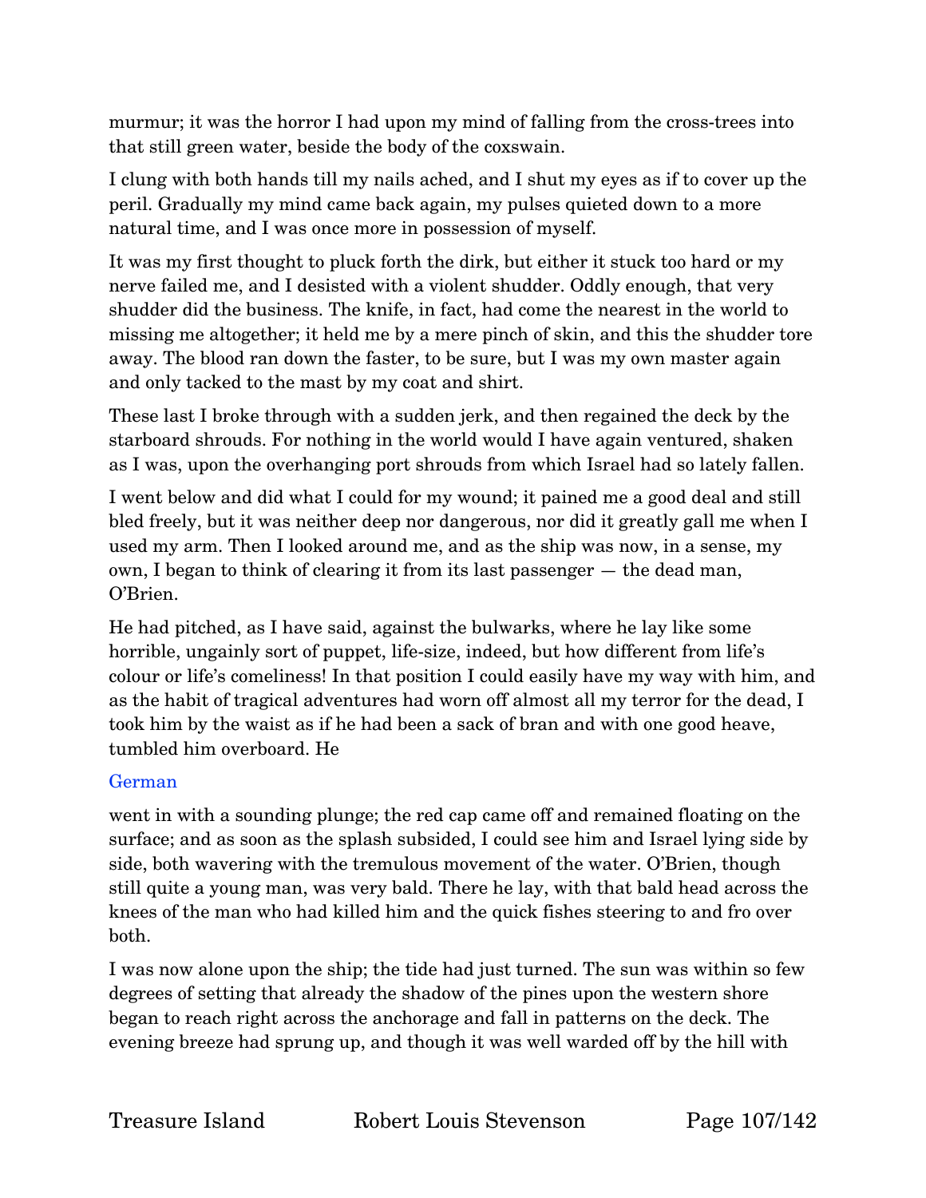murmur; it was the horror I had upon my mind of falling from the cross-trees into that still green water, beside the body of the coxswain.

I clung with both hands till my nails ached, and I shut my eyes as if to cover up the peril. Gradually my mind came back again, my pulses quieted down to a more natural time, and I was once more in possession of myself.

It was my first thought to pluck forth the dirk, but either it stuck too hard or my nerve failed me, and I desisted with a violent shudder. Oddly enough, that very shudder did the business. The knife, in fact, had come the nearest in the world to missing me altogether; it held me by a mere pinch of skin, and this the shudder tore away. The blood ran down the faster, to be sure, but I was my own master again and only tacked to the mast by my coat and shirt.

These last I broke through with a sudden jerk, and then regained the deck by the starboard shrouds. For nothing in the world would I have again ventured, shaken as I was, upon the overhanging port shrouds from which Israel had so lately fallen.

I went below and did what I could for my wound; it pained me a good deal and still bled freely, but it was neither deep nor dangerous, nor did it greatly gall me when I used my arm. Then I looked around me, and as the ship was now, in a sense, my own, I began to think of clearing it from its last passenger — the dead man, O'Brien.

He had pitched, as I have said, against the bulwarks, where he lay like some horrible, ungainly sort of puppet, life-size, indeed, but how different from life's colour or life's comeliness! In that position I could easily have my way with him, and as the habit of tragical adventures had worn off almost all my terror for the dead, I took him by the waist as if he had been a sack of bran and with one good heave, tumbled him overboard. He

German

went in with a sounding plunge; the red cap came off and remained floating on the surface; and as soon as the splash subsided, I could see him and Israel lying side by side, both wavering with the tremulous movement of the water. O'Brien, though still quite a young man, was very bald. There he lay, with that bald head across the knees of the man who had killed him and the quick fishes steering to and fro over both.

I was now alone upon the ship; the tide had just turned. The sun was within so few degrees of setting that already the shadow of the pines upon the western shore began to reach right across the anchorage and fall in patterns on the deck. The evening breeze had sprung up, and though it was well warded off by the hill with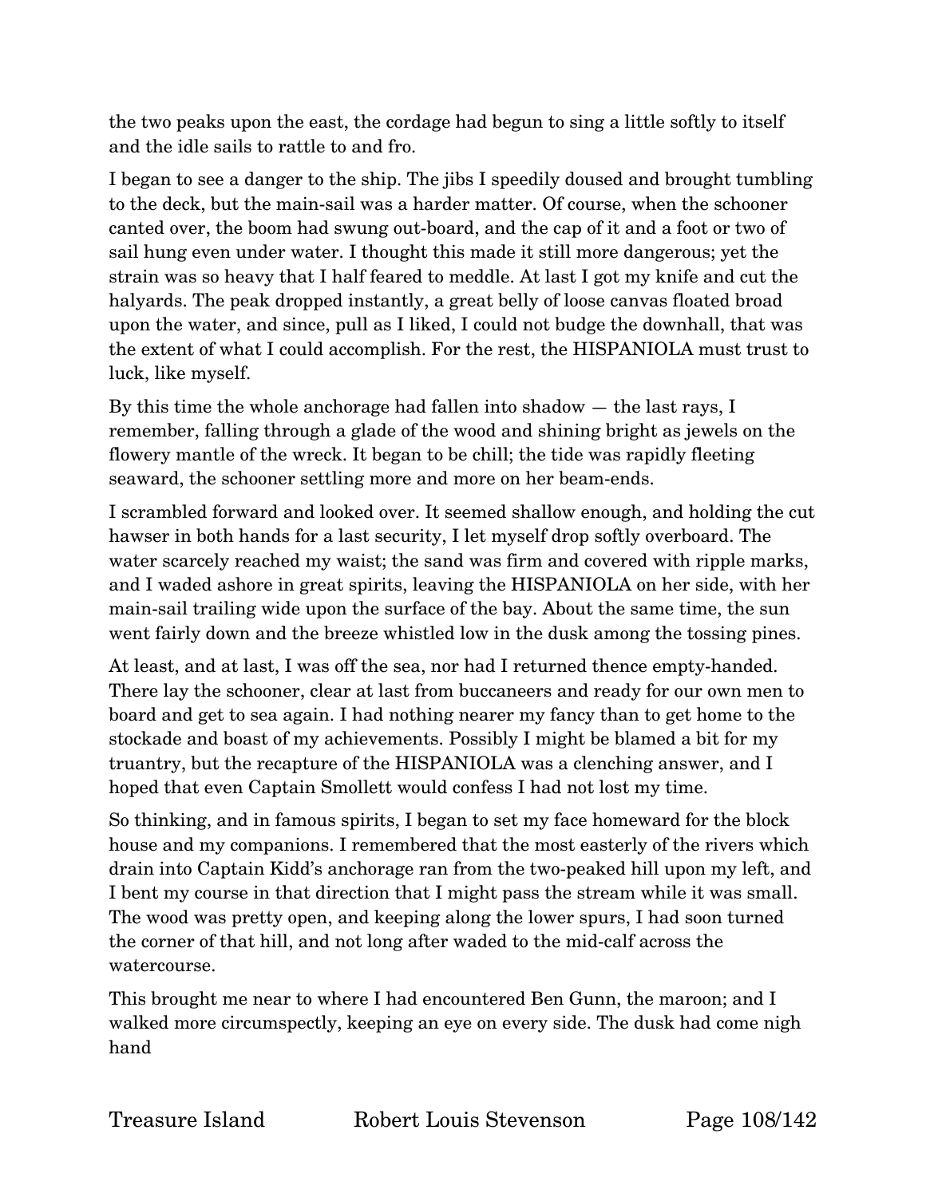the two peaks upon the east, the cordage had begun to sing a little softly to itself and the idle sails to rattle to and fro.

I began to see a danger to the ship. The jibs I speedily doused and brought tumbling to the deck, but the main-sail was a harder matter. Of course, when the schooner canted over, the boom had swung out-board, and the cap of it and a foot or two of sail hung even under water. I thought this made it still more dangerous; yet the strain was so heavy that I half feared to meddle. At last I got my knife and cut the halyards. The peak dropped instantly, a great belly of loose canvas floated broad upon the water, and since, pull as I liked, I could not budge the downhall, that was the extent of what I could accomplish. For the rest, the HISPANIOLA must trust to luck, like myself.

By this time the whole anchorage had fallen into shadow — the last rays, I remember, falling through a glade of the wood and shining bright as jewels on the flowery mantle of the wreck. It began to be chill; the tide was rapidly fleeting seaward, the schooner settling more and more on her beam-ends.

I scrambled forward and looked over. It seemed shallow enough, and holding the cut hawser in both hands for a last security, I let myself drop softly overboard. The water scarcely reached my waist; the sand was firm and covered with ripple marks, and I waded ashore in great spirits, leaving the HISPANIOLA on her side, with her main-sail trailing wide upon the surface of the bay. About the same time, the sun went fairly down and the breeze whistled low in the dusk among the tossing pines.

At least, and at last, I was off the sea, nor had I returned thence empty-handed. There lay the schooner, clear at last from buccaneers and ready for our own men to board and get to sea again. I had nothing nearer my fancy than to get home to the stockade and boast of my achievements. Possibly I might be blamed a bit for my truantry, but the recapture of the HISPANIOLA was a clenching answer, and I hoped that even Captain Smollett would confess I had not lost my time.

So thinking, and in famous spirits, I began to set my face homeward for the block house and my companions. I remembered that the most easterly of the rivers which drain into Captain Kidd's anchorage ran from the two-peaked hill upon my left, and I bent my course in that direction that I might pass the stream while it was small. The wood was pretty open, and keeping along the lower spurs, I had soon turned the corner of that hill, and not long after waded to the mid-calf across the watercourse.

This brought me near to where I had encountered Ben Gunn, the maroon; and I walked more circumspectly, keeping an eye on every side. The dusk had come nigh hand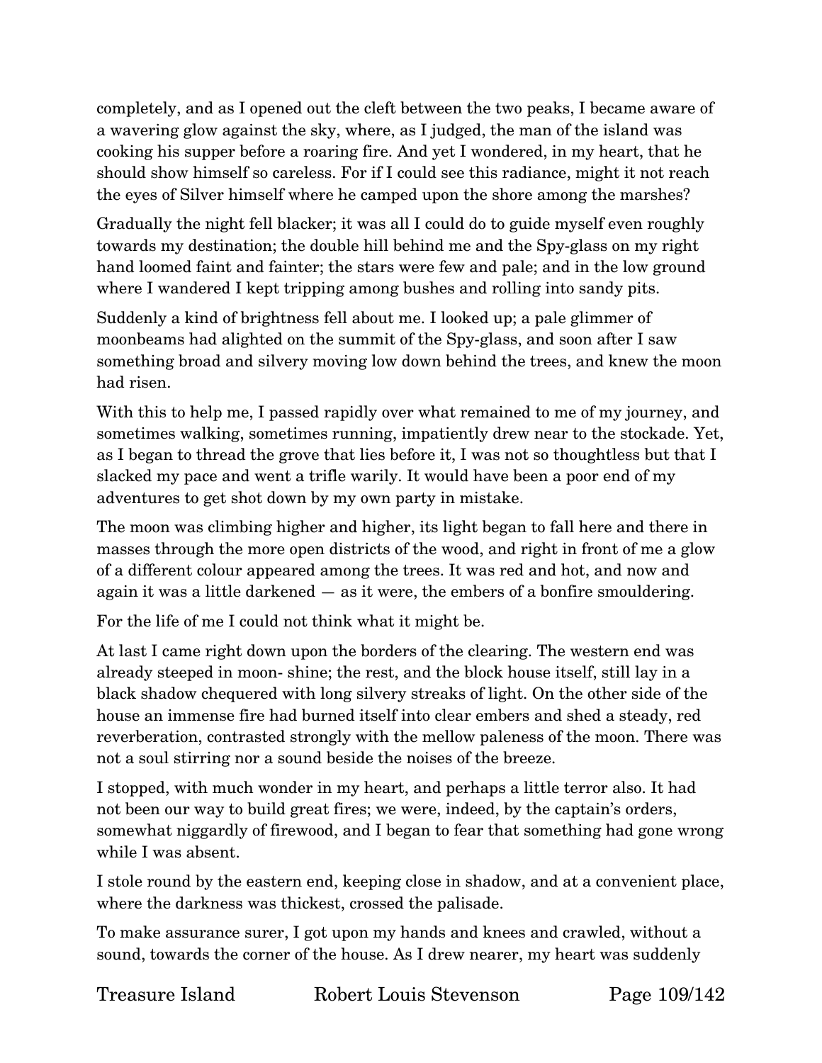completely, and as I opened out the cleft between the two peaks, I became aware of a wavering glow against the sky, where, as I judged, the man of the island was cooking his supper before a roaring fire. And yet I wondered, in my heart, that he should show himself so careless. For if I could see this radiance, might it not reach the eyes of Silver himself where he camped upon the shore among the marshes?

Gradually the night fell blacker; it was all I could do to guide myself even roughly towards my destination; the double hill behind me and the Spy-glass on my right hand loomed faint and fainter; the stars were few and pale; and in the low ground where I wandered I kept tripping among bushes and rolling into sandy pits.

Suddenly a kind of brightness fell about me. I looked up; a pale glimmer of moonbeams had alighted on the summit of the Spy-glass, and soon after I saw something broad and silvery moving low down behind the trees, and knew the moon had risen.

With this to help me, I passed rapidly over what remained to me of my journey, and sometimes walking, sometimes running, impatiently drew near to the stockade. Yet, as I began to thread the grove that lies before it, I was not so thoughtless but that I slacked my pace and went a trifle warily. It would have been a poor end of my adventures to get shot down by my own party in mistake.

The moon was climbing higher and higher, its light began to fall here and there in masses through the more open districts of the wood, and right in front of me a glow of a different colour appeared among the trees. It was red and hot, and now and again it was a little darkened — as it were, the embers of a bonfire smouldering.

For the life of me I could not think what it might be.

At last I came right down upon the borders of the clearing. The western end was already steeped in moon- shine; the rest, and the block house itself, still lay in a black shadow chequered with long silvery streaks of light. On the other side of the house an immense fire had burned itself into clear embers and shed a steady, red reverberation, contrasted strongly with the mellow paleness of the moon. There was not a soul stirring nor a sound beside the noises of the breeze.

I stopped, with much wonder in my heart, and perhaps a little terror also. It had not been our way to build great fires; we were, indeed, by the captain's orders, somewhat niggardly of firewood, and I began to fear that something had gone wrong while I was absent.

I stole round by the eastern end, keeping close in shadow, and at a convenient place, where the darkness was thickest, crossed the palisade.

To make assurance surer, I got upon my hands and knees and crawled, without a sound, towards the corner of the house. As I drew nearer, my heart was suddenly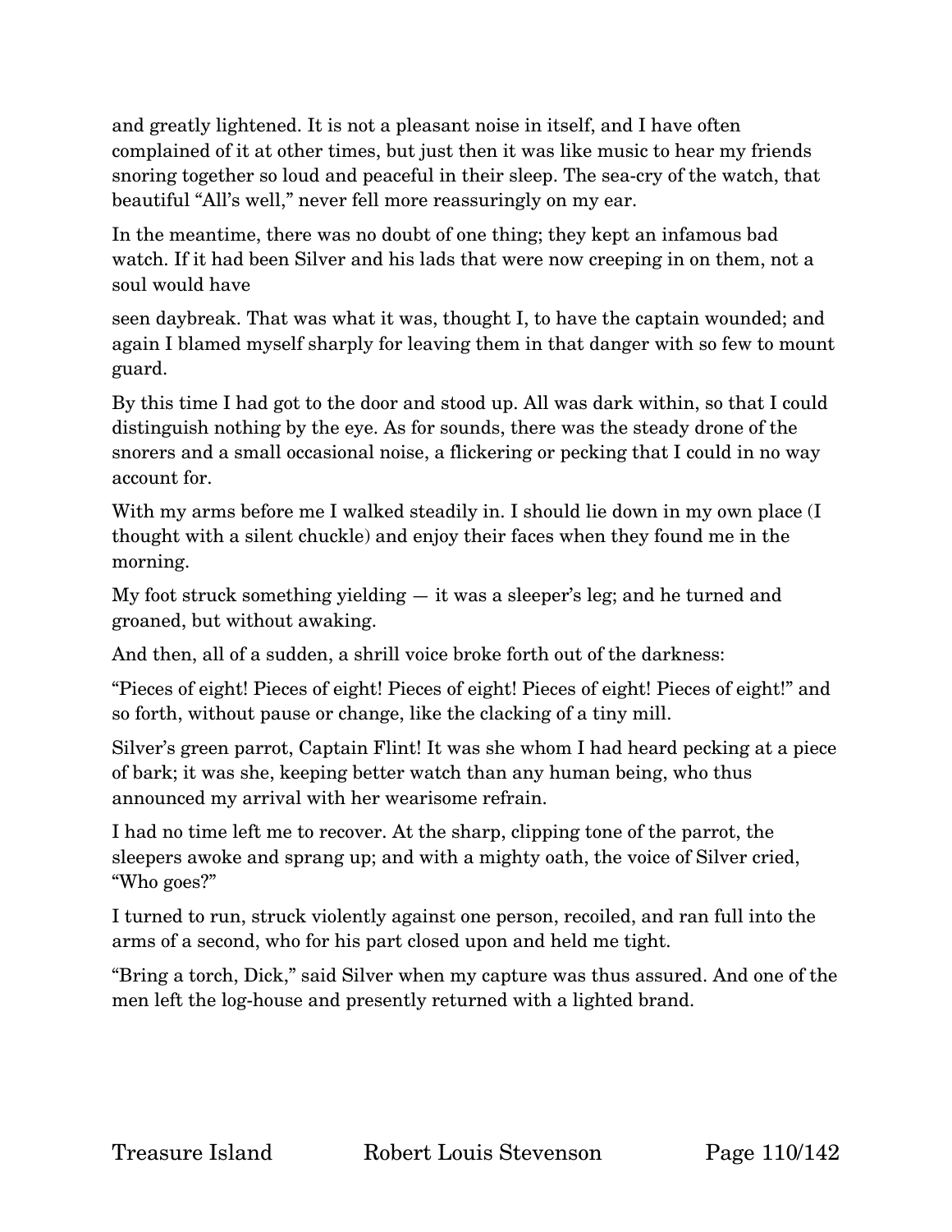and greatly lightened. It is not a pleasant noise in itself, and I have often complained of it at other times, but just then it was like music to hear my friends snoring together so loud and peaceful in their sleep. The sea-cry of the watch, that beautiful "All's well," never fell more reassuringly on my ear.

In the meantime, there was no doubt of one thing; they kept an infamous bad watch. If it had been Silver and his lads that were now creeping in on them, not a soul would have seen daybreak. That was what it was, thought I, to have the captain wounded; and again I blamed myself sharply for leaving them in that danger with so few to mount guard.

By this time I had got to the door and stood up. All was dark within, so that I could distinguish nothing by the eye. As for sounds, there was the steady drone of the snorers and a small occasional noise, a flickering or pecking that I could in no way account for.

With my arms before me I walked steadily in. I should lie down in my own place (I thought with a silent chuckle) and enjoy their faces when they found me in the morning.

My foot struck something yielding — it was a sleeper's leg; and he turned and groaned, but without awaking.

And then, all of a sudden, a shrill voice broke forth out of the darkness:

"Pieces of eight! Pieces of eight! Pieces of eight! Pieces of eight! Pieces of eight!" and so forth, without pause or change, like the clacking of a tiny mill.

Silver's green parrot, Captain Flint! It was she whom I had heard pecking at a piece of bark; it was she, keeping better watch than any human being, who thus announced my arrival with her wearisome refrain.

I had no time left me to recover. At the sharp, clipping tone of the parrot, the sleepers awoke and sprang up; and with a mighty oath, the voice of Silver cried, "Who goes?"

I turned to run, struck violently against one person, recoiled, and ran full into the arms of a second, who for his part closed upon and held me tight.

"Bring a torch, Dick," said Silver when my capture was thus assured. And one of the men left the log-house and presently returned with a lighted brand.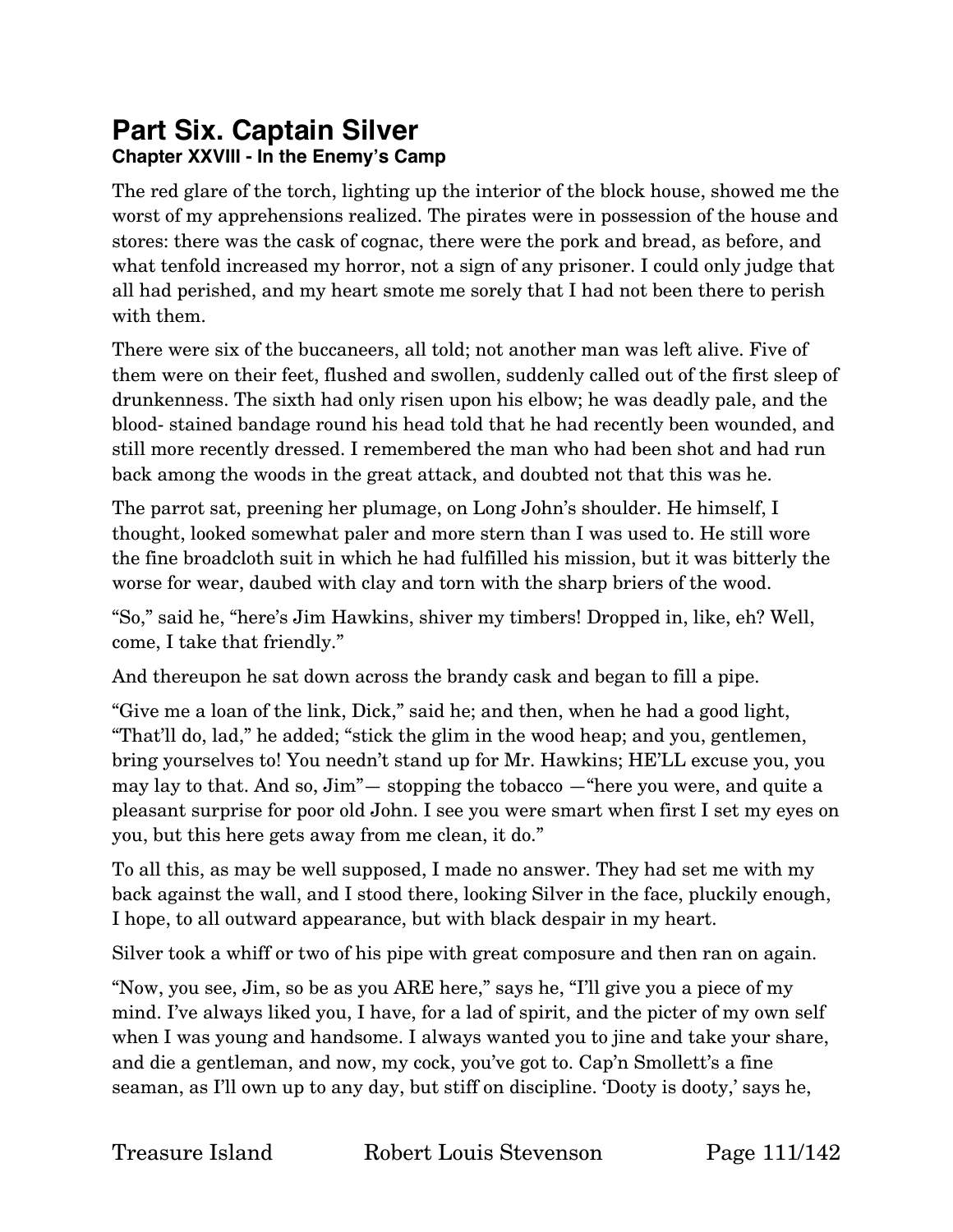# Part Six. Captain Silver

## Chapter XXVIII - In the Enemy's Camp

The red glare of the torch, lighting up the interior of the block house, showed me the worst of my apprehensions realized. The pirates were in possession of the house and stores: there was the cask of cognac, there were the pork and bread, as before, and what tenfold increased my horror, not a sign of any prisoner. I could only judge that all had perished, and my heart smote me sorely that I had not been there to perish with them.

There were six of the buccaneers, all told; not another man was left alive. Five of them were on their feet, flushed and swollen, suddenly called out of the first sleep of drunkenness. The sixth had only risen upon his elbow; he was deadly pale, and the blood- stained bandage round his head told that he had recently been wounded, and still more recently dressed. I remembered the man who had been shot and had run back among the woods in the great attack, and doubted not that this was he.

The parrot sat, preening her plumage, on Long John's shoulder. He himself, I thought, looked somewhat paler and more stern than I was used to. He still wore the fine broadcloth suit in which he had fulfilled his mission, but it was bitterly the worse for wear, daubed with clay and torn with the sharp briers of the wood.

"So," said he, "here's Jim Hawkins, shiver my timbers! Dropped in, like, eh? Well, come, I take that friendly."

And thereupon he sat down across the brandy cask and began to fill a pipe.

"Give me a loan of the link, Dick," said he; and then, when he had a good light, "That'll do, lad," he added; "stick the glim in the wood heap; and you, gentlemen, bring yourselves to! You needn't stand up for Mr. Hawkins; HE'LL excuse you, you may lay to that. And so, Jim"— stopping the tobacco —"here you were, and quite a pleasant surprise for poor old John. I see you were smart when first I set my eyes on you, but this here gets away from me clean, it do."

To all this, as may be well supposed, I made no answer. They had set me with my back against the wall, and I stood there, looking Silver in the face, pluckily enough, I hope, to all outward appearance, but with black despair in my heart.

Silver took a whiff or two of his pipe with great composure and then ran on again.

"Now, you see, Jim, so be as you ARE here," says he, "I'll give you a piece of my mind. I've always liked you, I have, for a lad of spirit, and the picter of my own self when I was young and handsome. I always wanted you to jine and take your share, and die a gentleman, and now, my cock, you've got to. Cap'n Smollett's a fine seaman, as I'll own up to any day, but stiff on discipline. 'Dooty is dooty,' says he,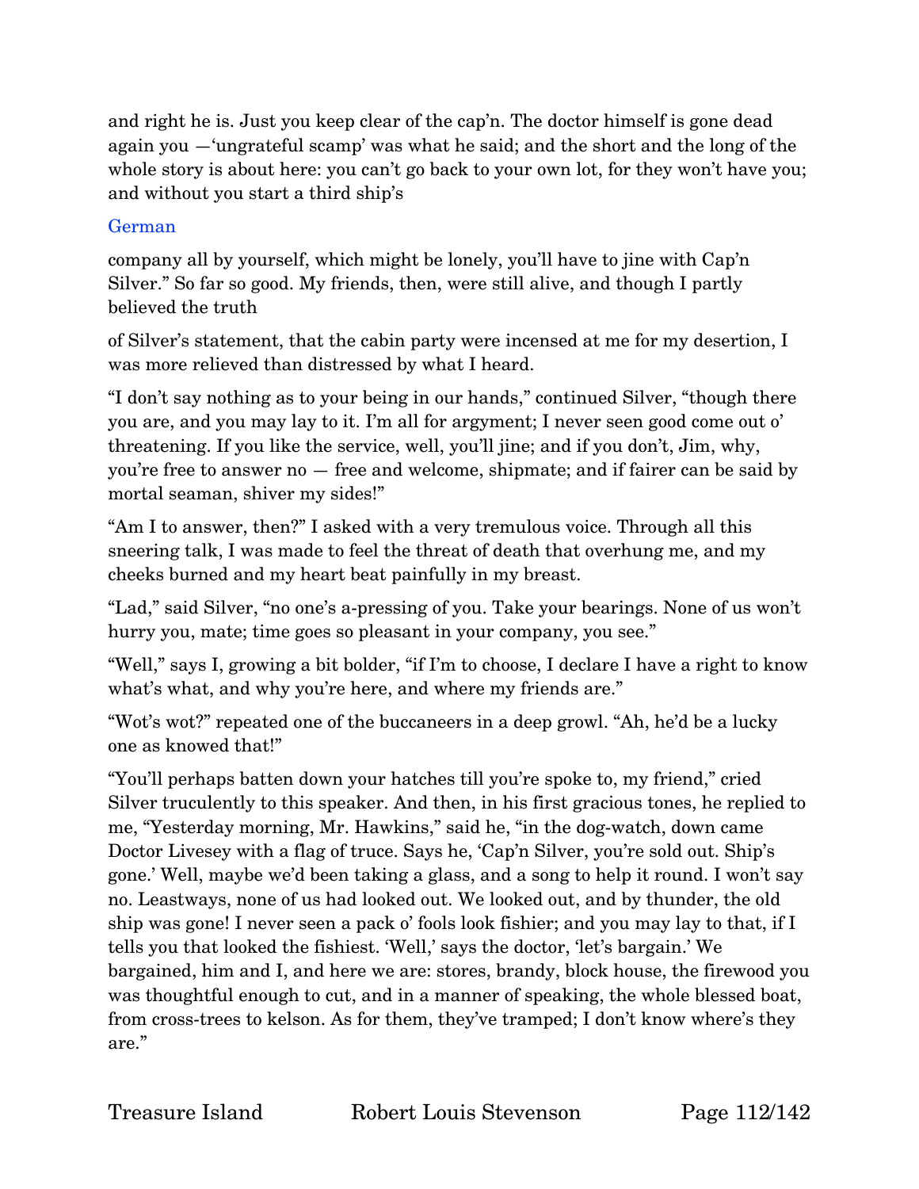and right he is. Just you keep clear of the cap'n. The doctor himself is gone dead again you —'ungrateful scamp' was what he said; and the short and the long of the whole story is about here: you can't go back to your own lot, for they won't have you; and without you start a third ship's

German

company all by yourself, which might be lonely, you'll have to jine with Cap'n Silver." So far so good. My friends, then, were still alive, and though I partly believed the truth of Silver's statement, that the cabin party were incensed at me for my desertion, I was more relieved than distressed by what I heard.

"I don't say nothing as to your being in our hands," continued Silver, "though there you are, and you may lay to it. I'm all for argyment; I never seen good come out o' threatening. If you like the service, well, you'll jine; and if you don't, Jim, why, you're free to answer no — free and welcome, shipmate; and if fairer can be said by mortal seaman, shiver my sides!"

"Am I to answer, then?" I asked with a very tremulous voice. Through all this sneering talk, I was made to feel the threat of death that overhung me, and my cheeks burned and my heart beat painfully in my breast.

"Lad," said Silver, "no one's a-pressing of you. Take your bearings. None of us won't hurry you, mate; time goes so pleasant in your company, you see."

"Well," says I, growing a bit bolder, "if I'm to choose, I declare I have a right to know what's what, and why you're here, and where my friends are."

"Wot's wot?" repeated one of the buccaneers in a deep growl. "Ah, he'd be a lucky one as knowed that!"

"You'll perhaps batten down your hatches till you're spoke to, my friend," cried Silver truculently to this speaker. And then, in his first gracious tones, he replied to me, "Yesterday morning, Mr. Hawkins," said he, "in the dog-watch, down came Doctor Livesey with a flag of truce. Says he, 'Cap'n Silver, you're sold out. Ship's gone.' Well, maybe we'd been taking a glass, and a song to help it round. I won't say no. Leastways, none of us had looked out. We looked out, and by thunder, the old ship was gone! I never seen a pack o' fools look fishier; and you may lay to that, if I tells you that looked the fishiest. 'Well,' says the doctor, 'let's bargain.' We bargained, him and I, and here we are: stores, brandy, block house, the firewood you was thoughtful enough to cut, and in a manner of speaking, the whole blessed boat, from cross-trees to kelson. As for them, they've tramped; I don't know where's they are."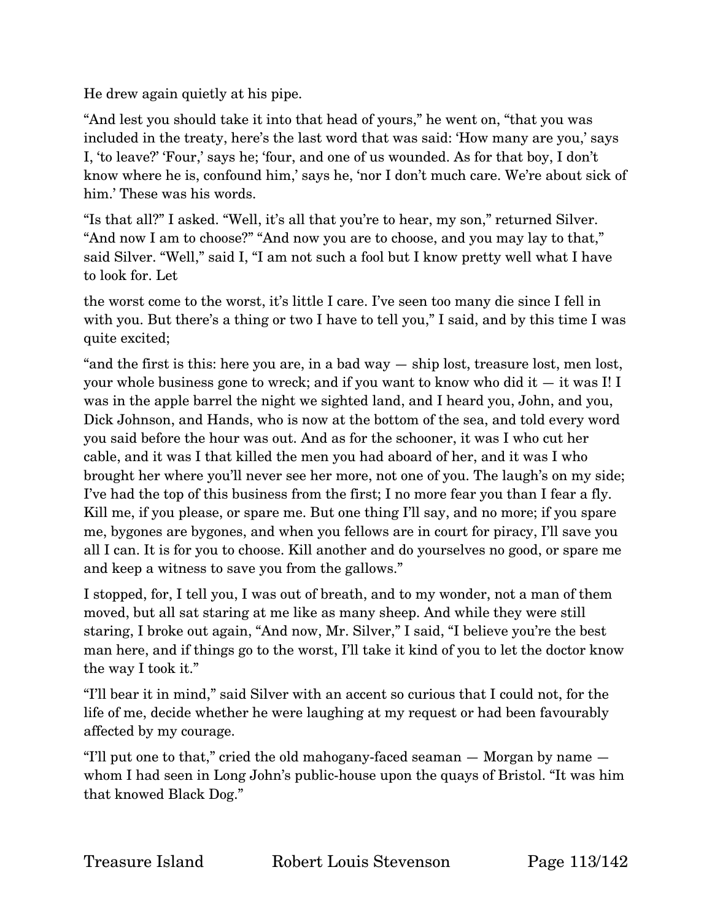He drew again quietly at his pipe.

“And lest you should take it into that head of yours,” he went on, “that you was included in the treaty, here’s the last word that was said: ‘How many are you,’ says I, ‘to leave?’ ‘Four,’ says he; ‘four, and one of us wounded. As for that boy, I don’t know where he is, confound him,’ says he, ‘nor I don’t much care. We’re about sick of him.’ These was his words.

“Is that all?” I asked. “Well, it’s all that you’re to hear, my son,” returned Silver. “And now I am to choose?” “And now you are to choose, and you may lay to that,” said Silver. “Well,” said I, “I am not such a fool but I know pretty well what I have to look for. Let

the worst come to the worst, it’s little I care. I’ve seen too many die since I fell in with you. But there’s a thing or two I have to tell you,” I said, and by this time I was quite excited;

“and the first is this: here you are, in a bad way — ship lost, treasure lost, men lost, your whole business gone to wreck; and if you want to know who did it — it was I! I was in the apple barrel the night we sighted land, and I heard you, John, and you, Dick Johnson, and Hands, who is now at the bottom of the sea, and told every word you said before the hour was out. And as for the schooner, it was I who cut her cable, and it was I that killed the men you had aboard of her, and it was I who brought her where you’ll never see her more, not one of you. The laugh’s on my side; I’ve had the top of this business from the first; I no more fear you than I fear a fly. Kill me, if you please, or spare me. But one thing I’ll say, and no more; if you spare me, bygones are bygones, and when you fellows are in court for piracy, I’ll save you all I can. It is for you to choose. Kill another and do yourselves no good, or spare me and keep a witness to save you from the gallows.”

I stopped, for, I tell you, I was out of breath, and to my wonder, not a man of them moved, but all sat staring at me like as many sheep. And while they were still staring, I broke out again, “And now, Mr. Silver,” I said, “I believe you’re the best man here, and if things go to the worst, I’ll take it kind of you to let the doctor know the way I took it.”

“I’ll bear it in mind,” said Silver with an accent so curious that I could not, for the life of me, decide whether he were laughing at my request or had been favourably affected by my courage.

“I’ll put one to that,” cried the old mahogany-faced seaman — Morgan by name — whom I had seen in Long John’s public-house upon the quays of Bristol. “It was him that knowed Black Dog.”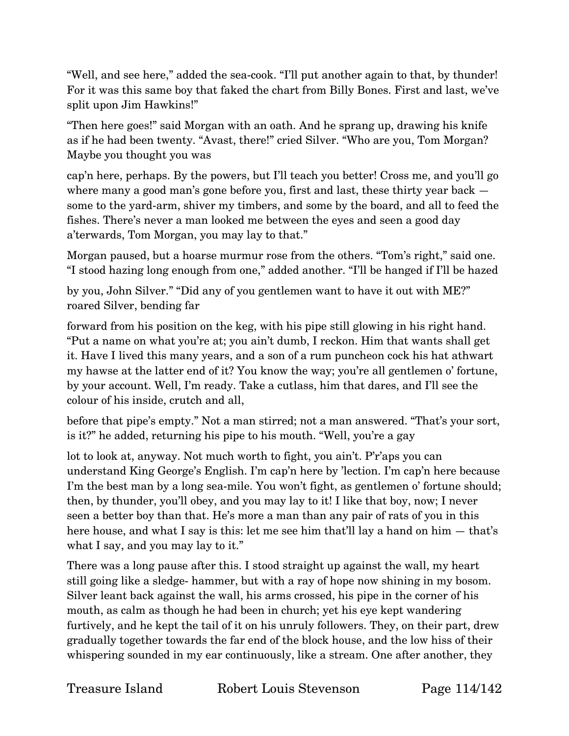"Well, and see here," added the sea-cook. "I'll put another again to that, by thunder! For it was this same boy that faked the chart from Billy Bones. First and last, we've split upon Jim Hawkins!"

"Then here goes!" said Morgan with an oath. And he sprang up, drawing his knife as if he had been twenty. "Avast, there!" cried Silver. "Who are you, Tom Morgan? Maybe you thought you was cap'n here, perhaps. By the powers, but I'll teach you better! Cross me, and you'll go where many a good man's gone before you, first and last, these thirty year back — some to the yard-arm, shiver my timbers, and some by the board, and all to feed the fishes. There's never a man looked me between the eyes and seen a good day a'terwards, Tom Morgan, you may lay to that."

Morgan paused, but a hoarse murmur rose from the others. "Tom's right," said one. "I stood hazing long enough from one," added another. "I'll be hanged if I'll be hazed by you, John Silver." "Did any of you gentlemen want to have it out with ME?" roared Silver, bending far forward from his position on the keg, with his pipe still glowing in his right hand. "Put a name on what you're at; you ain't dumb, I reckon. Him that wants shall get it. Have I lived this many years, and a son of a rum puncheon cock his hat athwart my hawse at the latter end of it? You know the way; you're all gentlemen o' fortune, by your account. Well, I'm ready. Take a cutlass, him that dares, and I'll see the colour of his inside, crutch and all, before that pipe's empty." Not a man stirred; not a man answered. "That's your sort, is it?" he added, returning his pipe to his mouth. "Well, you're a gay lot to look at, anyway. Not much worth to fight, you ain't. P'r'aps you can understand King George's English. I'm cap'n here by 'lection. I'm cap'n here because I'm the best man by a long sea-mile. You won't fight, as gentlemen o' fortune should; then, by thunder, you'll obey, and you may lay to it! I like that boy, now; I never seen a better boy than that. He's more a man than any pair of rats of you in this here house, and what I say is this: let me see him that'll lay a hand on him — that's what I say, and you may lay to it."

There was a long pause after this. I stood straight up against the wall, my heart still going like a sledge- hammer, but with a ray of hope now shining in my bosom. Silver leant back against the wall, his arms crossed, his pipe in the corner of his mouth, as calm as though he had been in church; yet his eye kept wandering furtively, and he kept the tail of it on his unruly followers. They, on their part, drew gradually together towards the far end of the block house, and the low hiss of their whispering sounded in my ear continuously, like a stream. One after another, they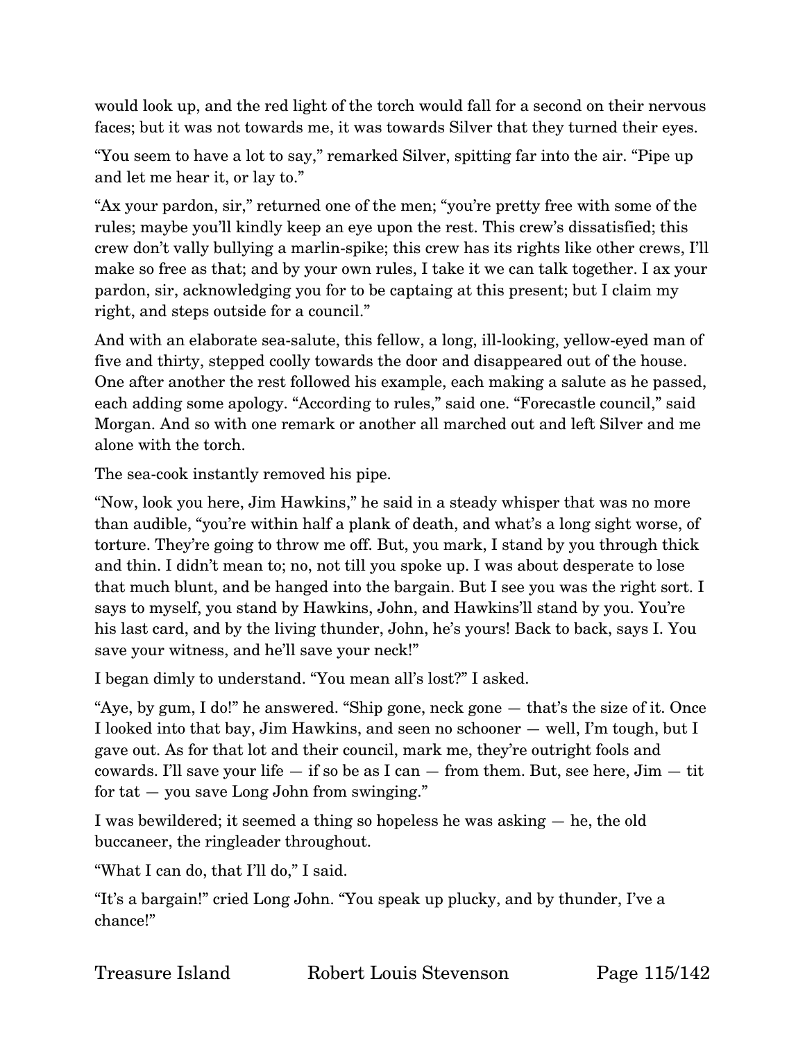would look up, and the red light of the torch would fall for a second on their nervous faces; but it was not towards me, it was towards Silver that they turned their eyes.

"You seem to have a lot to say," remarked Silver, spitting far into the air. "Pipe up and let me hear it, or lay to."

"Ax your pardon, sir," returned one of the men; "you're pretty free with some of the rules; maybe you'll kindly keep an eye upon the rest. This crew's dissatisfied; this crew don't vally bullying a marlin-spike; this crew has its rights like other crews, I'll make so free as that; and by your own rules, I take it we can talk together. I ax your pardon, sir, acknowledging you for to be captaing at this present; but I claim my right, and steps outside for a council."

And with an elaborate sea-salute, this fellow, a long, ill-looking, yellow-eyed man of five and thirty, stepped coolly towards the door and disappeared out of the house. One after another the rest followed his example, each making a salute as he passed, each adding some apology. "According to rules," said one. "Forecastle council," said Morgan. And so with one remark or another all marched out and left Silver and me alone with the torch.

The sea-cook instantly removed his pipe.

"Now, look you here, Jim Hawkins," he said in a steady whisper that was no more than audible, "you're within half a plank of death, and what's a long sight worse, of torture. They're going to throw me off. But, you mark, I stand by you through thick and thin. I didn't mean to; no, not till you spoke up. I was about desperate to lose that much blunt, and be hanged into the bargain. But I see you was the right sort. I says to myself, you stand by Hawkins, John, and Hawkins'll stand by you. You're his last card, and by the living thunder, John, he's yours! Back to back, says I. You save your witness, and he'll save your neck!"

I began dimly to understand. "You mean all's lost?" I asked.

"Aye, by gum, I do!" he answered. "Ship gone, neck gone — that's the size of it. Once I looked into that bay, Jim Hawkins, and seen no schooner — well, I'm tough, but I gave out. As for that lot and their council, mark me, they're outright fools and cowards. I'll save your life — if so be as I can — from them. But, see here, Jim — tit for tat — you save Long John from swinging."

I was bewildered; it seemed a thing so hopeless he was asking — he, the old buccaneer, the ringleader throughout.

"What I can do, that I'll do," I said.

"It's a bargain!" cried Long John. "You speak up plucky, and by thunder, I've a chance!"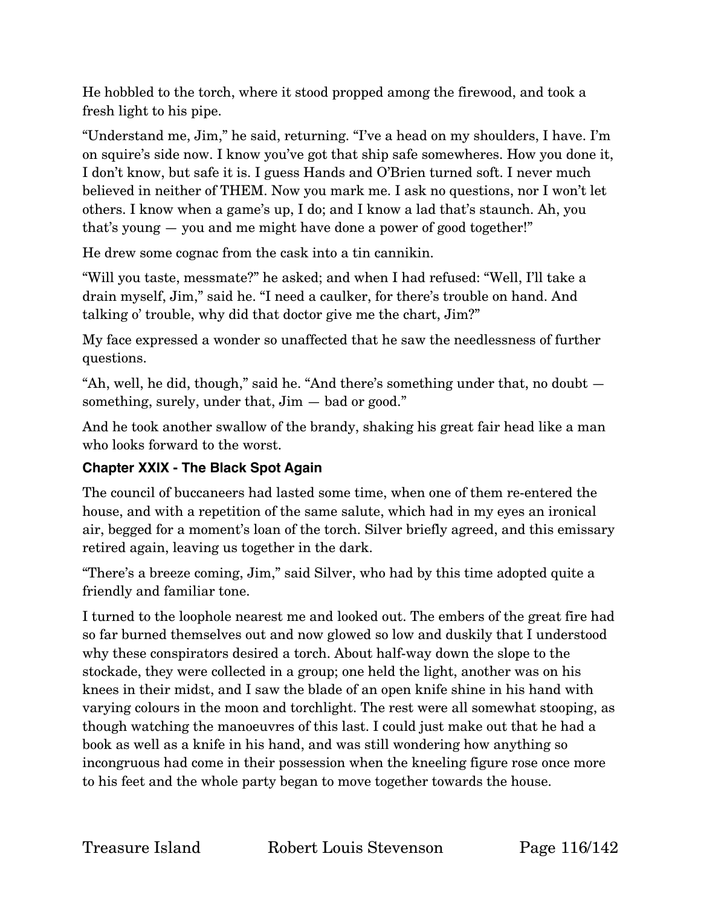He hobbled to the torch, where it stood propped among the firewood, and took a fresh light to his pipe.

"Understand me, Jim," he said, returning. "I've a head on my shoulders, I have. I'm on squire's side now. I know you've got that ship safe somewheres. How you done it, I don't know, but safe it is. I guess Hands and O'Brien turned soft. I never much believed in neither of THEM. Now you mark me. I ask no questions, nor I won't let others. I know when a game's up, I do; and I know a lad that's staunch. Ah, you that's young — you and me might have done a power of good together!"

He drew some cognac from the cask into a tin cannikin.

"Will you taste, messmate?" he asked; and when I had refused: "Well, I'll take a drain myself, Jim," said he. "I need a caulker, for there's trouble on hand. And talking o' trouble, why did that doctor give me the chart, Jim?"

My face expressed a wonder so unaffected that he saw the needlessness of further questions.

"Ah, well, he did, though," said he. "And there's something under that, no doubt — something, surely, under that, Jim — bad or good."

And he took another swallow of the brandy, shaking his great fair head like a man who looks forward to the worst.

## Chapter XXIX - The Black Spot Again

The council of buccaneers had lasted some time, when one of them re-entered the house, and with a repetition of the same salute, which had in my eyes an ironical air, begged for a moment's loan of the torch. Silver briefly agreed, and this emissary retired again, leaving us together in the dark.

"There's a breeze coming, Jim," said Silver, who had by this time adopted quite a friendly and familiar tone.

I turned to the loophole nearest me and looked out. The embers of the great fire had so far burned themselves out and now glowed so low and duskily that I understood why these conspirators desired a torch. About half-way down the slope to the stockade, they were collected in a group; one held the light, another was on his knees in their midst, and I saw the blade of an open knife shine in his hand with varying colours in the moon and torchlight. The rest were all somewhat stooping, as though watching the manoeuvres of this last. I could just make out that he had a book as well as a knife in his hand, and was still wondering how anything so incongruous had come in their possession when the kneeling figure rose once more to his feet and the whole party began to move together towards the house.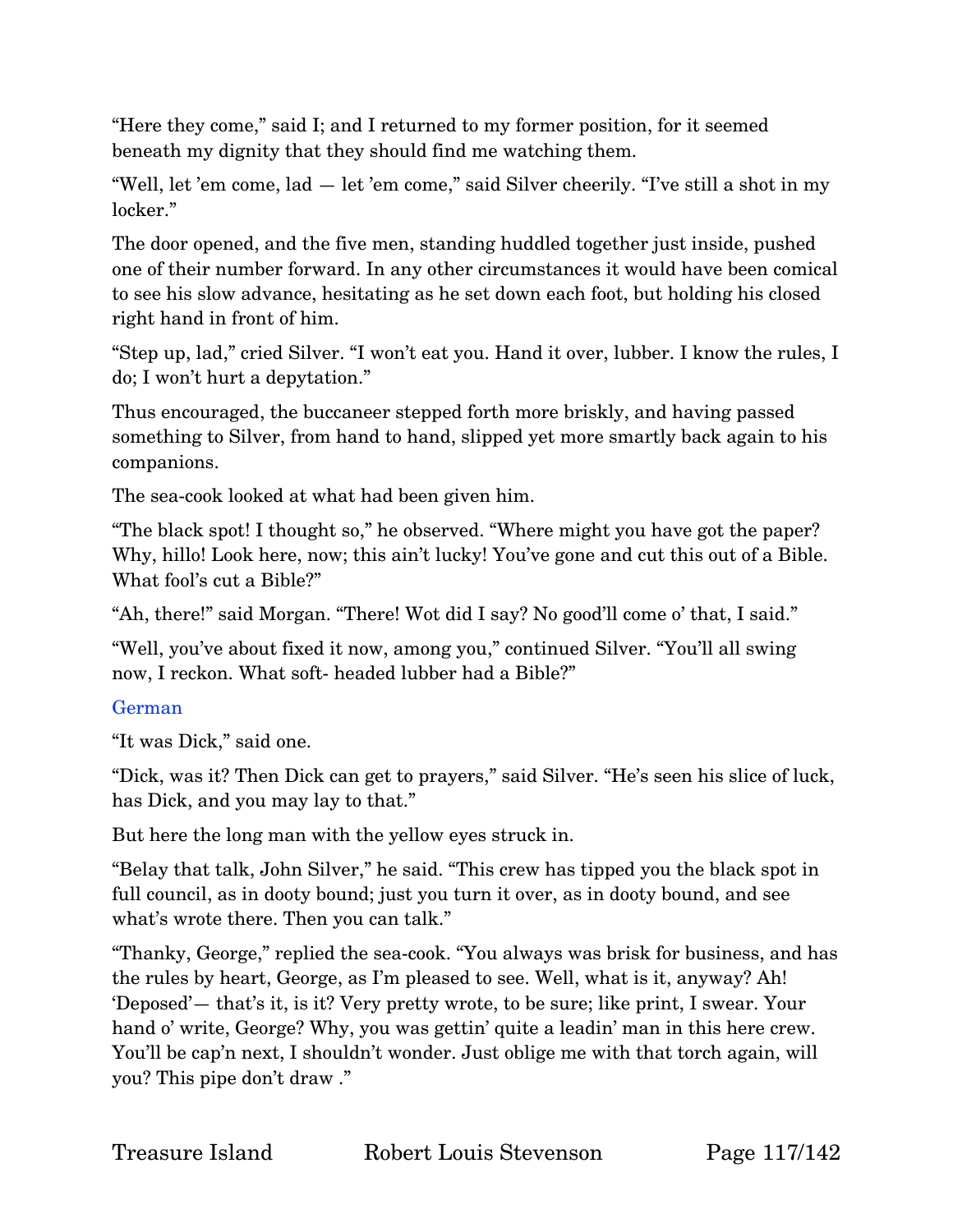"Here they come," said I; and I returned to my former position, for it seemed beneath my dignity that they should find me watching them.

"Well, let 'em come, lad — let 'em come," said Silver cheerily. "I've still a shot in my locker."

The door opened, and the five men, standing huddled together just inside, pushed one of their number forward. In any other circumstances it would have been comical to see his slow advance, hesitating as he set down each foot, but holding his closed right hand in front of him.

"Step up, lad," cried Silver. "I won't eat you. Hand it over, lubber. I know the rules, I do; I won't hurt a depytation."

Thus encouraged, the buccaneer stepped forth more briskly, and having passed something to Silver, from hand to hand, slipped yet more smartly back again to his companions.

The sea-cook looked at what had been given him.

"The black spot! I thought so," he observed. "Where might you have got the paper? Why, hillo! Look here, now; this ain't lucky! You've gone and cut this out of a Bible. What fool's cut a Bible?"

"Ah, there!" said Morgan. "There! Wot did I say? No good'll come o' that, I said."

"Well, you've about fixed it now, among you," continued Silver. "You'll all swing now, I reckon. What soft- headed lubber had a Bible?"

German

"It was Dick," said one.

"Dick, was it? Then Dick can get to prayers," said Silver. "He's seen his slice of luck, has Dick, and you may lay to that."

But here the long man with the yellow eyes struck in.

"Belay that talk, John Silver," he said. "This crew has tipped you the black spot in full council, as in dooty bound; just you turn it over, as in dooty bound, and see what's wrote there. Then you can talk."

"Thanky, George," replied the sea-cook. "You always was brisk for business, and has the rules by heart, George, as I'm pleased to see. Well, what is it, anyway? Ah! 'Deposed'— that's it, is it? Very pretty wrote, to be sure; like print, I swear. Your hand o' write, George? Why, you was gettin' quite a leadin' man in this here crew. You'll be cap'n next, I shouldn't wonder. Just oblige me with that torch again, will you? This pipe don't draw ."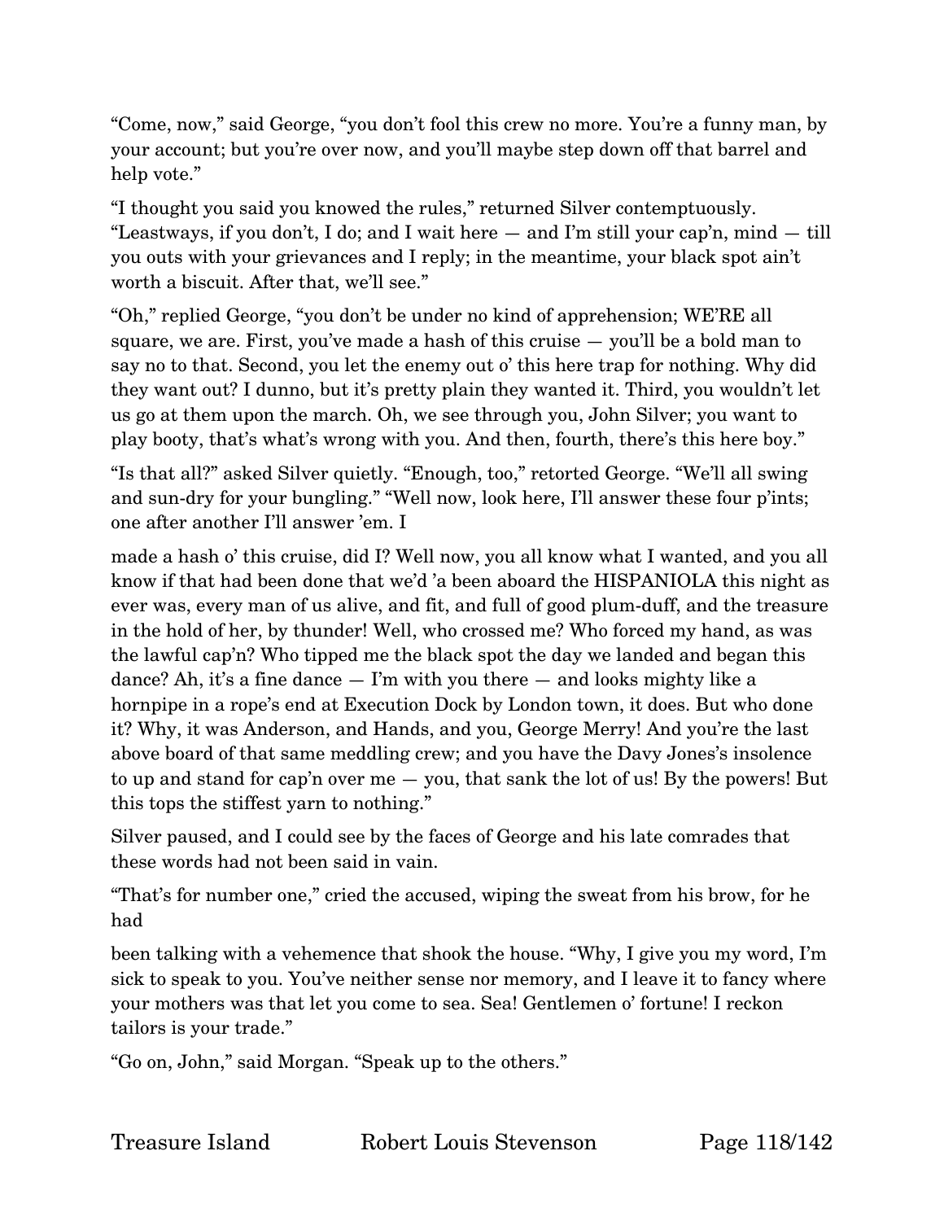"Come, now," said George, "you don't fool this crew no more. You're a funny man, by your account; but you're over now, and you'll maybe step down off that barrel and help vote."

"I thought you said you knowed the rules," returned Silver contemptuously. "Leastways, if you don't, I do; and I wait here — and I'm still your cap'n, mind — till you outs with your grievances and I reply; in the meantime, your black spot ain't worth a biscuit. After that, we'll see."

"Oh," replied George, "you don't be under no kind of apprehension; WE'RE all square, we are. First, you've made a hash of this cruise — you'll be a bold man to say no to that. Second, you let the enemy out o' this here trap for nothing. Why did they want out? I dunno, but it's pretty plain they wanted it. Third, you wouldn't let us go at them upon the march. Oh, we see through you, John Silver; you want to play booty, that's what's wrong with you. And then, fourth, there's this here boy."

"Is that all?" asked Silver quietly. "Enough, too," retorted George. "We'll all swing and sun-dry for your bungling." "Well now, look here, I'll answer these four p'ints; one after another I'll answer 'em. I made a hash o' this cruise, did I? Well now, you all know what I wanted, and you all know if that had been done that we'd 'a been aboard the HISPANIOLA this night as ever was, every man of us alive, and fit, and full of good plum-duff, and the treasure in the hold of her, by thunder! Well, who crossed me? Who forced my hand, as was the lawful cap'n? Who tipped me the black spot the day we landed and began this dance? Ah, it's a fine dance — I'm with you there — and looks mighty like a hornpipe in a rope's end at Execution Dock by London town, it does. But who done it? Why, it was Anderson, and Hands, and you, George Merry! And you're the last above board of that same meddling crew; and you have the Davy Jones's insolence to up and stand for cap'n over me — you, that sank the lot of us! By the powers! But this tops the stiffest yarn to nothing."

Silver paused, and I could see by the faces of George and his late comrades that these words had not been said in vain.

"That's for number one," cried the accused, wiping the sweat from his brow, for he had been talking with a vehemence that shook the house. "Why, I give you my word, I'm sick to speak to you. You've neither sense nor memory, and I leave it to fancy where your mothers was that let you come to sea. Sea! Gentlemen o' fortune! I reckon tailors is your trade."

"Go on, John," said Morgan. "Speak up to the others."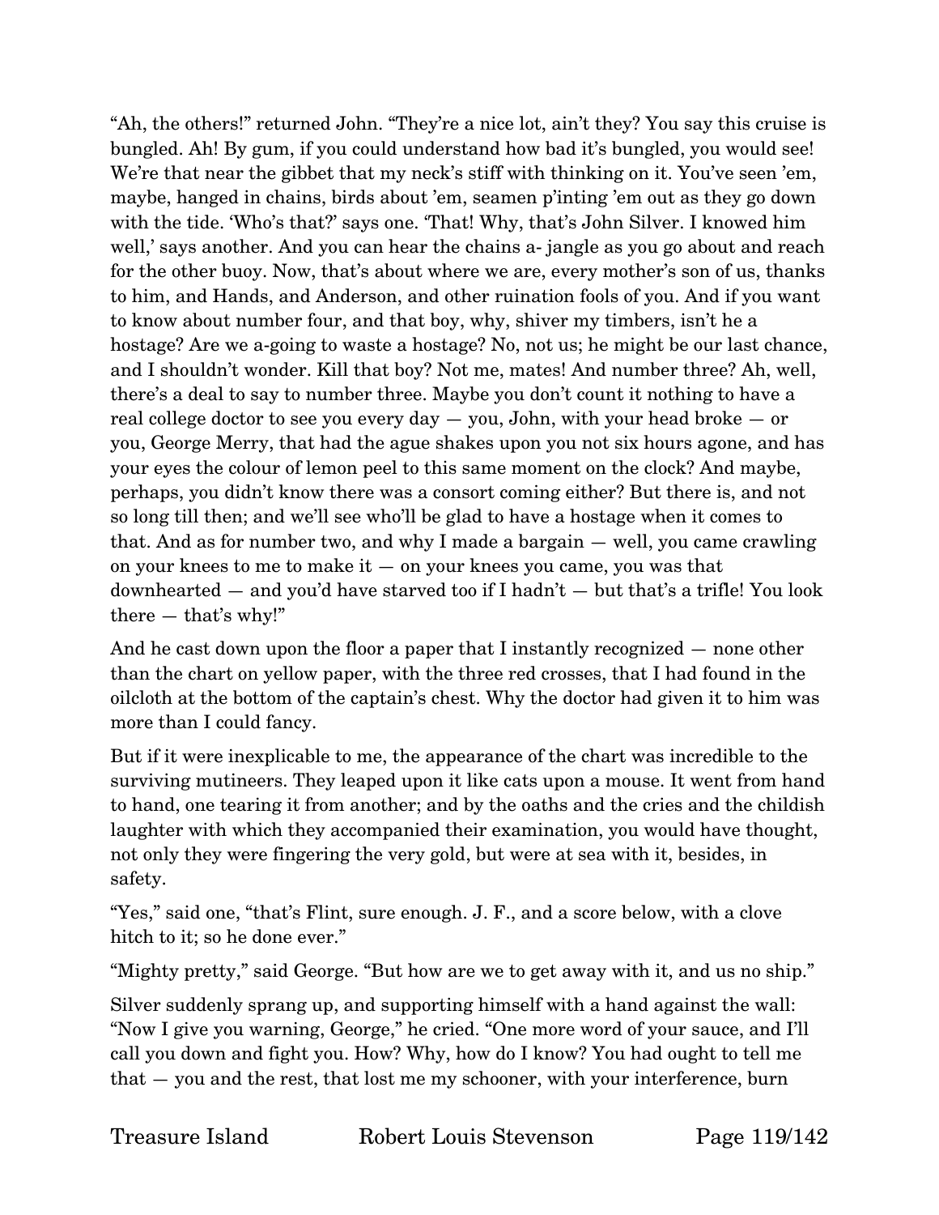"Ah, the others!" returned John. "They're a nice lot, ain't they? You say this cruise is bungled. Ah! By gum, if you could understand how bad it's bungled, you would see! We're that near the gibbet that my neck's stiff with thinking on it. You've seen 'em, maybe, hanged in chains, birds about 'em, seamen p'inting 'em out as they go down with the tide. 'Who's that?' says one. 'That! Why, that's John Silver. I knowed him well,' says another. And you can hear the chains a- jangle as you go about and reach for the other buoy. Now, that's about where we are, every mother's son of us, thanks to him, and Hands, and Anderson, and other ruination fools of you. And if you want to know about number four, and that boy, why, shiver my timbers, isn't he a hostage? Are we a-going to waste a hostage? No, not us; he might be our last chance, and I shouldn't wonder. Kill that boy? Not me, mates! And number three? Ah, well, there's a deal to say to number three. Maybe you don't count it nothing to have a real college doctor to see you every day — you, John, with your head broke — or you, George Merry, that had the ague shakes upon you not six hours agone, and has your eyes the colour of lemon peel to this same moment on the clock? And maybe, perhaps, you didn't know there was a consort coming either? But there is, and not so long till then; and we'll see who'll be glad to have a hostage when it comes to that. And as for number two, and why I made a bargain — well, you came crawling on your knees to me to make it — on your knees you came, you was that downhearted — and you'd have starved too if I hadn't — but that's a trifle! You look there — that's why!"

And he cast down upon the floor a paper that I instantly recognized — none other than the chart on yellow paper, with the three red crosses, that I had found in the oilcloth at the bottom of the captain's chest. Why the doctor had given it to him was more than I could fancy.

But if it were inexplicable to me, the appearance of the chart was incredible to the surviving mutineers. They leaped upon it like cats upon a mouse. It went from hand to hand, one tearing it from another; and by the oaths and the cries and the childish laughter with which they accompanied their examination, you would have thought, not only they were fingering the very gold, but were at sea with it, besides, in safety.

"Yes," said one, "that's Flint, sure enough. J. F., and a score below, with a clove hitch to it; so he done ever."

"Mighty pretty," said George. "But how are we to get away with it, and us no ship."

Silver suddenly sprang up, and supporting himself with a hand against the wall: "Now I give you warning, George," he cried. "One more word of your sauce, and I'll call you down and fight you. How? Why, how do I know? You had ought to tell me that — you and the rest, that lost me my schooner, with your interference, burn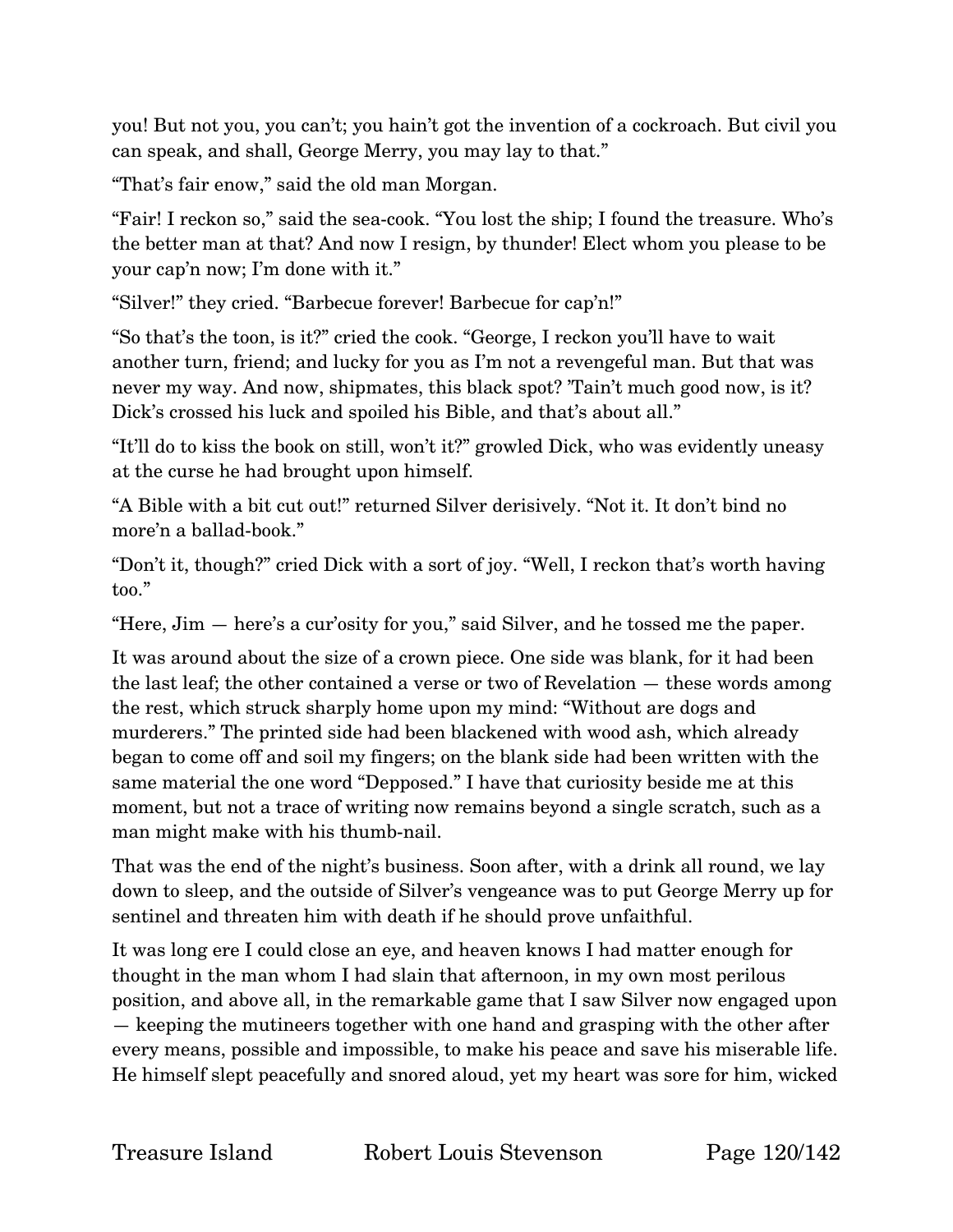you! But not you, you can't; you hain't got the invention of a cockroach. But civil you can speak, and shall, George Merry, you may lay to that."

"That's fair enow," said the old man Morgan.

"Fair! I reckon so," said the sea-cook. "You lost the ship; I found the treasure. Who's the better man at that? And now I resign, by thunder! Elect whom you please to be your cap'n now; I'm done with it."

"Silver!" they cried. "Barbecue forever! Barbecue for cap'n!"

"So that's the toon, is it?" cried the cook. "George, I reckon you'll have to wait another turn, friend; and lucky for you as I'm not a revengeful man. But that was never my way. And now, shipmates, this black spot? 'Tain't much good now, is it? Dick's crossed his luck and spoiled his Bible, and that's about all."

"It'll do to kiss the book on still, won't it?" growled Dick, who was evidently uneasy at the curse he had brought upon himself.

"A Bible with a bit cut out!" returned Silver derisively. "Not it. It don't bind no more'n a ballad-book."

"Don't it, though?" cried Dick with a sort of joy. "Well, I reckon that's worth having too."

"Here, Jim — here's a cur'osity for you," said Silver, and he tossed me the paper.

It was around about the size of a crown piece. One side was blank, for it had been the last leaf; the other contained a verse or two of Revelation — these words among the rest, which struck sharply home upon my mind: "Without are dogs and murderers." The printed side had been blackened with wood ash, which already began to come off and soil my fingers; on the blank side had been written with the same material the one word "Depposed." I have that curiosity beside me at this moment, but not a trace of writing now remains beyond a single scratch, such as a man might make with his thumb-nail.

That was the end of the night's business. Soon after, with a drink all round, we lay down to sleep, and the outside of Silver's vengeance was to put George Merry up for sentinel and threaten him with death if he should prove unfaithful.

It was long ere I could close an eye, and heaven knows I had matter enough for thought in the man whom I had slain that afternoon, in my own most perilous position, and above all, in the remarkable game that I saw Silver now engaged upon — keeping the mutineers together with one hand and grasping with the other after every means, possible and impossible, to make his peace and save his miserable life. He himself slept peacefully and snored aloud, yet my heart was sore for him, wicked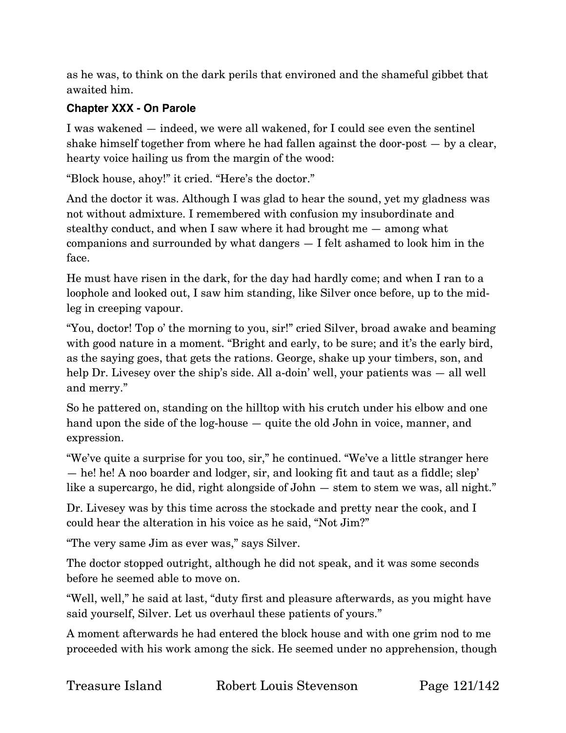as he was, to think on the dark perils that environed and the shameful gibbet that awaited him.

### Chapter XXX - On Parole

I was wakened — indeed, we were all wakened, for I could see even the sentinel shake himself together from where he had fallen against the door-post — by a clear, hearty voice hailing us from the margin of the wood:

"Block house, ahoy!" it cried. "Here's the doctor."

And the doctor it was. Although I was glad to hear the sound, yet my gladness was not without admixture. I remembered with confusion my insubordinate and stealthy conduct, and when I saw where it had brought me — among what companions and surrounded by what dangers — I felt ashamed to look him in the face.

He must have risen in the dark, for the day had hardly come; and when I ran to a loophole and looked out, I saw him standing, like Silver once before, up to the mid-leg in creeping vapour.

"You, doctor! Top o' the morning to you, sir!" cried Silver, broad awake and beaming with good nature in a moment. "Bright and early, to be sure; and it's the early bird, as the saying goes, that gets the rations. George, shake up your timbers, son, and help Dr. Livesey over the ship's side. All a-doin' well, your patients was — all well and merry."

So he pattered on, standing on the hilltop with his crutch under his elbow and one hand upon the side of the log-house — quite the old John in voice, manner, and expression.

"We've quite a surprise for you too, sir," he continued. "We've a little stranger here — he! he! A noo boarder and lodger, sir, and looking fit and taut as a fiddle; slep' like a supercargo, he did, right alongside of John — stem to stem we was, all night."

Dr. Livesey was by this time across the stockade and pretty near the cook, and I could hear the alteration in his voice as he said, "Not Jim?"

"The very same Jim as ever was," says Silver.

The doctor stopped outright, although he did not speak, and it was some seconds before he seemed able to move on.

"Well, well," he said at last, "duty first and pleasure afterwards, as you might have said yourself, Silver. Let us overhaul these patients of yours."

A moment afterwards he had entered the block house and with one grim nod to me proceeded with his work among the sick. He seemed under no apprehension, though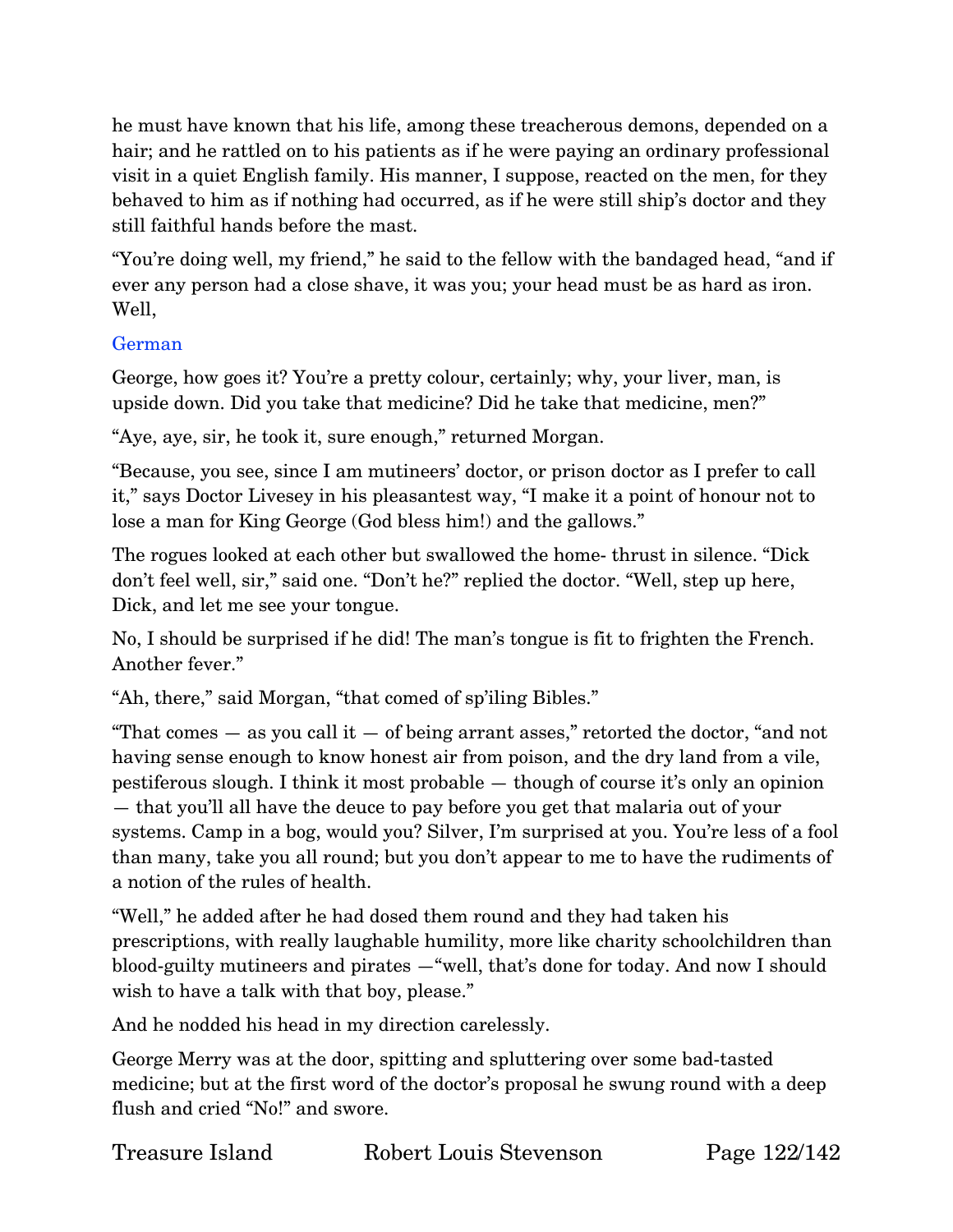he must have known that his life, among these treacherous demons, depended on a hair; and he rattled on to his patients as if he were paying an ordinary professional visit in a quiet English family. His manner, I suppose, reacted on the men, for they behaved to him as if nothing had occurred, as if he were still ship's doctor and they still faithful hands before the mast.

"You're doing well, my friend," he said to the fellow with the bandaged head, "and if ever any person had a close shave, it was you; your head must be as hard as iron. Well,

German

George, how goes it? You're a pretty colour, certainly; why, your liver, man, is upside down. Did you take that medicine? Did he take that medicine, men?"

"Aye, aye, sir, he took it, sure enough," returned Morgan.

"Because, you see, since I am mutineers' doctor, or prison doctor as I prefer to call it," says Doctor Livesey in his pleasantest way, "I make it a point of honour not to lose a man for King George (God bless him!) and the gallows."

The rogues looked at each other but swallowed the home- thrust in silence. "Dick don't feel well, sir," said one. "Don't he?" replied the doctor. "Well, step up here, Dick, and let me see your tongue.

No, I should be surprised if he did! The man's tongue is fit to frighten the French. Another fever."

"Ah, there," said Morgan, "that comed of sp'iling Bibles."

"That comes — as you call it — of being arrant asses," retorted the doctor, "and not having sense enough to know honest air from poison, and the dry land from a vile, pestiferous slough. I think it most probable — though of course it's only an opinion — that you'll all have the deuce to pay before you get that malaria out of your systems. Camp in a bog, would you? Silver, I'm surprised at you. You're less of a fool than many, take you all round; but you don't appear to me to have the rudiments of a notion of the rules of health.

"Well," he added after he had dosed them round and they had taken his prescriptions, with really laughable humility, more like charity schoolchildren than blood-guilty mutineers and pirates —"well, that's done for today. And now I should wish to have a talk with that boy, please."

And he nodded his head in my direction carelessly.

George Merry was at the door, spitting and spluttering over some bad-tasted medicine; but at the first word of the doctor's proposal he swung round with a deep flush and cried "No!" and swore.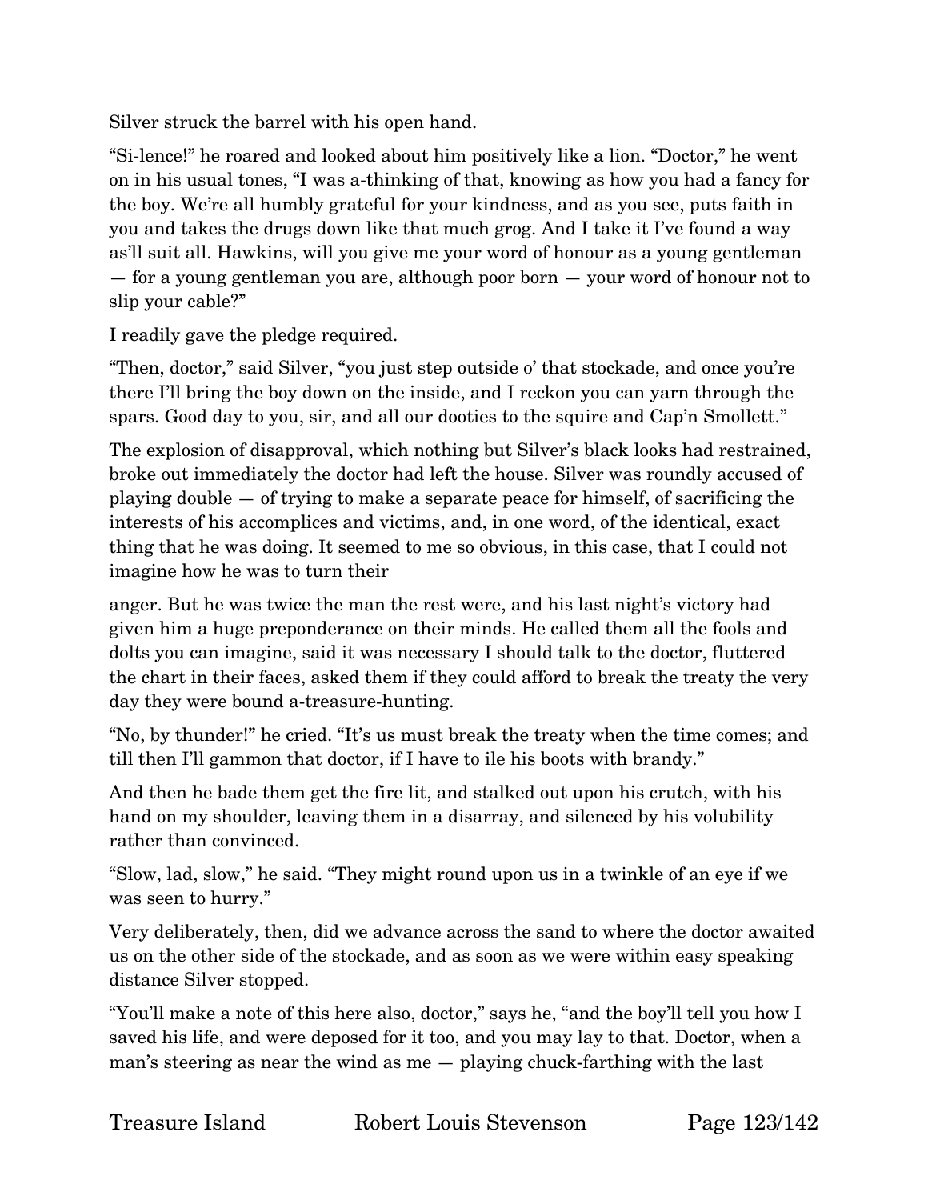Silver struck the barrel with his open hand.

"Si-lence!" he roared and looked about him positively like a lion. "Doctor," he went on in his usual tones, "I was a-thinking of that, knowing as how you had a fancy for the boy. We're all humbly grateful for your kindness, and as you see, puts faith in you and takes the drugs down like that much grog. And I take it I've found a way as'll suit all. Hawkins, will you give me your word of honour as a young gentleman — for a young gentleman you are, although poor born — your word of honour not to slip your cable?"

I readily gave the pledge required.

"Then, doctor," said Silver, "you just step outside o' that stockade, and once you're there I'll bring the boy down on the inside, and I reckon you can yarn through the spars. Good day to you, sir, and all our dooties to the squire and Cap'n Smollett."

The explosion of disapproval, which nothing but Silver's black looks had restrained, broke out immediately the doctor had left the house. Silver was roundly accused of playing double — of trying to make a separate peace for himself, of sacrificing the interests of his accomplices and victims, and, in one word, of the identical, exact thing that he was doing. It seemed to me so obvious, in this case, that I could not imagine how he was to turn their anger. But he was twice the man the rest were, and his last night's victory had given him a huge preponderance on their minds. He called them all the fools and dolts you can imagine, said it was necessary I should talk to the doctor, fluttered the chart in their faces, asked them if they could afford to break the treaty the very day they were bound a-treasure-hunting.

"No, by thunder!" he cried. "It's us must break the treaty when the time comes; and till then I'll gammon that doctor, if I have to ile his boots with brandy."

And then he bade them get the fire lit, and stalked out upon his crutch, with his hand on my shoulder, leaving them in a disarray, and silenced by his volubility rather than convinced.

"Slow, lad, slow," he said. "They might round upon us in a twinkle of an eye if we was seen to hurry."

Very deliberately, then, did we advance across the sand to where the doctor awaited us on the other side of the stockade, and as soon as we were within easy speaking distance Silver stopped.

"You'll make a note of this here also, doctor," says he, "and the boy'll tell you how I saved his life, and were deposed for it too, and you may lay to that. Doctor, when a man's steering as near the wind as me — playing chuck-farthing with the last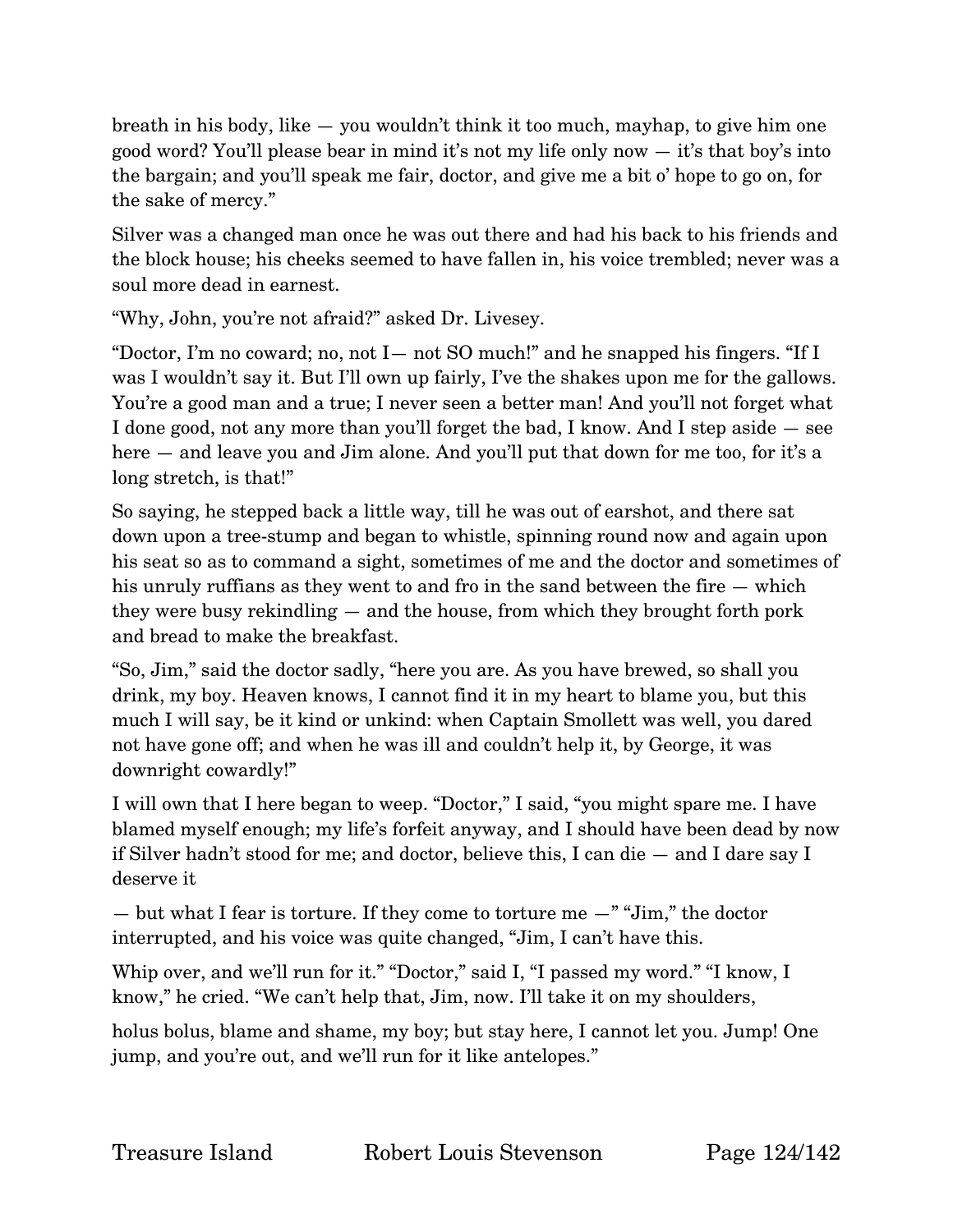breath in his body, like — you wouldn't think it too much, mayhap, to give him one good word? You'll please bear in mind it's not my life only now — it's that boy's into the bargain; and you'll speak me fair, doctor, and give me a bit o' hope to go on, for the sake of mercy."

Silver was a changed man once he was out there and had his back to his friends and the block house; his cheeks seemed to have fallen in, his voice trembled; never was a soul more dead in earnest.

"Why, John, you're not afraid?" asked Dr. Livesey.

"Doctor, I'm no coward; no, not I— not SO much!" and he snapped his fingers. "If I was I wouldn't say it. But I'll own up fairly, I've the shakes upon me for the gallows. You're a good man and a true; I never seen a better man! And you'll not forget what I done good, not any more than you'll forget the bad, I know. And I step aside — see here — and leave you and Jim alone. And you'll put that down for me too, for it's a long stretch, is that!"

So saying, he stepped back a little way, till he was out of earshot, and there sat down upon a tree-stump and began to whistle, spinning round now and again upon his seat so as to command a sight, sometimes of me and the doctor and sometimes of his unruly ruffians as they went to and fro in the sand between the fire — which they were busy rekindling — and the house, from which they brought forth pork and bread to make the breakfast.

"So, Jim," said the doctor sadly, "here you are. As you have brewed, so shall you drink, my boy. Heaven knows, I cannot find it in my heart to blame you, but this much I will say, be it kind or unkind: when Captain Smollett was well, you dared not have gone off; and when he was ill and couldn't help it, by George, it was downright cowardly!"

I will own that I here began to weep. "Doctor," I said, "you might spare me. I have blamed myself enough; my life's forfeit anyway, and I should have been dead by now if Silver hadn't stood for me; and doctor, believe this, I can die — and I dare say I deserve it

— but what I fear is torture. If they come to torture me —" "Jim," the doctor interrupted, and his voice was quite changed, "Jim, I can't have this.

Whip over, and we'll run for it." "Doctor," said I, "I passed my word." "I know, I know," he cried. "We can't help that, Jim, now. I'll take it on my shoulders,

holus bolus, blame and shame, my boy; but stay here, I cannot let you. Jump! One jump, and you're out, and we'll run for it like antelopes."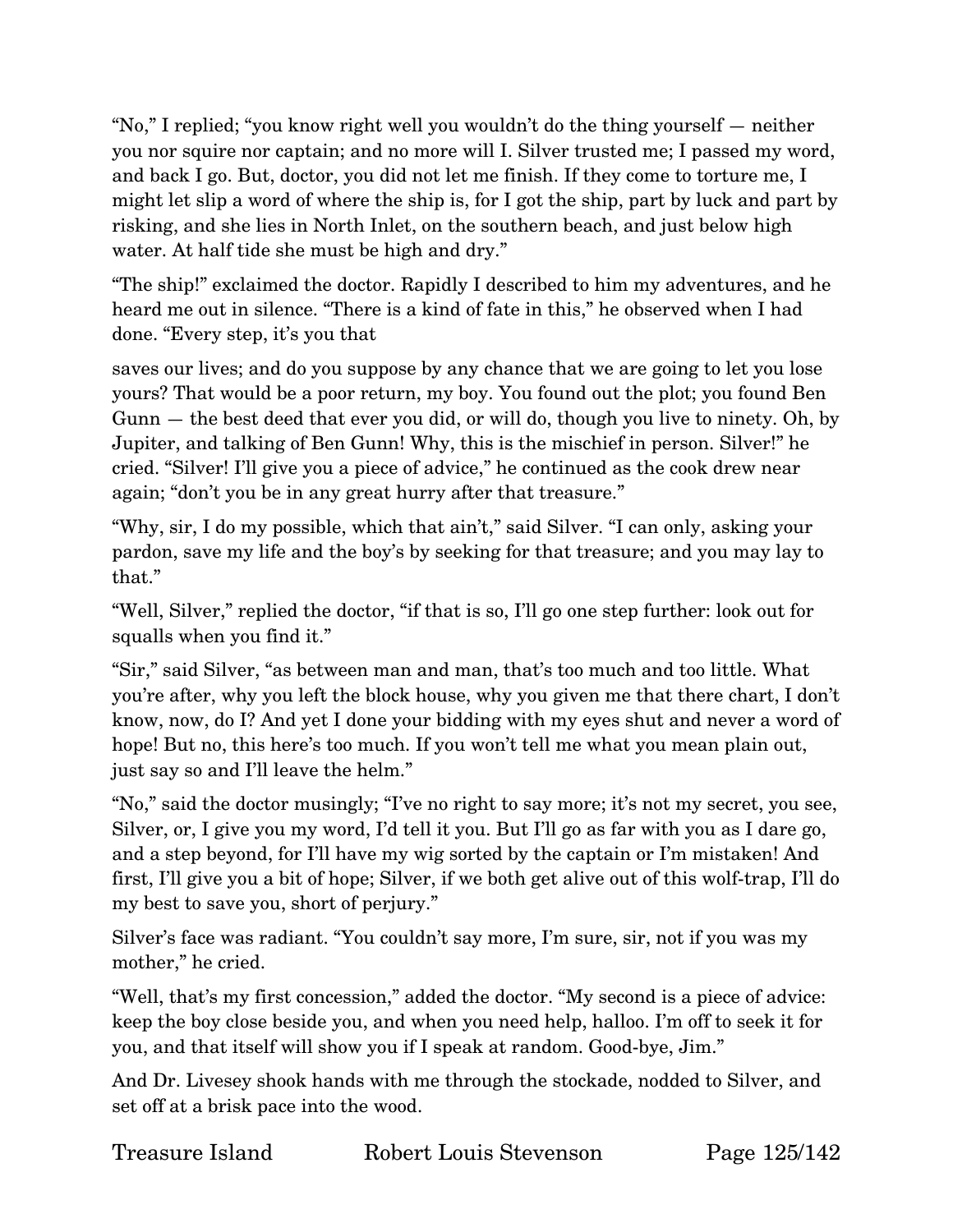"No," I replied; "you know right well you wouldn't do the thing yourself — neither you nor squire nor captain; and no more will I. Silver trusted me; I passed my word, and back I go. But, doctor, you did not let me finish. If they come to torture me, I might let slip a word of where the ship is, for I got the ship, part by luck and part by risking, and she lies in North Inlet, on the southern beach, and just below high water. At half tide she must be high and dry."

"The ship!" exclaimed the doctor. Rapidly I described to him my adventures, and he heard me out in silence. "There is a kind of fate in this," he observed when I had done. "Every step, it's you that saves our lives; and do you suppose by any chance that we are going to let you lose yours? That would be a poor return, my boy. You found out the plot; you found Ben Gunn — the best deed that ever you did, or will do, though you live to ninety. Oh, by Jupiter, and talking of Ben Gunn! Why, this is the mischief in person. Silver!" he cried. "Silver! I'll give you a piece of advice," he continued as the cook drew near again; "don't you be in any great hurry after that treasure."

"Why, sir, I do my possible, which that ain't," said Silver. "I can only, asking your pardon, save my life and the boy's by seeking for that treasure; and you may lay to that."

"Well, Silver," replied the doctor, "if that is so, I'll go one step further: look out for squalls when you find it."

"Sir," said Silver, "as between man and man, that's too much and too little. What you're after, why you left the block house, why you given me that there chart, I don't know, now, do I? And yet I done your bidding with my eyes shut and never a word of hope! But no, this here's too much. If you won't tell me what you mean plain out, just say so and I'll leave the helm."

"No," said the doctor musingly; "I've no right to say more; it's not my secret, you see, Silver, or, I give you my word, I'd tell it you. But I'll go as far with you as I dare go, and a step beyond, for I'll have my wig sorted by the captain or I'm mistaken! And first, I'll give you a bit of hope; Silver, if we both get alive out of this wolf-trap, I'll do my best to save you, short of perjury."

Silver's face was radiant. "You couldn't say more, I'm sure, sir, not if you was my mother," he cried.

"Well, that's my first concession," added the doctor. "My second is a piece of advice: keep the boy close beside you, and when you need help, halloo. I'm off to seek it for you, and that itself will show you if I speak at random. Good-bye, Jim."

And Dr. Livesey shook hands with me through the stockade, nodded to Silver, and set off at a brisk pace into the wood.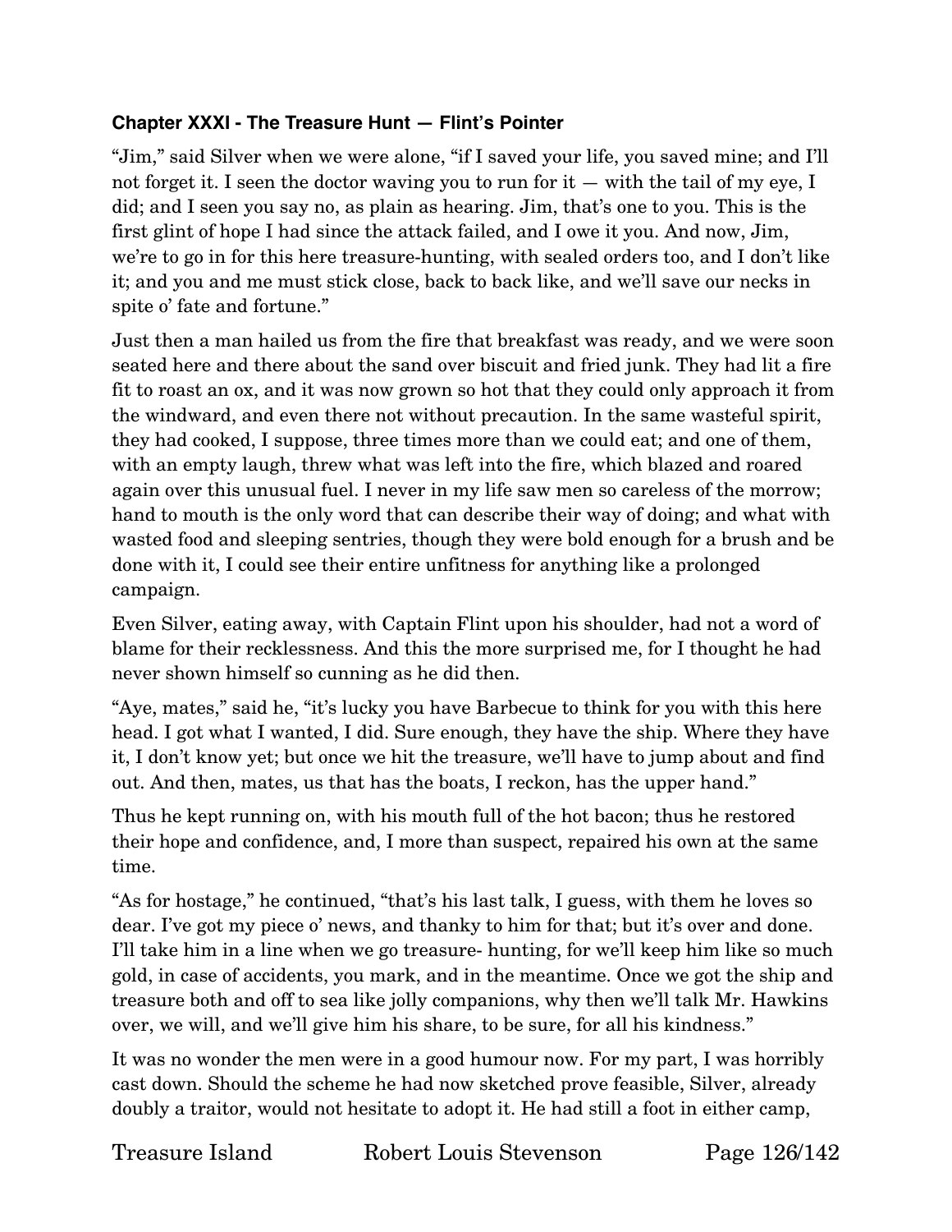### Chapter XXXI - The Treasure Hunt — Flint's Pointer

"Jim," said Silver when we were alone, "if I saved your life, you saved mine; and I'll not forget it. I seen the doctor waving you to run for it — with the tail of my eye, I did; and I seen you say no, as plain as hearing. Jim, that's one to you. This is the first glint of hope I had since the attack failed, and I owe it you. And now, Jim, we're to go in for this here treasure-hunting, with sealed orders too, and I don't like it; and you and me must stick close, back to back like, and we'll save our necks in spite o' fate and fortune."

Just then a man hailed us from the fire that breakfast was ready, and we were soon seated here and there about the sand over biscuit and fried junk. They had lit a fire fit to roast an ox, and it was now grown so hot that they could only approach it from the windward, and even there not without precaution. In the same wasteful spirit, they had cooked, I suppose, three times more than we could eat; and one of them, with an empty laugh, threw what was left into the fire, which blazed and roared again over this unusual fuel. I never in my life saw men so careless of the morrow; hand to mouth is the only word that can describe their way of doing; and what with wasted food and sleeping sentries, though they were bold enough for a brush and be done with it, I could see their entire unfitness for anything like a prolonged campaign.

Even Silver, eating away, with Captain Flint upon his shoulder, had not a word of blame for their recklessness. And this the more surprised me, for I thought he had never shown himself so cunning as he did then.

"Aye, mates," said he, "it's lucky you have Barbecue to think for you with this here head. I got what I wanted, I did. Sure enough, they have the ship. Where they have it, I don't know yet; but once we hit the treasure, we'll have to jump about and find out. And then, mates, us that has the boats, I reckon, has the upper hand."

Thus he kept running on, with his mouth full of the hot bacon; thus he restored their hope and confidence, and, I more than suspect, repaired his own at the same time.

"As for hostage," he continued, "that's his last talk, I guess, with them he loves so dear. I've got my piece o' news, and thanky to him for that; but it's over and done. I'll take him in a line when we go treasure- hunting, for we'll keep him like so much gold, in case of accidents, you mark, and in the meantime. Once we got the ship and treasure both and off to sea like jolly companions, why then we'll talk Mr. Hawkins over, we will, and we'll give him his share, to be sure, for all his kindness."

It was no wonder the men were in a good humour now. For my part, I was horribly cast down. Should the scheme he had now sketched prove feasible, Silver, already doubly a traitor, would not hesitate to adopt it. He had still a foot in either camp,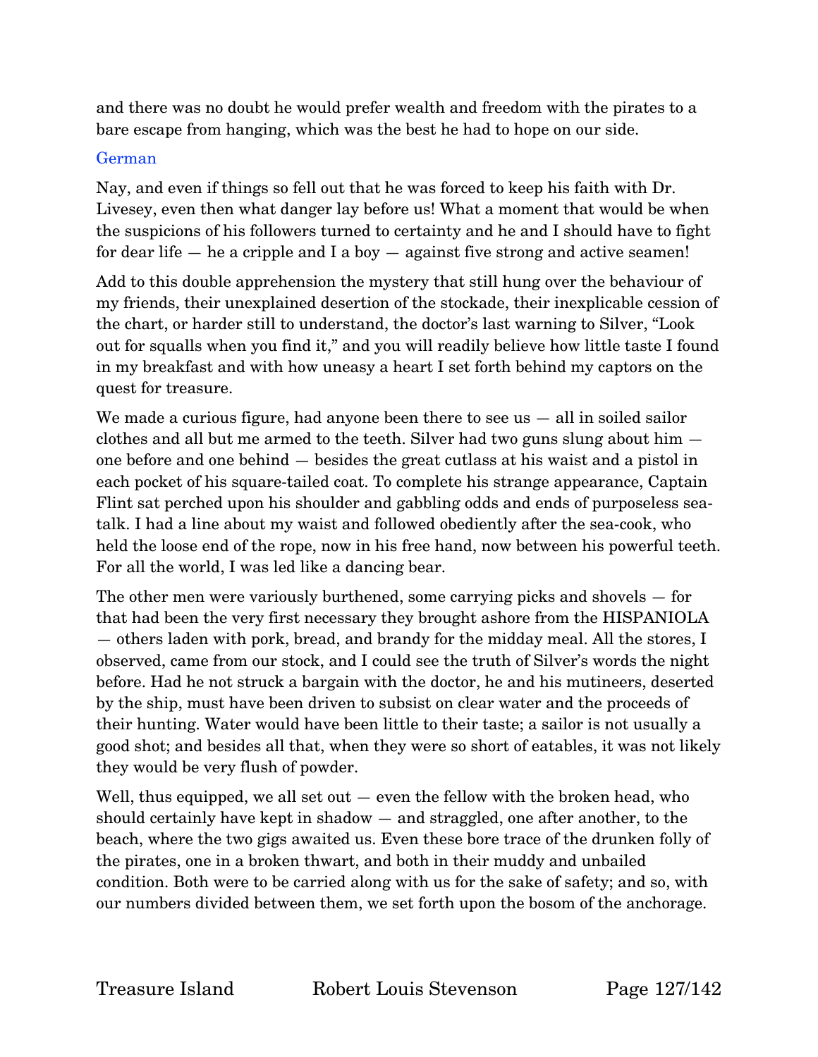and there was no doubt he would prefer wealth and freedom with the pirates to a bare escape from hanging, which was the best he had to hope on our side.

German

Nay, and even if things so fell out that he was forced to keep his faith with Dr. Livesey, even then what danger lay before us! What a moment that would be when the suspicions of his followers turned to certainty and he and I should have to fight for dear life — he a cripple and I a boy — against five strong and active seamen!

Add to this double apprehension the mystery that still hung over the behaviour of my friends, their unexplained desertion of the stockade, their inexplicable cession of the chart, or harder still to understand, the doctor's last warning to Silver, "Look out for squalls when you find it," and you will readily believe how little taste I found in my breakfast and with how uneasy a heart I set forth behind my captors on the quest for treasure.

We made a curious figure, had anyone been there to see us — all in soiled sailor clothes and all but me armed to the teeth. Silver had two guns slung about him — one before and one behind — besides the great cutlass at his waist and a pistol in each pocket of his square-tailed coat. To complete his strange appearance, Captain Flint sat perched upon his shoulder and gabbling odds and ends of purposeless sea-talk. I had a line about my waist and followed obediently after the sea-cook, who held the loose end of the rope, now in his free hand, now between his powerful teeth. For all the world, I was led like a dancing bear.

The other men were variously burthened, some carrying picks and shovels — for that had been the very first necessary they brought ashore from the HISPANIOLA — others laden with pork, bread, and brandy for the midday meal. All the stores, I observed, came from our stock, and I could see the truth of Silver's words the night before. Had he not struck a bargain with the doctor, he and his mutineers, deserted by the ship, must have been driven to subsist on clear water and the proceeds of their hunting. Water would have been little to their taste; a sailor is not usually a good shot; and besides all that, when they were so short of eatables, it was not likely they would be very flush of powder.

Well, thus equipped, we all set out — even the fellow with the broken head, who should certainly have kept in shadow — and straggled, one after another, to the beach, where the two gigs awaited us. Even these bore trace of the drunken folly of the pirates, one in a broken thwart, and both in their muddy and unbailed condition. Both were to be carried along with us for the sake of safety; and so, with our numbers divided between them, we set forth upon the bosom of the anchorage.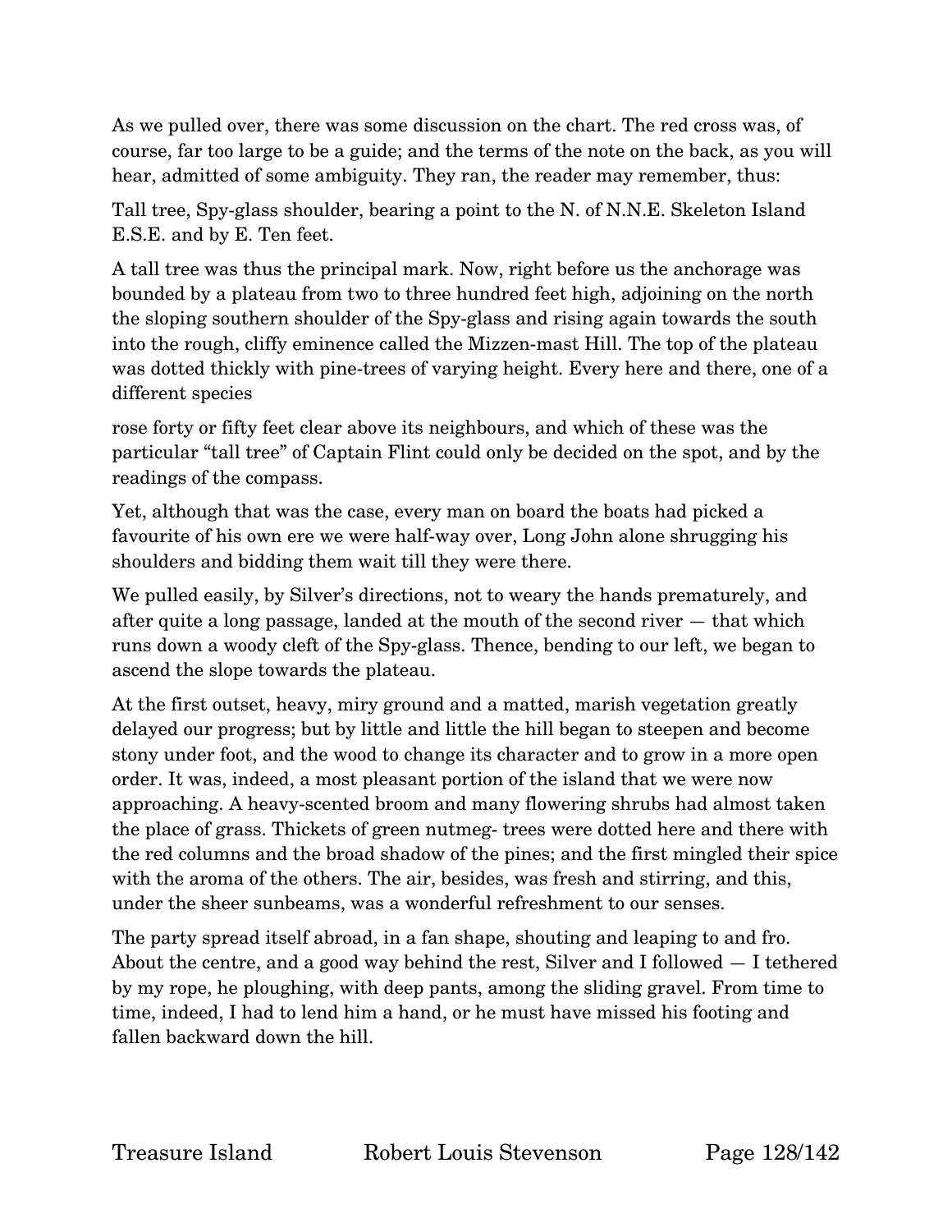As we pulled over, there was some discussion on the chart. The red cross was, of course, far too large to be a guide; and the terms of the note on the back, as you will hear, admitted of some ambiguity. They ran, the reader may remember, thus:

Tall tree, Spy-glass shoulder, bearing a point to the N. of N.N.E. Skeleton Island E.S.E. and by E. Ten feet.

A tall tree was thus the principal mark. Now, right before us the anchorage was bounded by a plateau from two to three hundred feet high, adjoining on the north the sloping southern shoulder of the Spy-glass and rising again towards the south into the rough, cliffy eminence called the Mizzen-mast Hill. The top of the plateau was dotted thickly with pine-trees of varying height. Every here and there, one of a different species rose forty or fifty feet clear above its neighbours, and which of these was the particular "tall tree" of Captain Flint could only be decided on the spot, and by the readings of the compass.

Yet, although that was the case, every man on board the boats had picked a favourite of his own ere we were half-way over, Long John alone shrugging his shoulders and bidding them wait till they were there.

We pulled easily, by Silver's directions, not to weary the hands prematurely, and after quite a long passage, landed at the mouth of the second river — that which runs down a woody cleft of the Spy-glass. Thence, bending to our left, we began to ascend the slope towards the plateau.

At the first outset, heavy, miry ground and a matted, marish vegetation greatly delayed our progress; but by little and little the hill began to steepen and become stony under foot, and the wood to change its character and to grow in a more open order. It was, indeed, a most pleasant portion of the island that we were now approaching. A heavy-scented broom and many flowering shrubs had almost taken the place of grass. Thickets of green nutmeg- trees were dotted here and there with the red columns and the broad shadow of the pines; and the first mingled their spice with the aroma of the others. The air, besides, was fresh and stirring, and this, under the sheer sunbeams, was a wonderful refreshment to our senses.

The party spread itself abroad, in a fan shape, shouting and leaping to and fro. About the centre, and a good way behind the rest, Silver and I followed — I tethered by my rope, he ploughing, with deep pants, among the sliding gravel. From time to time, indeed, I had to lend him a hand, or he must have missed his footing and fallen backward down the hill.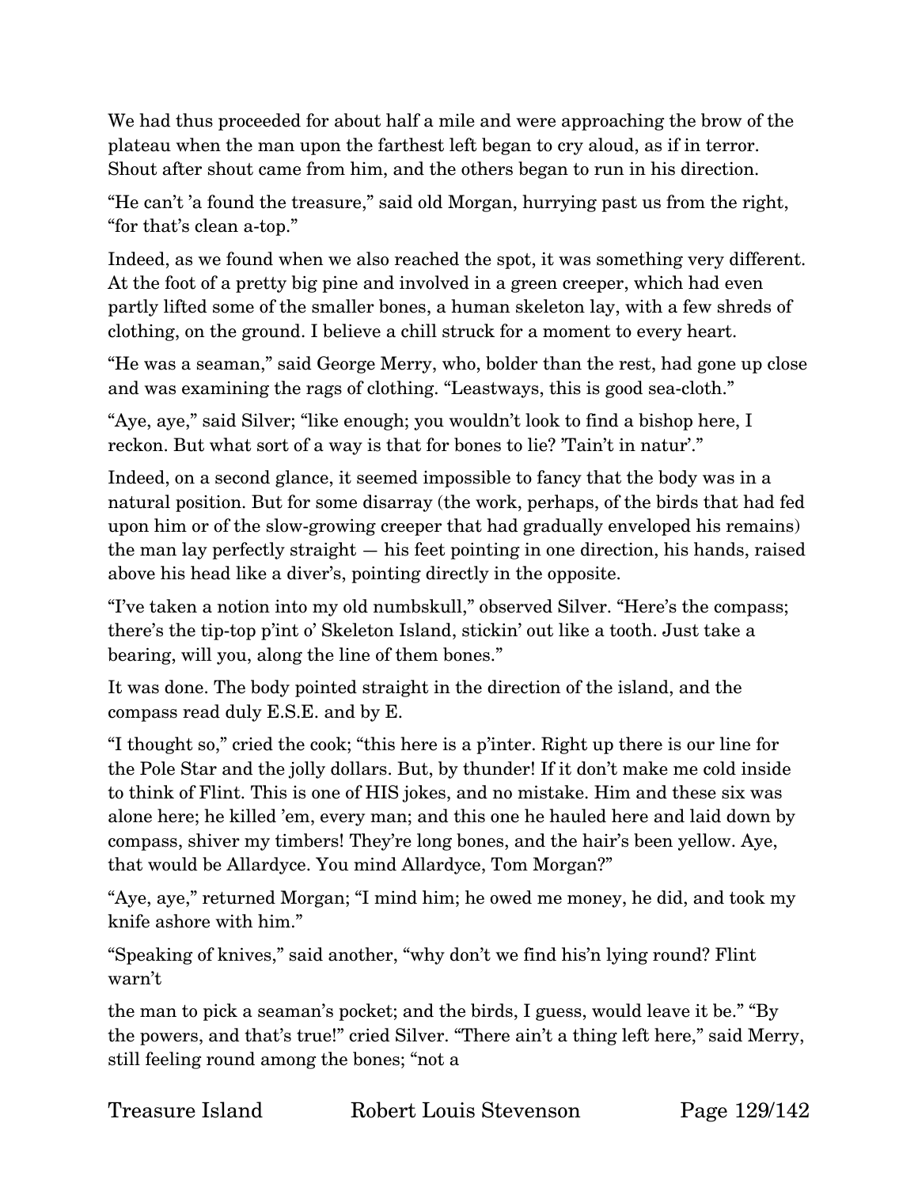We had thus proceeded for about half a mile and were approaching the brow of the plateau when the man upon the farthest left began to cry aloud, as if in terror. Shout after shout came from him, and the others began to run in his direction.

"He can't 'a found the treasure," said old Morgan, hurrying past us from the right, "for that's clean a-top."

Indeed, as we found when we also reached the spot, it was something very different. At the foot of a pretty big pine and involved in a green creeper, which had even partly lifted some of the smaller bones, a human skeleton lay, with a few shreds of clothing, on the ground. I believe a chill struck for a moment to every heart.

"He was a seaman," said George Merry, who, bolder than the rest, had gone up close and was examining the rags of clothing. "Leastways, this is good sea-cloth."

"Aye, aye," said Silver; "like enough; you wouldn't look to find a bishop here, I reckon. But what sort of a way is that for bones to lie? 'Tain't in natur'."

Indeed, on a second glance, it seemed impossible to fancy that the body was in a natural position. But for some disarray (the work, perhaps, of the birds that had fed upon him or of the slow-growing creeper that had gradually enveloped his remains) the man lay perfectly straight — his feet pointing in one direction, his hands, raised above his head like a diver's, pointing directly in the opposite.

"I've taken a notion into my old numbskull," observed Silver. "Here's the compass; there's the tip-top p'int o' Skeleton Island, stickin' out like a tooth. Just take a bearing, will you, along the line of them bones."

It was done. The body pointed straight in the direction of the island, and the compass read duly E.S.E. and by E.

"I thought so," cried the cook; "this here is a p'inter. Right up there is our line for the Pole Star and the jolly dollars. But, by thunder! If it don't make me cold inside to think of Flint. This is one of HIS jokes, and no mistake. Him and these six was alone here; he killed 'em, every man; and this one he hauled here and laid down by compass, shiver my timbers! They're long bones, and the hair's been yellow. Aye, that would be Allardyce. You mind Allardyce, Tom Morgan?"

"Aye, aye," returned Morgan; "I mind him; he owed me money, he did, and took my knife ashore with him."

"Speaking of knives," said another, "why don't we find his'n lying round? Flint warn't the man to pick a seaman's pocket; and the birds, I guess, would leave it be." "By the powers, and that's true!" cried Silver. "There ain't a thing left here," said Merry, still feeling round among the bones; "not a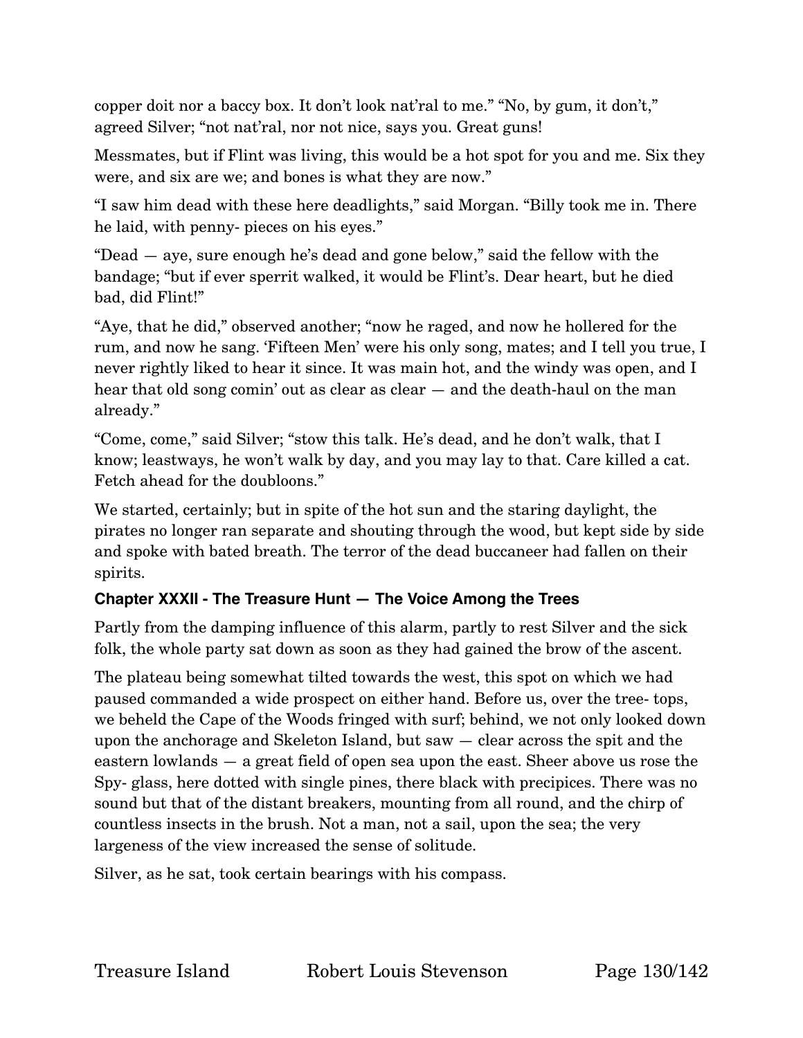copper doit nor a baccy box. It don't look nat'ral to me." "No, by gum, it don't," agreed Silver; "not nat'ral, nor not nice, says you. Great guns!

Messmates, but if Flint was living, this would be a hot spot for you and me. Six they were, and six are we; and bones is what they are now."

"I saw him dead with these here deadlights," said Morgan. "Billy took me in. There he laid, with penny- pieces on his eyes."

"Dead — aye, sure enough he's dead and gone below," said the fellow with the bandage; "but if ever sperrit walked, it would be Flint's. Dear heart, but he died bad, did Flint!"

"Aye, that he did," observed another; "now he raged, and now he hollered for the rum, and now he sang. 'Fifteen Men' were his only song, mates; and I tell you true, I never rightly liked to hear it since. It was main hot, and the windy was open, and I hear that old song comin' out as clear as clear — and the death-haul on the man already."

"Come, come," said Silver; "stow this talk. He's dead, and he don't walk, that I know; leastways, he won't walk by day, and you may lay to that. Care killed a cat. Fetch ahead for the doubloons."

We started, certainly; but in spite of the hot sun and the staring daylight, the pirates no longer ran separate and shouting through the wood, but kept side by side and spoke with bated breath. The terror of the dead buccaneer had fallen on their spirits.

### Chapter XXXII - The Treasure Hunt — The Voice Among the Trees

Partly from the damping influence of this alarm, partly to rest Silver and the sick folk, the whole party sat down as soon as they had gained the brow of the ascent.

The plateau being somewhat tilted towards the west, this spot on which we had paused commanded a wide prospect on either hand. Before us, over the tree- tops, we beheld the Cape of the Woods fringed with surf; behind, we not only looked down upon the anchorage and Skeleton Island, but saw — clear across the spit and the eastern lowlands — a great field of open sea upon the east. Sheer above us rose the Spy- glass, here dotted with single pines, there black with precipices. There was no sound but that of the distant breakers, mounting from all round, and the chirp of countless insects in the brush. Not a man, not a sail, upon the sea; the very largeness of the view increased the sense of solitude.

Silver, as he sat, took certain bearings with his compass.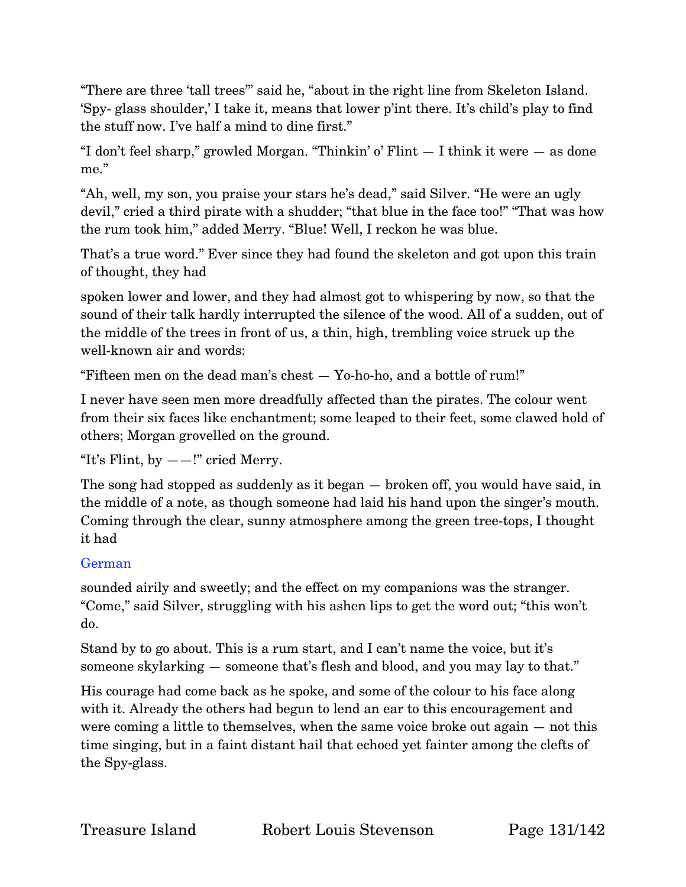"There are three 'tall trees'" said he, "about in the right line from Skeleton Island. 'Spy- glass shoulder,' I take it, means that lower p'int there. It's child's play to find the stuff now. I've half a mind to dine first."

"I don't feel sharp," growled Morgan. "Thinkin' o' Flint — I think it were — as done me."

"Ah, well, my son, you praise your stars he's dead," said Silver. "He were an ugly devil," cried a third pirate with a shudder; "that blue in the face too!" "That was how the rum took him," added Merry. "Blue! Well, I reckon he was blue.

That's a true word." Ever since they had found the skeleton and got upon this train of thought, they had

spoken lower and lower, and they had almost got to whispering by now, so that the sound of their talk hardly interrupted the silence of the wood. All of a sudden, out of the middle of the trees in front of us, a thin, high, trembling voice struck up the well-known air and words:

"Fifteen men on the dead man's chest — Yo-ho-ho, and a bottle of rum!"

I never have seen men more dreadfully affected than the pirates. The colour went from their six faces like enchantment; some leaped to their feet, some clawed hold of others; Morgan grovelled on the ground.

"It's Flint, by ——!" cried Merry.

The song had stopped as suddenly as it began — broken off, you would have said, in the middle of a note, as though someone had laid his hand upon the singer's mouth. Coming through the clear, sunny atmosphere among the green tree-tops, I thought it had

German

sounded airily and sweetly; and the effect on my companions was the stranger. "Come," said Silver, struggling with his ashen lips to get the word out; "this won't do.

Stand by to go about. This is a rum start, and I can't name the voice, but it's someone skylarking — someone that's flesh and blood, and you may lay to that."

His courage had come back as he spoke, and some of the colour to his face along with it. Already the others had begun to lend an ear to this encouragement and were coming a little to themselves, when the same voice broke out again — not this time singing, but in a faint distant hail that echoed yet fainter among the clefts of the Spy-glass.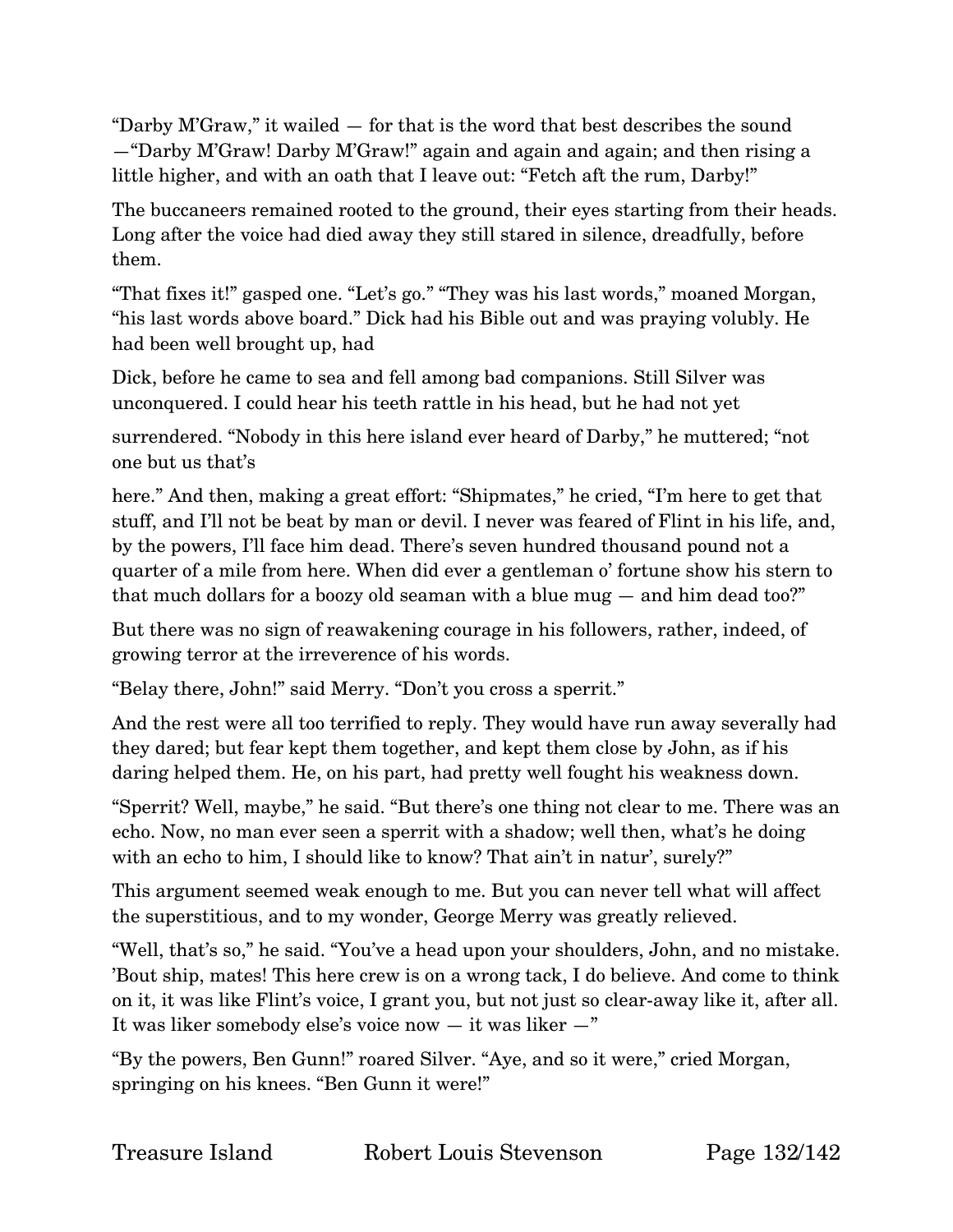"Darby M'Graw," it wailed — for that is the word that best describes the sound —"Darby M'Graw! Darby M'Graw!" again and again and again; and then rising a little higher, and with an oath that I leave out: "Fetch aft the rum, Darby!"

The buccaneers remained rooted to the ground, their eyes starting from their heads. Long after the voice had died away they still stared in silence, dreadfully, before them.

"That fixes it!" gasped one. "Let's go." "They was his last words," moaned Morgan, "his last words above board." Dick had his Bible out and was praying volubly. He had been well brought up, had

Dick, before he came to sea and fell among bad companions. Still Silver was unconquered. I could hear his teeth rattle in his head, but he had not yet

surrendered. "Nobody in this here island ever heard of Darby," he muttered; "not one but us that's

here." And then, making a great effort: "Shipmates," he cried, "I'm here to get that stuff, and I'll not be beat by man or devil. I never was feared of Flint in his life, and, by the powers, I'll face him dead. There's seven hundred thousand pound not a quarter of a mile from here. When did ever a gentleman o' fortune show his stern to that much dollars for a boozy old seaman with a blue mug — and him dead too?"

But there was no sign of reawakening courage in his followers, rather, indeed, of growing terror at the irreverence of his words.

"Belay there, John!" said Merry. "Don't you cross a sperrit."

And the rest were all too terrified to reply. They would have run away severally had they dared; but fear kept them together, and kept them close by John, as if his daring helped them. He, on his part, had pretty well fought his weakness down.

"Sperrit? Well, maybe," he said. "But there's one thing not clear to me. There was an echo. Now, no man ever seen a sperrit with a shadow; well then, what's he doing with an echo to him, I should like to know? That ain't in natur', surely?"

This argument seemed weak enough to me. But you can never tell what will affect the superstitious, and to my wonder, George Merry was greatly relieved.

"Well, that's so," he said. "You've a head upon your shoulders, John, and no mistake. 'Bout ship, mates! This here crew is on a wrong tack, I do believe. And come to think on it, it was like Flint's voice, I grant you, but not just so clear-away like it, after all. It was liker somebody else's voice now — it was liker —"

"By the powers, Ben Gunn!" roared Silver. "Aye, and so it were," cried Morgan, springing on his knees. "Ben Gunn it were!"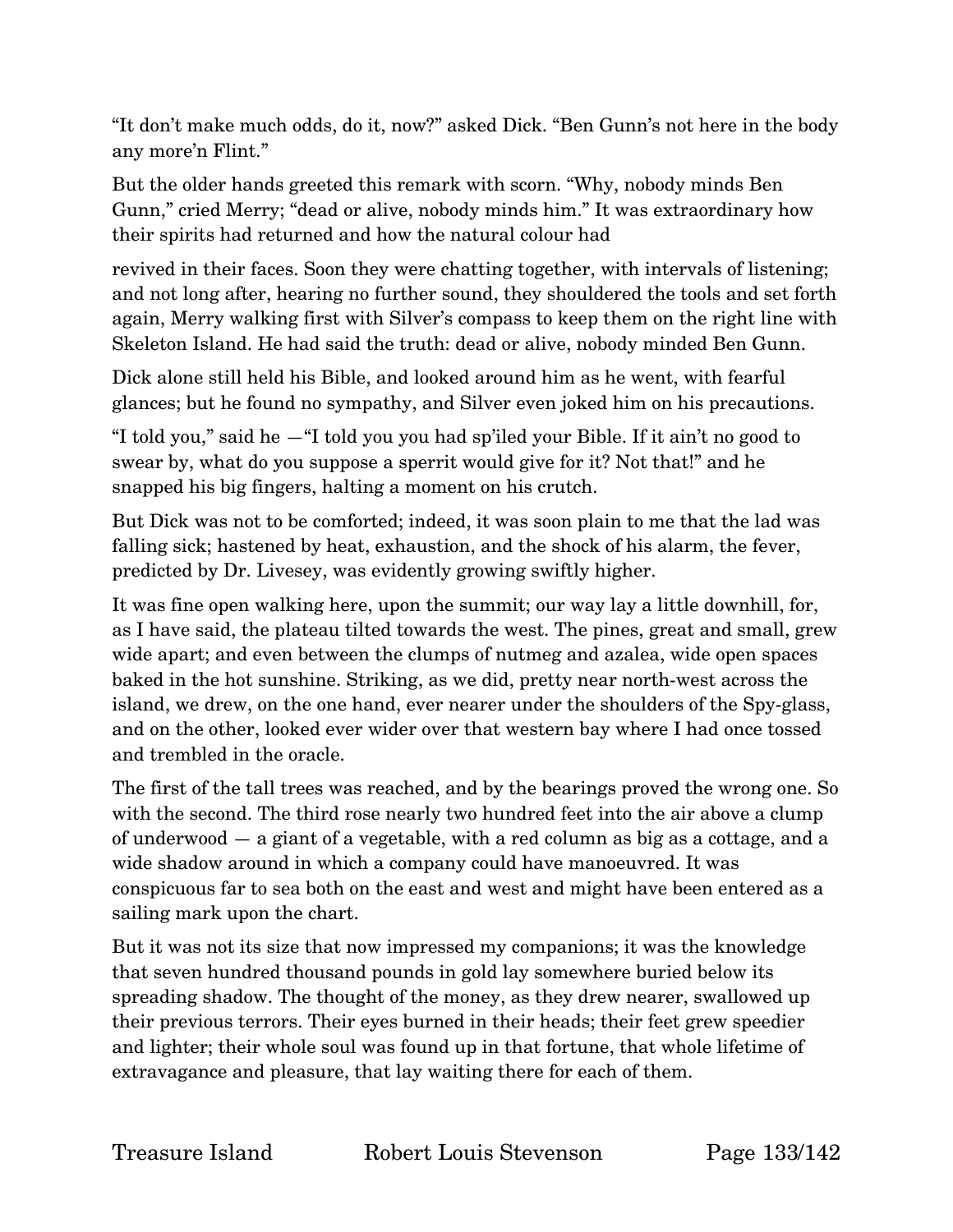"It don't make much odds, do it, now?" asked Dick. "Ben Gunn's not here in the body any more'n Flint."

But the older hands greeted this remark with scorn. "Why, nobody minds Ben Gunn," cried Merry; "dead or alive, nobody minds him." It was extraordinary how their spirits had returned and how the natural colour had

revived in their faces. Soon they were chatting together, with intervals of listening; and not long after, hearing no further sound, they shouldered the tools and set forth again, Merry walking first with Silver's compass to keep them on the right line with Skeleton Island. He had said the truth: dead or alive, nobody minded Ben Gunn.

Dick alone still held his Bible, and looked around him as he went, with fearful glances; but he found no sympathy, and Silver even joked him on his precautions.

"I told you," said he —"I told you you had sp'iled your Bible. If it ain't no good to swear by, what do you suppose a sperrit would give for it? Not that!" and he snapped his big fingers, halting a moment on his crutch.

But Dick was not to be comforted; indeed, it was soon plain to me that the lad was falling sick; hastened by heat, exhaustion, and the shock of his alarm, the fever, predicted by Dr. Livesey, was evidently growing swiftly higher.

It was fine open walking here, upon the summit; our way lay a little downhill, for, as I have said, the plateau tilted towards the west. The pines, great and small, grew wide apart; and even between the clumps of nutmeg and azalea, wide open spaces baked in the hot sunshine. Striking, as we did, pretty near north-west across the island, we drew, on the one hand, ever nearer under the shoulders of the Spy-glass, and on the other, looked ever wider over that western bay where I had once tossed and trembled in the oracle.

The first of the tall trees was reached, and by the bearings proved the wrong one. So with the second. The third rose nearly two hundred feet into the air above a clump of underwood — a giant of a vegetable, with a red column as big as a cottage, and a wide shadow around in which a company could have manoeuvred. It was conspicuous far to sea both on the east and west and might have been entered as a sailing mark upon the chart.

But it was not its size that now impressed my companions; it was the knowledge that seven hundred thousand pounds in gold lay somewhere buried below its spreading shadow. The thought of the money, as they drew nearer, swallowed up their previous terrors. Their eyes burned in their heads; their feet grew speedier and lighter; their whole soul was found up in that fortune, that whole lifetime of extravagance and pleasure, that lay waiting there for each of them.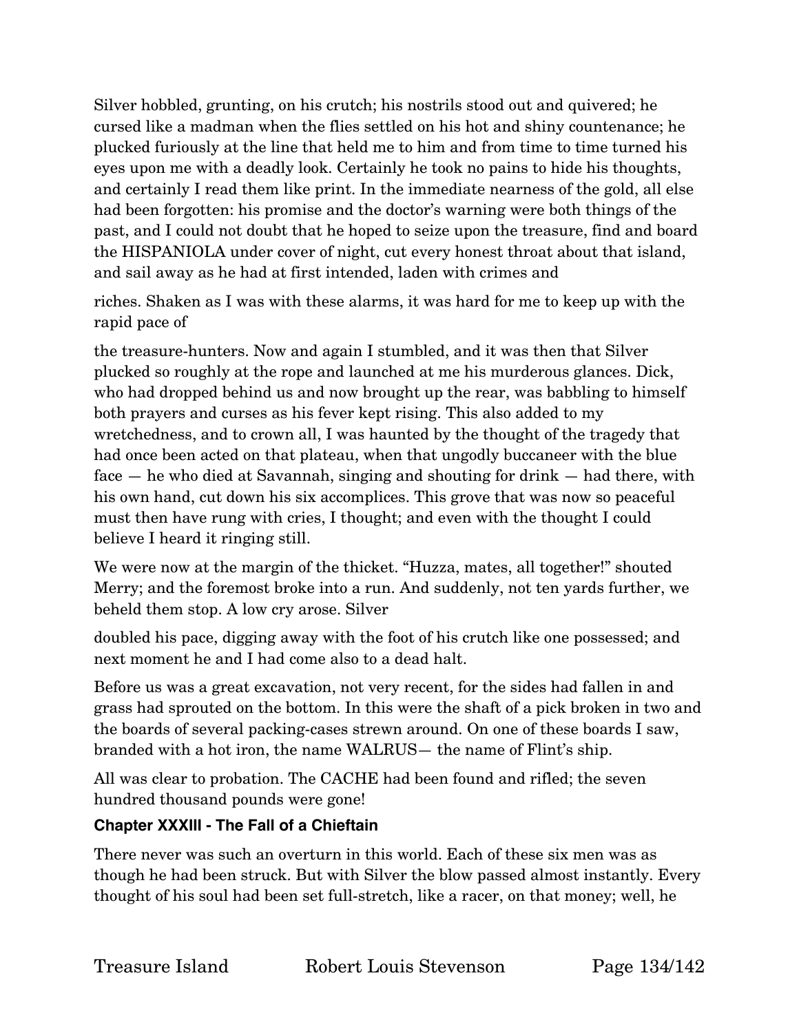Silver hobbled, grunting, on his crutch; his nostrils stood out and quivered; he cursed like a madman when the flies settled on his hot and shiny countenance; he plucked furiously at the line that held me to him and from time to time turned his eyes upon me with a deadly look. Certainly he took no pains to hide his thoughts, and certainly I read them like print. In the immediate nearness of the gold, all else had been forgotten: his promise and the doctor's warning were both things of the past, and I could not doubt that he hoped to seize upon the treasure, find and board the HISPANIOLA under cover of night, cut every honest throat about that island, and sail away as he had at first intended, laden with crimes and riches. Shaken as I was with these alarms, it was hard for me to keep up with the rapid pace of the treasure-hunters. Now and again I stumbled, and it was then that Silver plucked so roughly at the rope and launched at me his murderous glances. Dick, who had dropped behind us and now brought up the rear, was babbling to himself both prayers and curses as his fever kept rising. This also added to my wretchedness, and to crown all, I was haunted by the thought of the tragedy that had once been acted on that plateau, when that ungodly buccaneer with the blue face — he who died at Savannah, singing and shouting for drink — had there, with his own hand, cut down his six accomplices. This grove that was now so peaceful must then have rung with cries, I thought; and even with the thought I could believe I heard it ringing still.

We were now at the margin of the thicket. "Huzza, mates, all together!" shouted Merry; and the foremost broke into a run. And suddenly, not ten yards further, we beheld them stop. A low cry arose. Silver doubled his pace, digging away with the foot of his crutch like one possessed; and next moment he and I had come also to a dead halt.

Before us was a great excavation, not very recent, for the sides had fallen in and grass had sprouted on the bottom. In this were the shaft of a pick broken in two and the boards of several packing-cases strewn around. On one of these boards I saw, branded with a hot iron, the name WALRUS— the name of Flint's ship.

All was clear to probation. The CACHE had been found and rifled; the seven hundred thousand pounds were gone!

## Chapter XXXIII - The Fall of a Chieftain

There never was such an overturn in this world. Each of these six men was as though he had been struck. But with Silver the blow passed almost instantly. Every thought of his soul had been set full-stretch, like a racer, on that money; well, he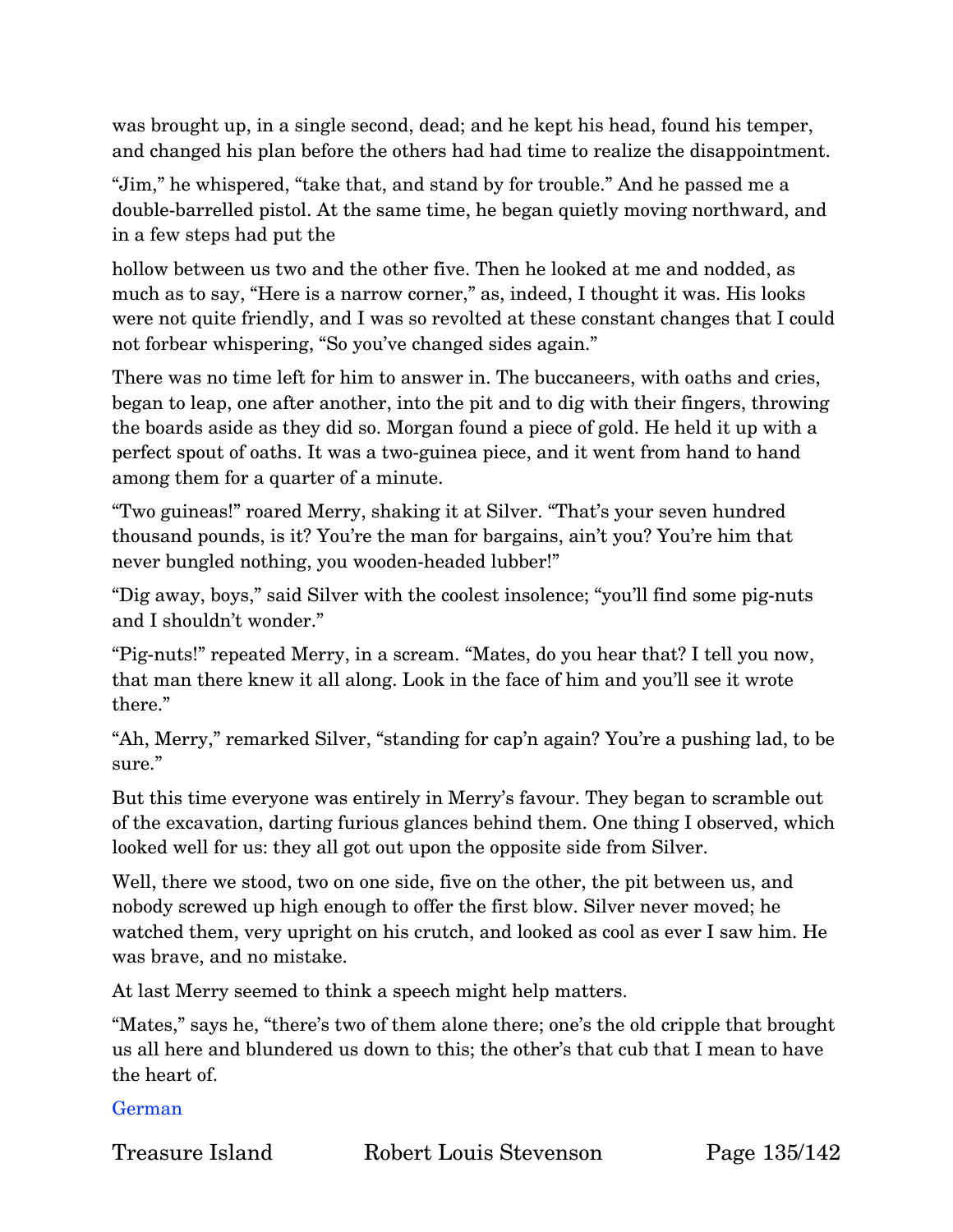was brought up, in a single second, dead; and he kept his head, found his temper, and changed his plan before the others had had time to realize the disappointment.

"Jim," he whispered, "take that, and stand by for trouble." And he passed me a double-barrelled pistol. At the same time, he began quietly moving northward, and in a few steps had put the hollow between us two and the other five. Then he looked at me and nodded, as much as to say, "Here is a narrow corner," as, indeed, I thought it was. His looks were not quite friendly, and I was so revolted at these constant changes that I could not forbear whispering, "So you've changed sides again."

There was no time left for him to answer in. The buccaneers, with oaths and cries, began to leap, one after another, into the pit and to dig with their fingers, throwing the boards aside as they did so. Morgan found a piece of gold. He held it up with a perfect spout of oaths. It was a two-guinea piece, and it went from hand to hand among them for a quarter of a minute.

"Two guineas!" roared Merry, shaking it at Silver. "That's your seven hundred thousand pounds, is it? You're the man for bargains, ain't you? You're him that never bungled nothing, you wooden-headed lubber!"

"Dig away, boys," said Silver with the coolest insolence; "you'll find some pig-nuts and I shouldn't wonder."

"Pig-nuts!" repeated Merry, in a scream. "Mates, do you hear that? I tell you now, that man there knew it all along. Look in the face of him and you'll see it wrote there."

"Ah, Merry," remarked Silver, "standing for cap'n again? You're a pushing lad, to be sure."

But this time everyone was entirely in Merry's favour. They began to scramble out of the excavation, darting furious glances behind them. One thing I observed, which looked well for us: they all got out upon the opposite side from Silver.

Well, there we stood, two on one side, five on the other, the pit between us, and nobody screwed up high enough to offer the first blow. Silver never moved; he watched them, very upright on his crutch, and looked as cool as ever I saw him. He was brave, and no mistake.

At last Merry seemed to think a speech might help matters.

"Mates," says he, "there's two of them alone there; one's the old cripple that brought us all here and blundered us down to this; the other's that cub that I mean to have the heart of.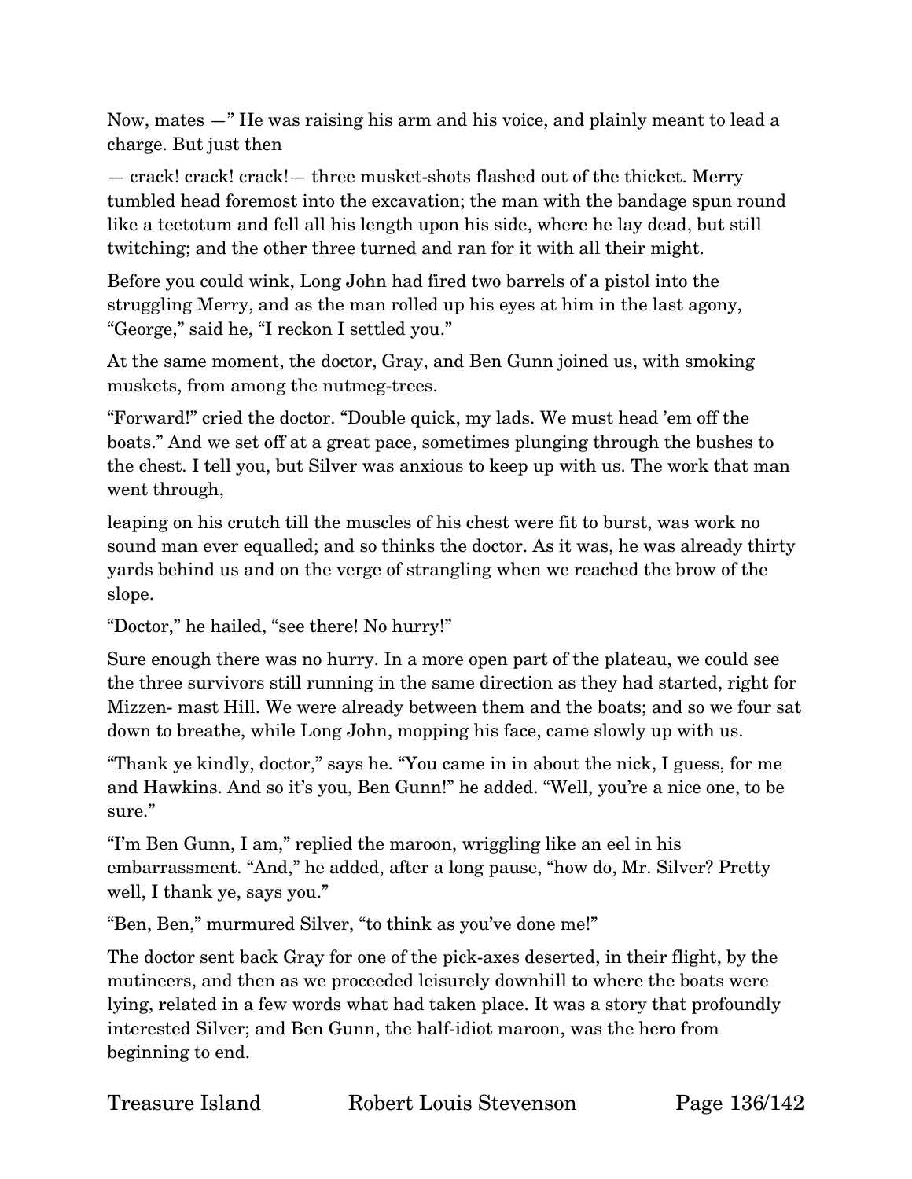Now, mates —" He was raising his arm and his voice, and plainly meant to lead a charge. But just then

— crack! crack! crack!— three musket-shots flashed out of the thicket. Merry tumbled head foremost into the excavation; the man with the bandage spun round like a teetotum and fell all his length upon his side, where he lay dead, but still twitching; and the other three turned and ran for it with all their might.

Before you could wink, Long John had fired two barrels of a pistol into the struggling Merry, and as the man rolled up his eyes at him in the last agony, "George," said he, "I reckon I settled you."

At the same moment, the doctor, Gray, and Ben Gunn joined us, with smoking muskets, from among the nutmeg-trees.

"Forward!" cried the doctor. "Double quick, my lads. We must head 'em off the boats." And we set off at a great pace, sometimes plunging through the bushes to the chest. I tell you, but Silver was anxious to keep up with us. The work that man went through,

leaping on his crutch till the muscles of his chest were fit to burst, was work no sound man ever equalled; and so thinks the doctor. As it was, he was already thirty yards behind us and on the verge of strangling when we reached the brow of the slope.

"Doctor," he hailed, "see there! No hurry!"

Sure enough there was no hurry. In a more open part of the plateau, we could see the three survivors still running in the same direction as they had started, right for Mizzen- mast Hill. We were already between them and the boats; and so we four sat down to breathe, while Long John, mopping his face, came slowly up with us.

"Thank ye kindly, doctor," says he. "You came in in about the nick, I guess, for me and Hawkins. And so it's you, Ben Gunn!" he added. "Well, you're a nice one, to be sure."

"I'm Ben Gunn, I am," replied the maroon, wriggling like an eel in his embarrassment. "And," he added, after a long pause, "how do, Mr. Silver? Pretty well, I thank ye, says you."

"Ben, Ben," murmured Silver, "to think as you've done me!"

The doctor sent back Gray for one of the pick-axes deserted, in their flight, by the mutineers, and then as we proceeded leisurely downhill to where the boats were lying, related in a few words what had taken place. It was a story that profoundly interested Silver; and Ben Gunn, the half-idiot maroon, was the hero from beginning to end.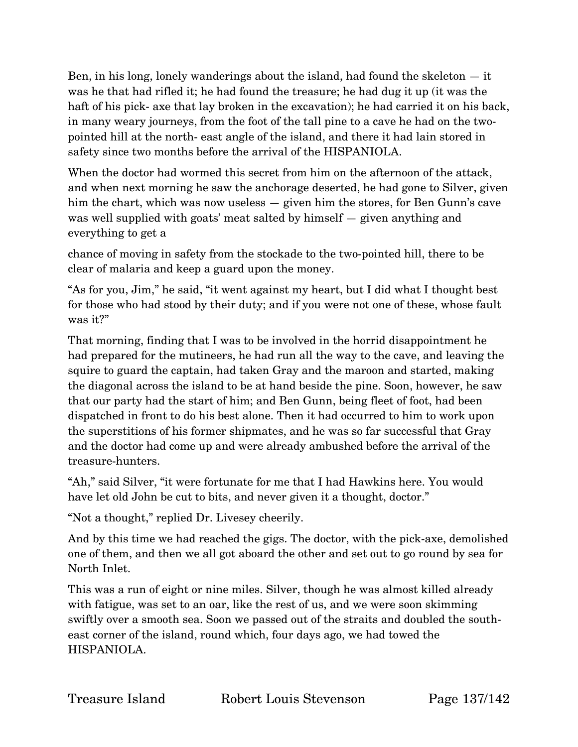Ben, in his long, lonely wanderings about the island, had found the skeleton — it was he that had rifled it; he had found the treasure; he had dug it up (it was the haft of his pick- axe that lay broken in the excavation); he had carried it on his back, in many weary journeys, from the foot of the tall pine to a cave he had on the two-pointed hill at the north- east angle of the island, and there it had lain stored in safety since two months before the arrival of the HISPANIOLA.

When the doctor had wormed this secret from him on the afternoon of the attack, and when next morning he saw the anchorage deserted, he had gone to Silver, given him the chart, which was now useless — given him the stores, for Ben Gunn's cave was well supplied with goats' meat salted by himself — given anything and everything to get a chance of moving in safety from the stockade to the two-pointed hill, there to be clear of malaria and keep a guard upon the money.

"As for you, Jim," he said, "it went against my heart, but I did what I thought best for those who had stood by their duty; and if you were not one of these, whose fault was it?"

That morning, finding that I was to be involved in the horrid disappointment he had prepared for the mutineers, he had run all the way to the cave, and leaving the squire to guard the captain, had taken Gray and the maroon and started, making the diagonal across the island to be at hand beside the pine. Soon, however, he saw that our party had the start of him; and Ben Gunn, being fleet of foot, had been dispatched in front to do his best alone. Then it had occurred to him to work upon the superstitions of his former shipmates, and he was so far successful that Gray and the doctor had come up and were already ambushed before the arrival of the treasure-hunters.

"Ah," said Silver, "it were fortunate for me that I had Hawkins here. You would have let old John be cut to bits, and never given it a thought, doctor."

"Not a thought," replied Dr. Livesey cheerily.

And by this time we had reached the gigs. The doctor, with the pick-axe, demolished one of them, and then we all got aboard the other and set out to go round by sea for North Inlet.

This was a run of eight or nine miles. Silver, though he was almost killed already with fatigue, was set to an oar, like the rest of us, and we were soon skimming swiftly over a smooth sea. Soon we passed out of the straits and doubled the south-east corner of the island, round which, four days ago, we had towed the HISPANIOLA.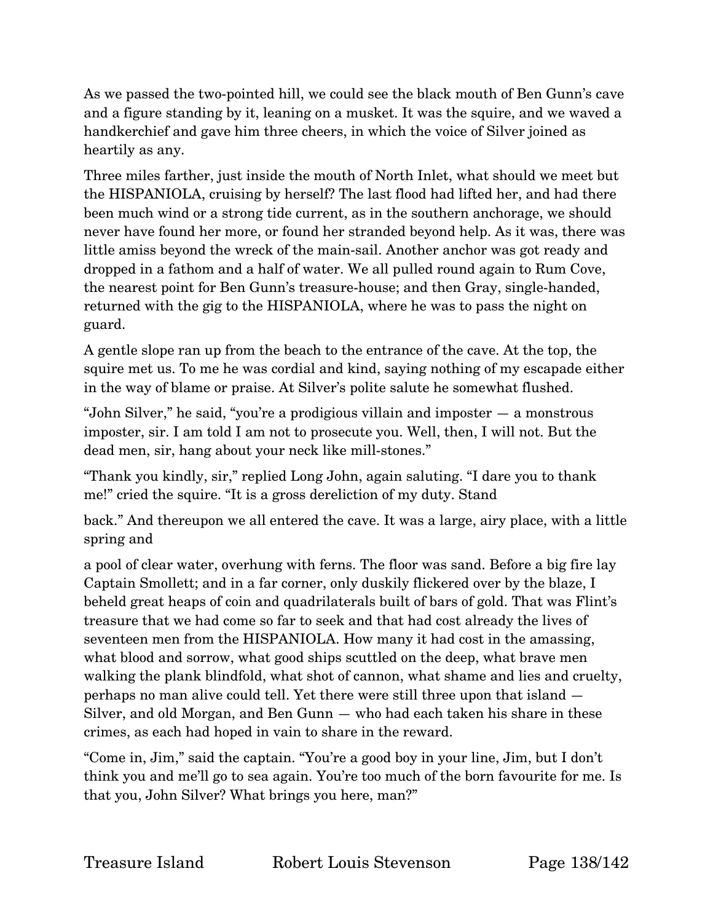As we passed the two-pointed hill, we could see the black mouth of Ben Gunn's cave and a figure standing by it, leaning on a musket. It was the squire, and we waved a handkerchief and gave him three cheers, in which the voice of Silver joined as heartily as any.

Three miles farther, just inside the mouth of North Inlet, what should we meet but the HISPANIOLA, cruising by herself? The last flood had lifted her, and had there been much wind or a strong tide current, as in the southern anchorage, we should never have found her more, or found her stranded beyond help. As it was, there was little amiss beyond the wreck of the main-sail. Another anchor was got ready and dropped in a fathom and a half of water. We all pulled round again to Rum Cove, the nearest point for Ben Gunn's treasure-house; and then Gray, single-handed, returned with the gig to the HISPANIOLA, where he was to pass the night on guard.

A gentle slope ran up from the beach to the entrance of the cave. At the top, the squire met us. To me he was cordial and kind, saying nothing of my escapade either in the way of blame or praise. At Silver's polite salute he somewhat flushed.

"John Silver," he said, "you're a prodigious villain and imposter — a monstrous imposter, sir. I am told I am not to prosecute you. Well, then, I will not. But the dead men, sir, hang about your neck like mill-stones."

"Thank you kindly, sir," replied Long John, again saluting. "I dare you to thank me!" cried the squire. "It is a gross dereliction of my duty. Stand back." And thereupon we all entered the cave. It was a large, airy place, with a little spring and a pool of clear water, overhung with ferns. The floor was sand. Before a big fire lay Captain Smollett; and in a far corner, only duskily flickered over by the blaze, I beheld great heaps of coin and quadrilaterals built of bars of gold. That was Flint's treasure that we had come so far to seek and that had cost already the lives of seventeen men from the HISPANIOLA. How many it had cost in the amassing, what blood and sorrow, what good ships scuttled on the deep, what brave men walking the plank blindfold, what shot of cannon, what shame and lies and cruelty, perhaps no man alive could tell. Yet there were still three upon that island — Silver, and old Morgan, and Ben Gunn — who had each taken his share in these crimes, as each had hoped in vain to share in the reward.

"Come in, Jim," said the captain. "You're a good boy in your line, Jim, but I don't think you and me'll go to sea again. You're too much of the born favourite for me. Is that you, John Silver? What brings you here, man?"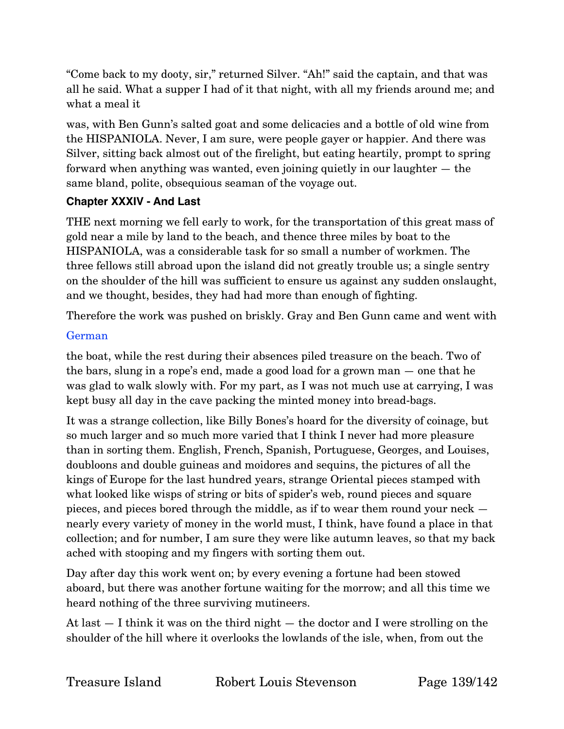"Come back to my dooty, sir," returned Silver. "Ah!" said the captain, and that was all he said. What a supper I had of it that night, with all my friends around me; and what a meal it

was, with Ben Gunn's salted goat and some delicacies and a bottle of old wine from the HISPANIOLA. Never, I am sure, were people gayer or happier. And there was Silver, sitting back almost out of the firelight, but eating heartily, prompt to spring forward when anything was wanted, even joining quietly in our laughter — the same bland, polite, obsequious seaman of the voyage out.

### Chapter XXXIV - And Last

THE next morning we fell early to work, for the transportation of this great mass of gold near a mile by land to the beach, and thence three miles by boat to the HISPANIOLA, was a considerable task for so small a number of workmen. The three fellows still abroad upon the island did not greatly trouble us; a single sentry on the shoulder of the hill was sufficient to ensure us against any sudden onslaught, and we thought, besides, they had had more than enough of fighting.

Therefore the work was pushed on briskly. Gray and Ben Gunn came and went with

German

the boat, while the rest during their absences piled treasure on the beach. Two of the bars, slung in a rope's end, made a good load for a grown man — one that he was glad to walk slowly with. For my part, as I was not much use at carrying, I was kept busy all day in the cave packing the minted money into bread-bags.

It was a strange collection, like Billy Bones's hoard for the diversity of coinage, but so much larger and so much more varied that I think I never had more pleasure than in sorting them. English, French, Spanish, Portuguese, Georges, and Louises, doubloons and double guineas and moidores and sequins, the pictures of all the kings of Europe for the last hundred years, strange Oriental pieces stamped with what looked like wisps of string or bits of spider's web, round pieces and square pieces, and pieces bored through the middle, as if to wear them round your neck — nearly every variety of money in the world must, I think, have found a place in that collection; and for number, I am sure they were like autumn leaves, so that my back ached with stooping and my fingers with sorting them out.

Day after day this work went on; by every evening a fortune had been stowed aboard, but there was another fortune waiting for the morrow; and all this time we heard nothing of the three surviving mutineers.

At last — I think it was on the third night — the doctor and I were strolling on the shoulder of the hill where it overlooks the lowlands of the isle, when, from out the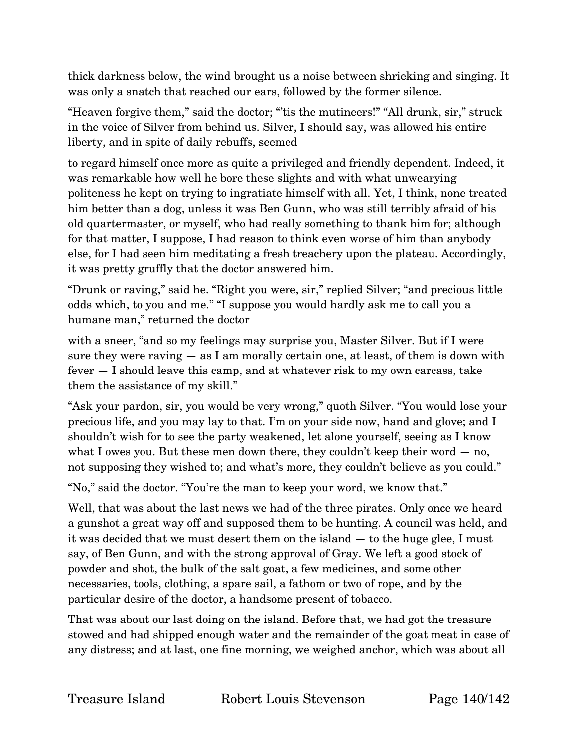thick darkness below, the wind brought us a noise between shrieking and singing. It was only a snatch that reached our ears, followed by the former silence.

"Heaven forgive them," said the doctor; "'tis the mutineers!" "All drunk, sir," struck in the voice of Silver from behind us. Silver, I should say, was allowed his entire liberty, and in spite of daily rebuffs, seemed

to regard himself once more as quite a privileged and friendly dependent. Indeed, it was remarkable how well he bore these slights and with what unwearying politeness he kept on trying to ingratiate himself with all. Yet, I think, none treated him better than a dog, unless it was Ben Gunn, who was still terribly afraid of his old quartermaster, or myself, who had really something to thank him for; although for that matter, I suppose, I had reason to think even worse of him than anybody else, for I had seen him meditating a fresh treachery upon the plateau. Accordingly, it was pretty gruffly that the doctor answered him.

"Drunk or raving," said he. "Right you were, sir," replied Silver; "and precious little odds which, to you and me." "I suppose you would hardly ask me to call you a humane man," returned the doctor

with a sneer, "and so my feelings may surprise you, Master Silver. But if I were sure they were raving — as I am morally certain one, at least, of them is down with fever — I should leave this camp, and at whatever risk to my own carcass, take them the assistance of my skill."

"Ask your pardon, sir, you would be very wrong," quoth Silver. "You would lose your precious life, and you may lay to that. I'm on your side now, hand and glove; and I shouldn't wish for to see the party weakened, let alone yourself, seeing as I know what I owes you. But these men down there, they couldn't keep their word — no, not supposing they wished to; and what's more, they couldn't believe as you could."

"No," said the doctor. "You're the man to keep your word, we know that."

Well, that was about the last news we had of the three pirates. Only once we heard a gunshot a great way off and supposed them to be hunting. A council was held, and it was decided that we must desert them on the island — to the huge glee, I must say, of Ben Gunn, and with the strong approval of Gray. We left a good stock of powder and shot, the bulk of the salt goat, a few medicines, and some other necessaries, tools, clothing, a spare sail, a fathom or two of rope, and by the particular desire of the doctor, a handsome present of tobacco.

That was about our last doing on the island. Before that, we had got the treasure stowed and had shipped enough water and the remainder of the goat meat in case of any distress; and at last, one fine morning, we weighed anchor, which was about all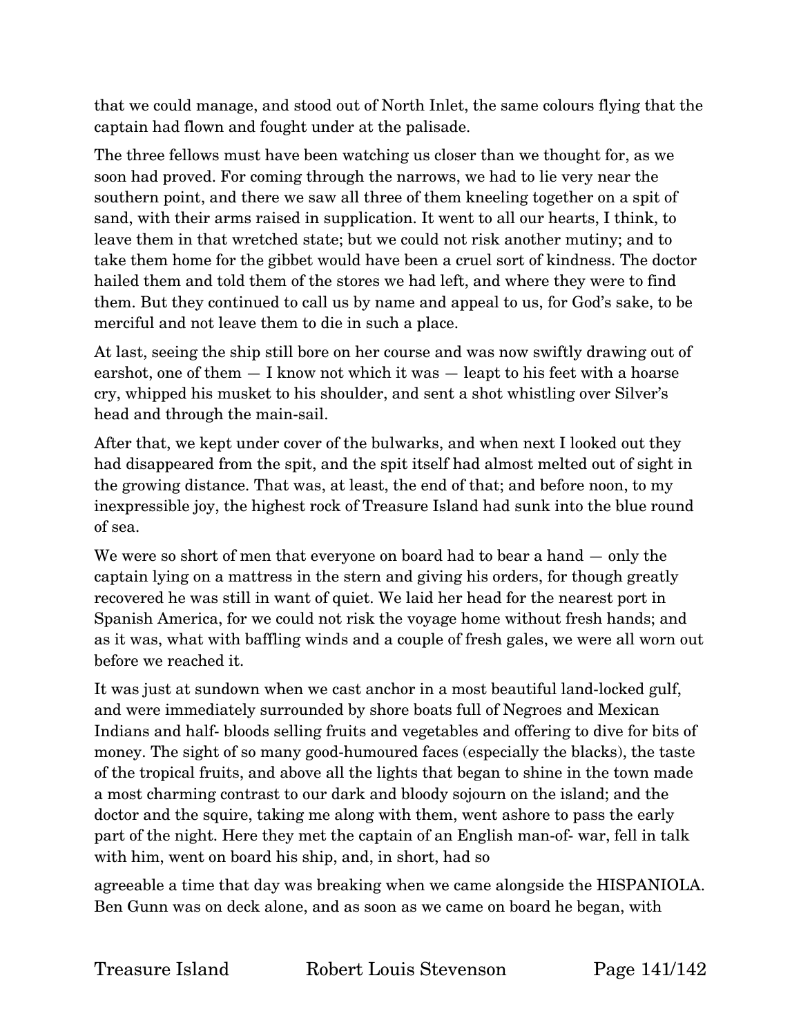that we could manage, and stood out of North Inlet, the same colours flying that the captain had flown and fought under at the palisade.

The three fellows must have been watching us closer than we thought for, as we soon had proved. For coming through the narrows, we had to lie very near the southern point, and there we saw all three of them kneeling together on a spit of sand, with their arms raised in supplication. It went to all our hearts, I think, to leave them in that wretched state; but we could not risk another mutiny; and to take them home for the gibbet would have been a cruel sort of kindness. The doctor hailed them and told them of the stores we had left, and where they were to find them. But they continued to call us by name and appeal to us, for God's sake, to be merciful and not leave them to die in such a place.

At last, seeing the ship still bore on her course and was now swiftly drawing out of earshot, one of them — I know not which it was — leapt to his feet with a hoarse cry, whipped his musket to his shoulder, and sent a shot whistling over Silver's head and through the main-sail.

After that, we kept under cover of the bulwarks, and when next I looked out they had disappeared from the spit, and the spit itself had almost melted out of sight in the growing distance. That was, at least, the end of that; and before noon, to my inexpressible joy, the highest rock of Treasure Island had sunk into the blue round of sea.

We were so short of men that everyone on board had to bear a hand — only the captain lying on a mattress in the stern and giving his orders, for though greatly recovered he was still in want of quiet. We laid her head for the nearest port in Spanish America, for we could not risk the voyage home without fresh hands; and as it was, what with baffling winds and a couple of fresh gales, we were all worn out before we reached it.

It was just at sundown when we cast anchor in a most beautiful land-locked gulf, and were immediately surrounded by shore boats full of Negroes and Mexican Indians and half- bloods selling fruits and vegetables and offering to dive for bits of money. The sight of so many good-humoured faces (especially the blacks), the taste of the tropical fruits, and above all the lights that began to shine in the town made a most charming contrast to our dark and bloody sojourn on the island; and the doctor and the squire, taking me along with them, went ashore to pass the early part of the night. Here they met the captain of an English man-of- war, fell in talk with him, went on board his ship, and, in short, had so

agreeable a time that day was breaking when we came alongside the HISPANIOLA. Ben Gunn was on deck alone, and as soon as we came on board he began, with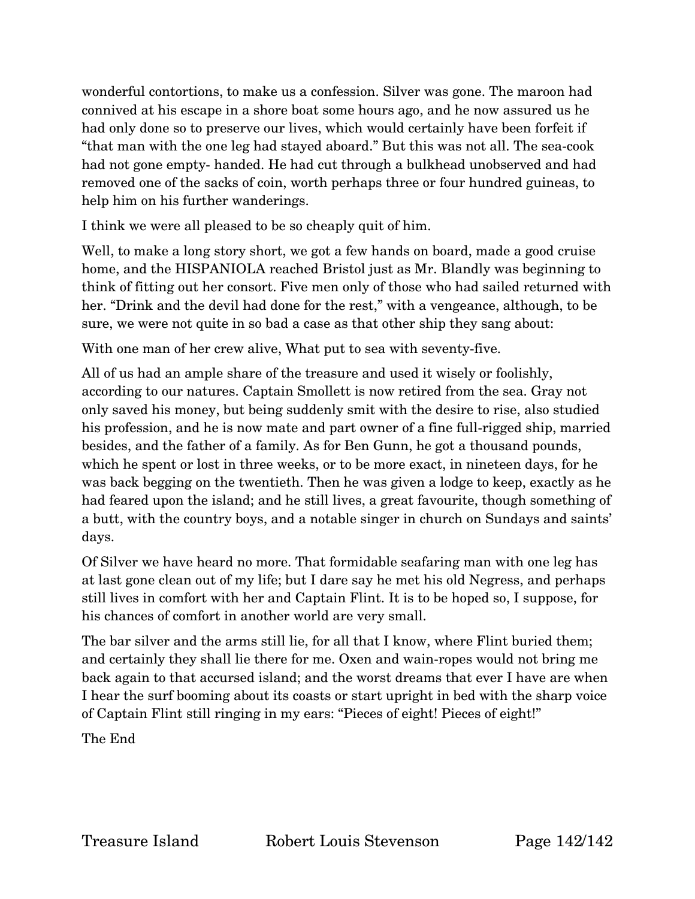wonderful contortions, to make us a confession. Silver was gone. The maroon had connived at his escape in a shore boat some hours ago, and he now assured us he had only done so to preserve our lives, which would certainly have been forfeit if "that man with the one leg had stayed aboard." But this was not all. The sea-cook had not gone empty- handed. He had cut through a bulkhead unobserved and had removed one of the sacks of coin, worth perhaps three or four hundred guineas, to help him on his further wanderings.

I think we were all pleased to be so cheaply quit of him.

Well, to make a long story short, we got a few hands on board, made a good cruise home, and the HISPANIOLA reached Bristol just as Mr. Blandly was beginning to think of fitting out her consort. Five men only of those who had sailed returned with her. "Drink and the devil had done for the rest," with a vengeance, although, to be sure, we were not quite in so bad a case as that other ship they sang about:

With one man of her crew alive, What put to sea with seventy-five.

All of us had an ample share of the treasure and used it wisely or foolishly, according to our natures. Captain Smollett is now retired from the sea. Gray not only saved his money, but being suddenly smit with the desire to rise, also studied his profession, and he is now mate and part owner of a fine full-rigged ship, married besides, and the father of a family. As for Ben Gunn, he got a thousand pounds, which he spent or lost in three weeks, or to be more exact, in nineteen days, for he was back begging on the twentieth. Then he was given a lodge to keep, exactly as he had feared upon the island; and he still lives, a great favourite, though something of a butt, with the country boys, and a notable singer in church on Sundays and saints' days.

Of Silver we have heard no more. That formidable seafaring man with one leg has at last gone clean out of my life; but I dare say he met his old Negress, and perhaps still lives in comfort with her and Captain Flint. It is to be hoped so, I suppose, for his chances of comfort in another world are very small.

The bar silver and the arms still lie, for all that I know, where Flint buried them; and certainly they shall lie there for me. Oxen and wain-ropes would not bring me back again to that accursed island; and the worst dreams that ever I have are when I hear the surf booming about its coasts or start upright in bed with the sharp voice of Captain Flint still ringing in my ears: "Pieces of eight! Pieces of eight!"

The End